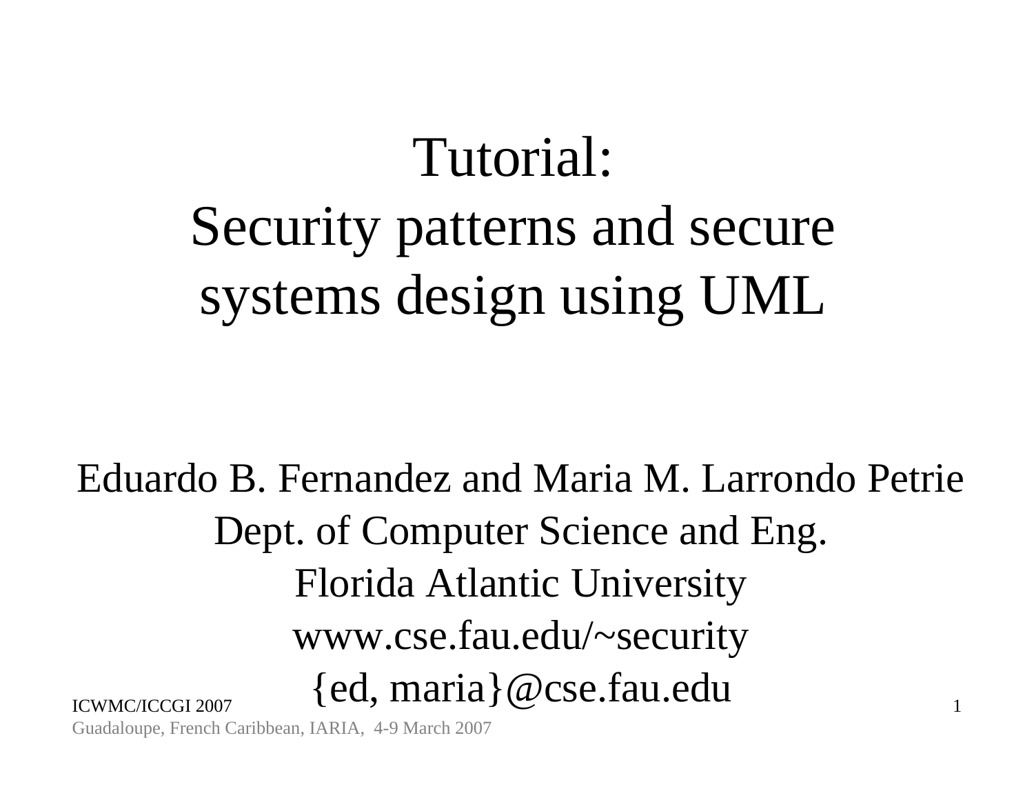# Tutorial:
# Security patterns and secure systems design using UML

Eduardo B. Fernandez and Maria M. Larrondo Petrie

Dept. of Computer Science and Eng.

Florida Atlantic University

www.cse.fau.edu/~security

{ed, maria}@cse.fau.edu

ICWMC/ICCGI 2007

Guadaloupe, French Caribbean, IARIA, 4-9 March 2007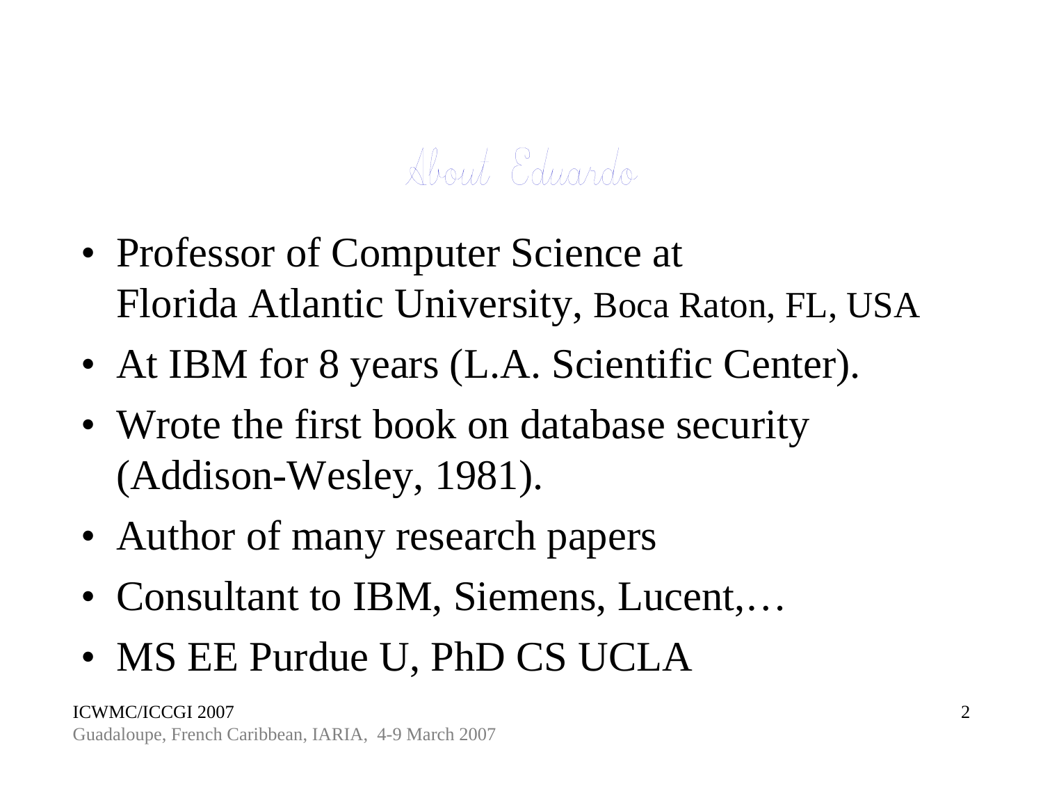# About Eduardo

- Professor of Computer Science at Florida Atlantic University, Boca Raton, FL, USA
- At IBM for 8 years (L.A. Scientific Center).
- Wrote the first book on database security (Addison-Wesley, 1981).
- Author of many research papers
- Consultant to IBM, Siemens, Lucent,…
- MS EE Purdue U, PhD CS UCLA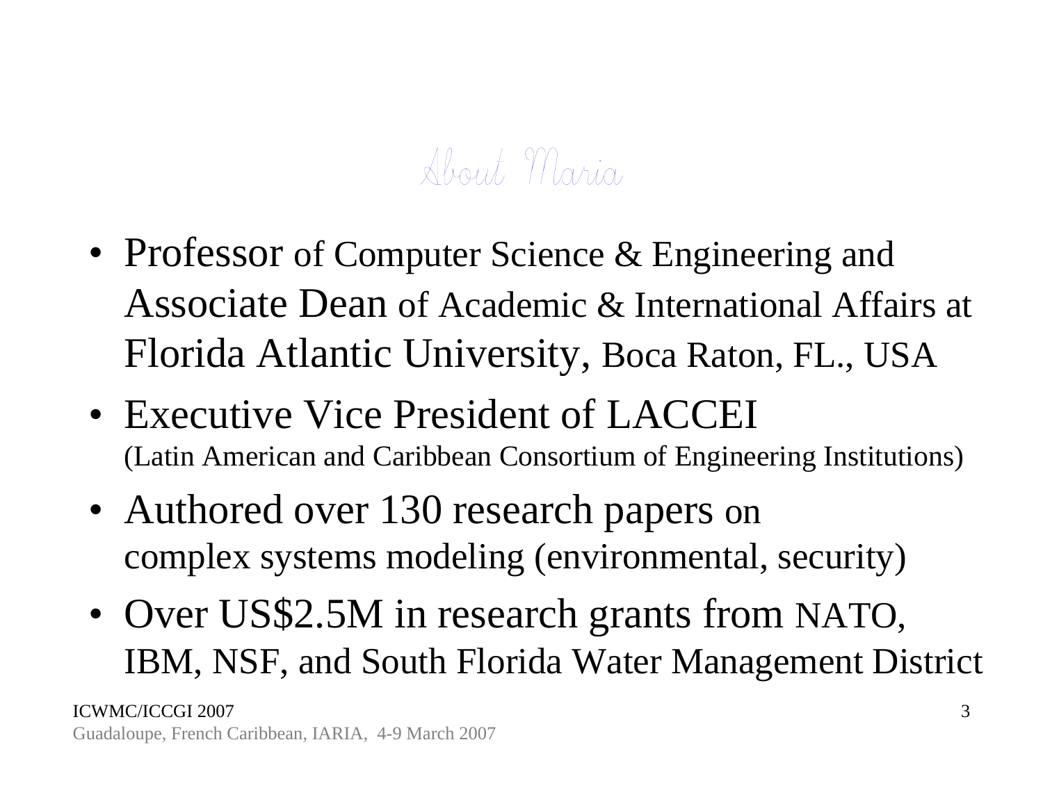# About Maria

- Professor of Computer Science & Engineering and Associate Dean of Academic & International Affairs at Florida Atlantic University, Boca Raton, FL., USA
- Executive Vice President of LACCEI (Latin American and Caribbean Consortium of Engineering Institutions)
- Authored over 130 research papers on complex systems modeling (environmental, security)
- Over US$2.5M in research grants from NATO, IBM, NSF, and South Florida Water Management District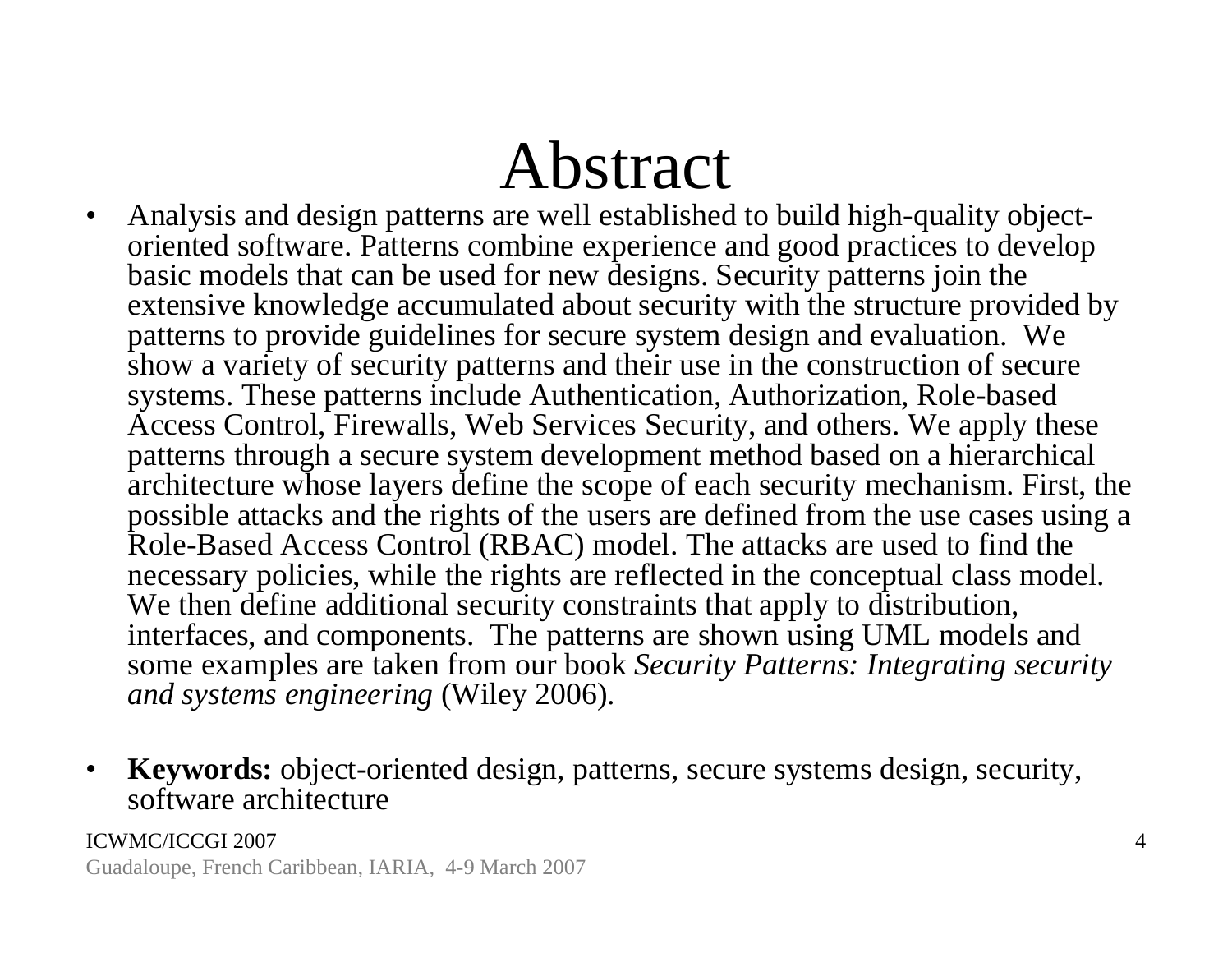# Abstract

- Analysis and design patterns are well established to build high-quality object-oriented software. Patterns combine experience and good practices to develop basic models that can be used for new designs. Security patterns join the extensive knowledge accumulated about security with the structure provided by patterns to provide guidelines for secure system design and evaluation. We show a variety of security patterns and their use in the construction of secure systems. These patterns include Authentication, Authorization, Role-based Access Control, Firewalls, Web Services Security, and others. We apply these patterns through a secure system development method based on a hierarchical architecture whose layers define the scope of each security mechanism. First, the possible attacks and the rights of the users are defined from the use cases using a Role-Based Access Control (RBAC) model. The attacks are used to find the necessary policies, while the rights are reflected in the conceptual class model. We then define additional security constraints that apply to distribution, interfaces, and components. The patterns are shown using UML models and some examples are taken from our book *Security Patterns: Integrating security and systems engineering* (Wiley 2006).

- **Keywords:** object-oriented design, patterns, secure systems design, security, software architecture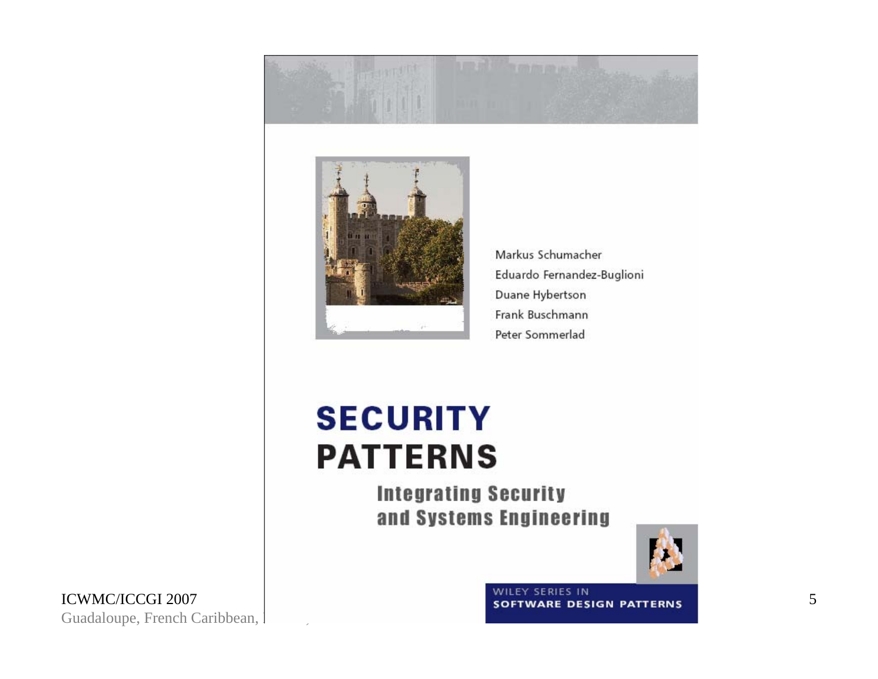Markus Schumacher
Eduardo Fernandez-Buglioni
Duane Hybertson
Frank Buschmann
Peter Sommerlad

# SECURITY PATTERNS

## Integrating Security and Systems Engineering

WILEY SERIES IN
SOFTWARE DESIGN PATTERNS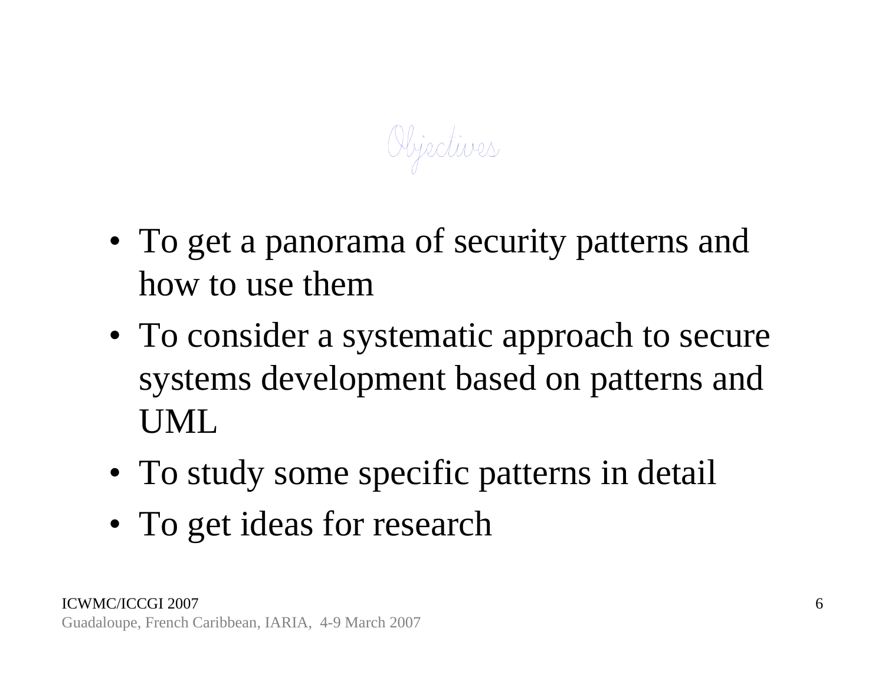# Objectives

- To get a panorama of security patterns and how to use them
- To consider a systematic approach to secure systems development based on patterns and UML
- To study some specific patterns in detail
- To get ideas for research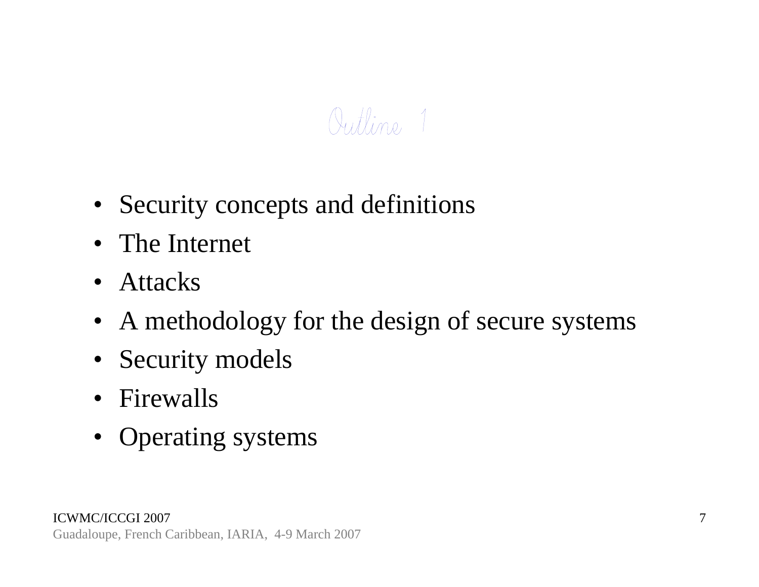# Outline 1

- Security concepts and definitions
- The Internet
- Attacks
- A methodology for the design of secure systems
- Security models
- Firewalls
- Operating systems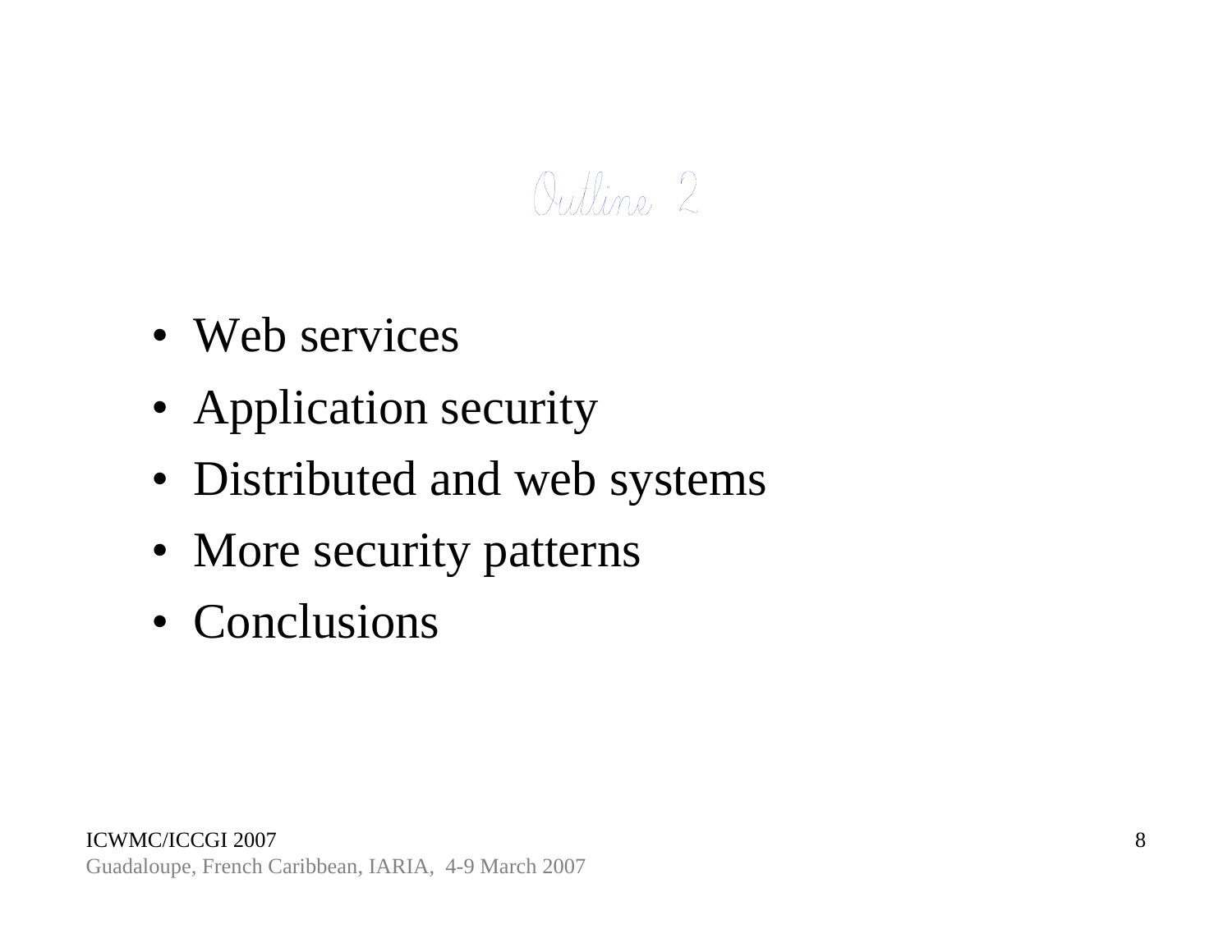# Outline 2

- Web services
- Application security
- Distributed and web systems
- More security patterns
- Conclusions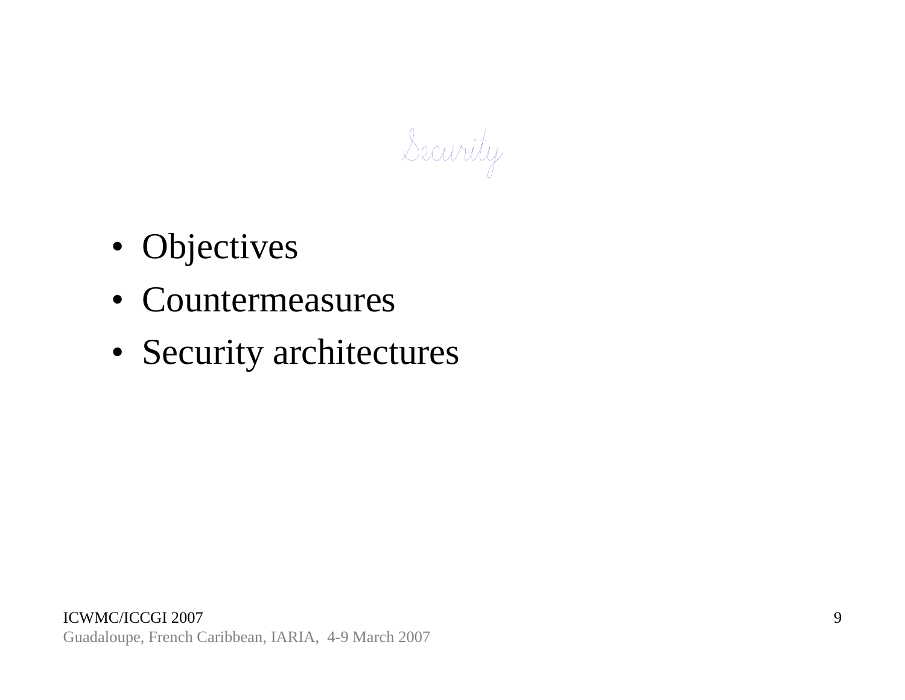# Security

- Objectives
- Countermeasures
- Security architectures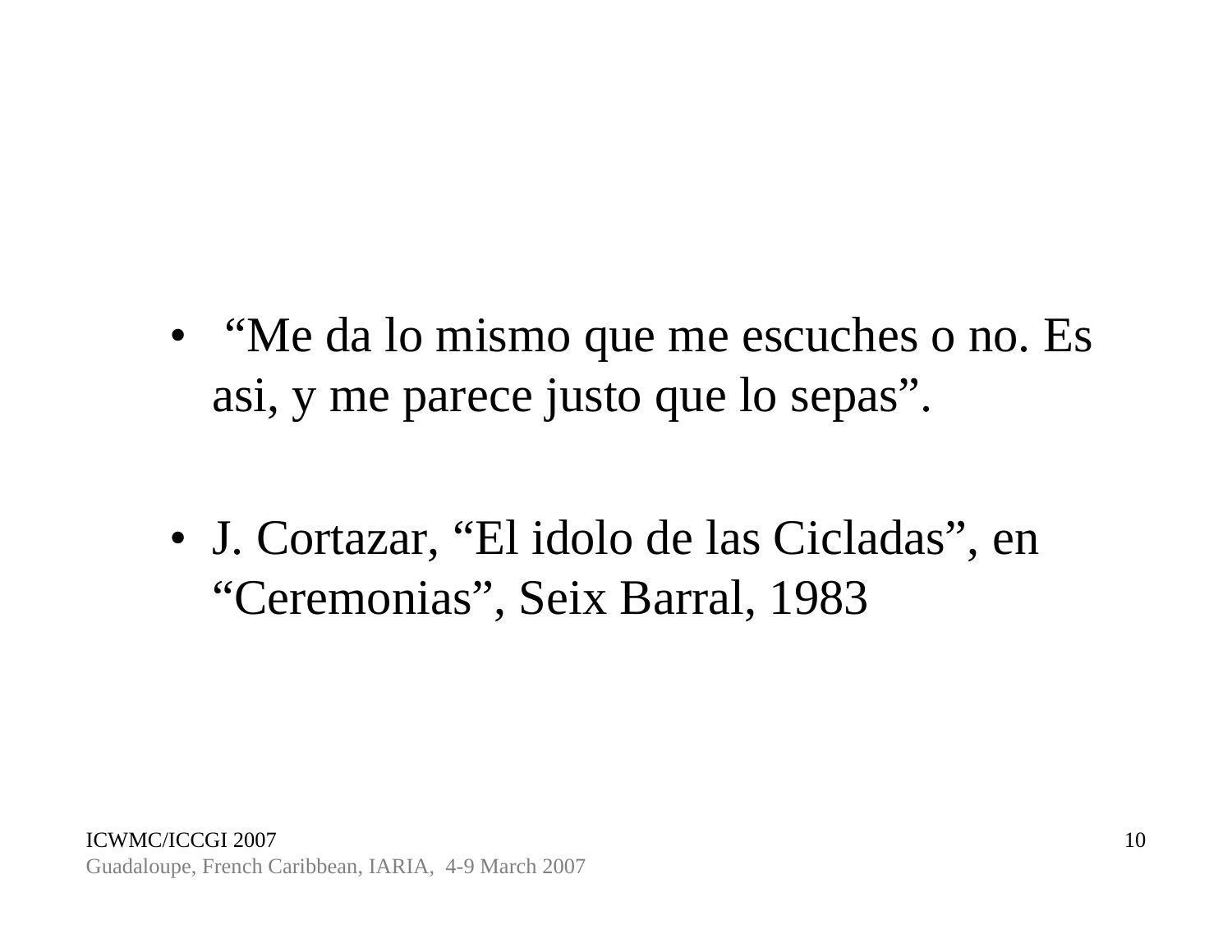- “Me da lo mismo que me escuches o no. Es asi, y me parece justo que lo sepas”.

- J. Cortazar, “El idolo de las Cicladas”, en “Ceremonias”, Seix Barral, 1983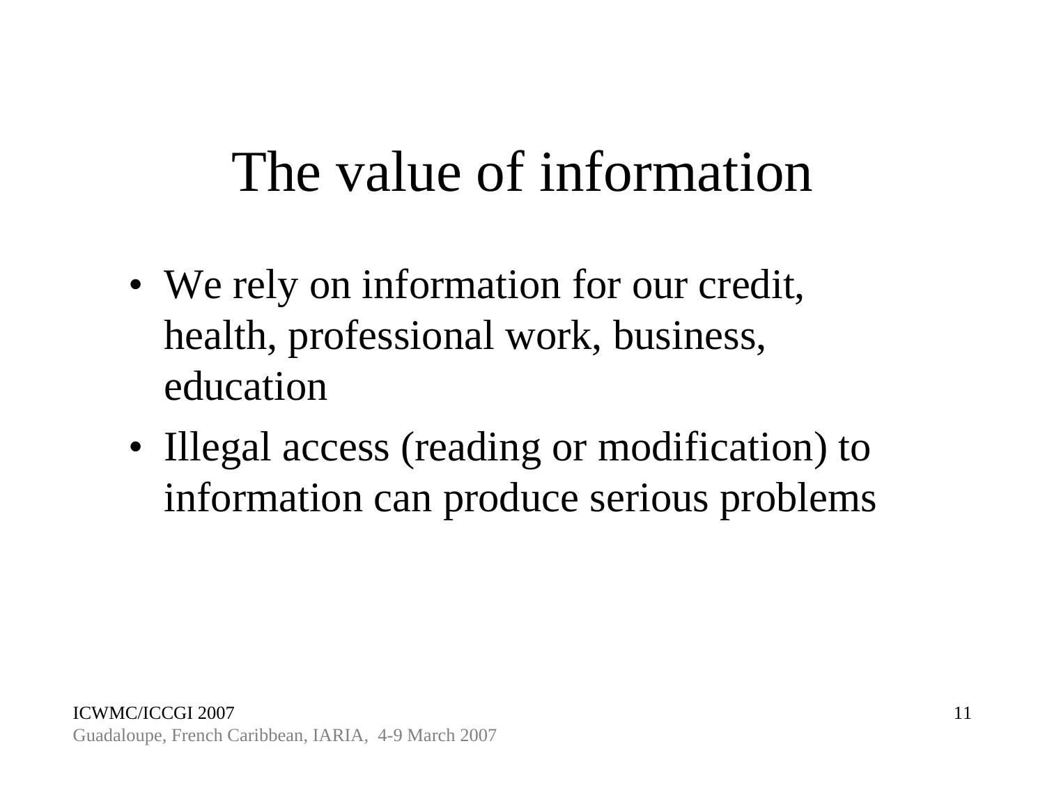# The value of information

- We rely on information for our credit, health, professional work, business, education
- Illegal access (reading or modification) to information can produce serious problems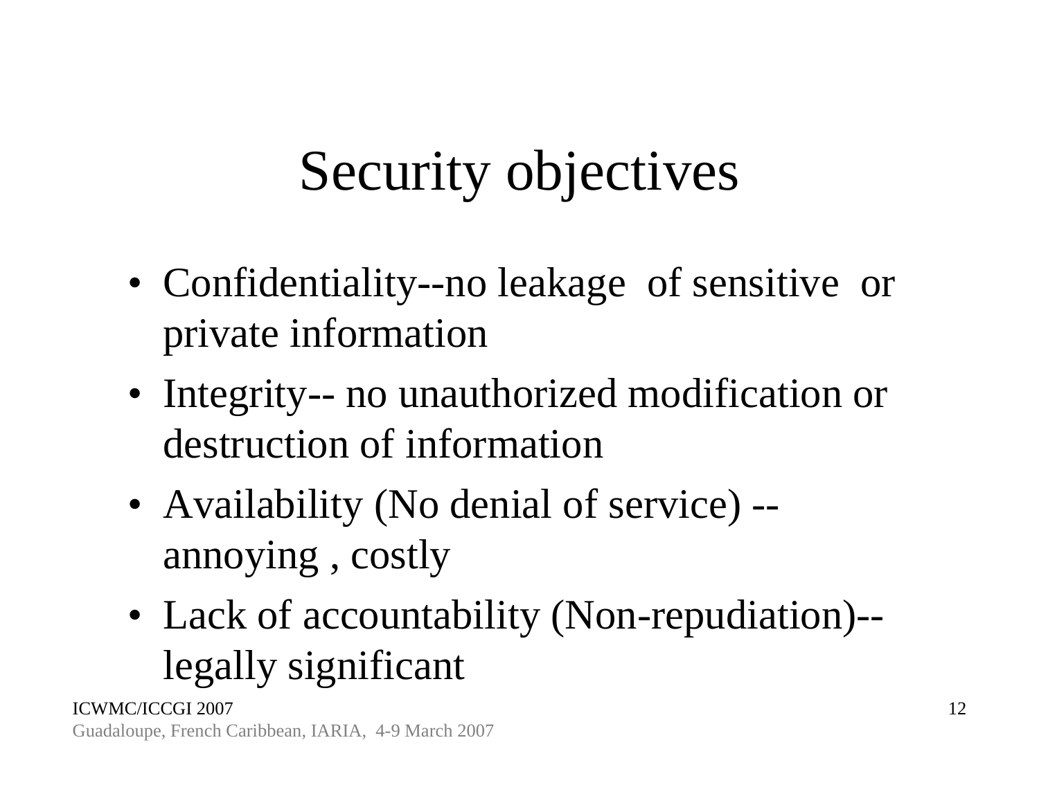# Security objectives

- Confidentiality--no leakage of sensitive or private information
- Integrity-- no unauthorized modification or destruction of information
- Availability (No denial of service) -- annoying , costly
- Lack of accountability (Non-repudiation)-- legally significant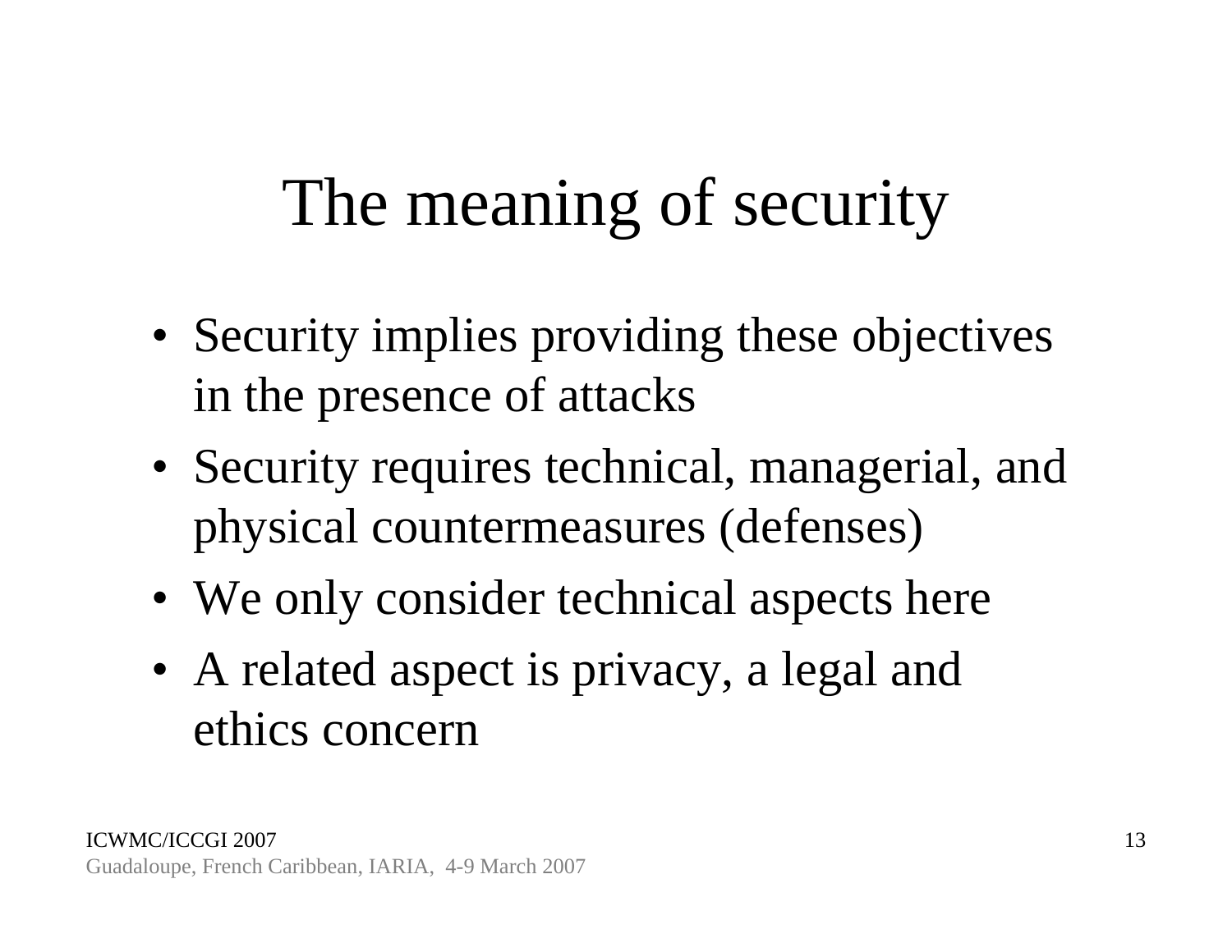# The meaning of security

- Security implies providing these objectives in the presence of attacks
- Security requires technical, managerial, and physical countermeasures (defenses)
- We only consider technical aspects here
- A related aspect is privacy, a legal and ethics concern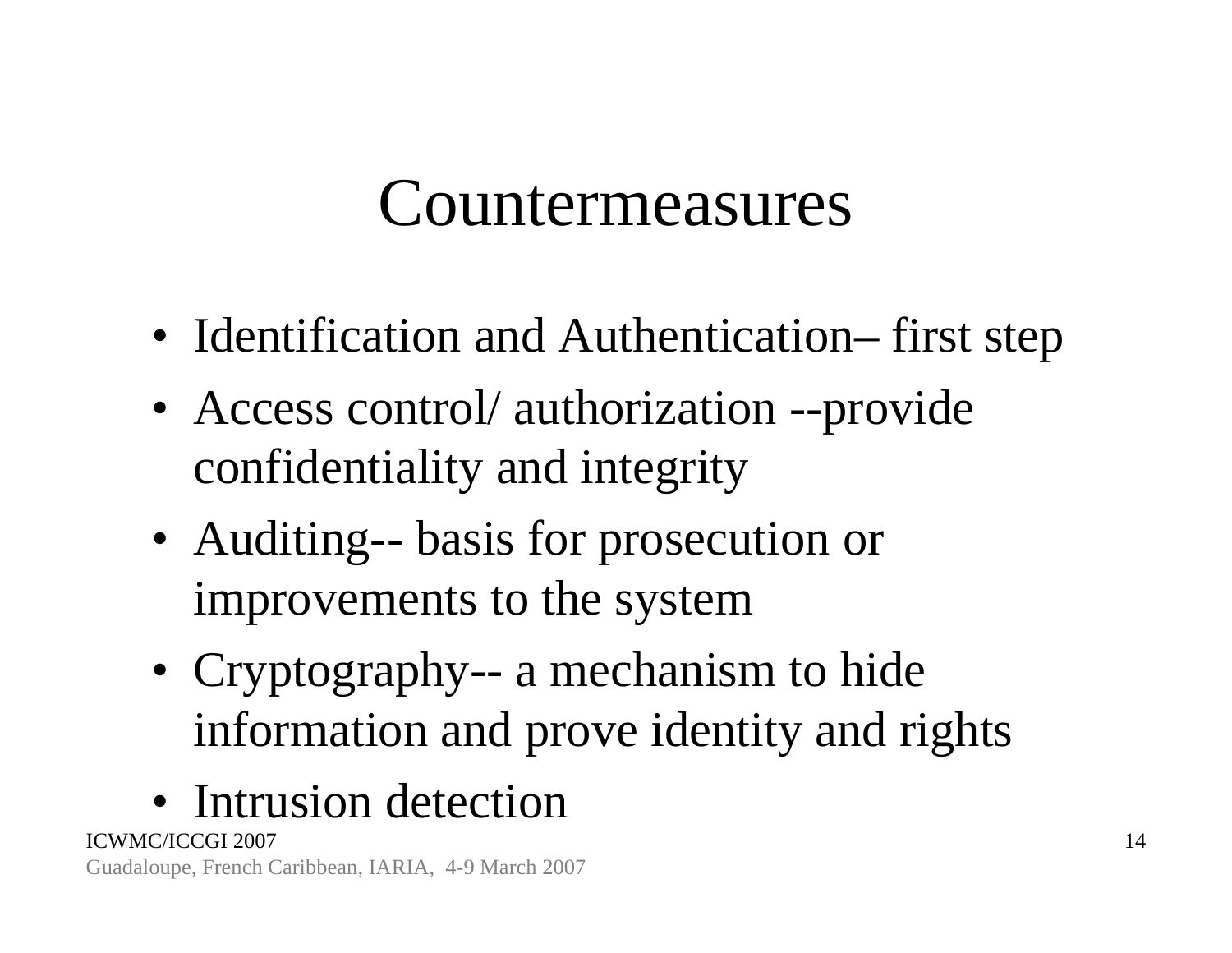# Countermeasures

- Identification and Authentication– first step
- Access control/ authorization --provide confidentiality and integrity
- Auditing-- basis for prosecution or improvements to the system
- Cryptography-- a mechanism to hide information and prove identity and rights
- Intrusion detection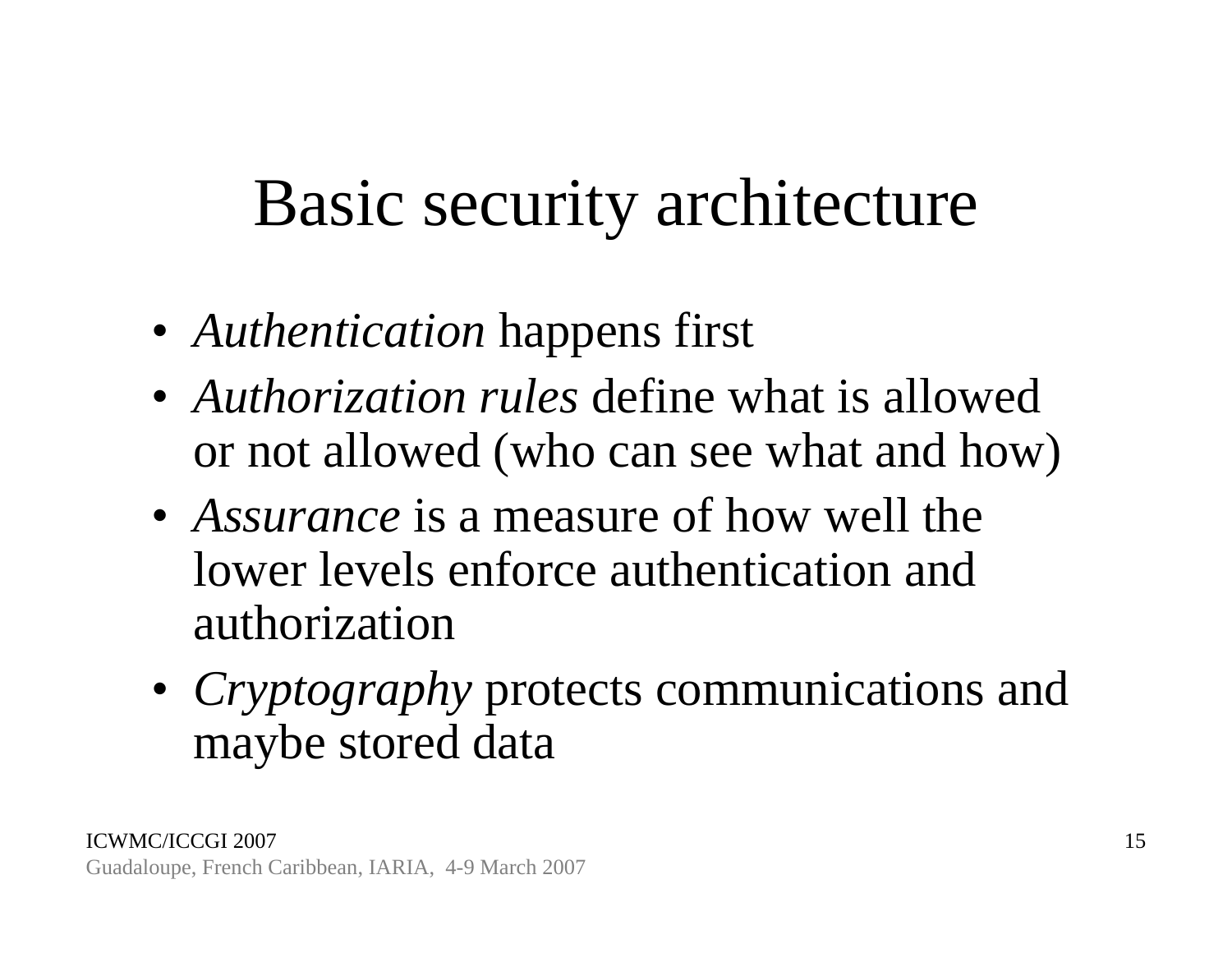# Basic security architecture

- *Authentication* happens first
- *Authorization rules* define what is allowed or not allowed (who can see what and how)
- *Assurance* is a measure of how well the lower levels enforce authentication and authorization
- *Cryptography* protects communications and maybe stored data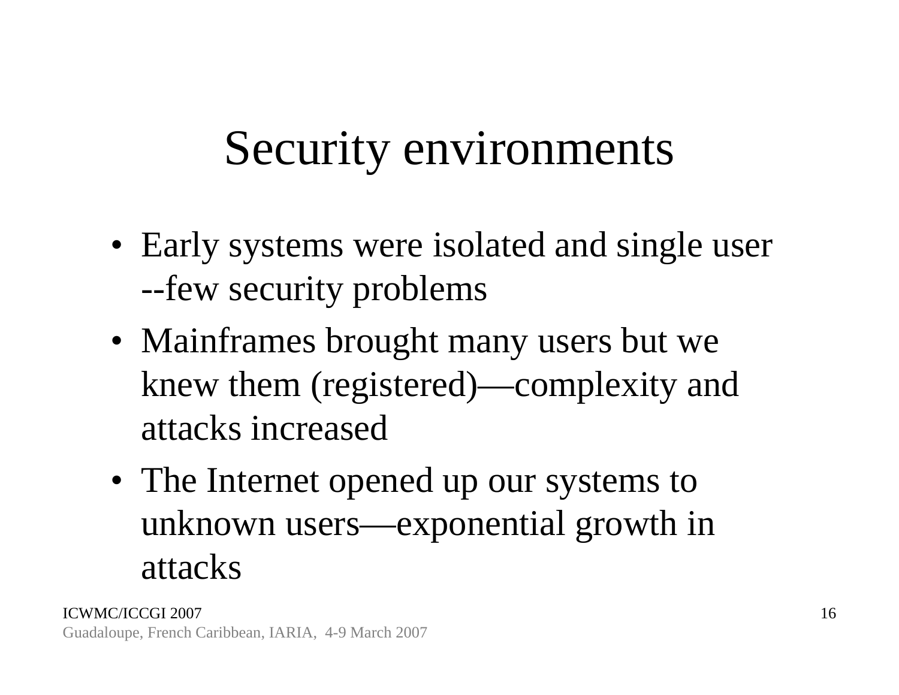# Security environments

- Early systems were isolated and single user --few security problems
- Mainframes brought many users but we knew them (registered)—complexity and attacks increased
- The Internet opened up our systems to unknown users—exponential growth in attacks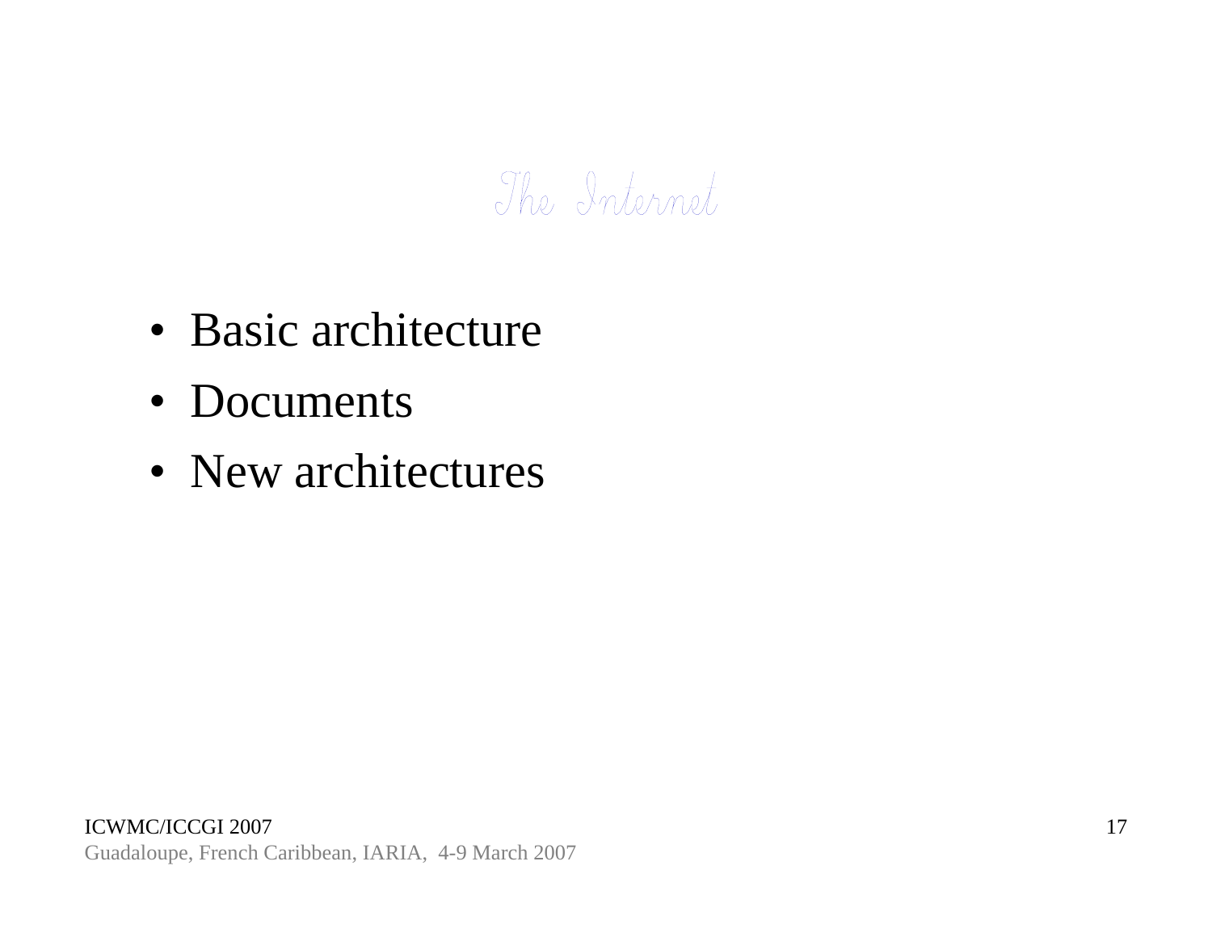# The Internet

- Basic architecture
- Documents
- New architectures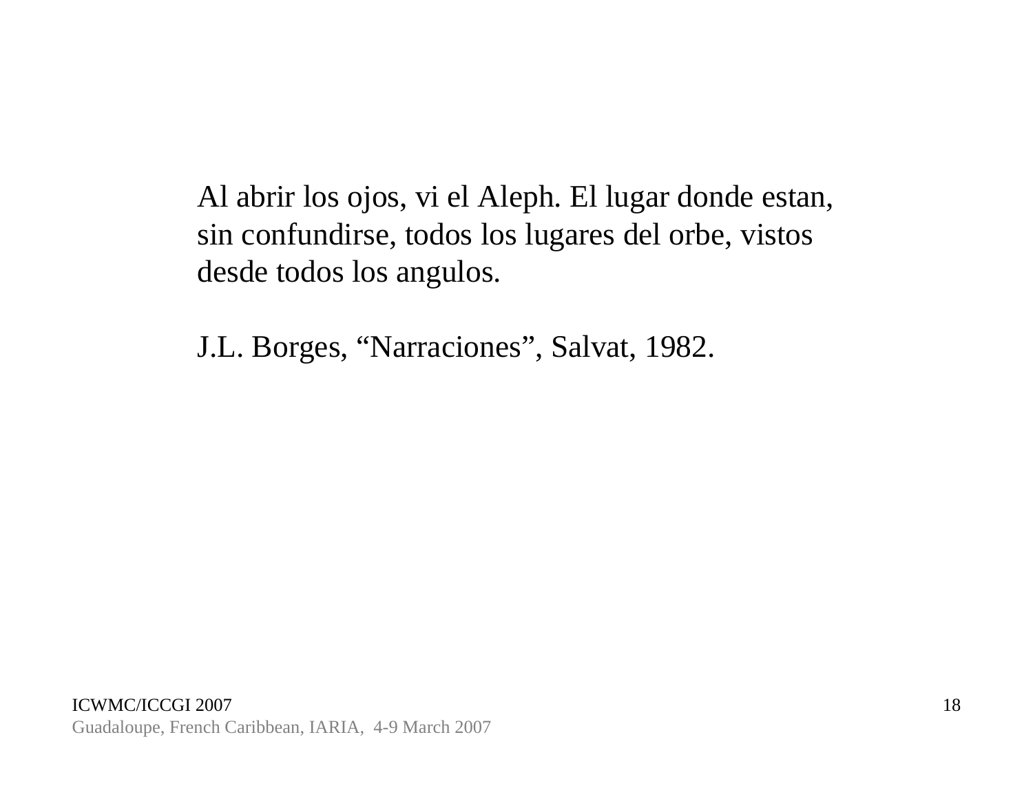Al abrir los ojos, vi el Aleph. El lugar donde estan, sin confundirse, todos los lugares del orbe, vistos desde todos los angulos.

J.L. Borges, “Narraciones”, Salvat, 1982.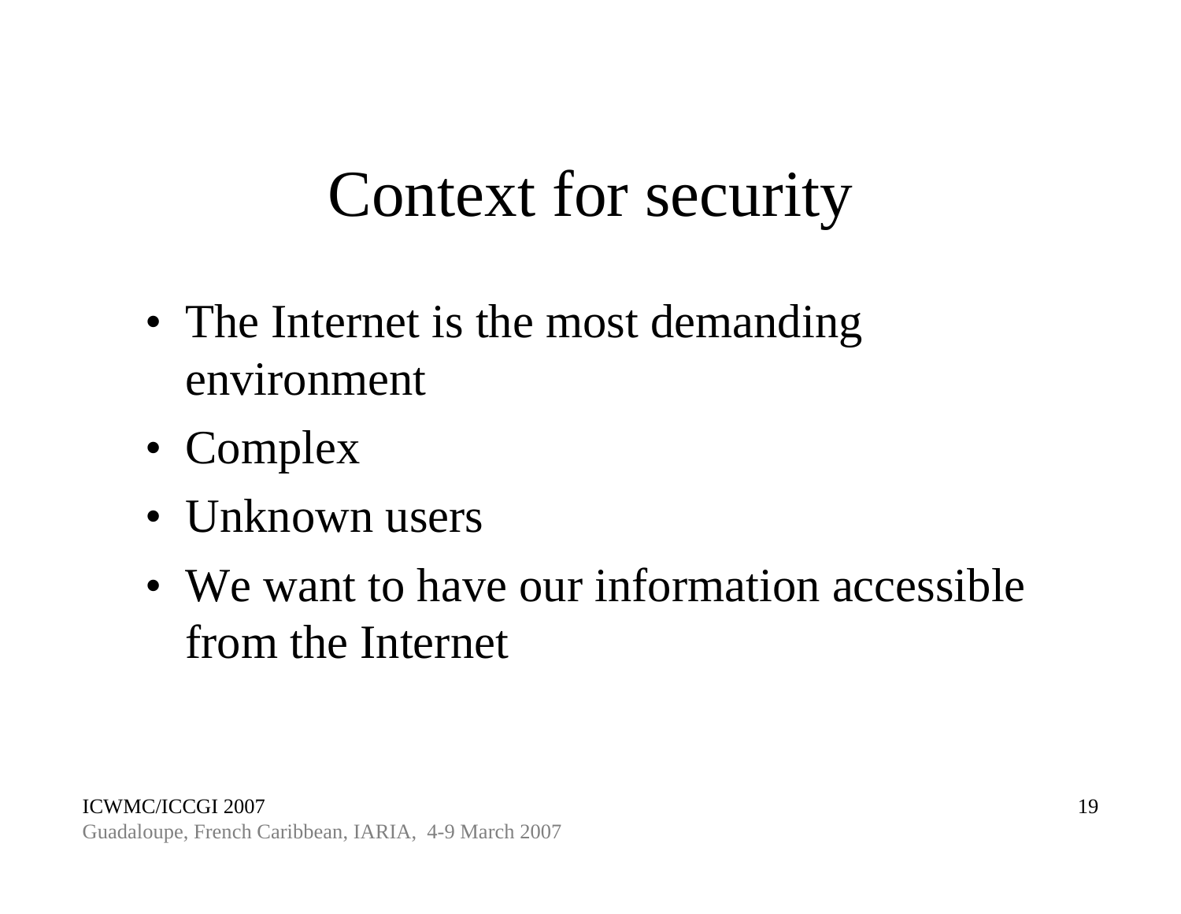# Context for security

- The Internet is the most demanding environment
- Complex
- Unknown users
- We want to have our information accessible from the Internet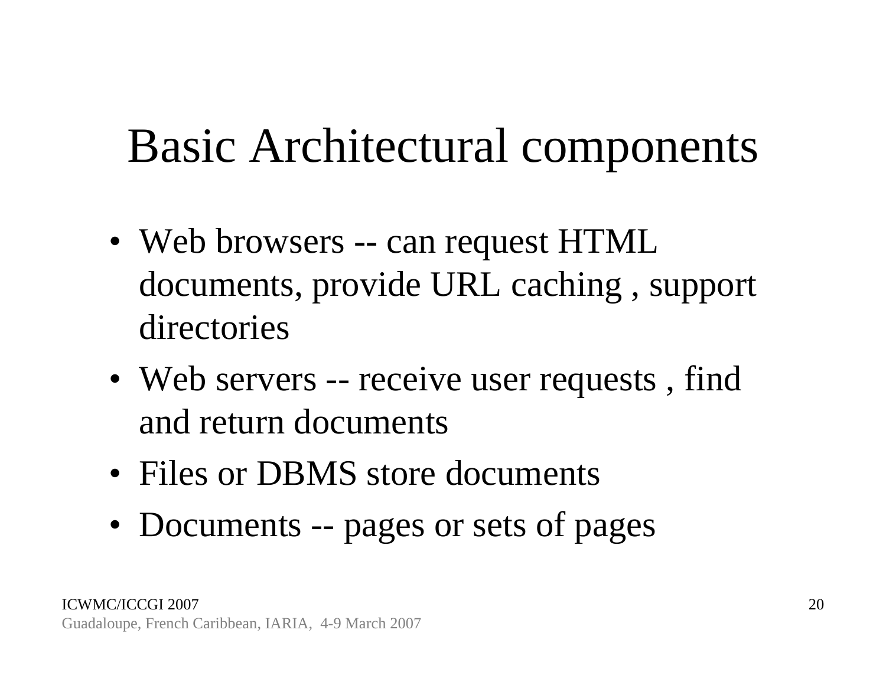# Basic Architectural components

- Web browsers -- can request HTML documents, provide URL caching , support directories
- Web servers -- receive user requests , find and return documents
- Files or DBMS store documents
- Documents -- pages or sets of pages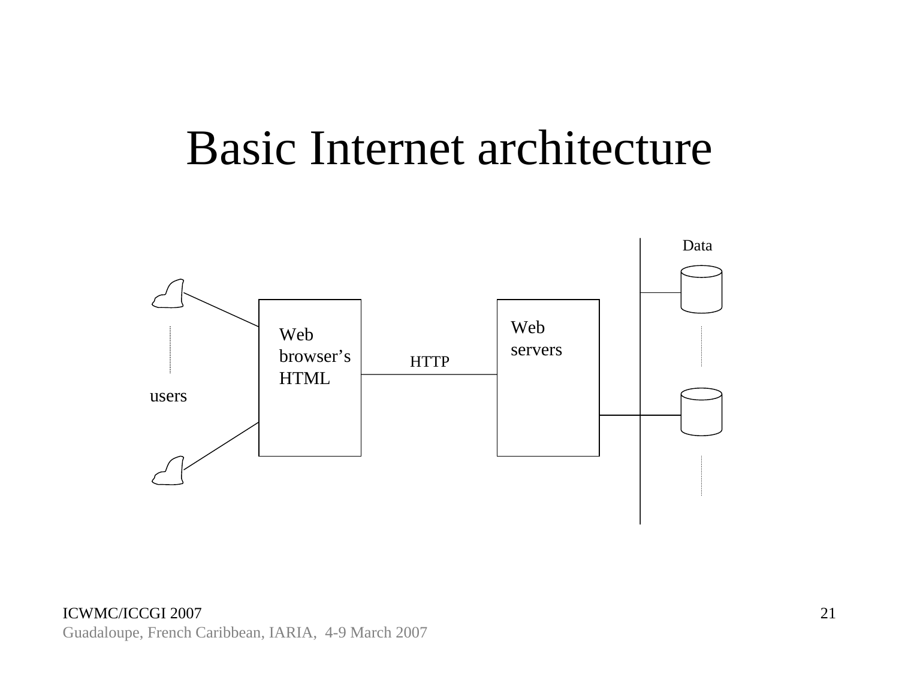# Basic Internet architecture

Data

Web browser's HTML

HTTP

Web servers

users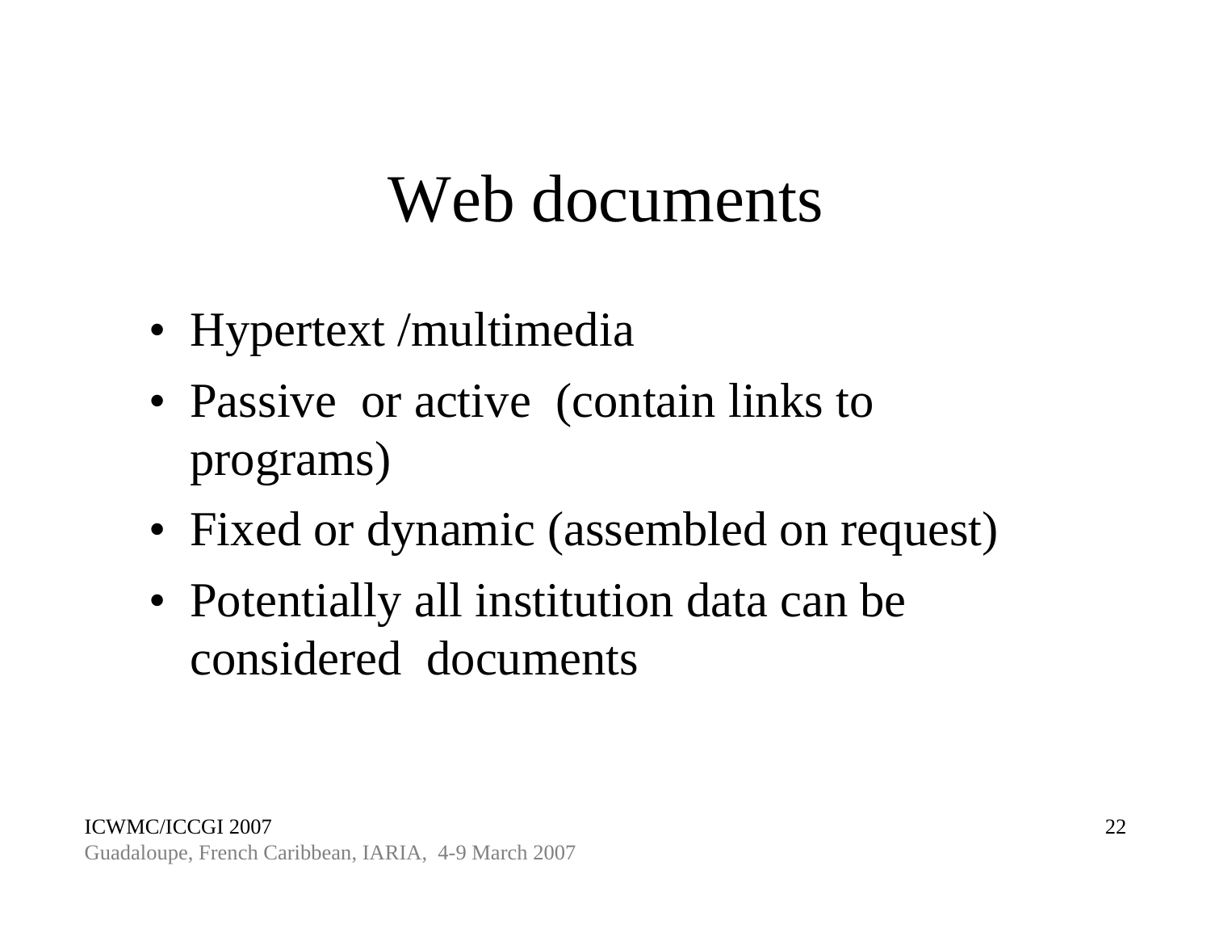# Web documents

- Hypertext /multimedia
- Passive or active (contain links to programs)
- Fixed or dynamic (assembled on request)
- Potentially all institution data can be considered documents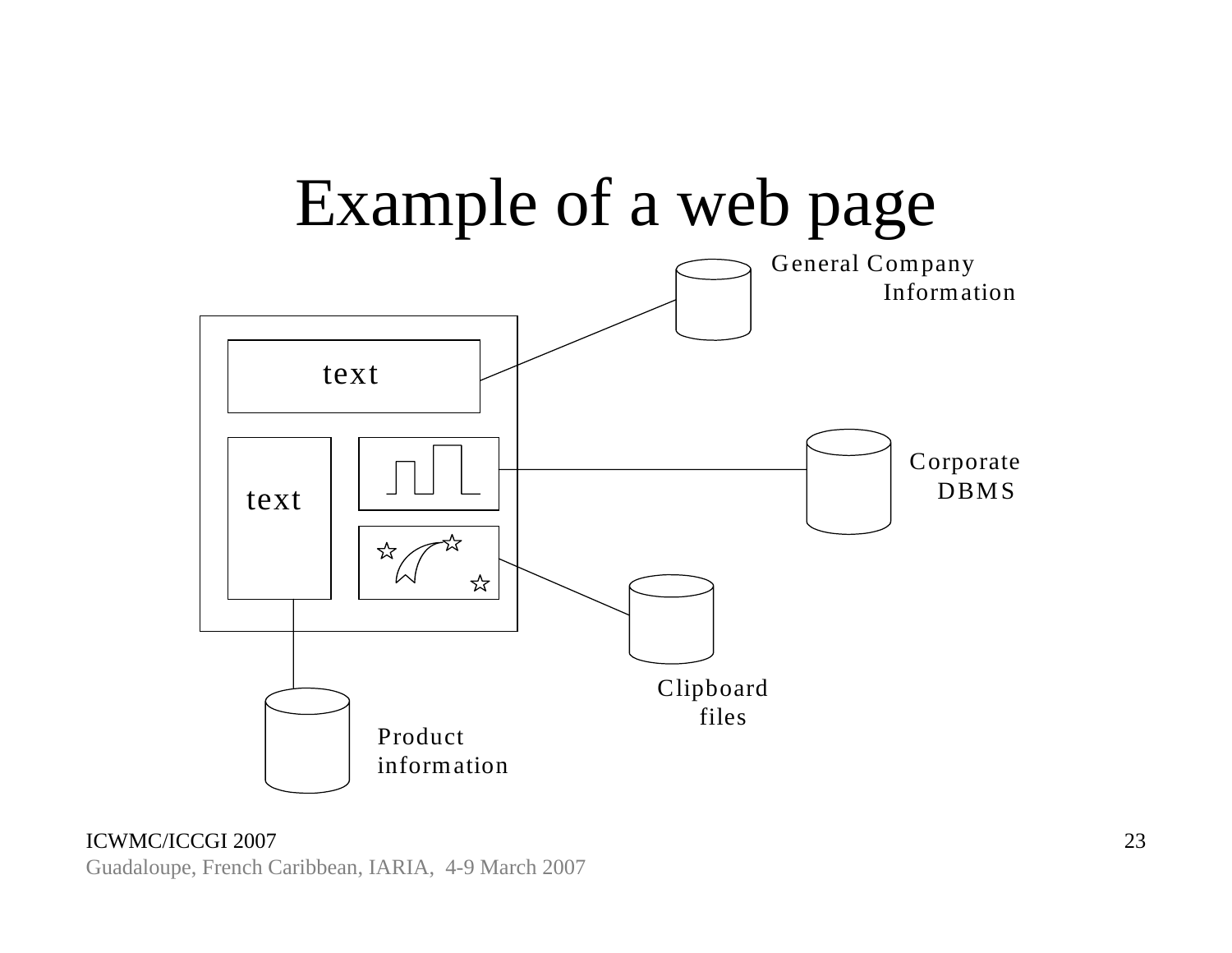# Example of a web page

text

text

General Company Information

Corporate DBMS

Clipboard files

Product information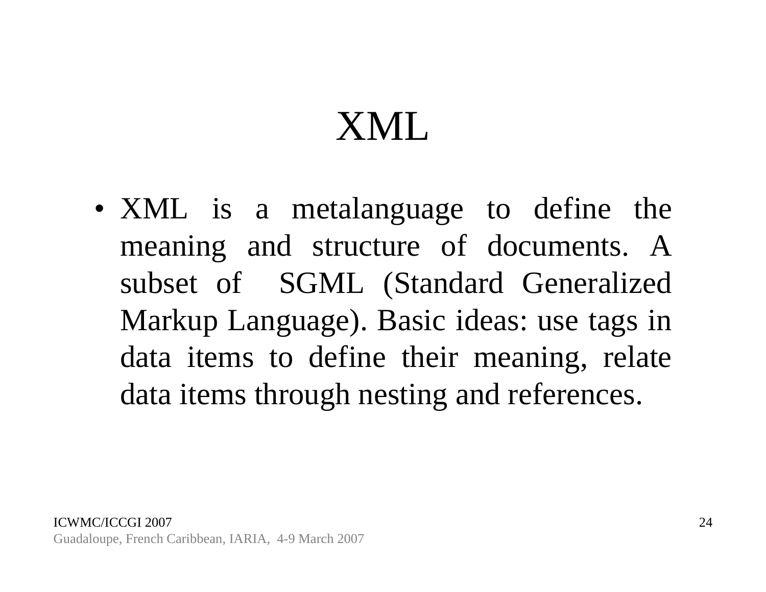# XML

- XML is a metalanguage to define the meaning and structure of documents. A subset of SGML (Standard Generalized Markup Language). Basic ideas: use tags in data items to define their meaning, relate data items through nesting and references.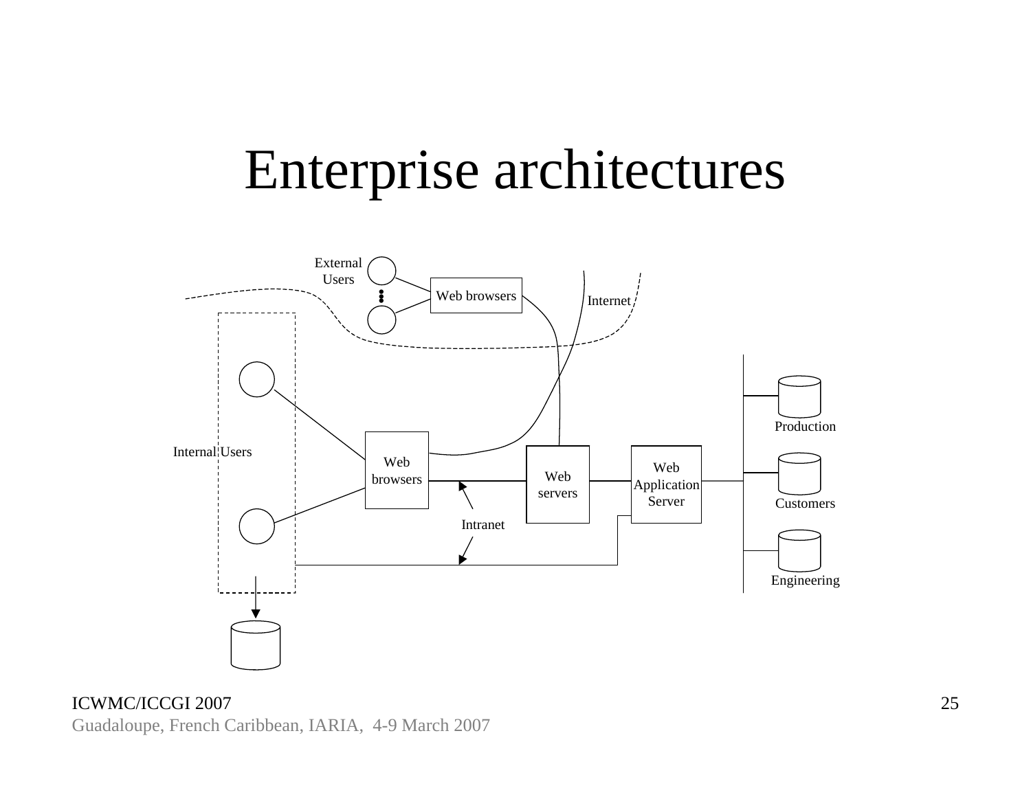# Enterprise architectures

External Users

Web browsers

Internet

Internal Users

Web browsers

Web servers

Web Application Server

Intranet

Production

Customers

Engineering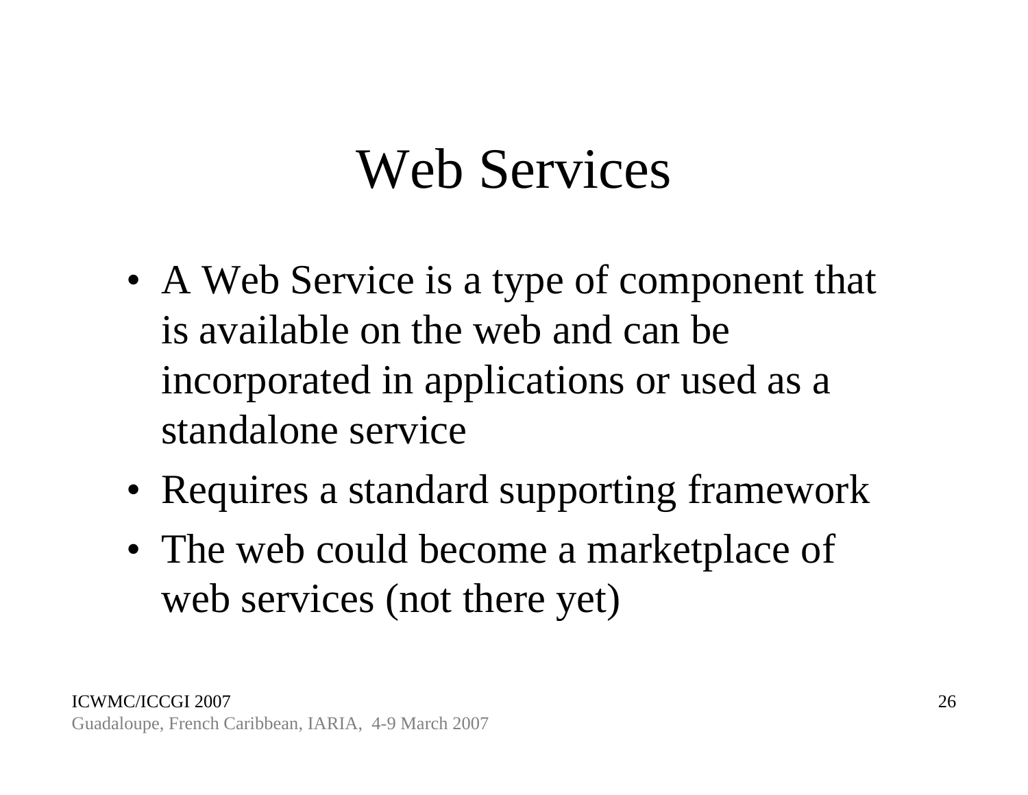# Web Services

- A Web Service is a type of component that is available on the web and can be incorporated in applications or used as a standalone service
- Requires a standard supporting framework
- The web could become a marketplace of web services (not there yet)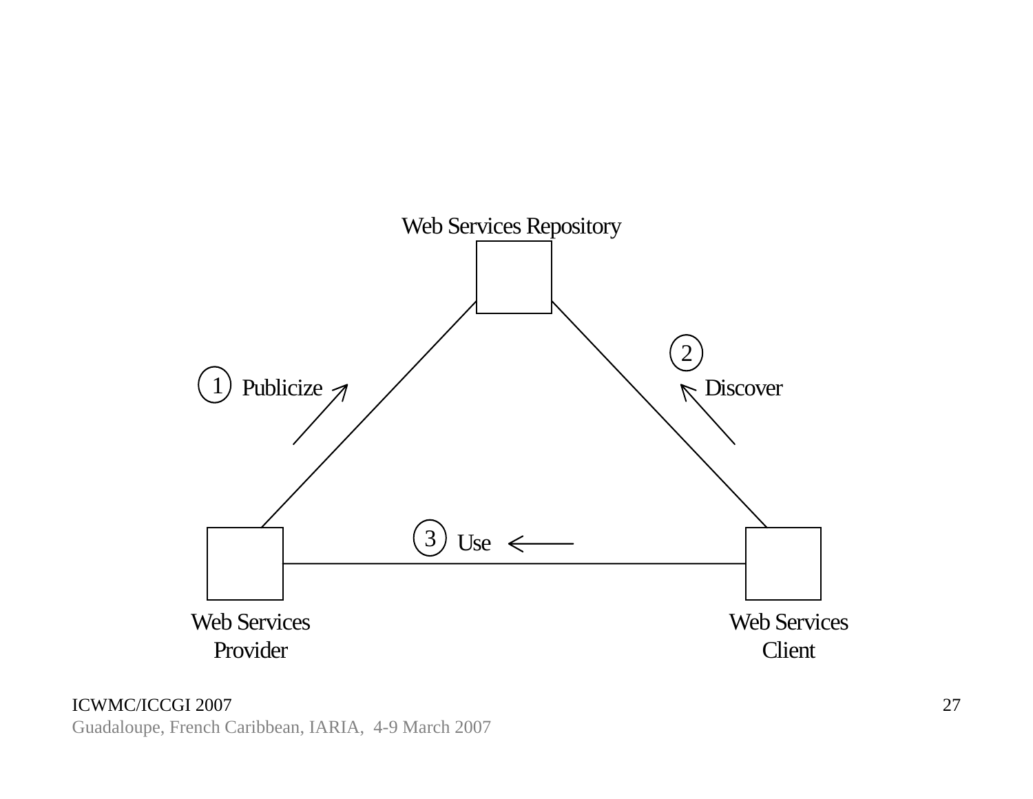Web Services Repository

1 Publicize

2 Discover

3 Use

Web Services Provider

Web Services Client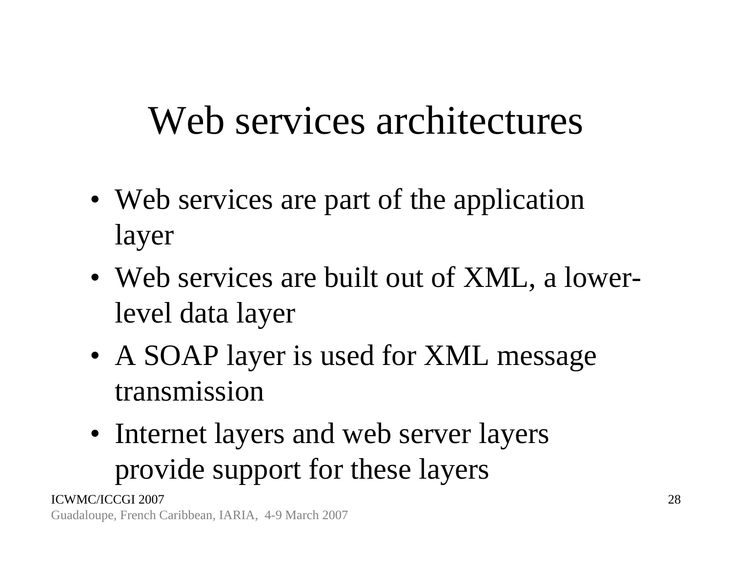# Web services architectures

- Web services are part of the application layer
- Web services are built out of XML, a lower-level data layer
- A SOAP layer is used for XML message transmission
- Internet layers and web server layers provide support for these layers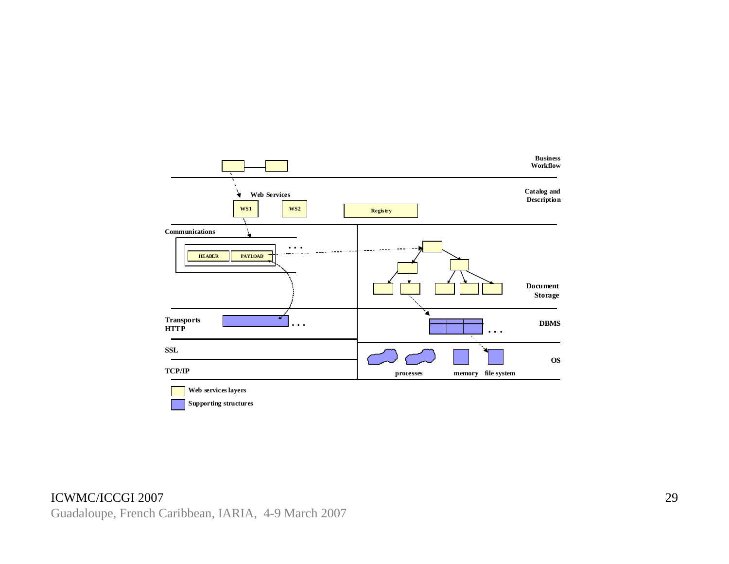Business Workflow

Catalog and Description

Web Services

WS1

WS2

Registry

Communications

HEADER

PAYLOAD

. . .

Document Storage

Transports HTTP

. . .

DBMS

. . .

SSL

TCP/IP

OS

processes

memory

file system

Web services layers

Supporting structures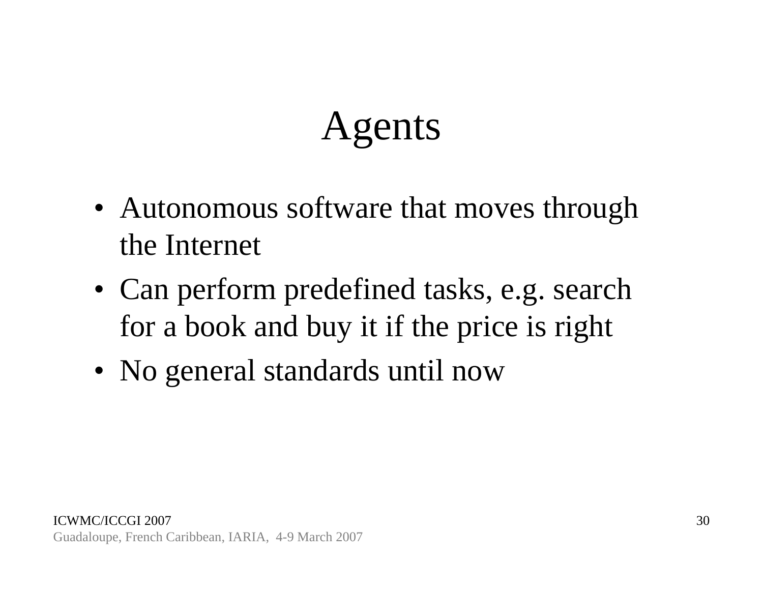# Agents

- Autonomous software that moves through the Internet
- Can perform predefined tasks, e.g. search for a book and buy it if the price is right
- No general standards until now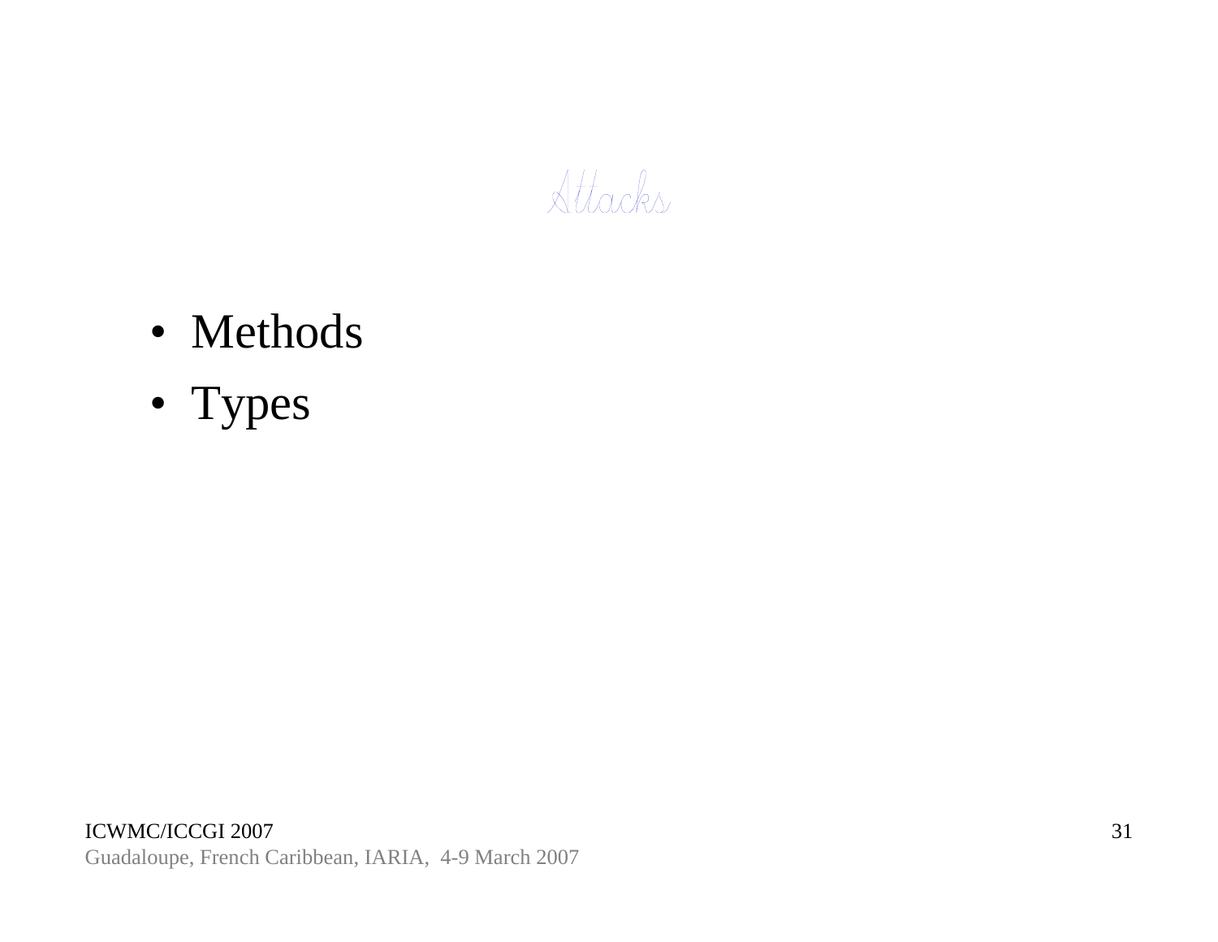# Attacks

- Methods
- Types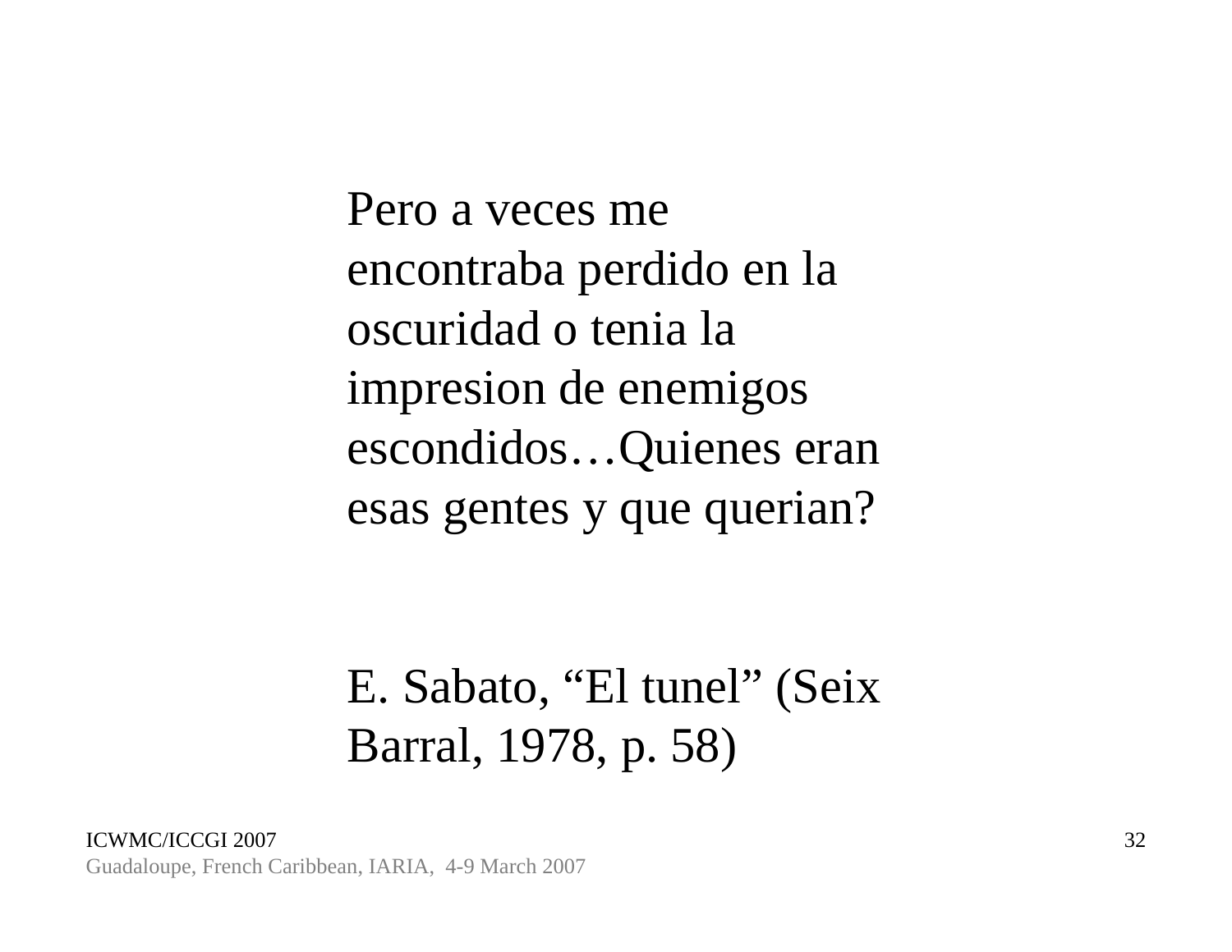Pero a veces me encontraba perdido en la oscuridad o tenia la impresion de enemigos escondidos…Quienes eran esas gentes y que querian?

E. Sabato, “El tunel” (Seix Barral, 1978, p. 58)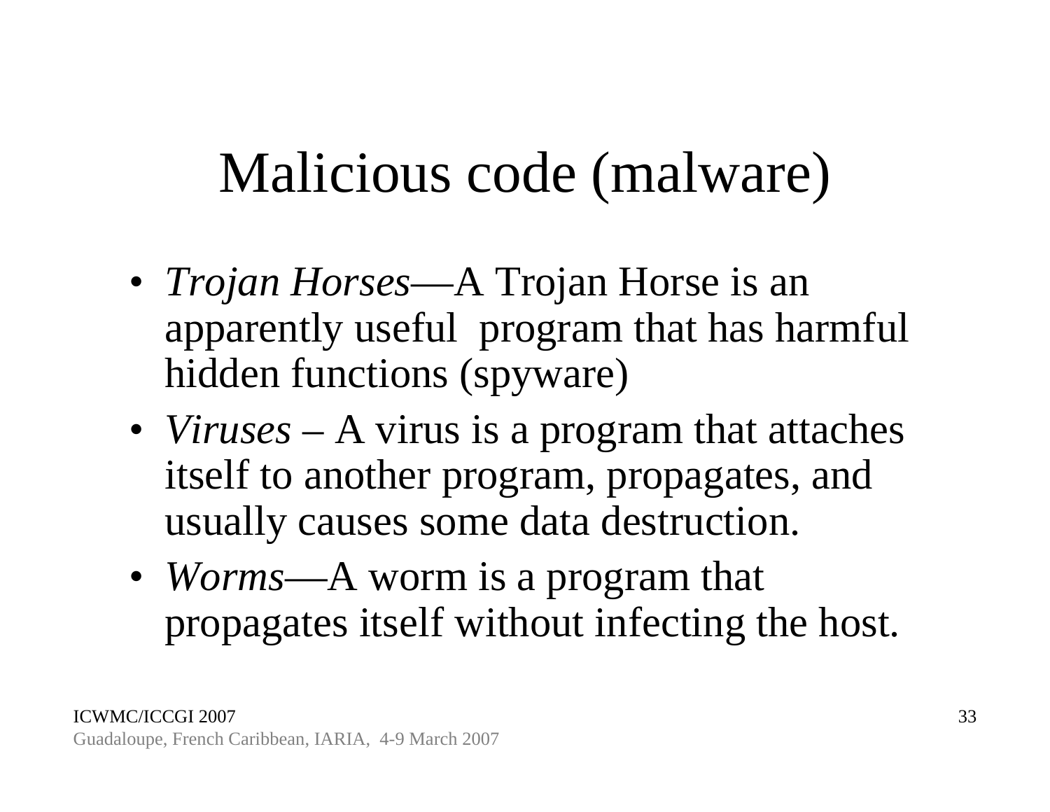# Malicious code (malware)

- *Trojan Horses*—A Trojan Horse is an apparently useful program that has harmful hidden functions (spyware)
- *Viruses* – A virus is a program that attaches itself to another program, propagates, and usually causes some data destruction.
- *Worms*—A worm is a program that propagates itself without infecting the host.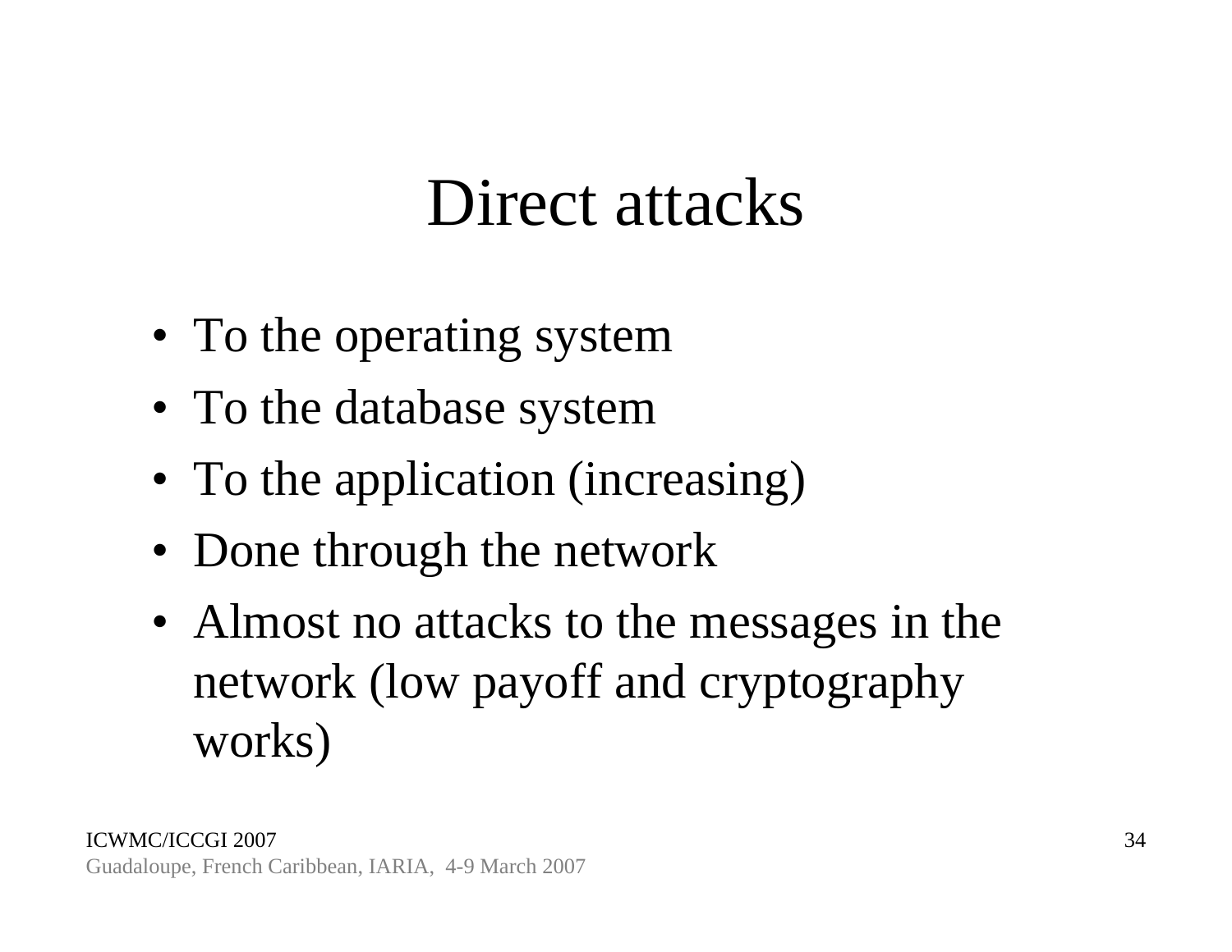# Direct attacks

- To the operating system
- To the database system
- To the application (increasing)
- Done through the network
- Almost no attacks to the messages in the network (low payoff and cryptography works)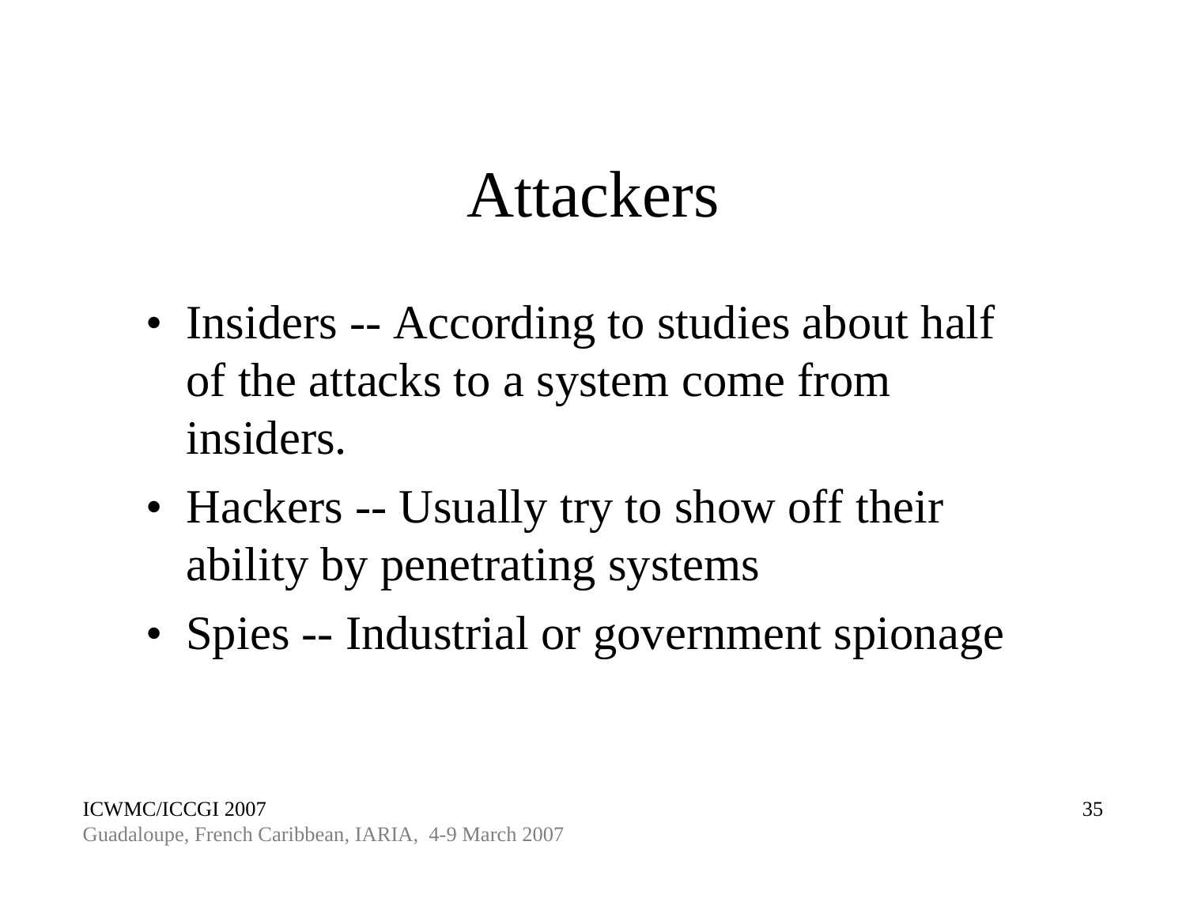# Attackers

- Insiders -- According to studies about half of the attacks to a system come from insiders.
- Hackers -- Usually try to show off their ability by penetrating systems
- Spies -- Industrial or government spionage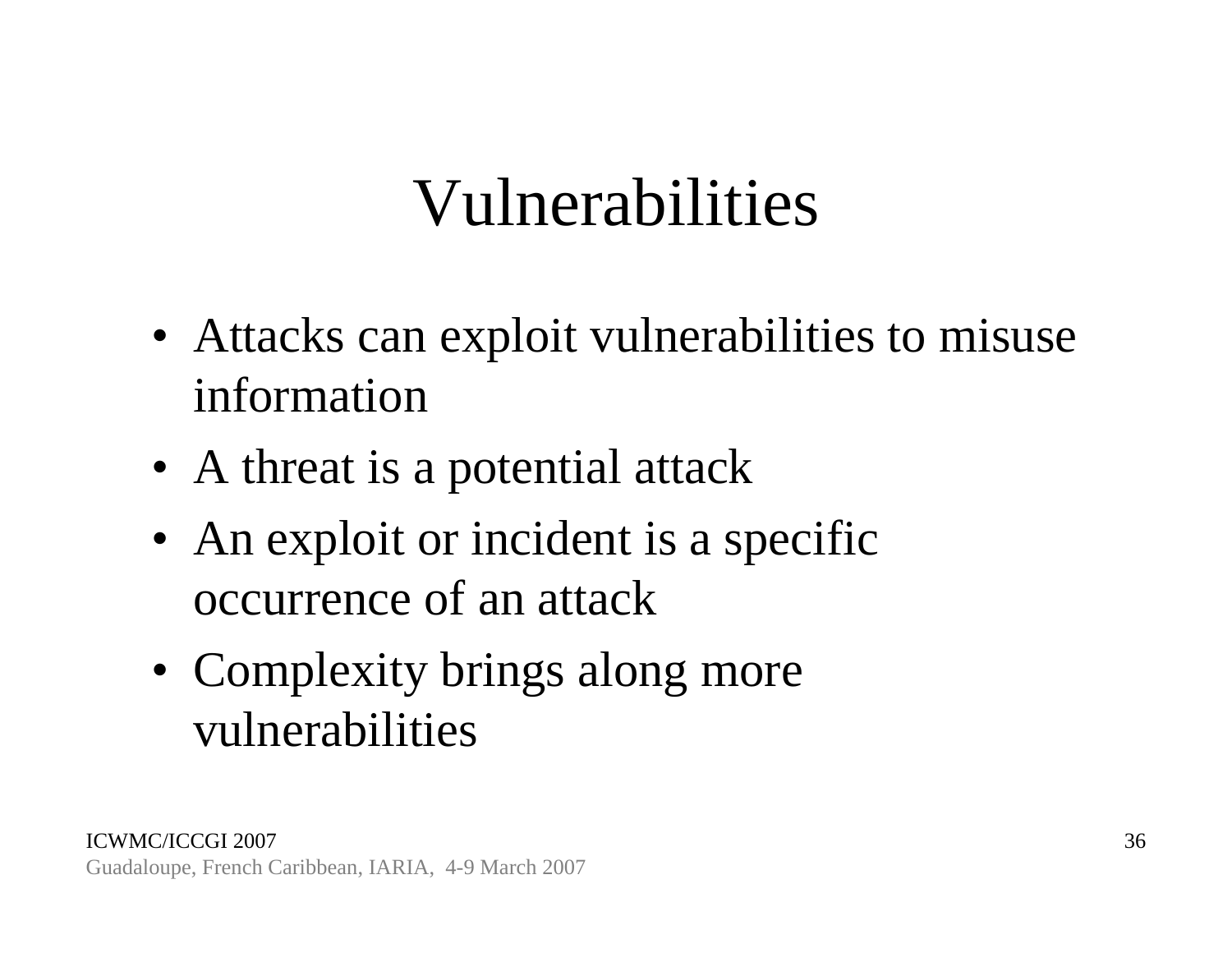# Vulnerabilities

- Attacks can exploit vulnerabilities to misuse information
- A threat is a potential attack
- An exploit or incident is a specific occurrence of an attack
- Complexity brings along more vulnerabilities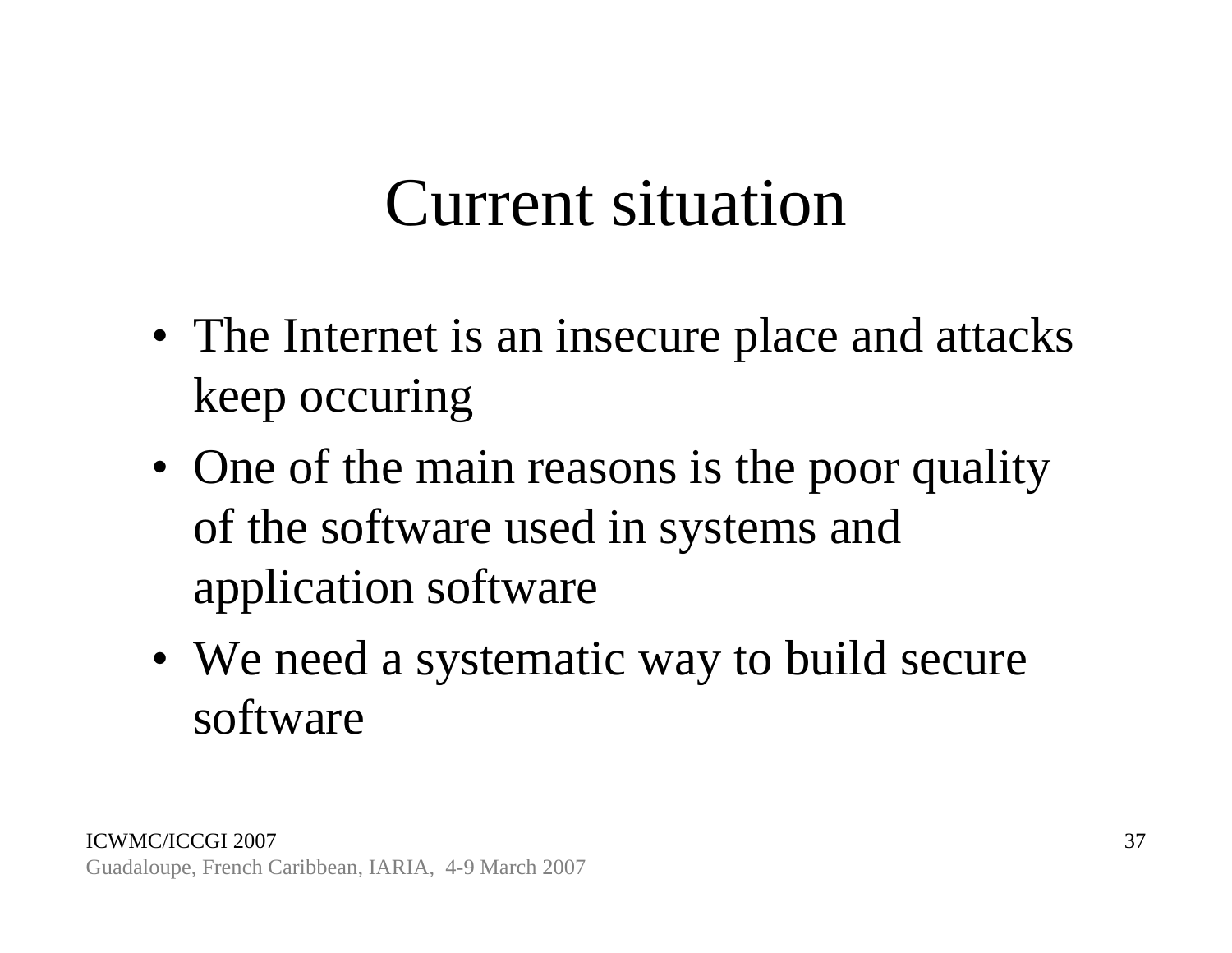# Current situation

- The Internet is an insecure place and attacks keep occuring
- One of the main reasons is the poor quality of the software used in systems and application software
- We need a systematic way to build secure software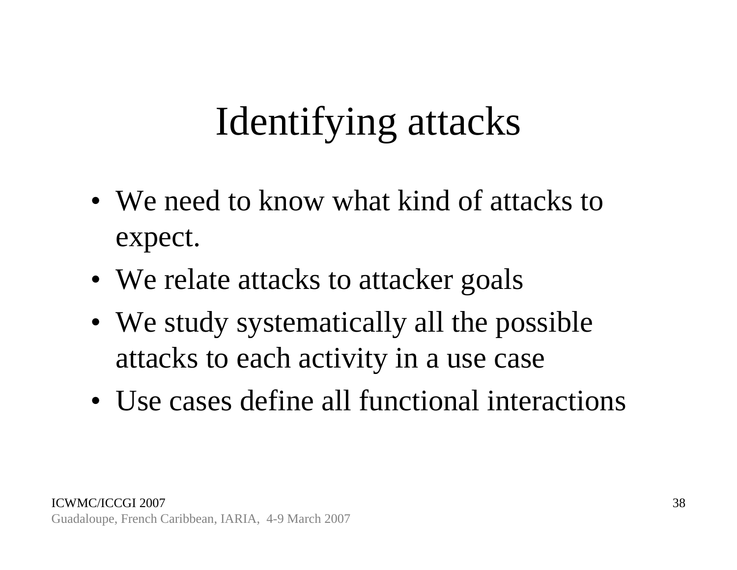# Identifying attacks

- We need to know what kind of attacks to expect.
- We relate attacks to attacker goals
- We study systematically all the possible attacks to each activity in a use case
- Use cases define all functional interactions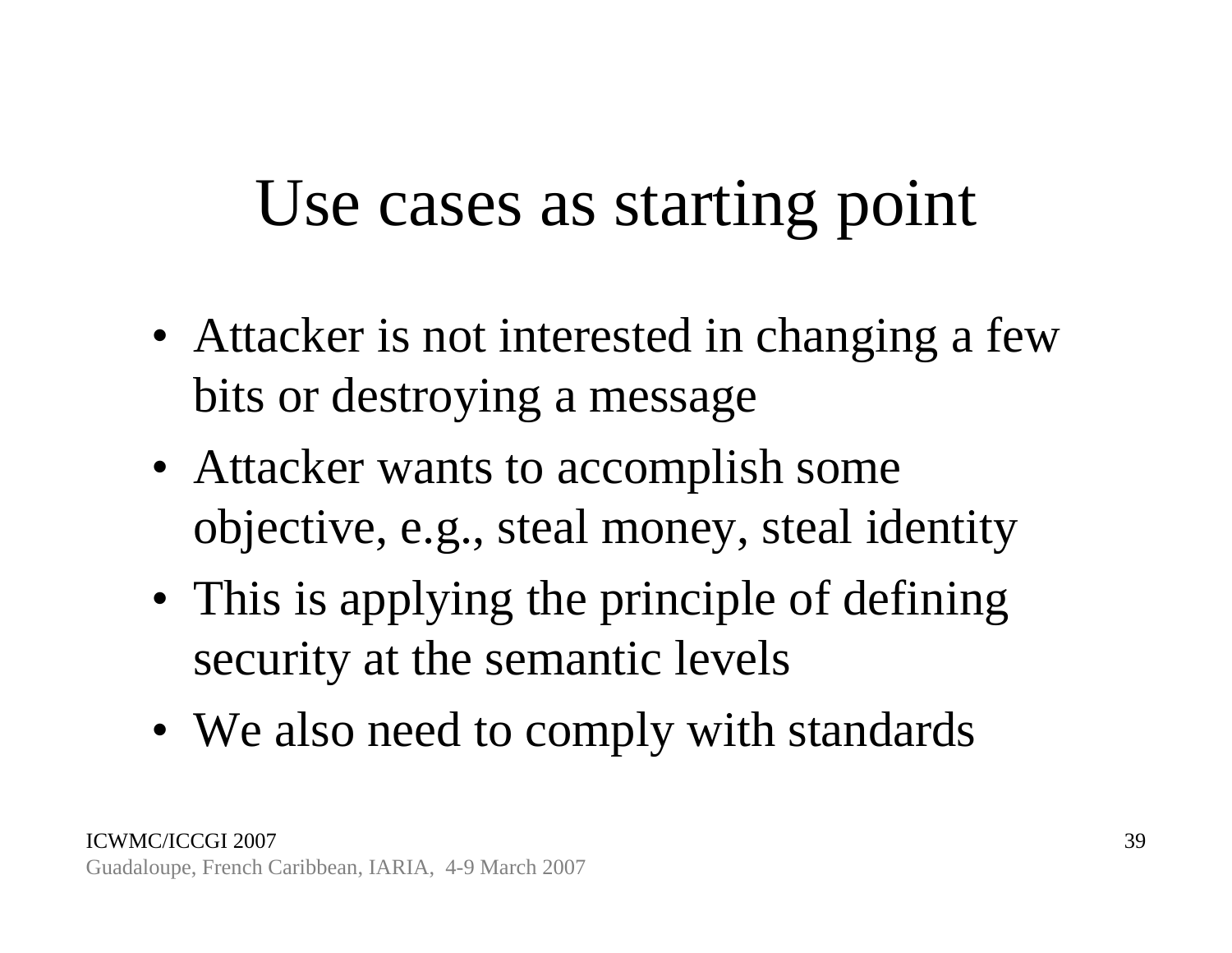# Use cases as starting point

- Attacker is not interested in changing a few bits or destroying a message
- Attacker wants to accomplish some objective, e.g., steal money, steal identity
- This is applying the principle of defining security at the semantic levels
- We also need to comply with standards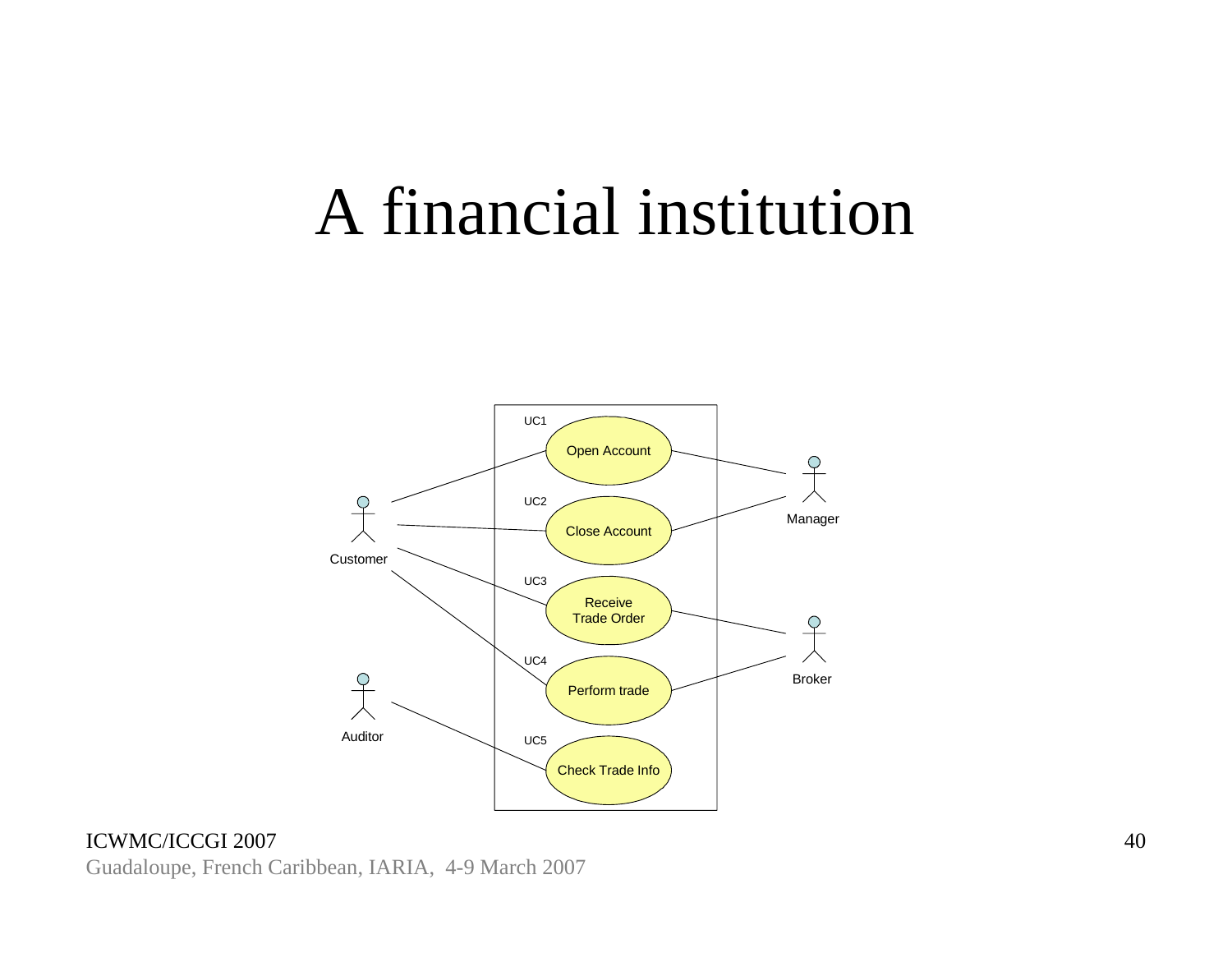# A financial institution

UC1 Open Account

UC2 Close Account

UC3 Receive Trade Order

UC4 Perform trade

UC5 Check Trade Info

Customer

Auditor

Manager

Broker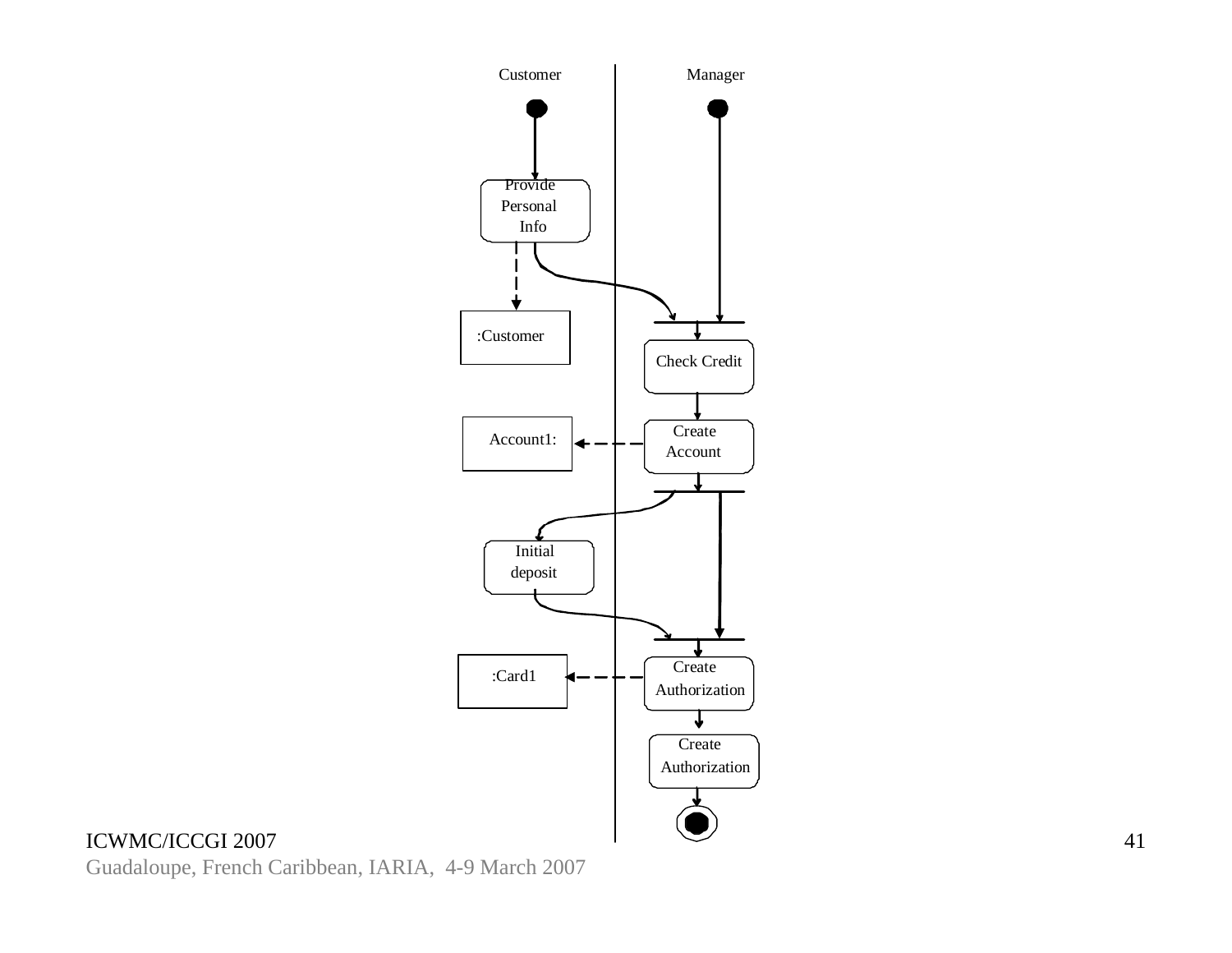Customer

Manager

Provide Personal Info

:Customer

Check Credit

Account1:

Create Account

Initial deposit

:Card1

Create Authorization

Create Authorization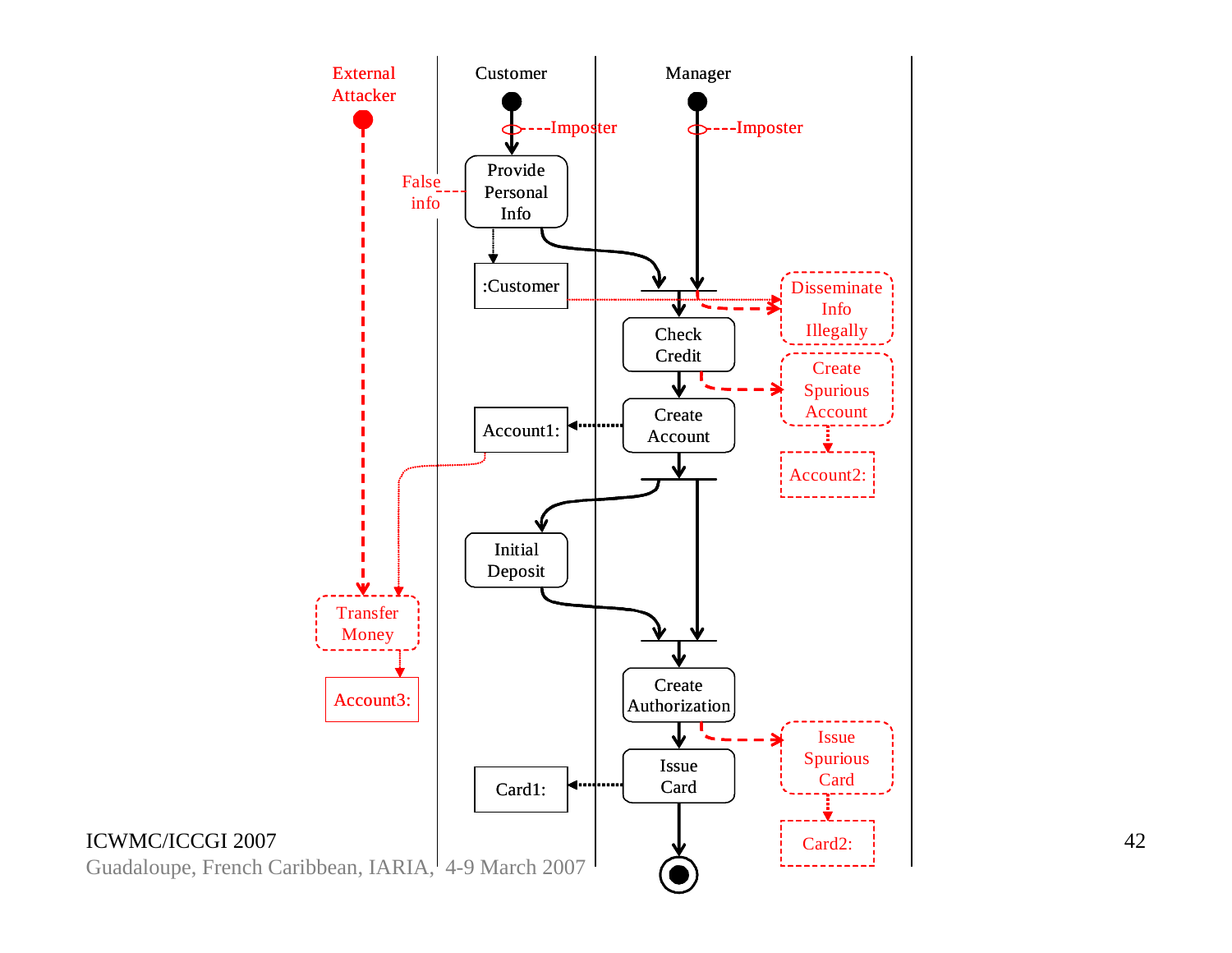External Attacker

Customer

Manager

Imposter

Imposter

False info

Provide Personal Info

:Customer

Disseminate Info Illegally

Check Credit

Create Spurious Account

Account1:

Create Account

Account2:

Initial Deposit

Transfer Money

Account3:

Create Authorization

Issue Spurious Card

Card1:

Issue Card

Card2: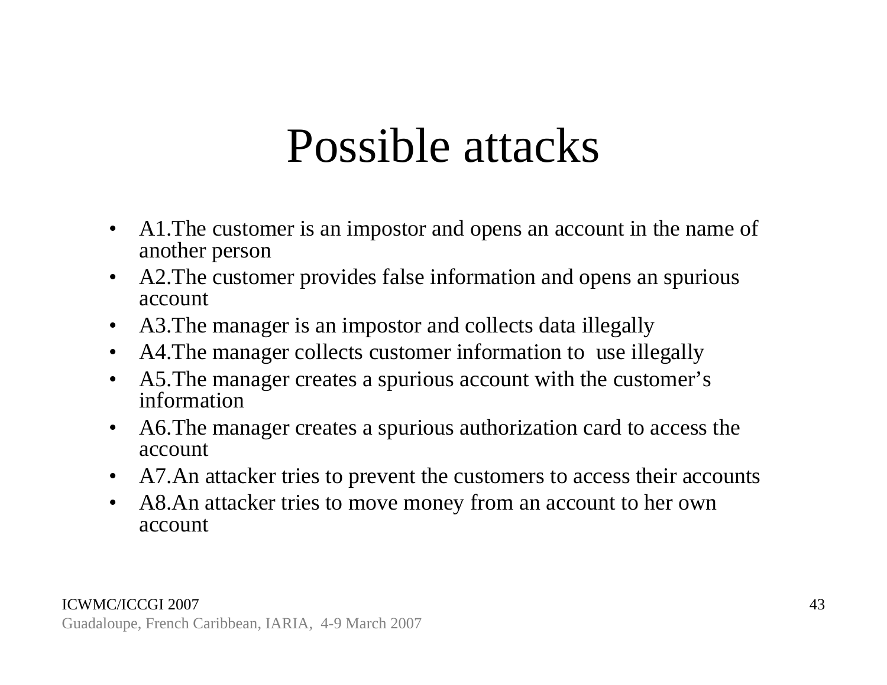# Possible attacks

- A1.The customer is an impostor and opens an account in the name of another person
- A2.The customer provides false information and opens an spurious account
- A3.The manager is an impostor and collects data illegally
- A4.The manager collects customer information to use illegally
- A5.The manager creates a spurious account with the customer's information
- A6.The manager creates a spurious authorization card to access the account
- A7.An attacker tries to prevent the customers to access their accounts
- A8.An attacker tries to move money from an account to her own account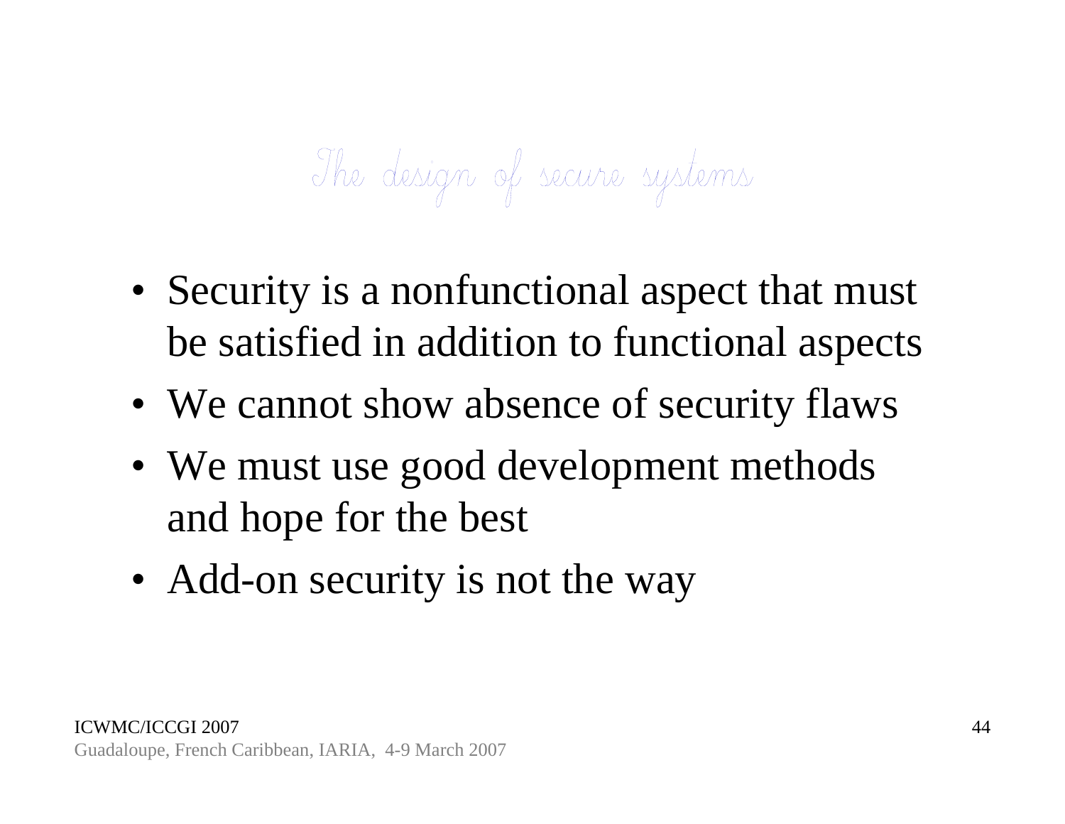# The design of secure systems

- Security is a nonfunctional aspect that must be satisfied in addition to functional aspects
- We cannot show absence of security flaws
- We must use good development methods and hope for the best
- Add-on security is not the way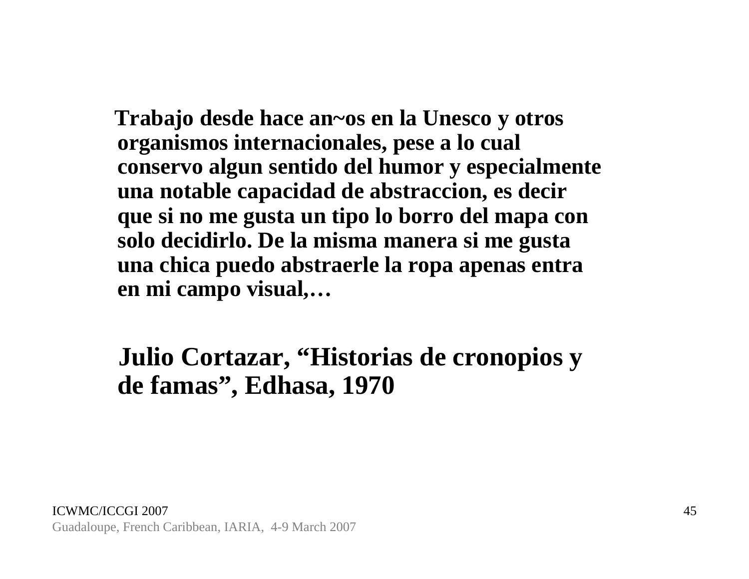**Trabajo desde hace an~os en la Unesco y otros organismos internacionales, pese a lo cual conservo algun sentido del humor y especialmente una notable capacidad de abstraccion, es decir que si no me gusta un tipo lo borro del mapa con solo decidirlo. De la misma manera si me gusta una chica puedo abstraerle la ropa apenas entra en mi campo visual,…**

**Julio Cortazar, "Historias de cronopios y de famas", Edhasa, 1970**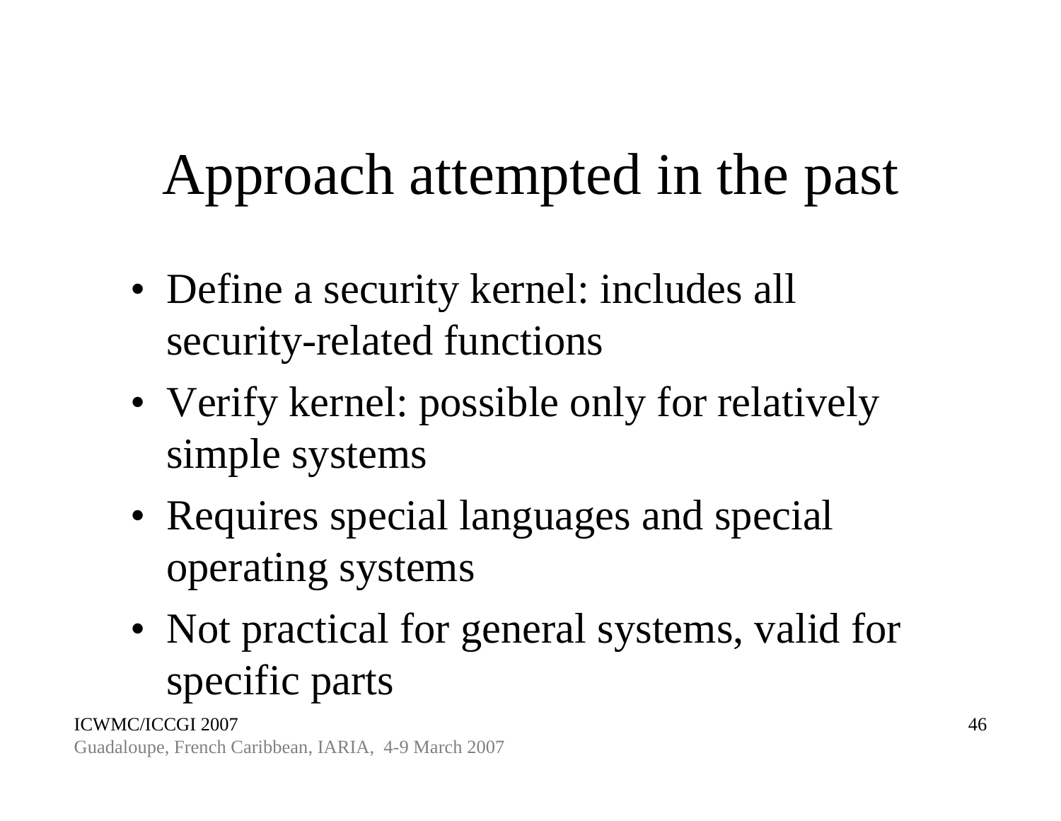# Approach attempted in the past

- Define a security kernel: includes all security-related functions
- Verify kernel: possible only for relatively simple systems
- Requires special languages and special operating systems
- Not practical for general systems, valid for specific parts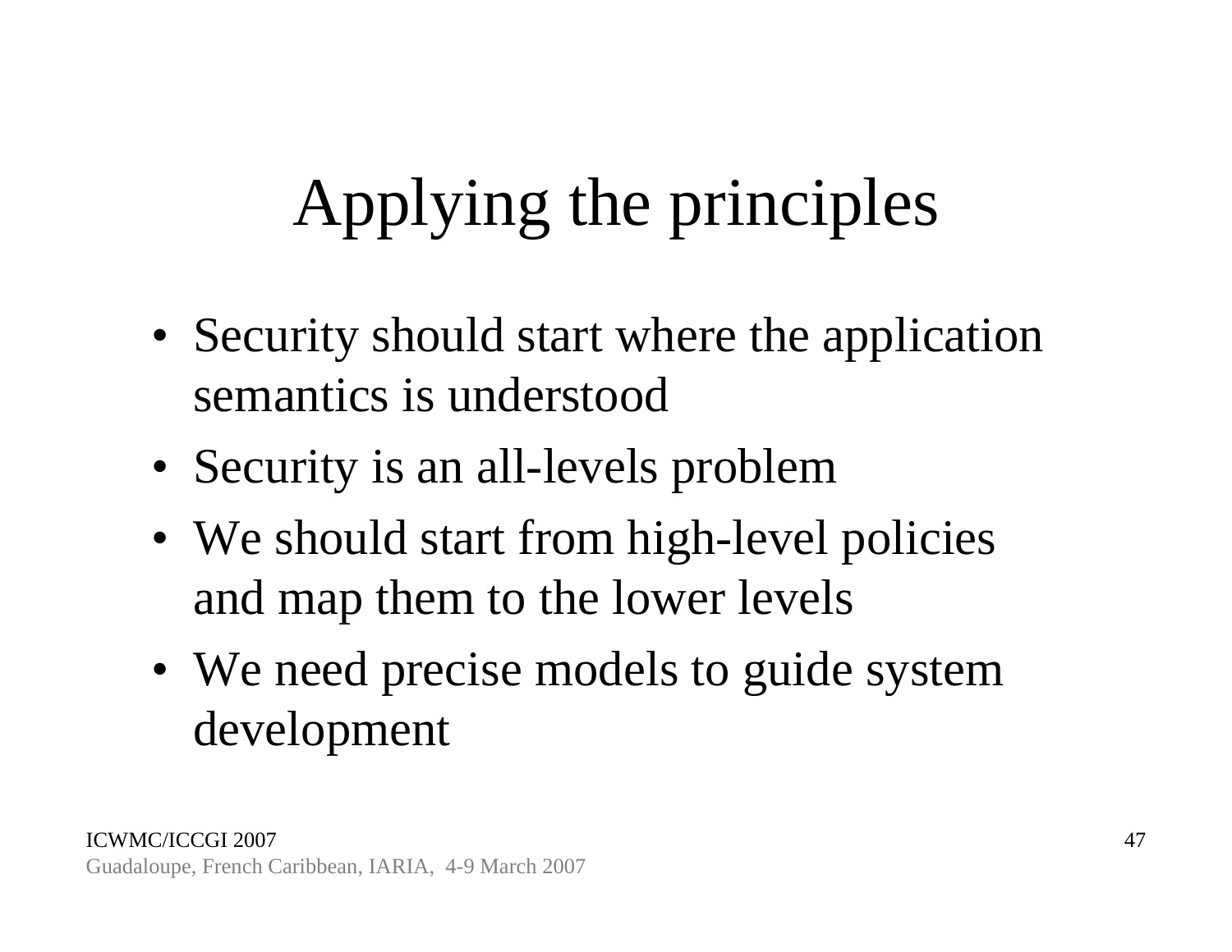# Applying the principles

- Security should start where the application semantics is understood
- Security is an all-levels problem
- We should start from high-level policies and map them to the lower levels
- We need precise models to guide system development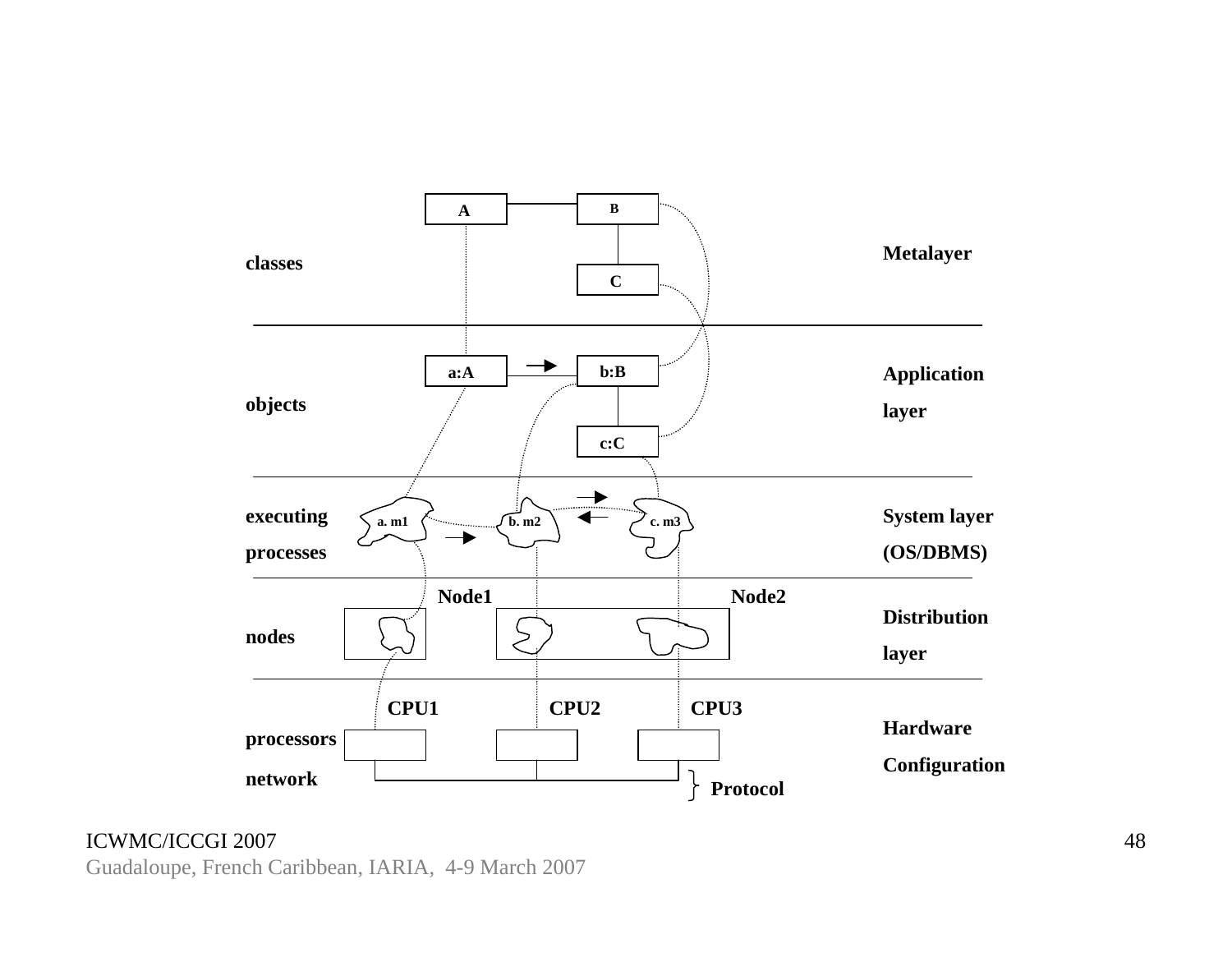| Level | Elements | Layer |
|---|---|---|
| classes | A, B, C | Metalayer |
| objects | a:A, b:B, c:C | Application layer |
| executing processes | a. m1, b. m2, c. m3 | System layer (OS/DBMS) |
| nodes | Node1, Node2 | Distribution layer |
| processors network | CPU1, CPU2, CPU3; Protocol | Hardware Configuration |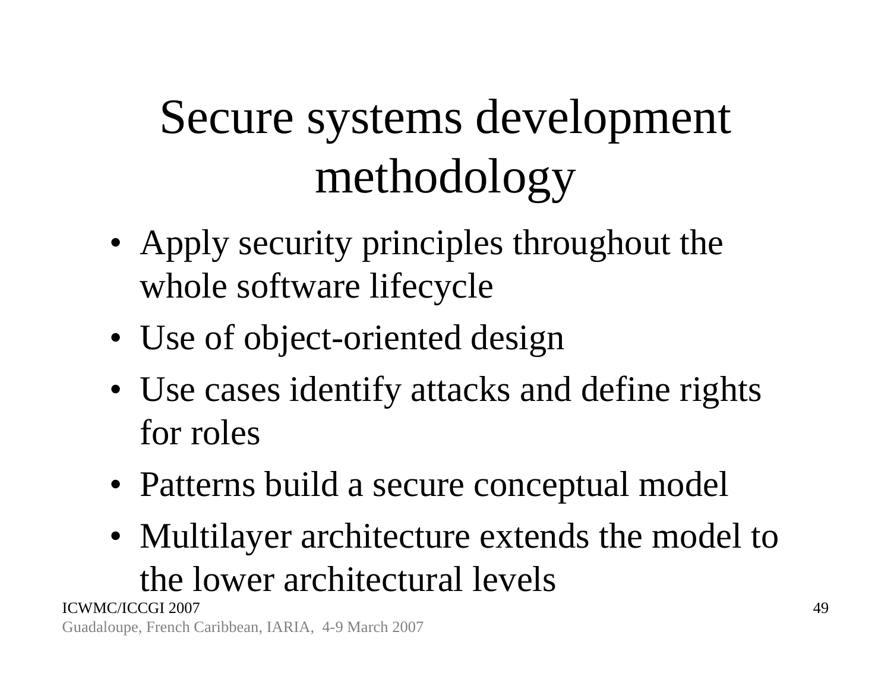# Secure systems development methodology

- Apply security principles throughout the whole software lifecycle
- Use of object-oriented design
- Use cases identify attacks and define rights for roles
- Patterns build a secure conceptual model
- Multilayer architecture extends the model to the lower architectural levels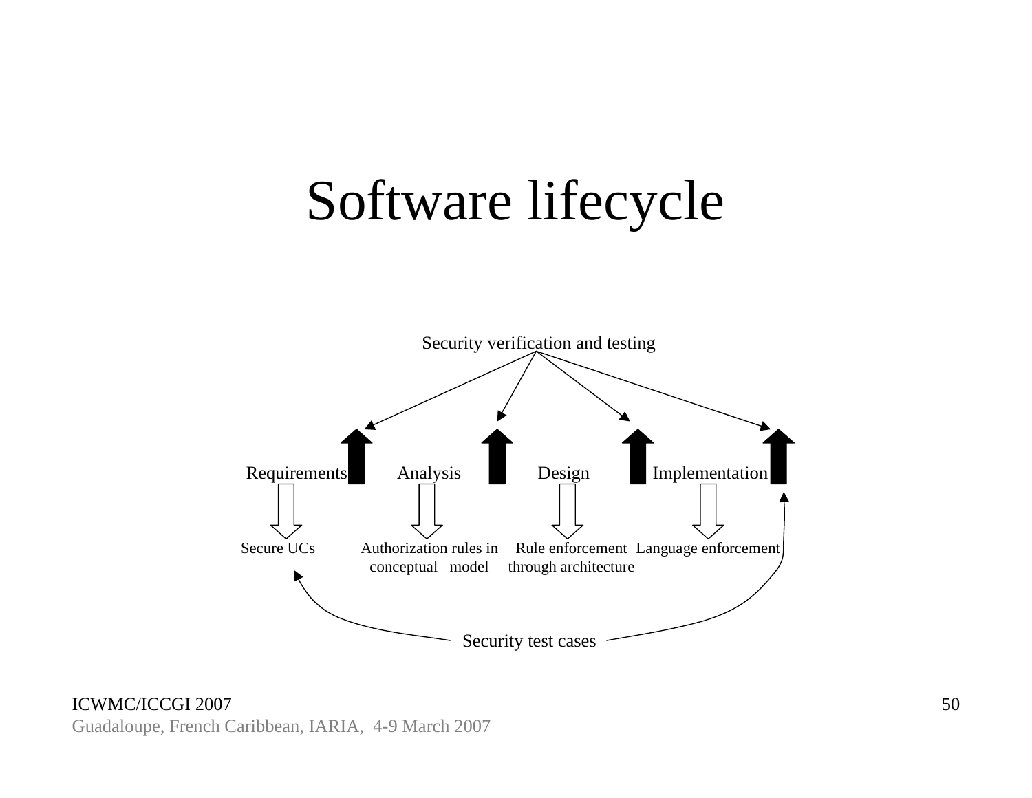# Software lifecycle

Security verification and testing

Requirements Analysis Design Implementation

Secure UCs

Authorization rules in conceptual model

Rule enforcement through architecture

Language enforcement

Security test cases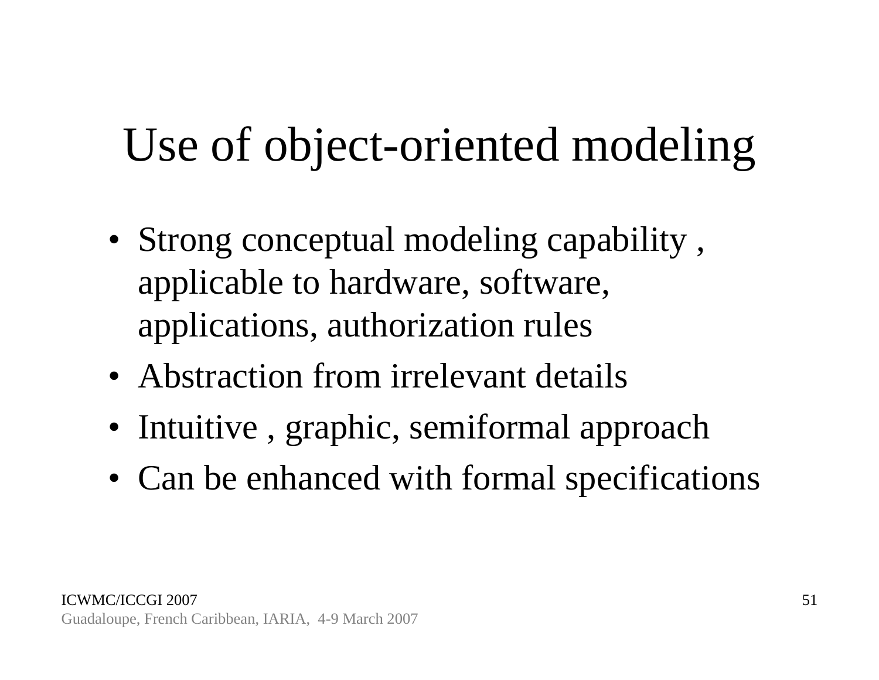# Use of object-oriented modeling

- Strong conceptual modeling capability , applicable to hardware, software, applications, authorization rules
- Abstraction from irrelevant details
- Intuitive , graphic, semiformal approach
- Can be enhanced with formal specifications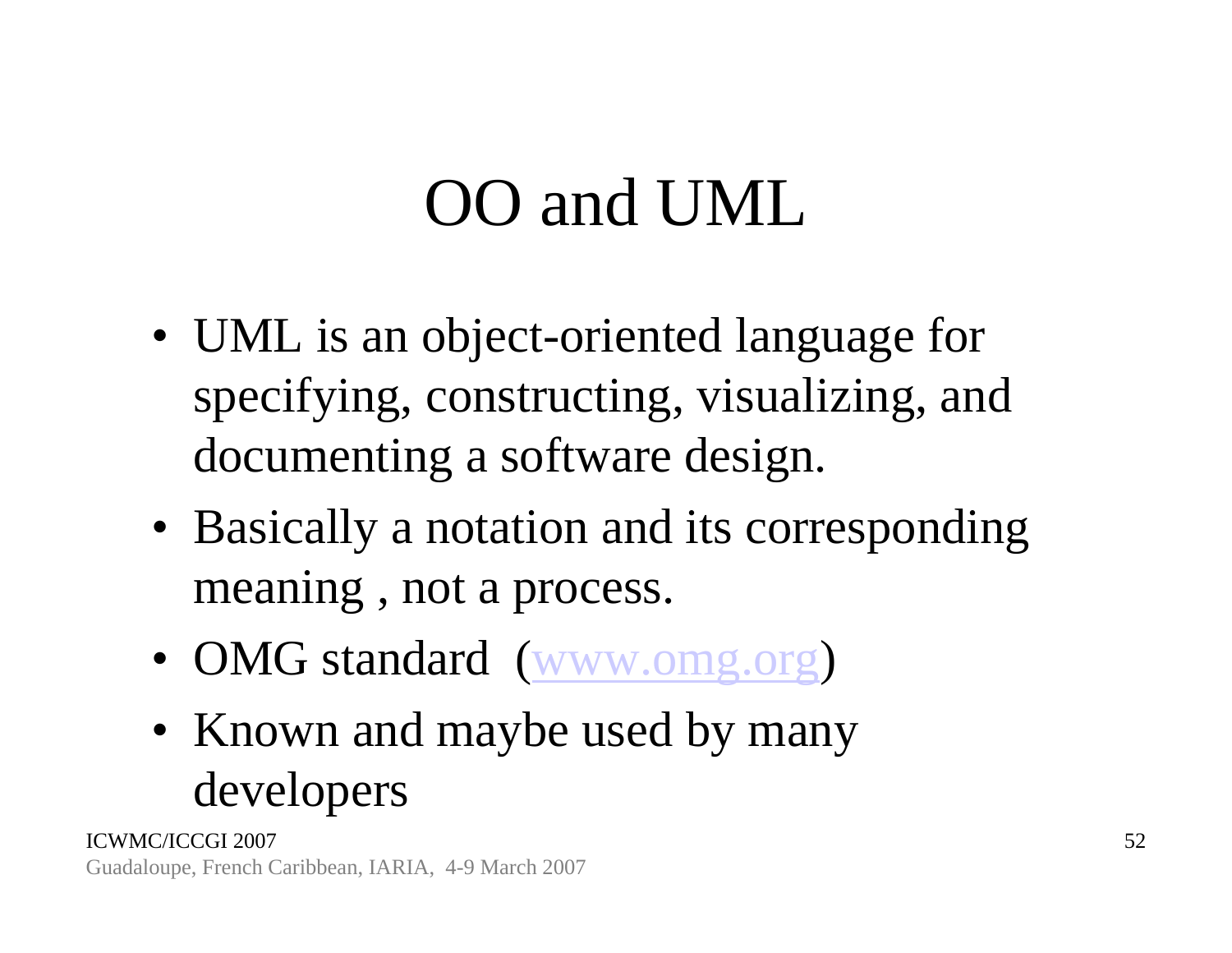# OO and UML

- UML is an object-oriented language for specifying, constructing, visualizing, and documenting a software design.
- Basically a notation and its corresponding meaning , not a process.
- OMG standard (www.omg.org)
- Known and maybe used by many developers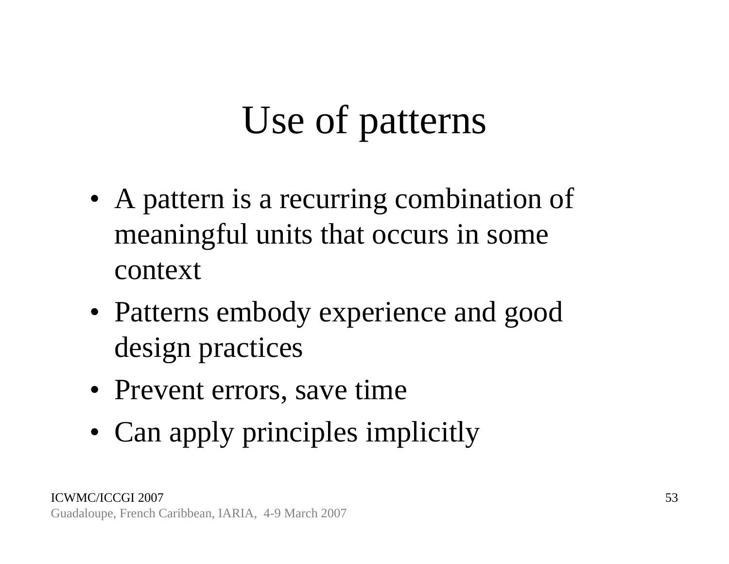# Use of patterns

- A pattern is a recurring combination of meaningful units that occurs in some context
- Patterns embody experience and good design practices
- Prevent errors, save time
- Can apply principles implicitly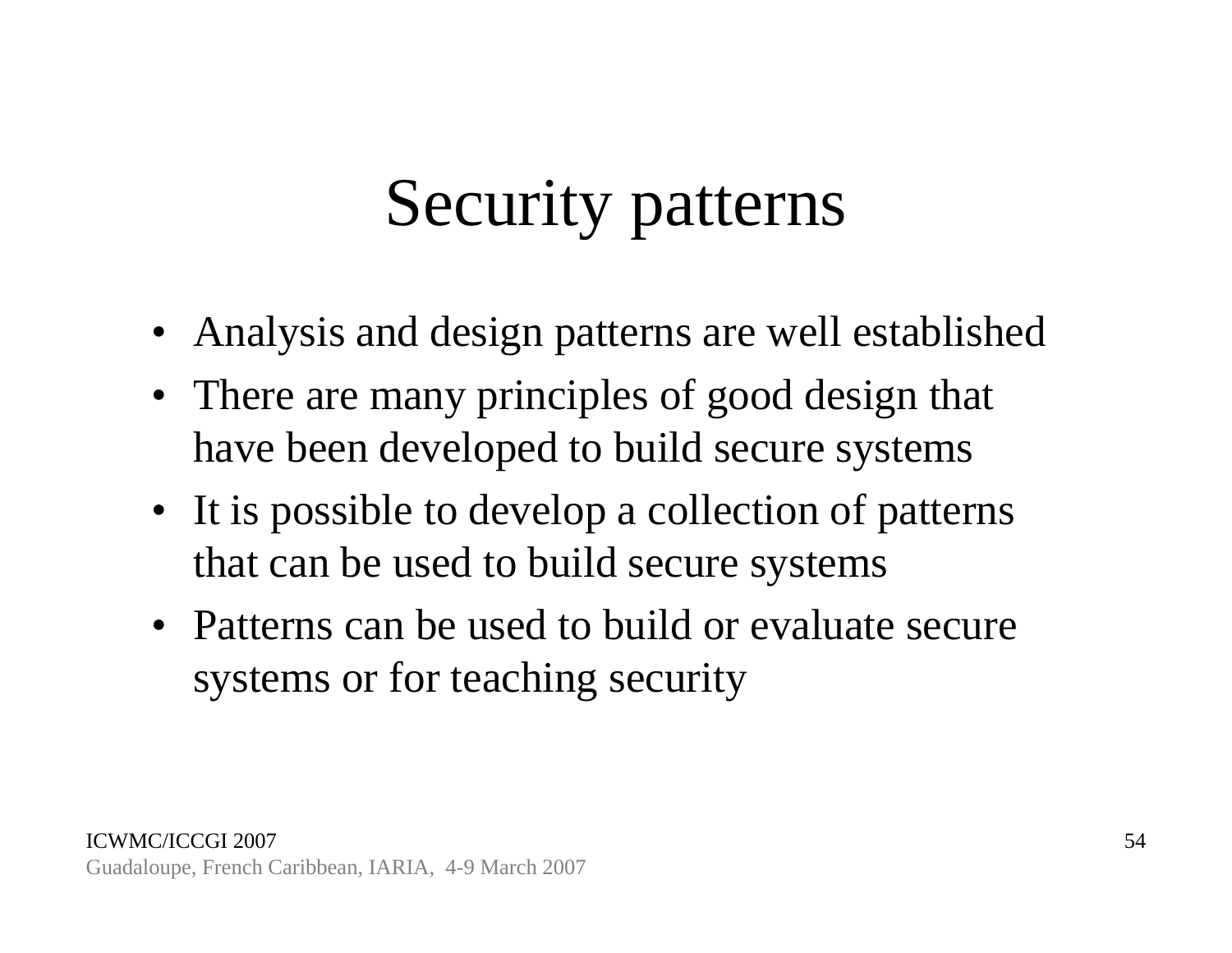# Security patterns

- Analysis and design patterns are well established
- There are many principles of good design that have been developed to build secure systems
- It is possible to develop a collection of patterns that can be used to build secure systems
- Patterns can be used to build or evaluate secure systems or for teaching security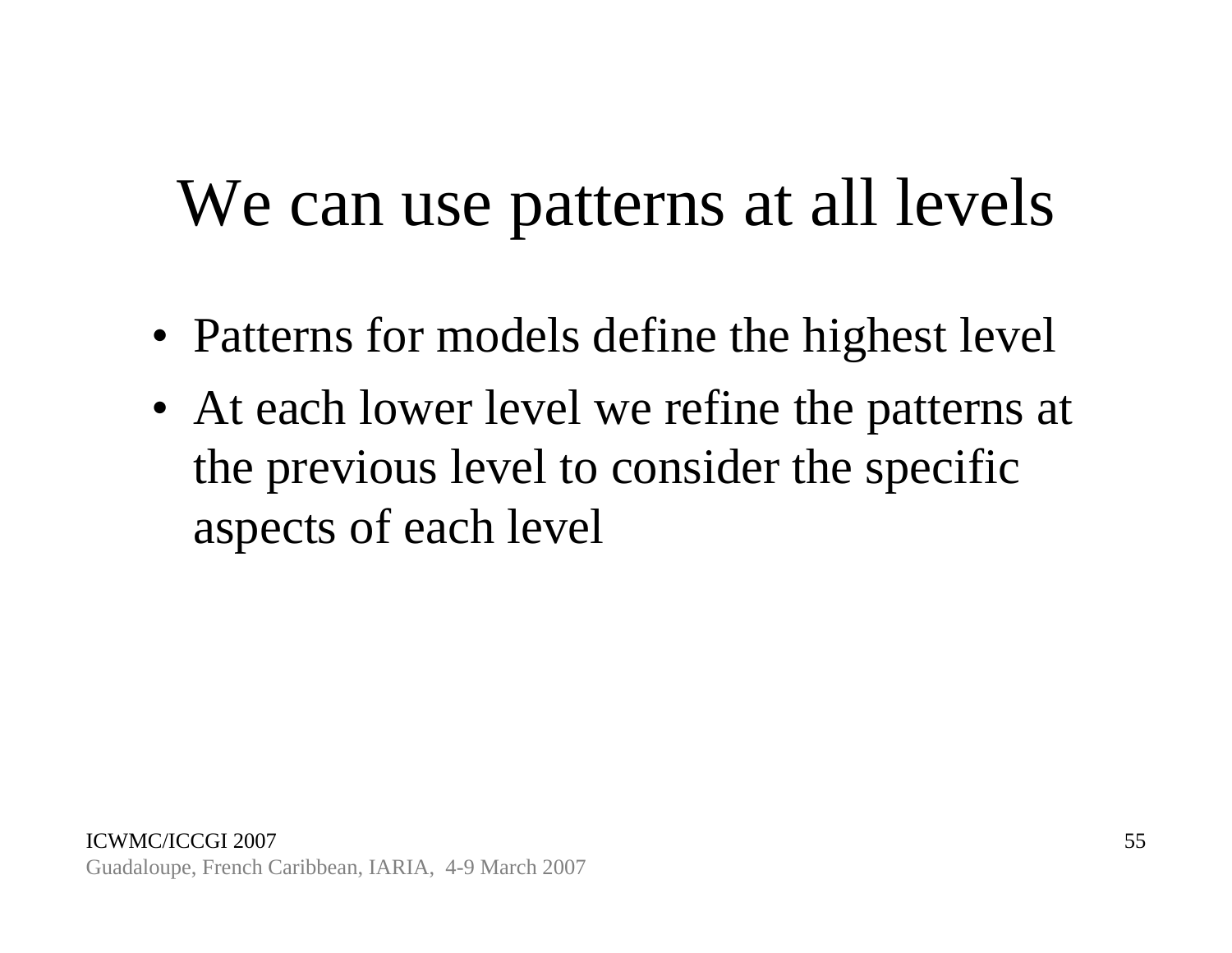# We can use patterns at all levels

- Patterns for models define the highest level
- At each lower level we refine the patterns at the previous level to consider the specific aspects of each level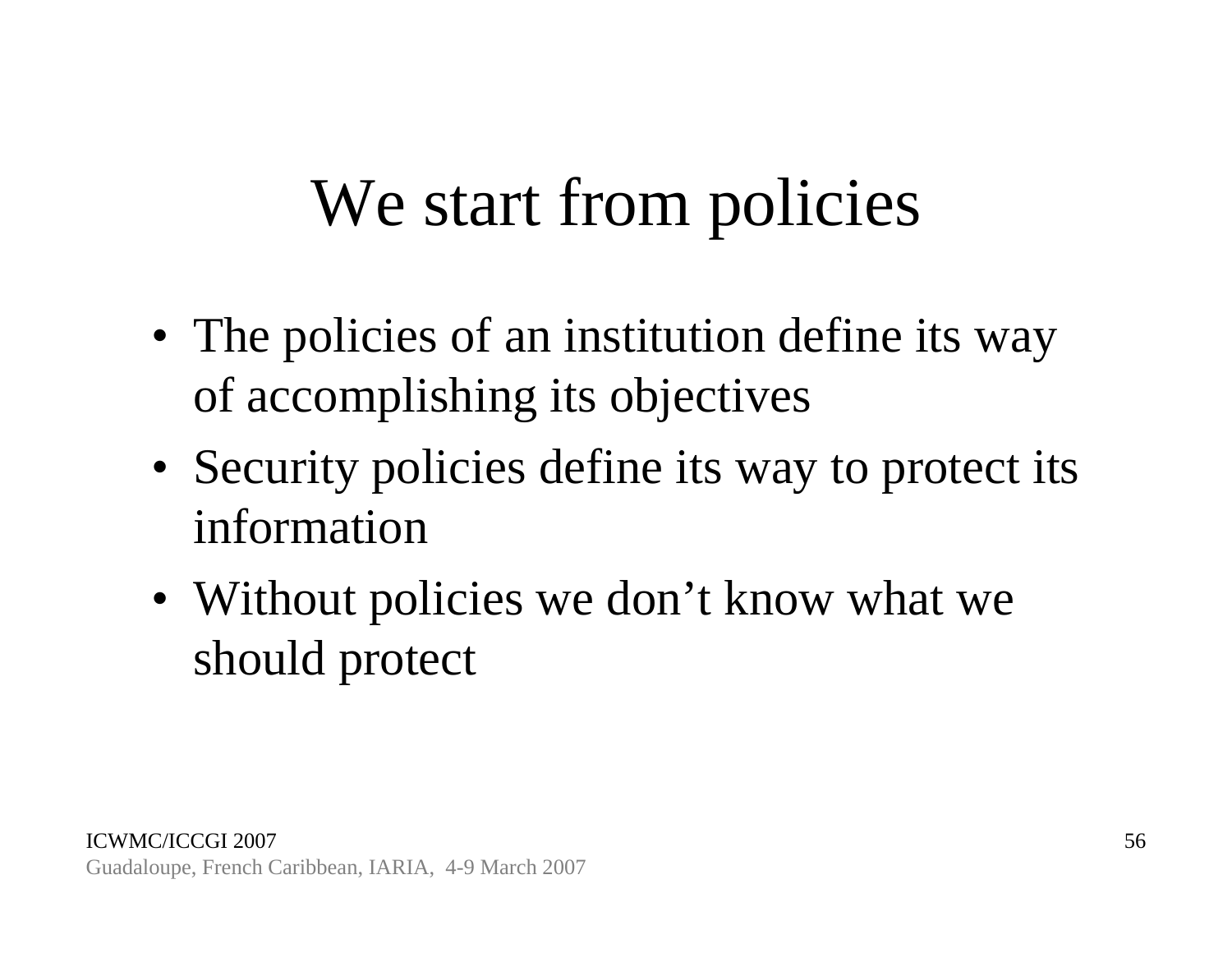# We start from policies

- The policies of an institution define its way of accomplishing its objectives
- Security policies define its way to protect its information
- Without policies we don’t know what we should protect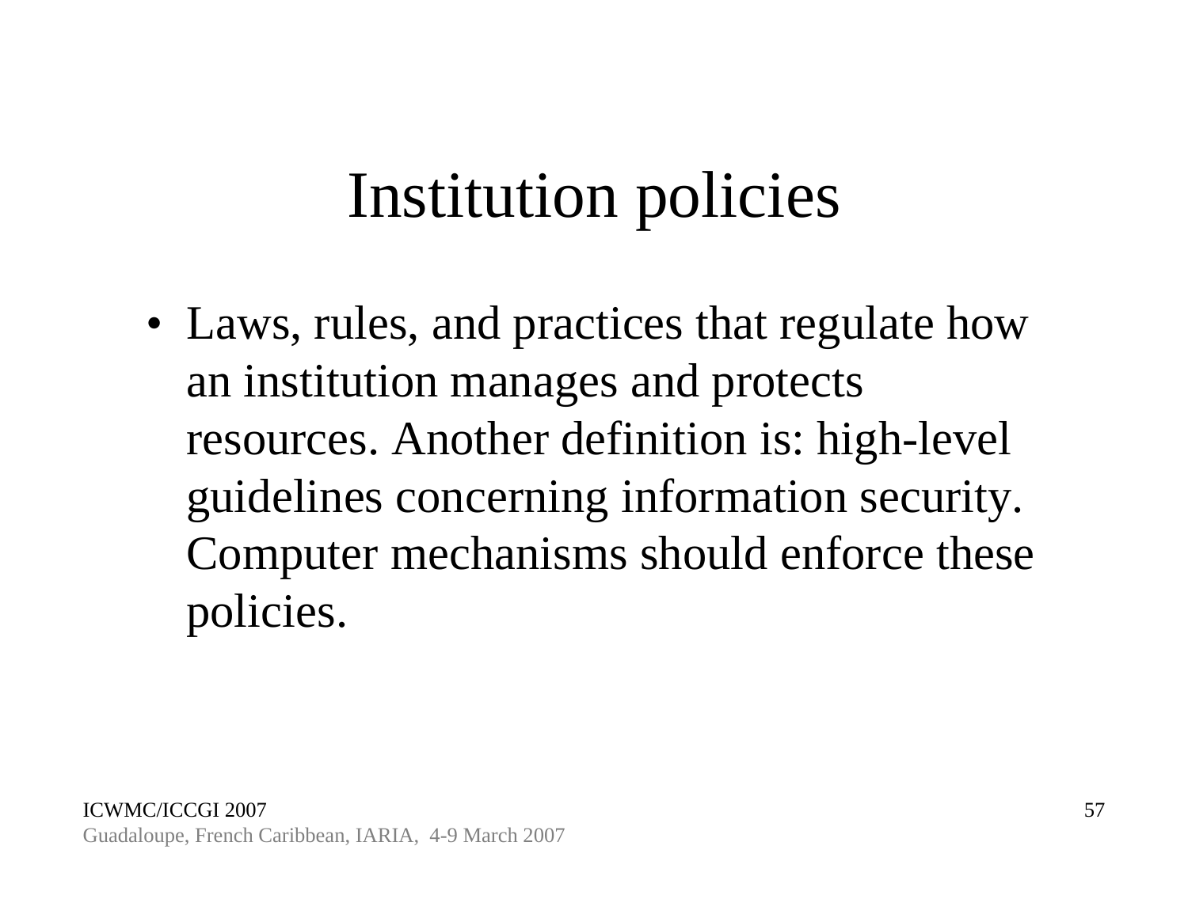# Institution policies

- Laws, rules, and practices that regulate how an institution manages and protects resources. Another definition is: high-level guidelines concerning information security. Computer mechanisms should enforce these policies.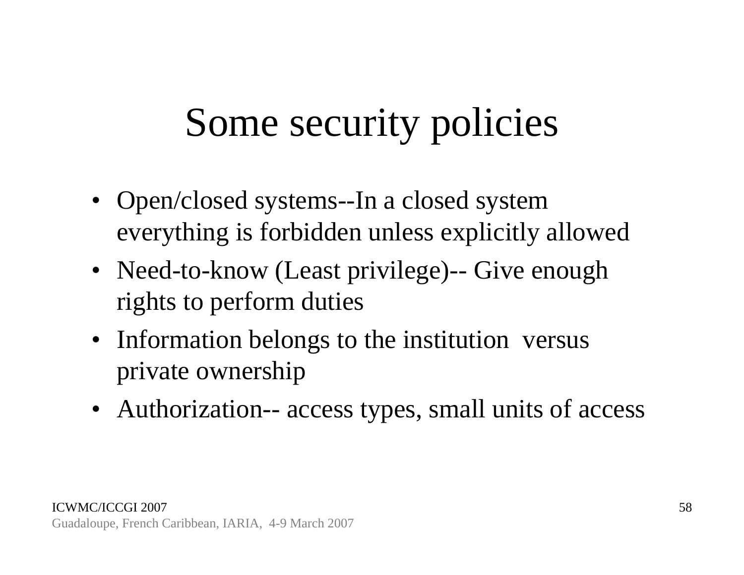# Some security policies

- Open/closed systems--In a closed system everything is forbidden unless explicitly allowed
- Need-to-know (Least privilege)-- Give enough rights to perform duties
- Information belongs to the institution versus private ownership
- Authorization-- access types, small units of access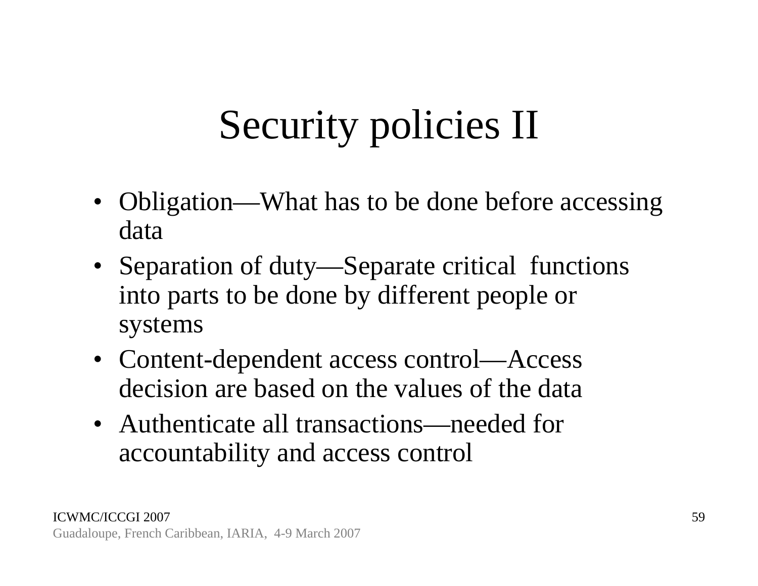# Security policies II

- Obligation—What has to be done before accessing data
- Separation of duty—Separate critical functions into parts to be done by different people or systems
- Content-dependent access control—Access decision are based on the values of the data
- Authenticate all transactions—needed for accountability and access control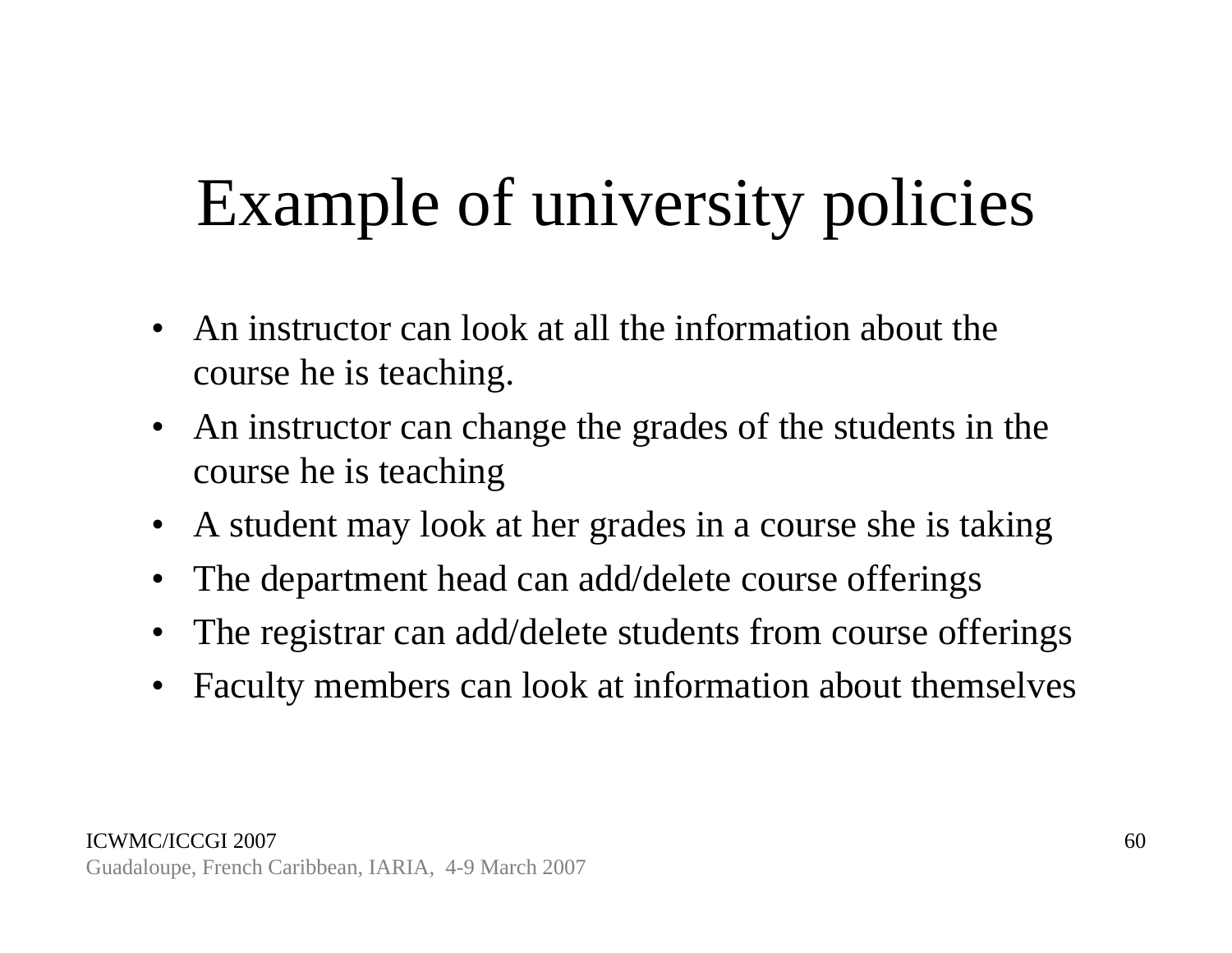# Example of university policies

- An instructor can look at all the information about the course he is teaching.
- An instructor can change the grades of the students in the course he is teaching
- A student may look at her grades in a course she is taking
- The department head can add/delete course offerings
- The registrar can add/delete students from course offerings
- Faculty members can look at information about themselves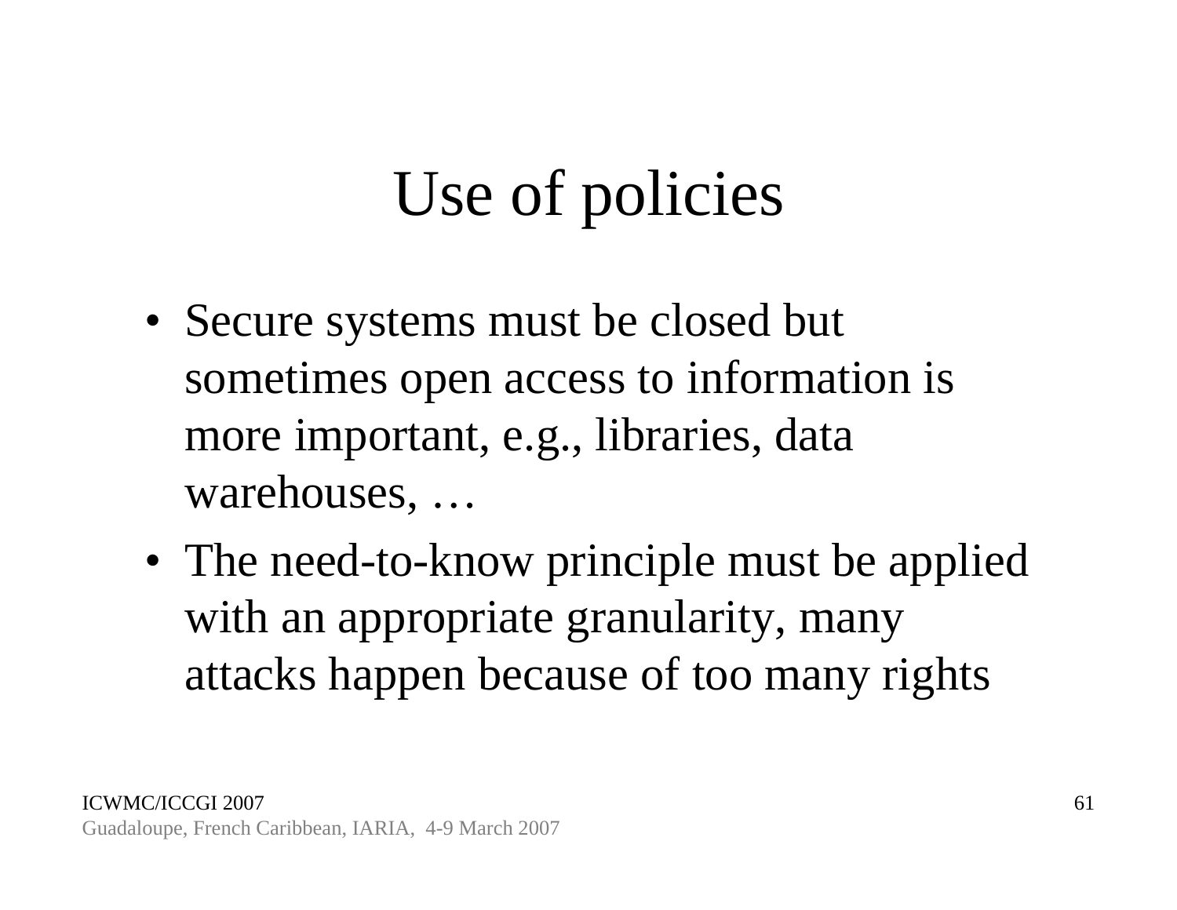# Use of policies

- Secure systems must be closed but sometimes open access to information is more important, e.g., libraries, data warehouses, …
- The need-to-know principle must be applied with an appropriate granularity, many attacks happen because of too many rights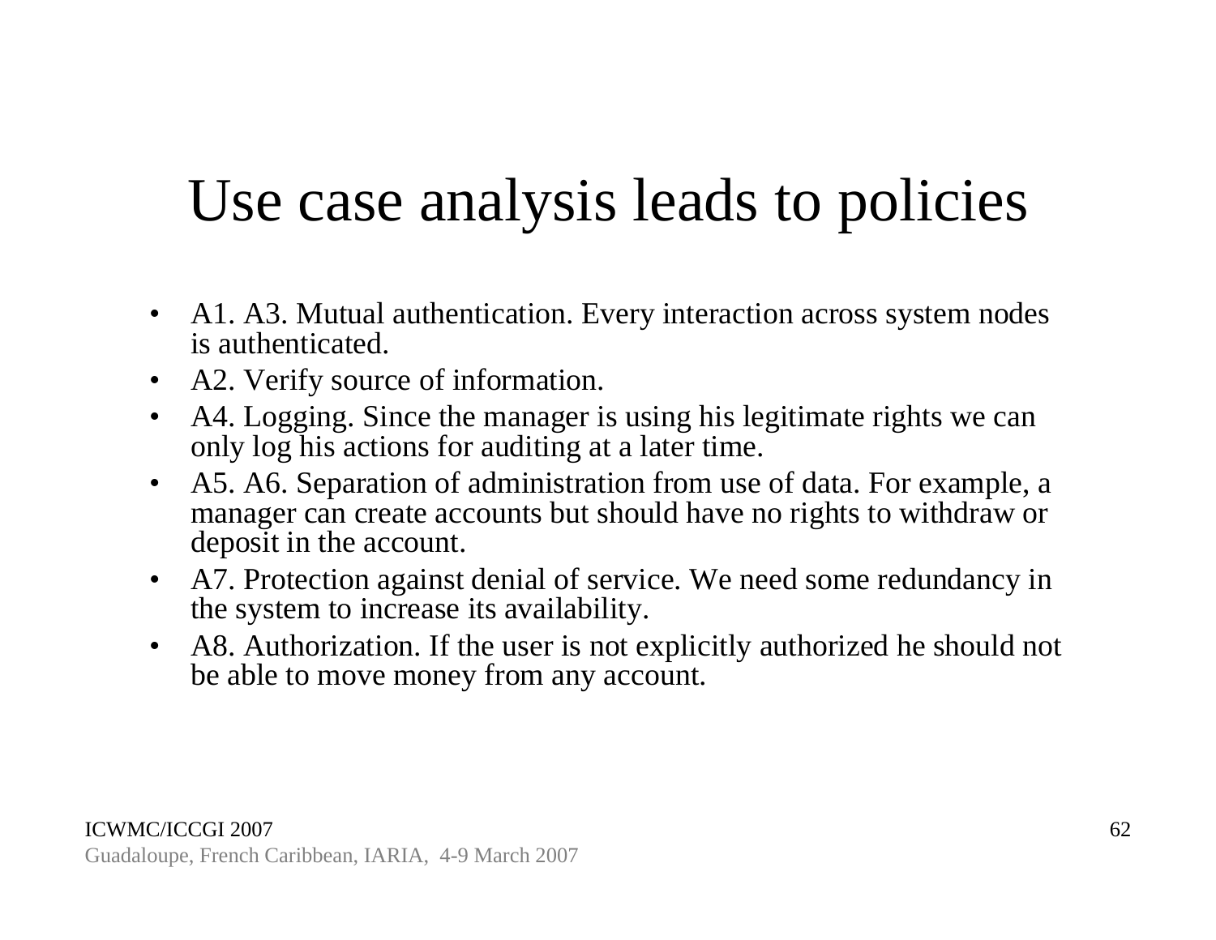# Use case analysis leads to policies

- A1. A3. Mutual authentication. Every interaction across system nodes is authenticated.
- A2. Verify source of information.
- A4. Logging. Since the manager is using his legitimate rights we can only log his actions for auditing at a later time.
- A5. A6. Separation of administration from use of data. For example, a manager can create accounts but should have no rights to withdraw or deposit in the account.
- A7. Protection against denial of service. We need some redundancy in the system to increase its availability.
- A8. Authorization. If the user is not explicitly authorized he should not be able to move money from any account.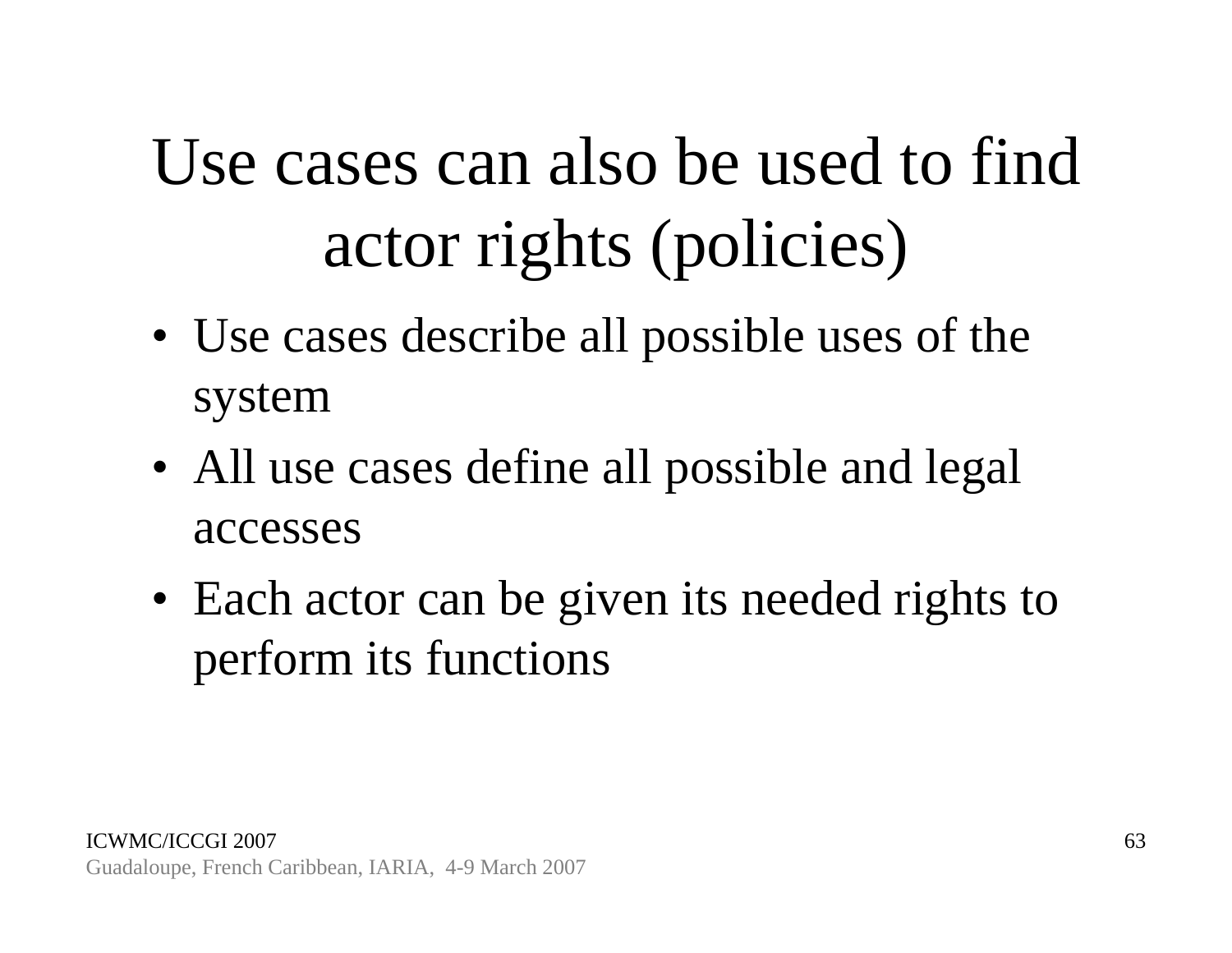# Use cases can also be used to find actor rights (policies)

- Use cases describe all possible uses of the system
- All use cases define all possible and legal accesses
- Each actor can be given its needed rights to perform its functions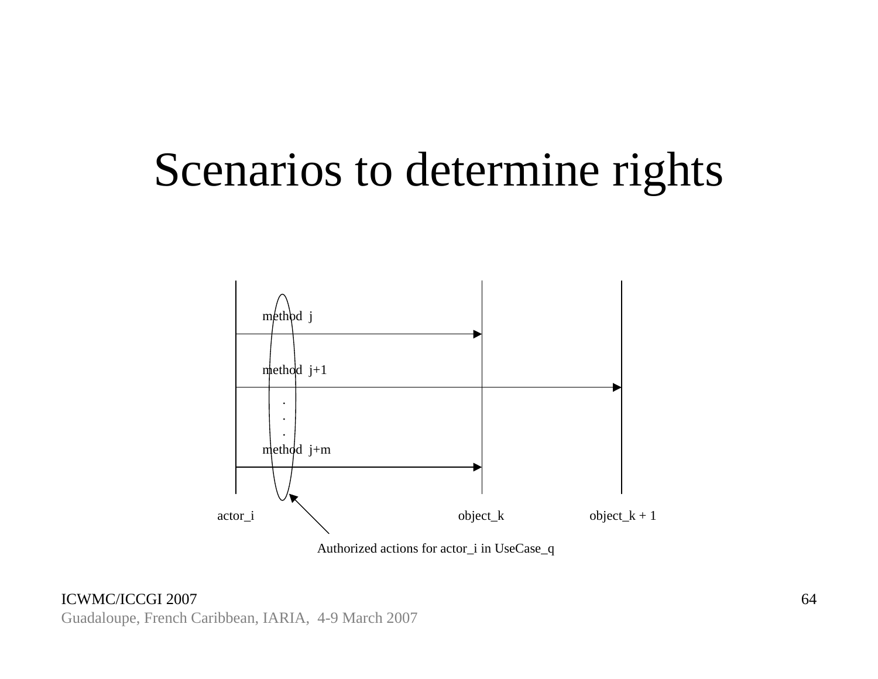# Scenarios to determine rights

method j

method j+1

.
.
.

method j+m

actor_i

object_k

object_k + 1

Authorized actions for actor_i in UseCase_q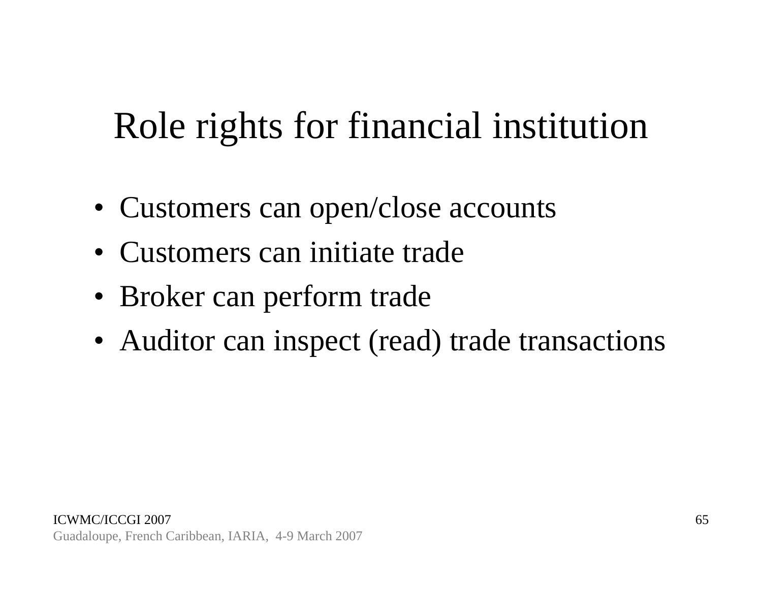# Role rights for financial institution

- Customers can open/close accounts
- Customers can initiate trade
- Broker can perform trade
- Auditor can inspect (read) trade transactions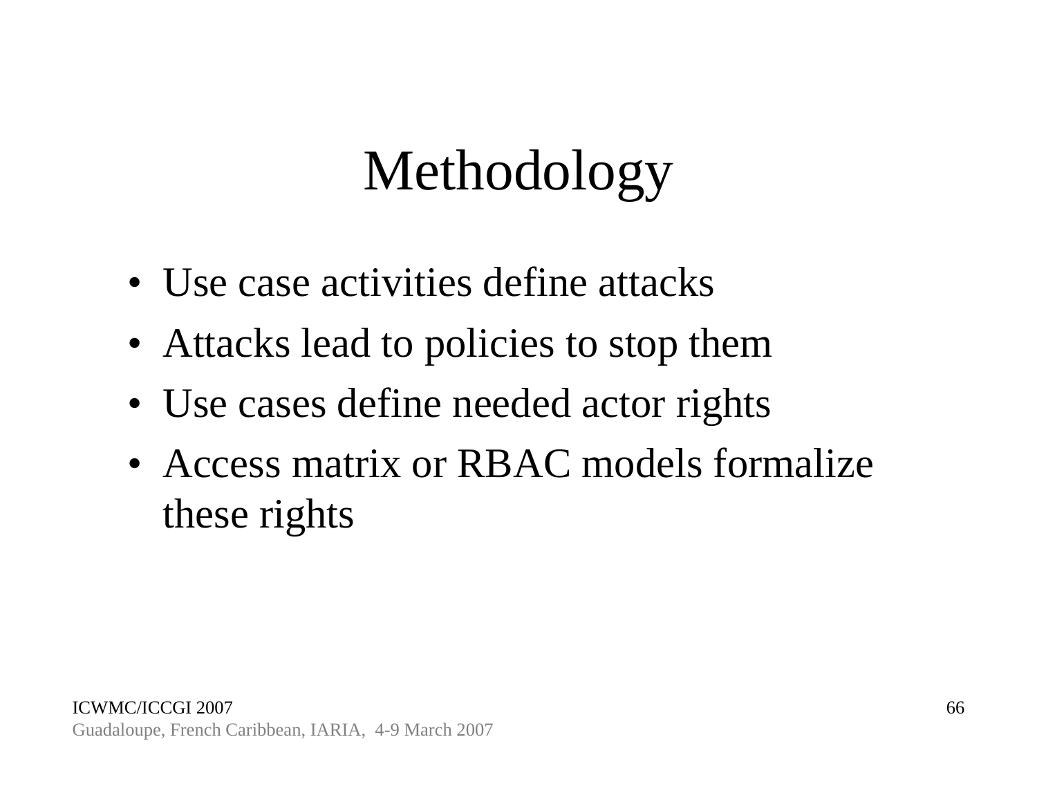# Methodology

- Use case activities define attacks
- Attacks lead to policies to stop them
- Use cases define needed actor rights
- Access matrix or RBAC models formalize these rights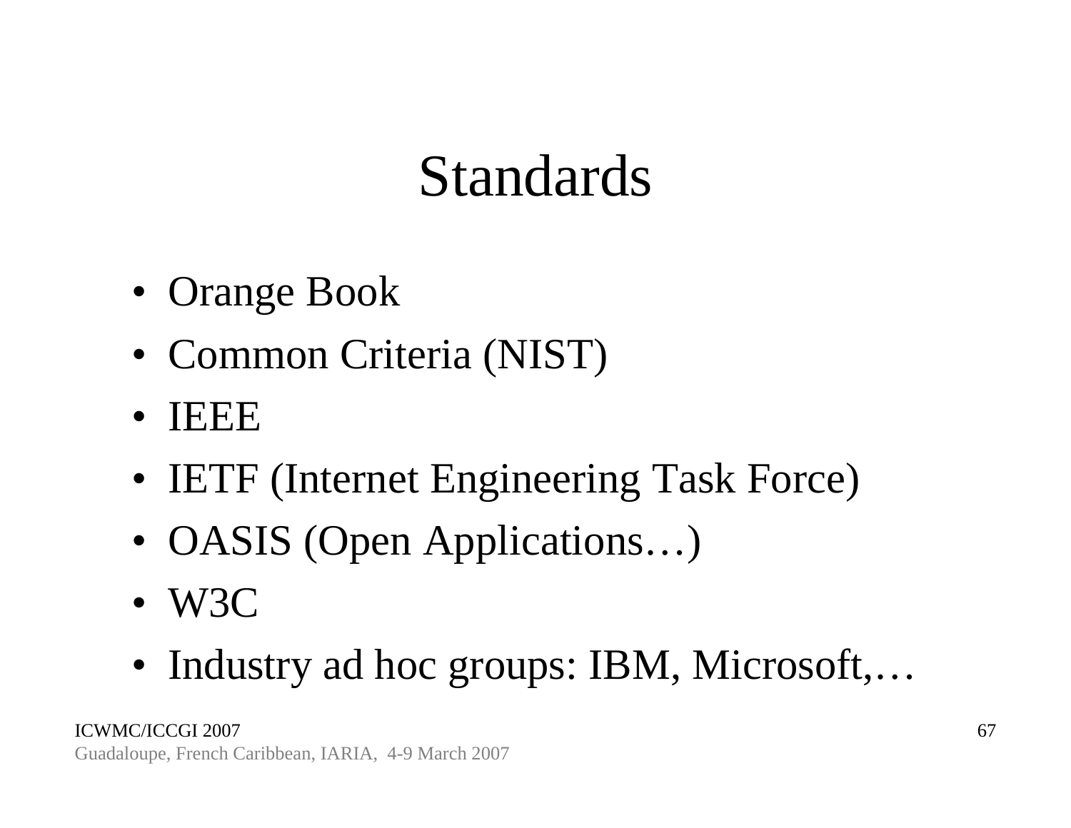# Standards

- Orange Book
- Common Criteria (NIST)
- IEEE
- IETF (Internet Engineering Task Force)
- OASIS (Open Applications…)
- W3C
- Industry ad hoc groups: IBM, Microsoft,…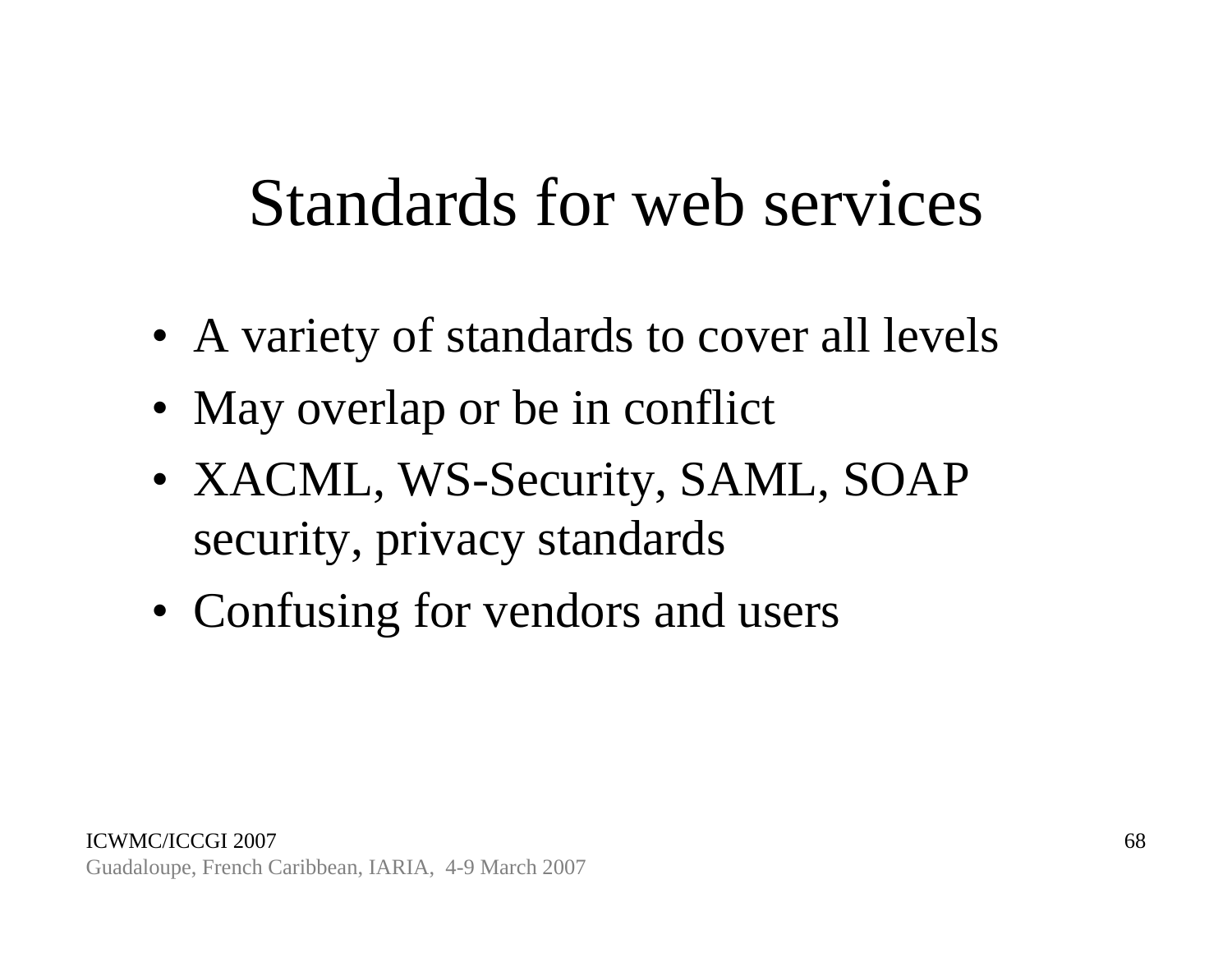# Standards for web services

- A variety of standards to cover all levels
- May overlap or be in conflict
- XACML, WS-Security, SAML, SOAP security, privacy standards
- Confusing for vendors and users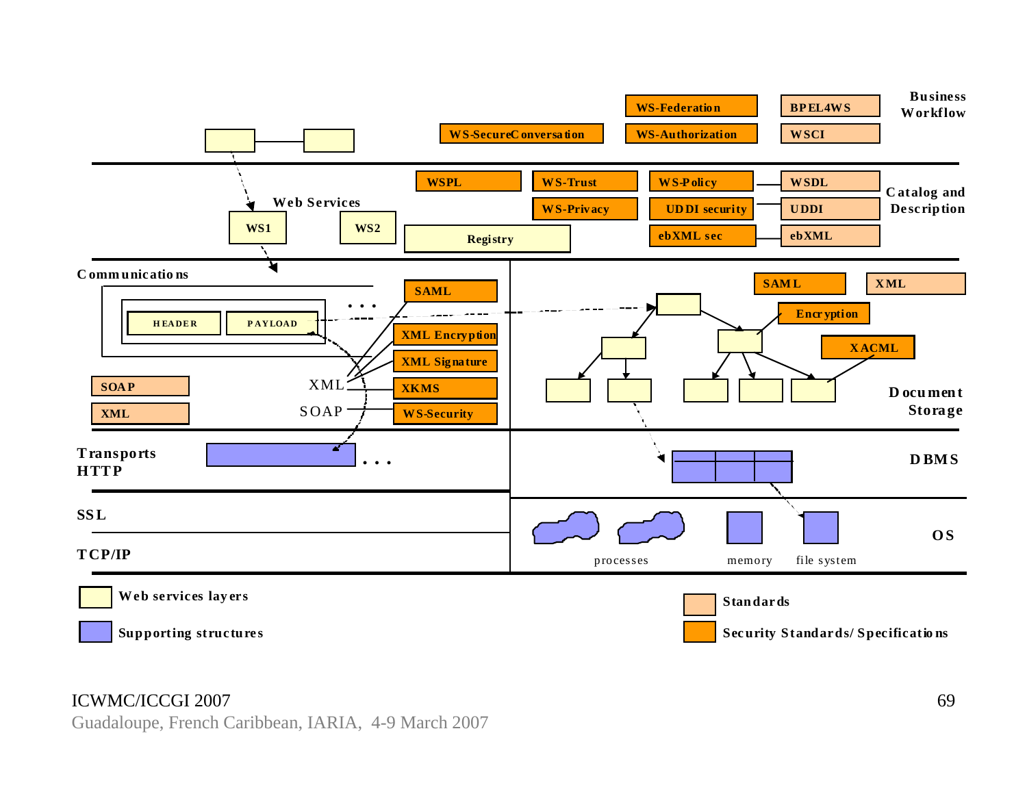**Business Workflow**

- WS-Federation
- WS-Authorization
- WS-SecureConversation
- BPEL4WS
- WSCI

**Catalog and Description**

- Web Services: WS1, WS2
- Registry
- WSPL
- WS-Trust
- WS-Privacy
- WS-Policy
- UDDI security
- ebXML sec
- WSDL
- UDDI
- ebXML

**Communications**

- HEADER
- PAYLOAD
- . . .
- SAML
- XML Encryption
- XML Signature
- XKMS
- WS-Security
- SOAP
- XML
- XML
- SOAP

**Document Storage**

- SAML
- XML
- Encryption
- XACML

**Transports HTTP**

- . . .

**DBMS**

**SSL**

**TCP/IP**

**OS**

- processes
- memory
- file system

**Legend:**

- Web services layers
- Supporting structures
- Standards
- Security Standards/Specifications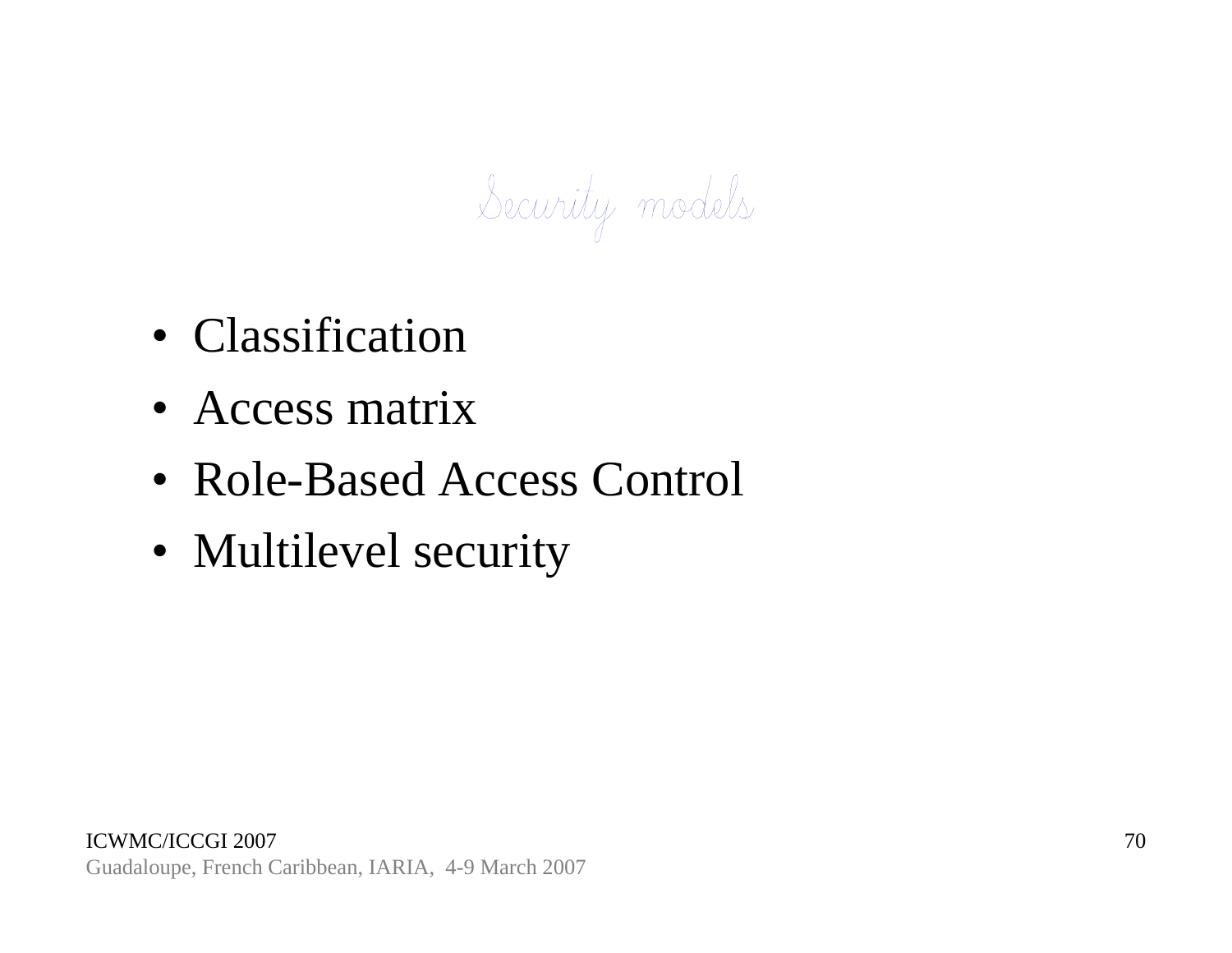# Security models

- Classification
- Access matrix
- Role-Based Access Control
- Multilevel security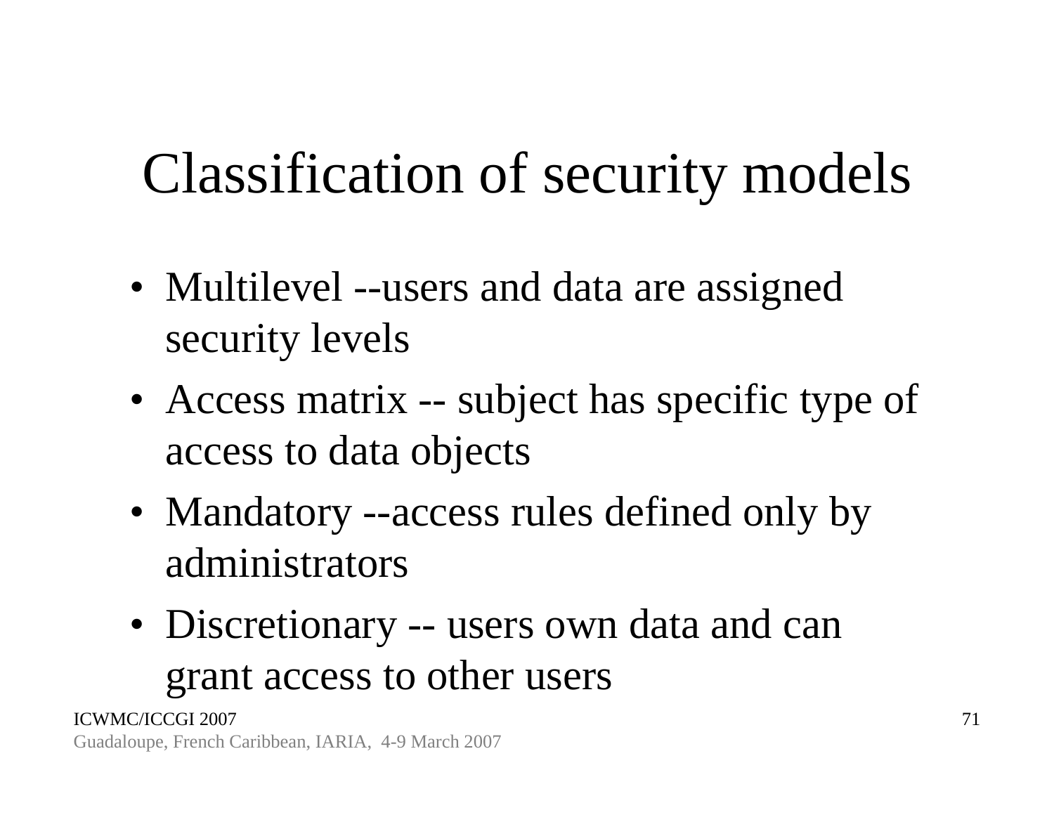# Classification of security models

- Multilevel --users and data are assigned security levels
- Access matrix -- subject has specific type of access to data objects
- Mandatory --access rules defined only by administrators
- Discretionary -- users own data and can grant access to other users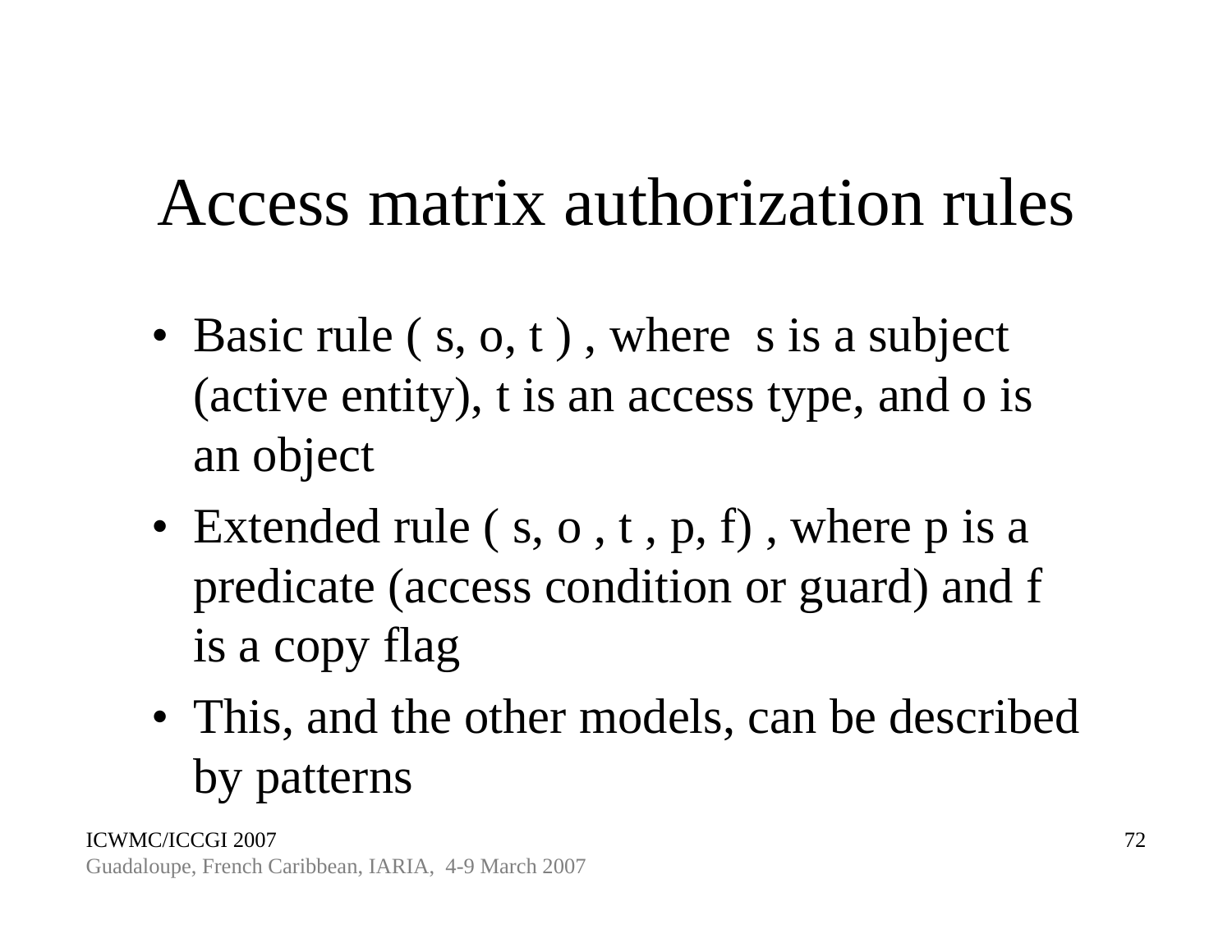# Access matrix authorization rules

- Basic rule ( s, o, t ) , where s is a subject (active entity), t is an access type, and o is an object
- Extended rule ( s, o , t , p, f) , where p is a predicate (access condition or guard) and f is a copy flag
- This, and the other models, can be described by patterns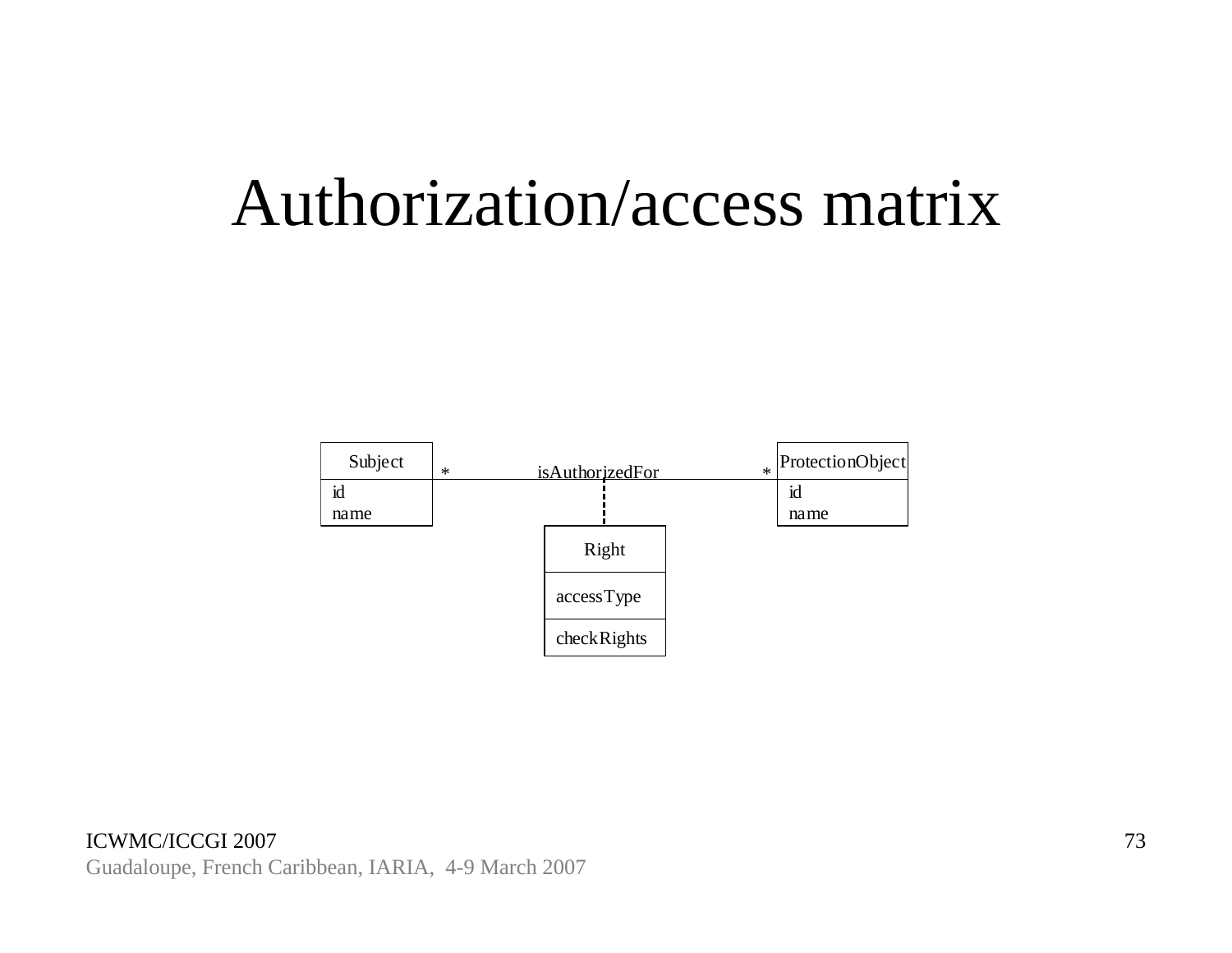# Authorization/access matrix

Subject — id, name

ProtectionObject — id, name

Subject * isAuthorizedFor * ProtectionObject

Right — accessType — checkRights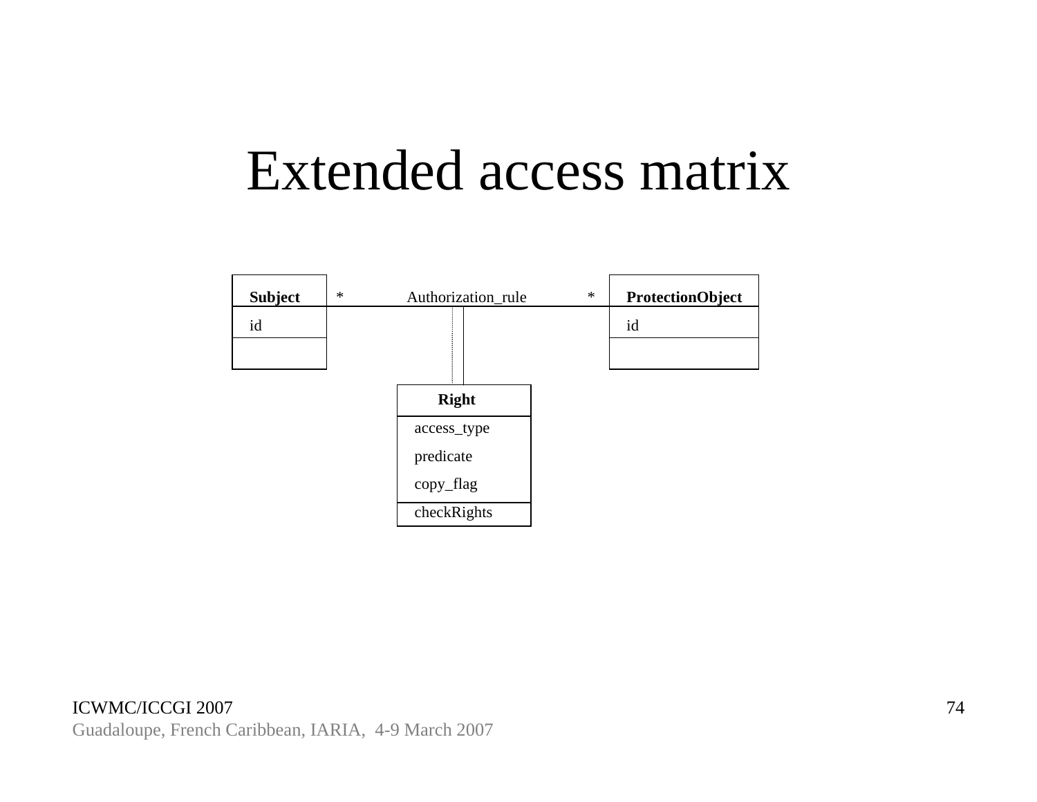# Extended access matrix

| Subject |
|---|
| id |
| |

\* Authorization_rule \*

| ProtectionObject |
|---|
| id |
| |

| Right |
|---|
| access_type |
| predicate |
| copy_flag |
| checkRights |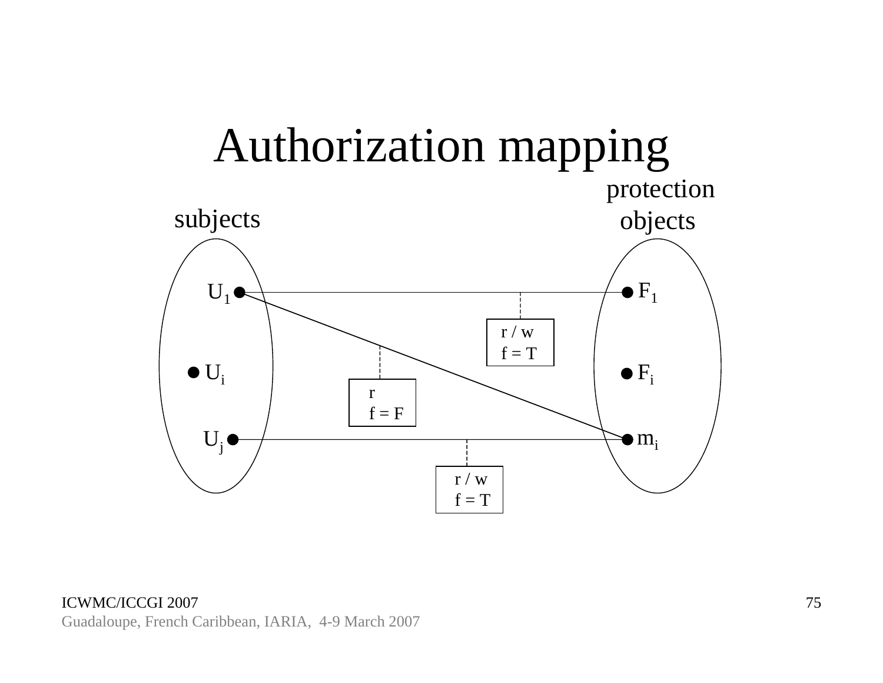# Authorization mapping

subjects

protection objects

$U_1$

$U_i$

$U_j$

$F_1$

$F_i$

$m_i$

r / w
f = T

r
f = F

r / w
f = T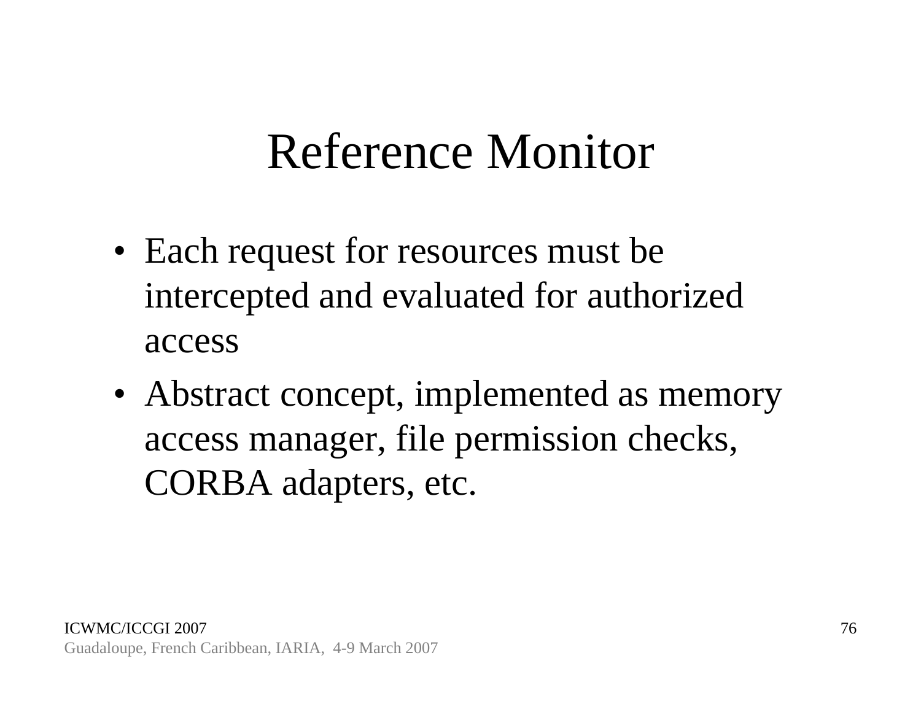# Reference Monitor

- Each request for resources must be intercepted and evaluated for authorized access
- Abstract concept, implemented as memory access manager, file permission checks, CORBA adapters, etc.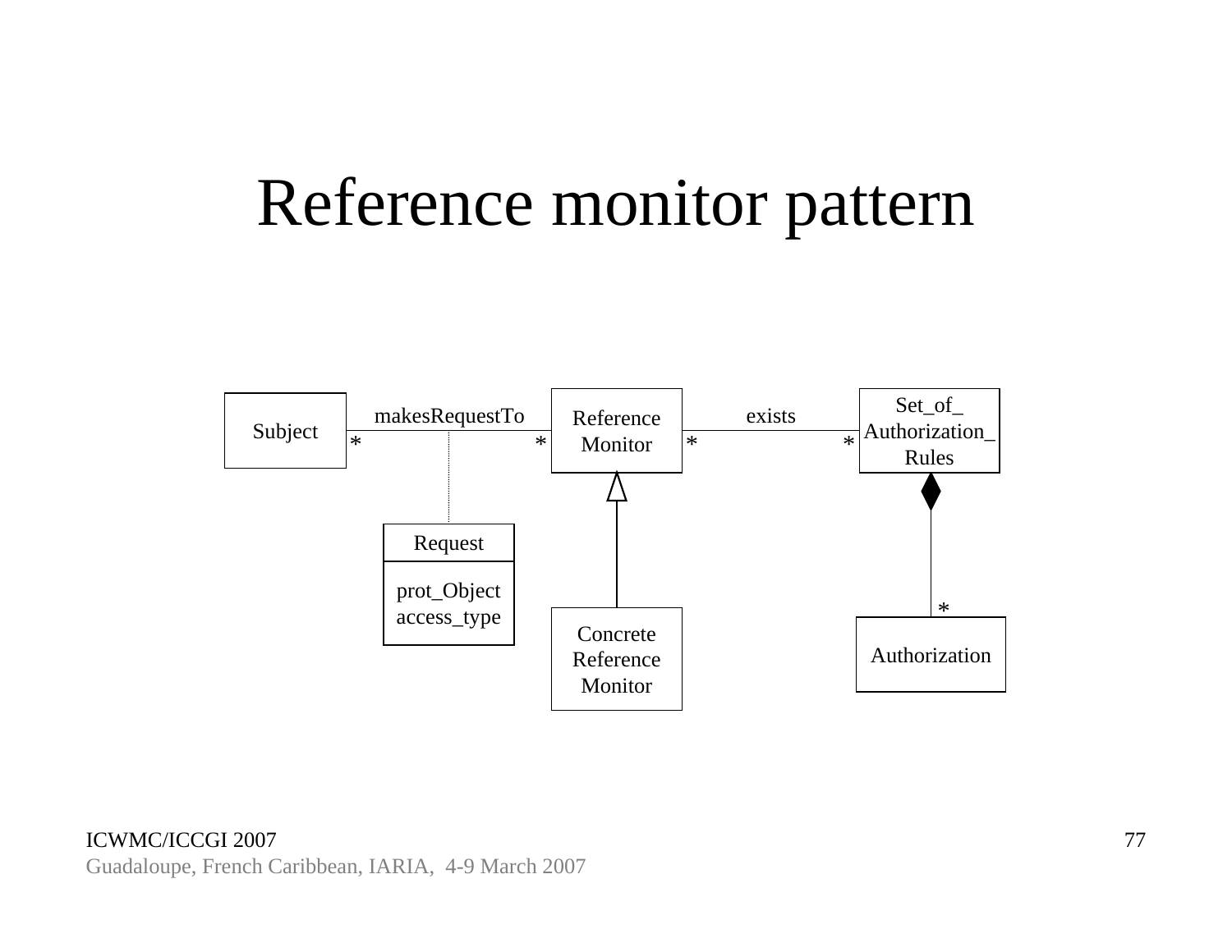# Reference monitor pattern

Subject — makesRequestTo (* to *) — Reference Monitor — exists (* to *) — Set_of_Authorization_Rules

Request: prot_Object, access_type

Concrete Reference Monitor (inherits from Reference Monitor)

Authorization (* — composed in Set_of_Authorization_Rules)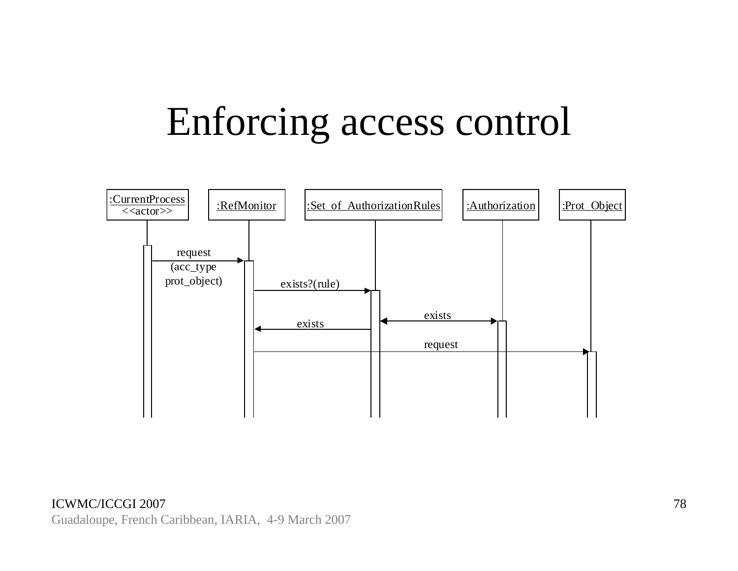# Enforcing access control

:CurrentProcess <<actor>> | :RefMonitor | :Set_of_AuthorizationRules | :Authorization | :Prot_Object

request (acc_type prot_object)

exists?(rule)

exists

exists

request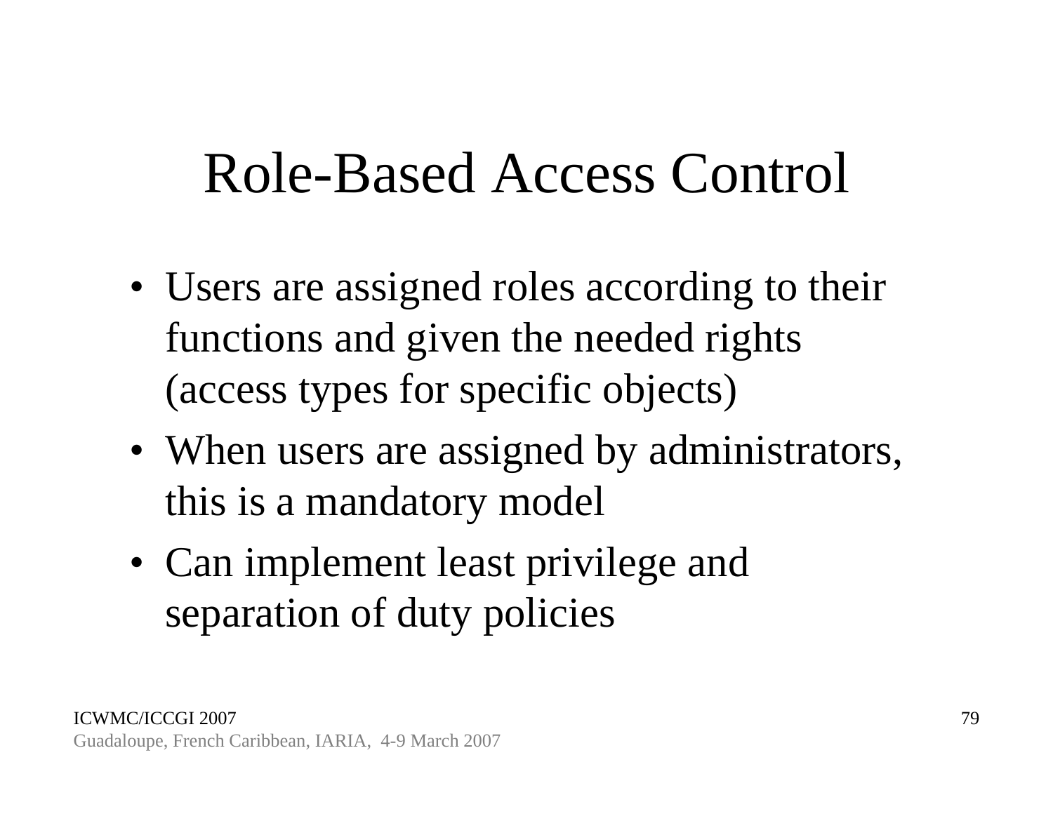# Role-Based Access Control

- Users are assigned roles according to their functions and given the needed rights (access types for specific objects)
- When users are assigned by administrators, this is a mandatory model
- Can implement least privilege and separation of duty policies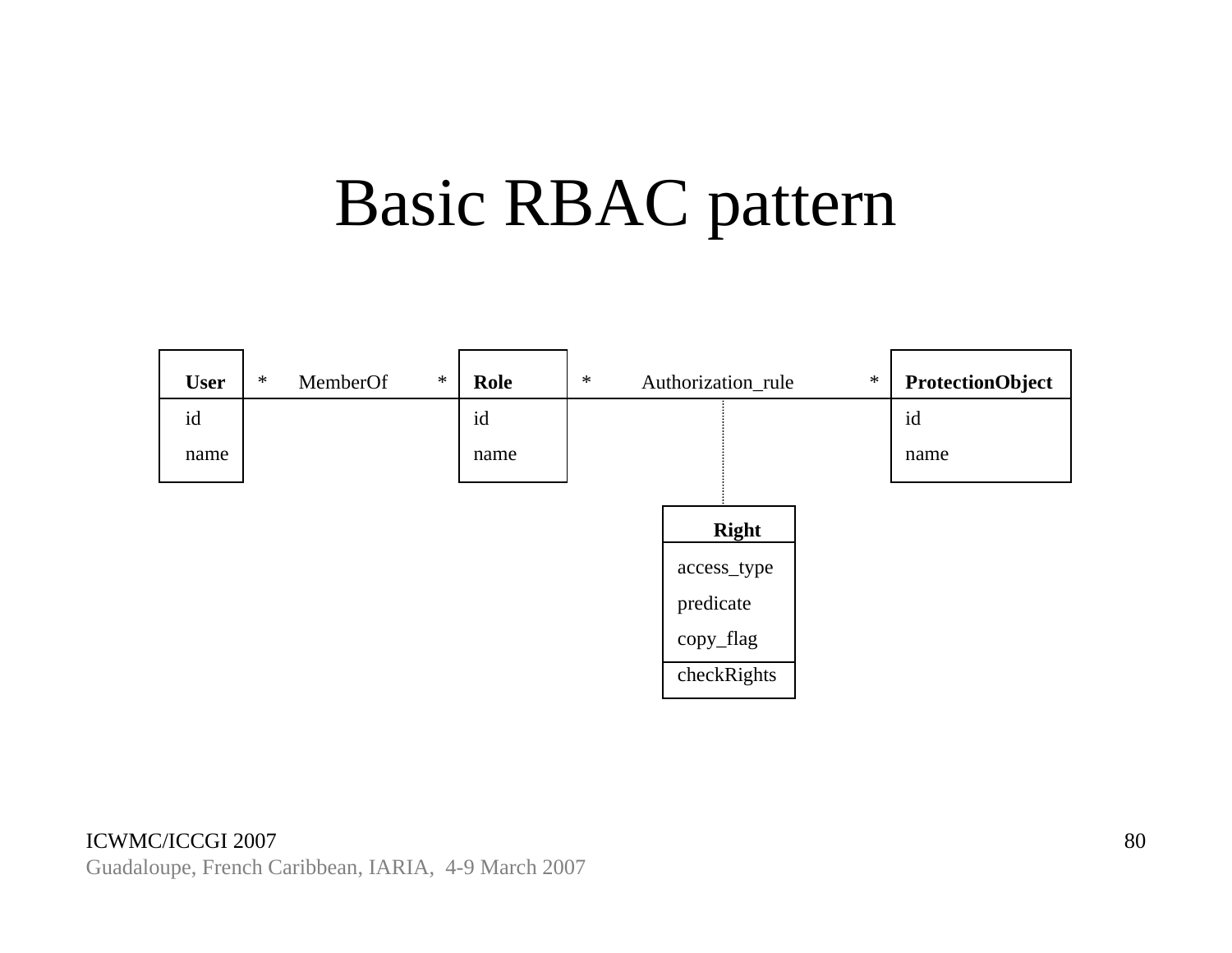# Basic RBAC pattern

**User** * MemberOf * **Role** * Authorization_rule * **ProtectionObject**

| User | Role | ProtectionObject |
| --- | --- | --- |
| id | id | id |
| name | name | name |

| Right |
| --- |
| access_type |
| predicate |
| copy_flag |
| checkRights |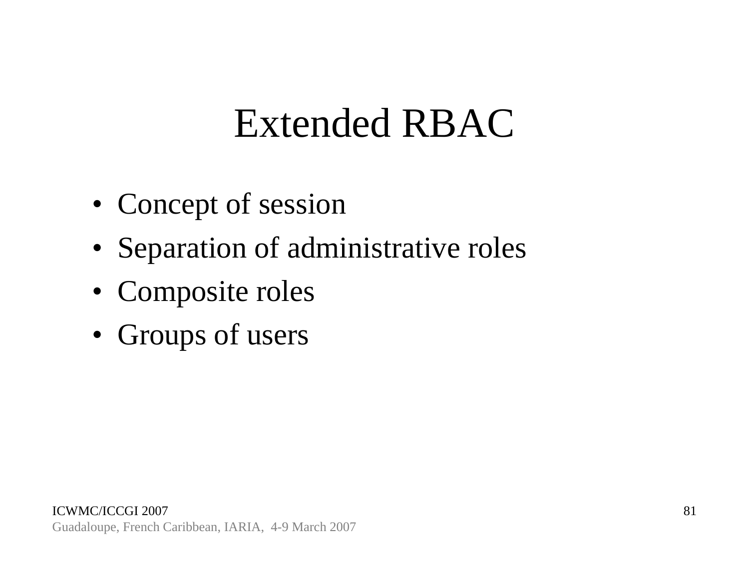# Extended RBAC

- Concept of session
- Separation of administrative roles
- Composite roles
- Groups of users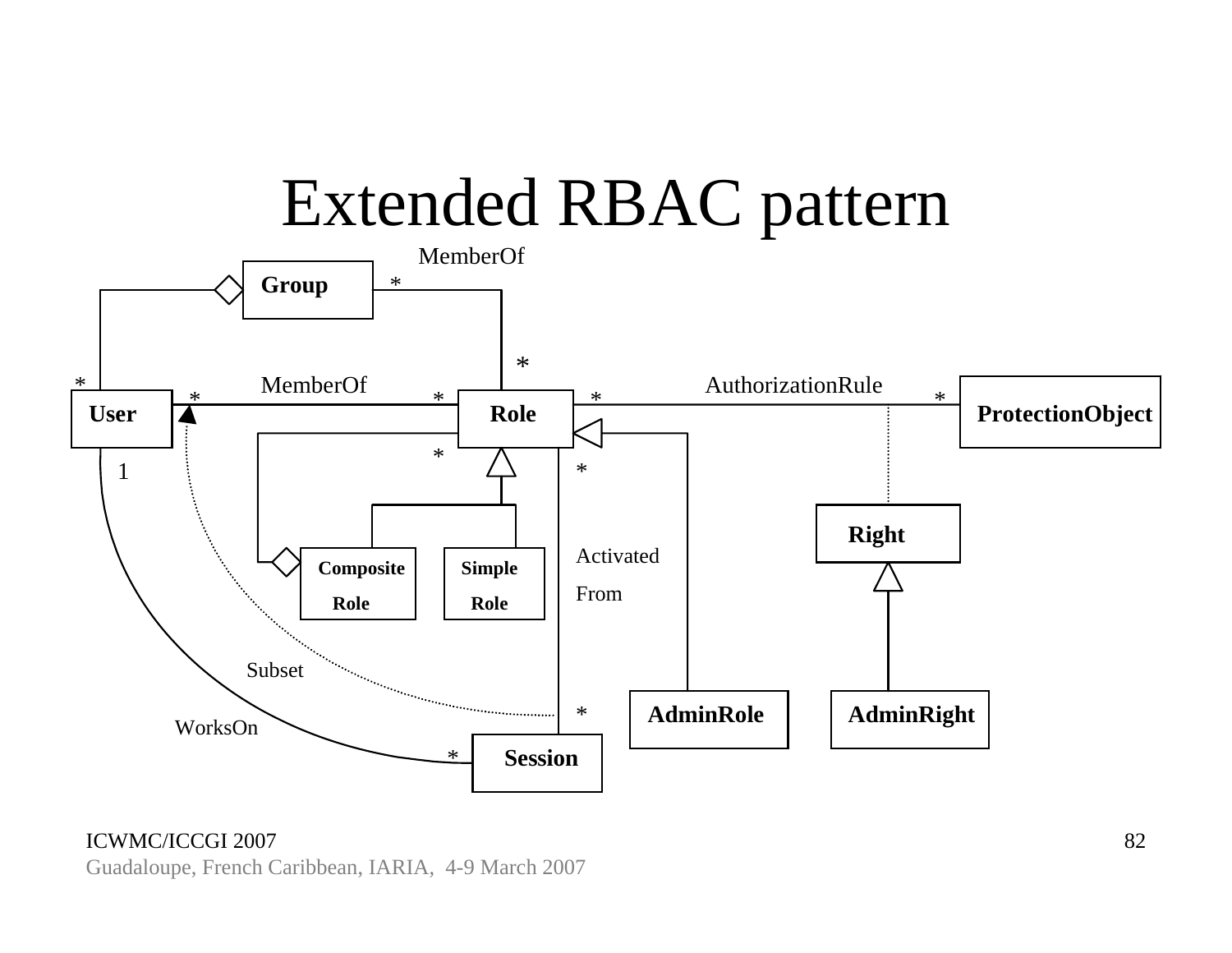# Extended RBAC pattern

MemberOf

Group

User

Role

ProtectionObject

MemberOf

AuthorizationRule

Right

Composite Role

Simple Role

Activated From

AdminRole

AdminRight

Session

Subset

WorksOn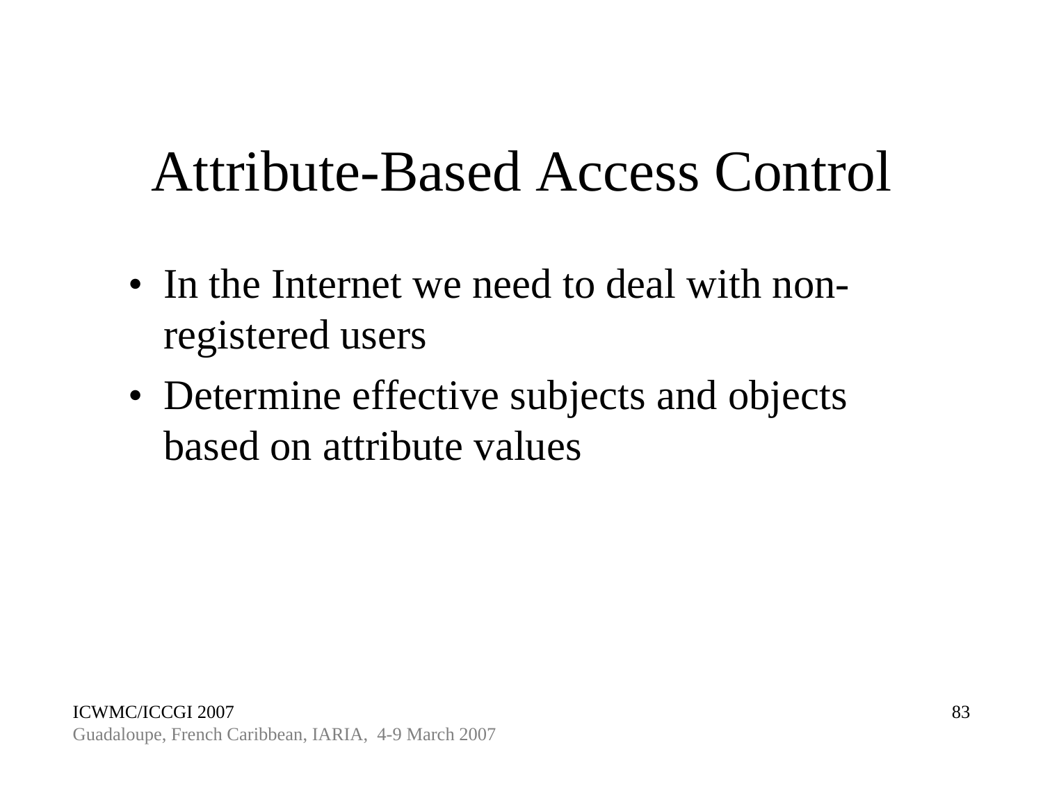# Attribute-Based Access Control

- In the Internet we need to deal with non-registered users
- Determine effective subjects and objects based on attribute values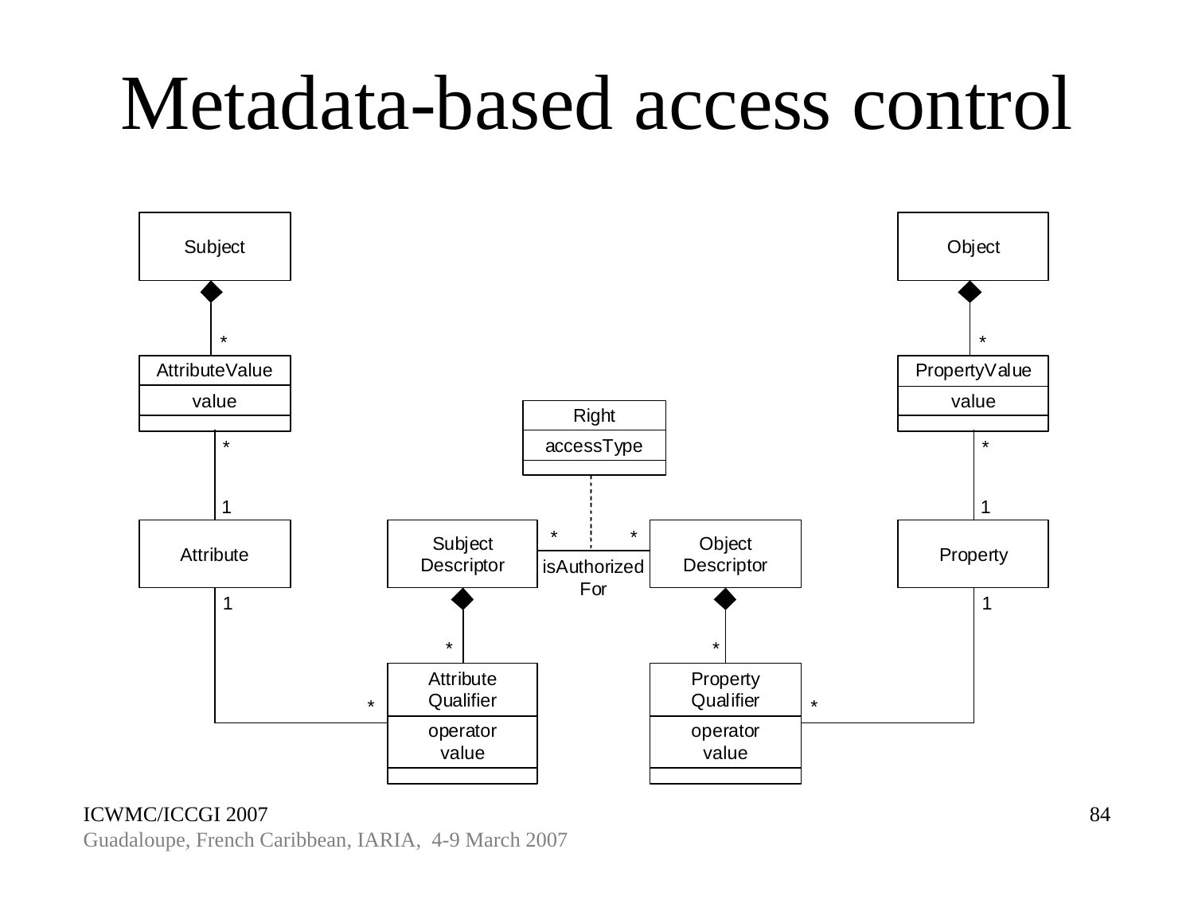# Metadata-based access control

Subject

AttributeValue

value

Attribute

Subject Descriptor

Right

accessType

isAuthorized For

Object Descriptor

Object

PropertyValue

value

Property

Attribute Qualifier

operator
value

Property Qualifier

operator
value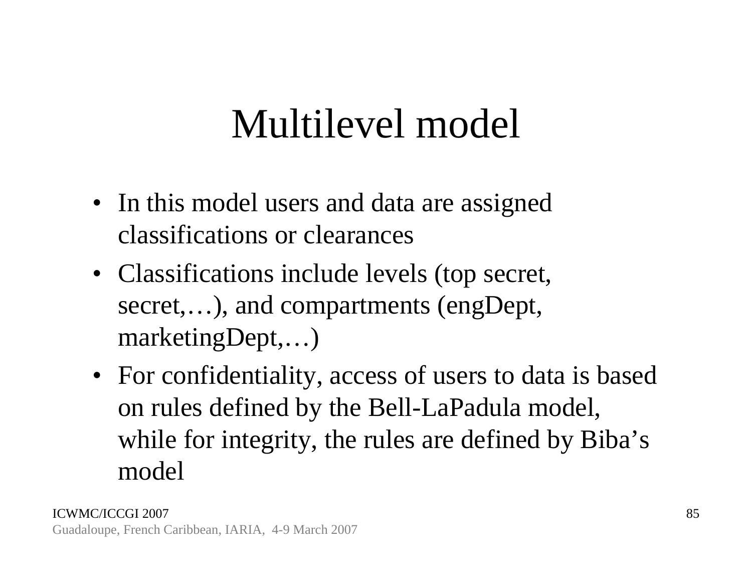# Multilevel model

- In this model users and data are assigned classifications or clearances
- Classifications include levels (top secret, secret,…), and compartments (engDept, marketingDept,…)
- For confidentiality, access of users to data is based on rules defined by the Bell-LaPadula model, while for integrity, the rules are defined by Biba's model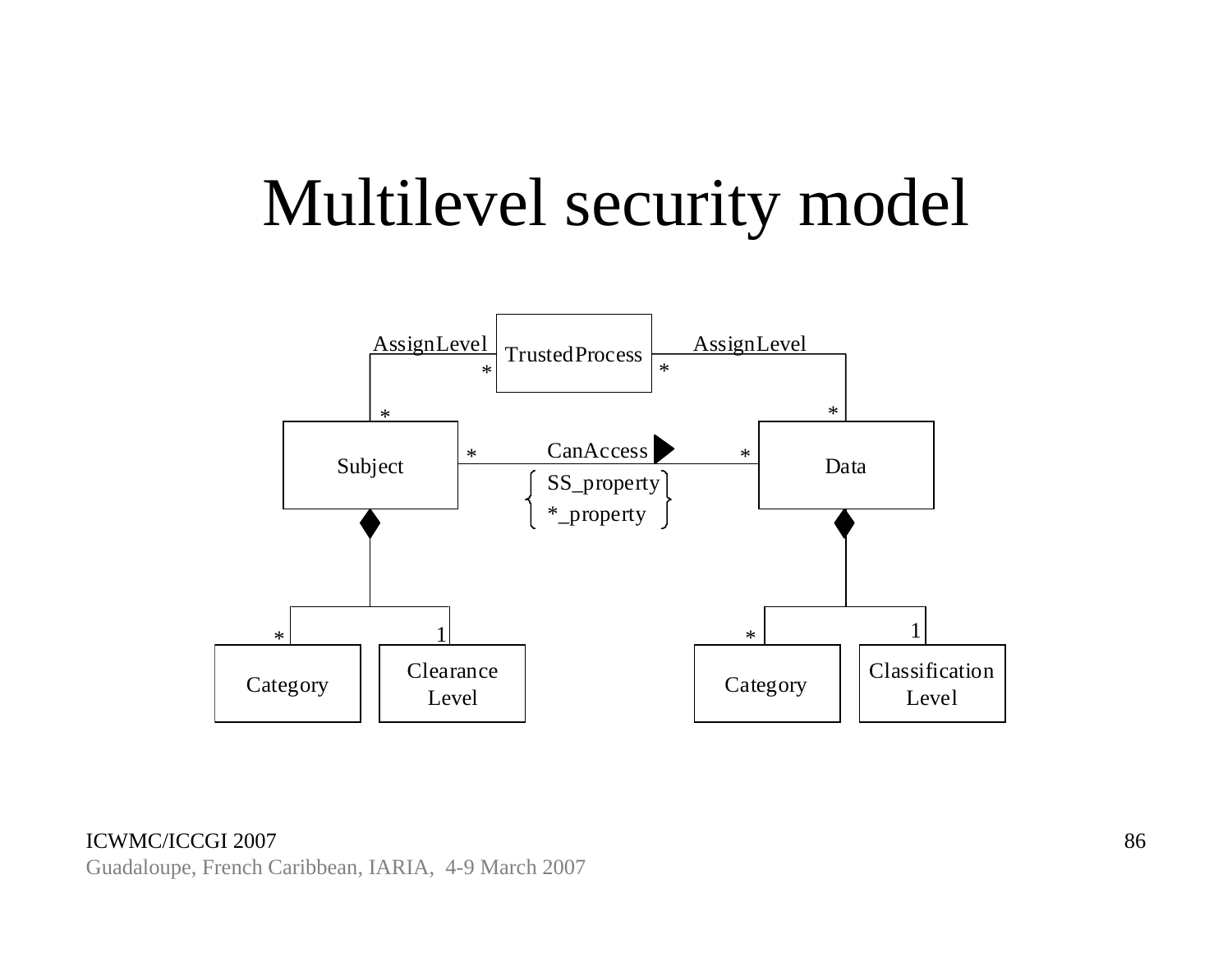# Multilevel security model

TrustedProcess

AssignLevel

AssignLevel

Subject

CanAccess

Data

{ SS_property
*_property }

Category

Clearance Level

Category

Classification Level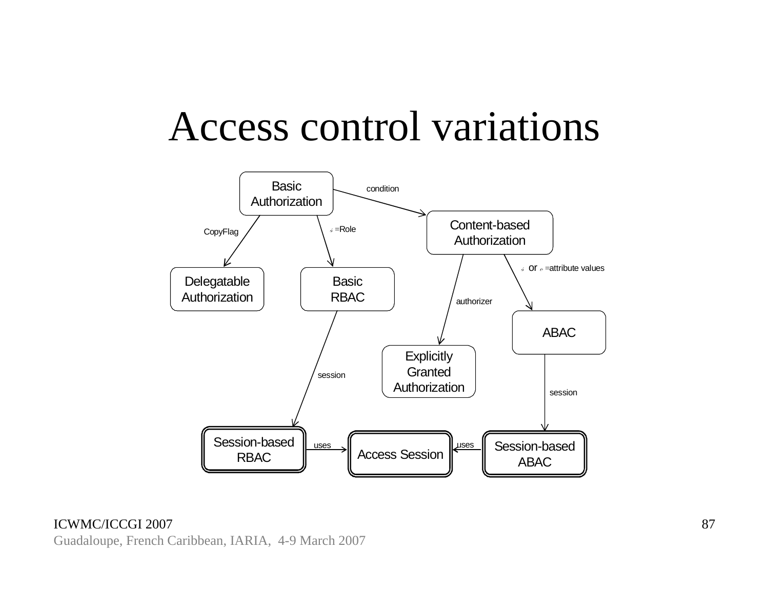# Access control variations

Basic Authorization

condition

Content-based Authorization

CopyFlag

=Role

or =attribute values

Delegatable Authorization

Basic RBAC

authorizer

ABAC

Explicitly Granted Authorization

session

session

Session-based RBAC

uses

Access Session

uses

Session-based ABAC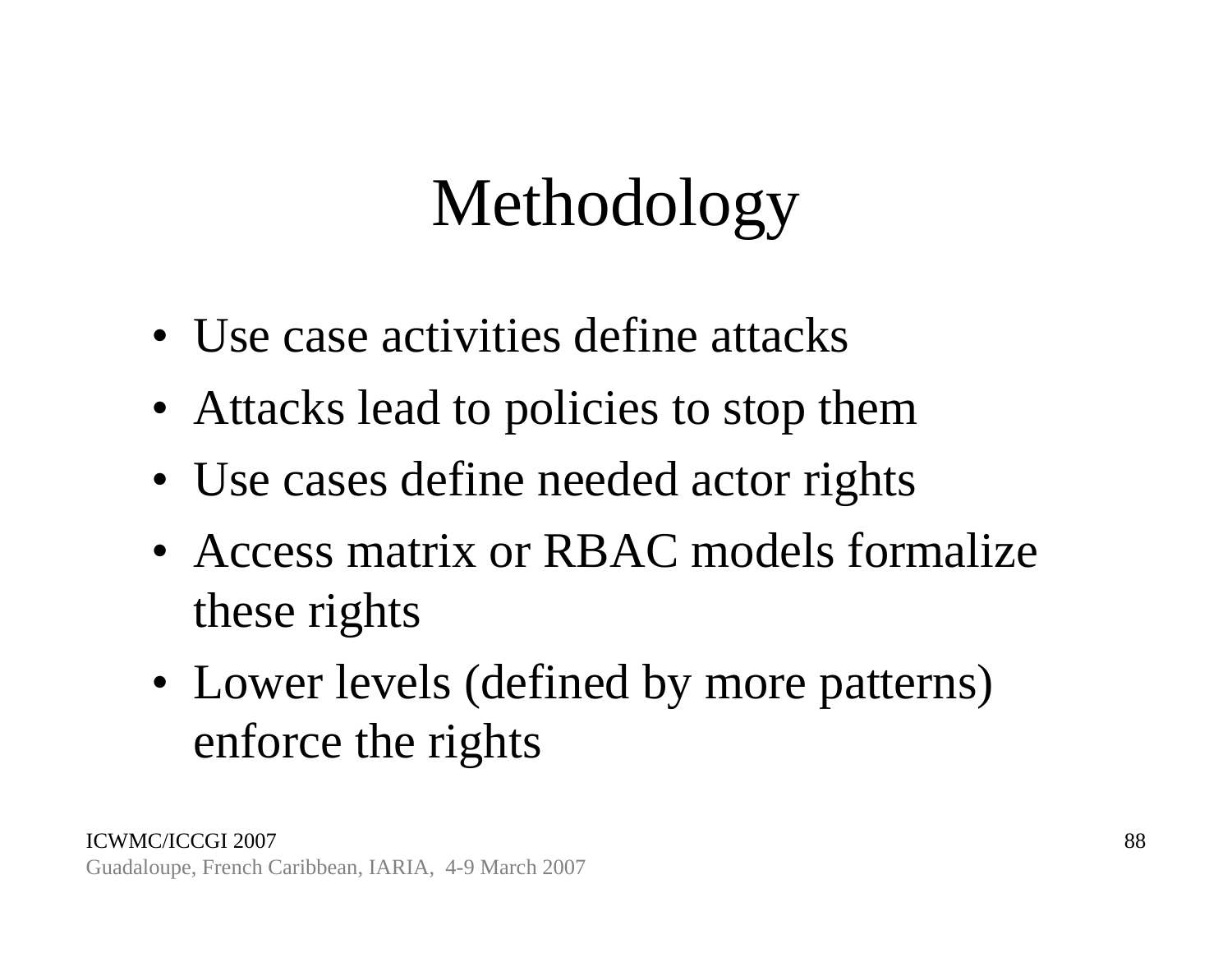# Methodology

- Use case activities define attacks
- Attacks lead to policies to stop them
- Use cases define needed actor rights
- Access matrix or RBAC models formalize these rights
- Lower levels (defined by more patterns) enforce the rights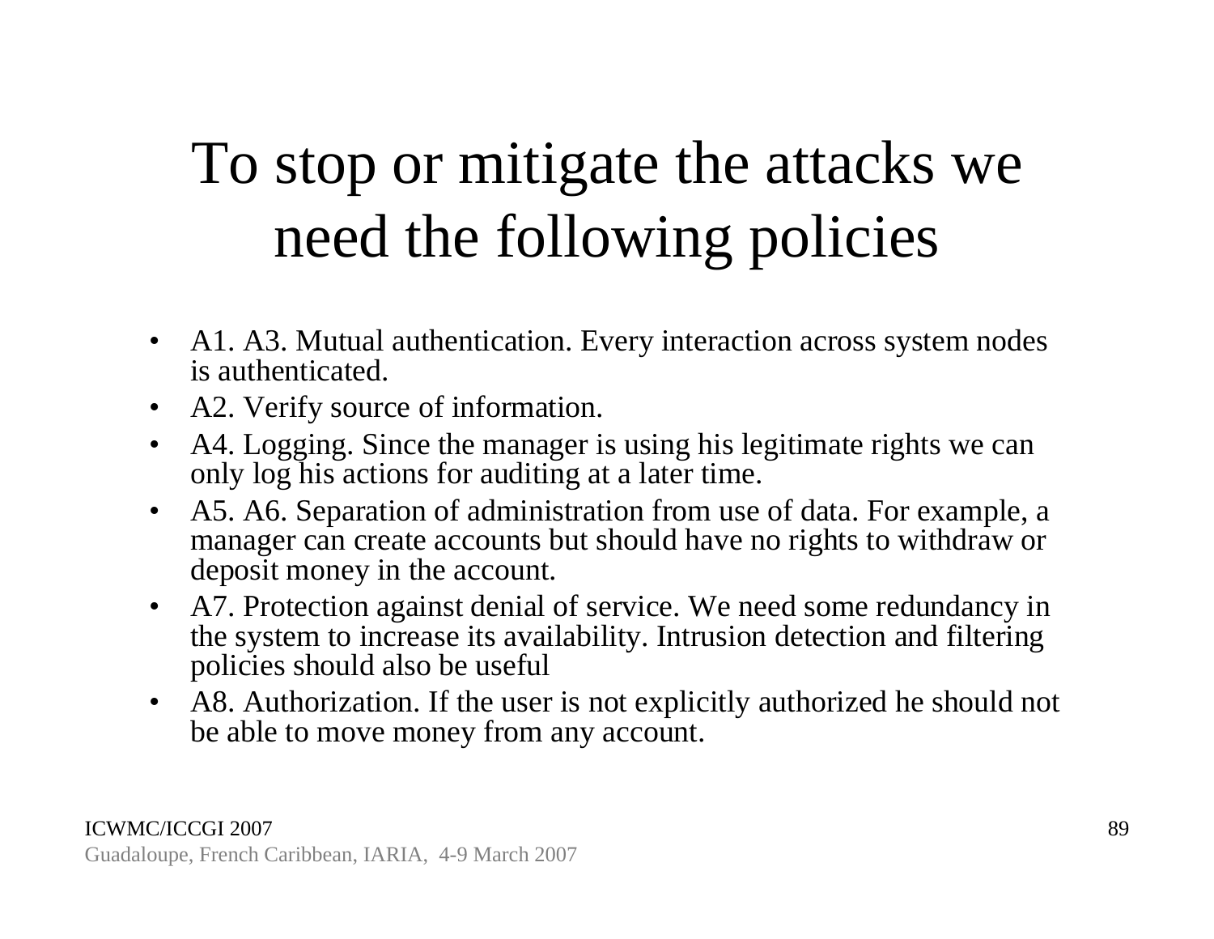# To stop or mitigate the attacks we need the following policies

- A1. A3. Mutual authentication. Every interaction across system nodes is authenticated.
- A2. Verify source of information.
- A4. Logging. Since the manager is using his legitimate rights we can only log his actions for auditing at a later time.
- A5. A6. Separation of administration from use of data. For example, a manager can create accounts but should have no rights to withdraw or deposit money in the account.
- A7. Protection against denial of service. We need some redundancy in the system to increase its availability. Intrusion detection and filtering policies should also be useful
- A8. Authorization. If the user is not explicitly authorized he should not be able to move money from any account.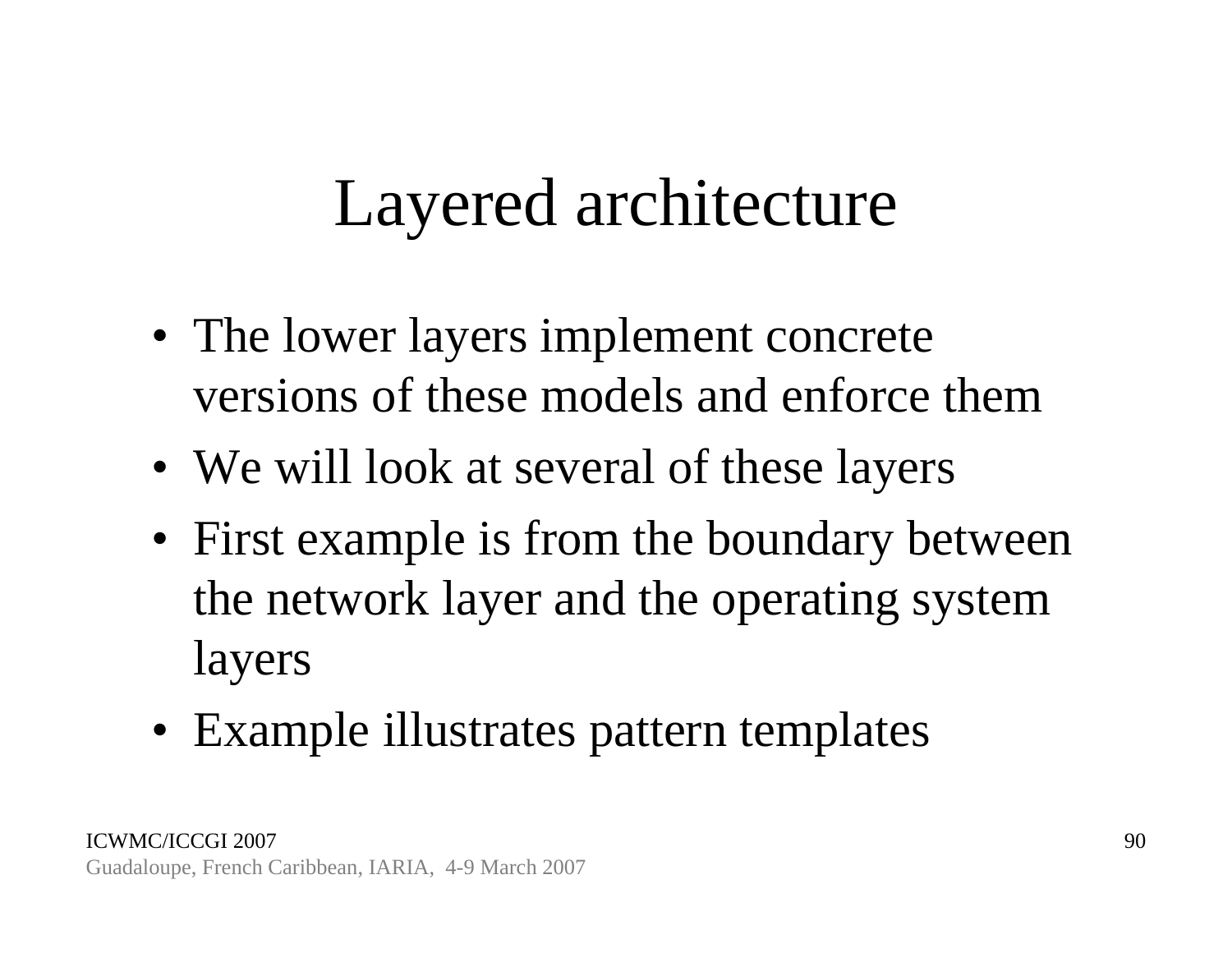# Layered architecture

- The lower layers implement concrete versions of these models and enforce them
- We will look at several of these layers
- First example is from the boundary between the network layer and the operating system layers
- Example illustrates pattern templates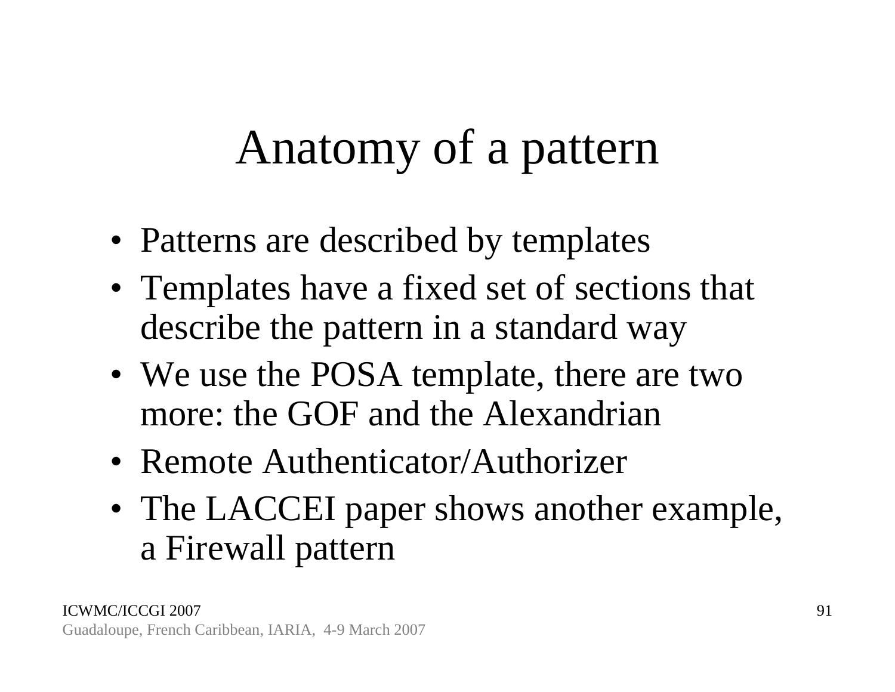# Anatomy of a pattern

- Patterns are described by templates
- Templates have a fixed set of sections that describe the pattern in a standard way
- We use the POSA template, there are two more: the GOF and the Alexandrian
- Remote Authenticator/Authorizer
- The LACCEI paper shows another example, a Firewall pattern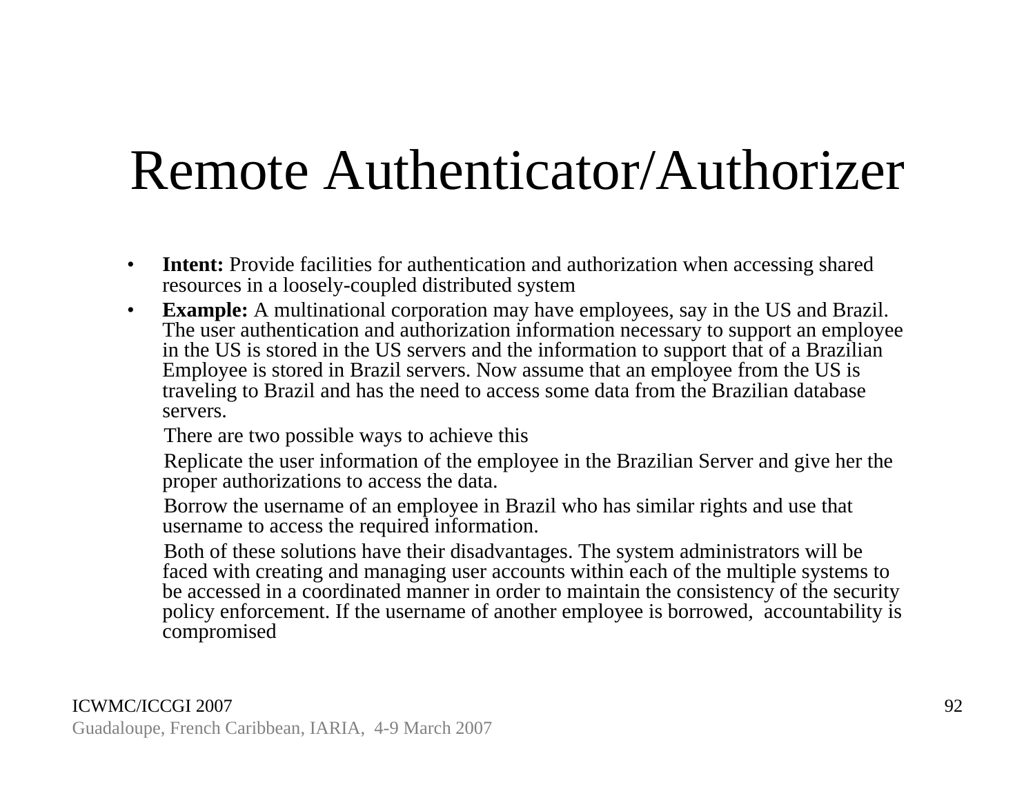# Remote Authenticator/Authorizer

- **Intent:** Provide facilities for authentication and authorization when accessing shared resources in a loosely-coupled distributed system
- **Example:** A multinational corporation may have employees, say in the US and Brazil. The user authentication and authorization information necessary to support an employee in the US is stored in the US servers and the information to support that of a Brazilian Employee is stored in Brazil servers. Now assume that an employee from the US is traveling to Brazil and has the need to access some data from the Brazilian database servers.

  There are two possible ways to achieve this

  Replicate the user information of the employee in the Brazilian Server and give her the proper authorizations to access the data.

  Borrow the username of an employee in Brazil who has similar rights and use that username to access the required information.

  Both of these solutions have their disadvantages. The system administrators will be faced with creating and managing user accounts within each of the multiple systems to be accessed in a coordinated manner in order to maintain the consistency of the security policy enforcement. If the username of another employee is borrowed, accountability is compromised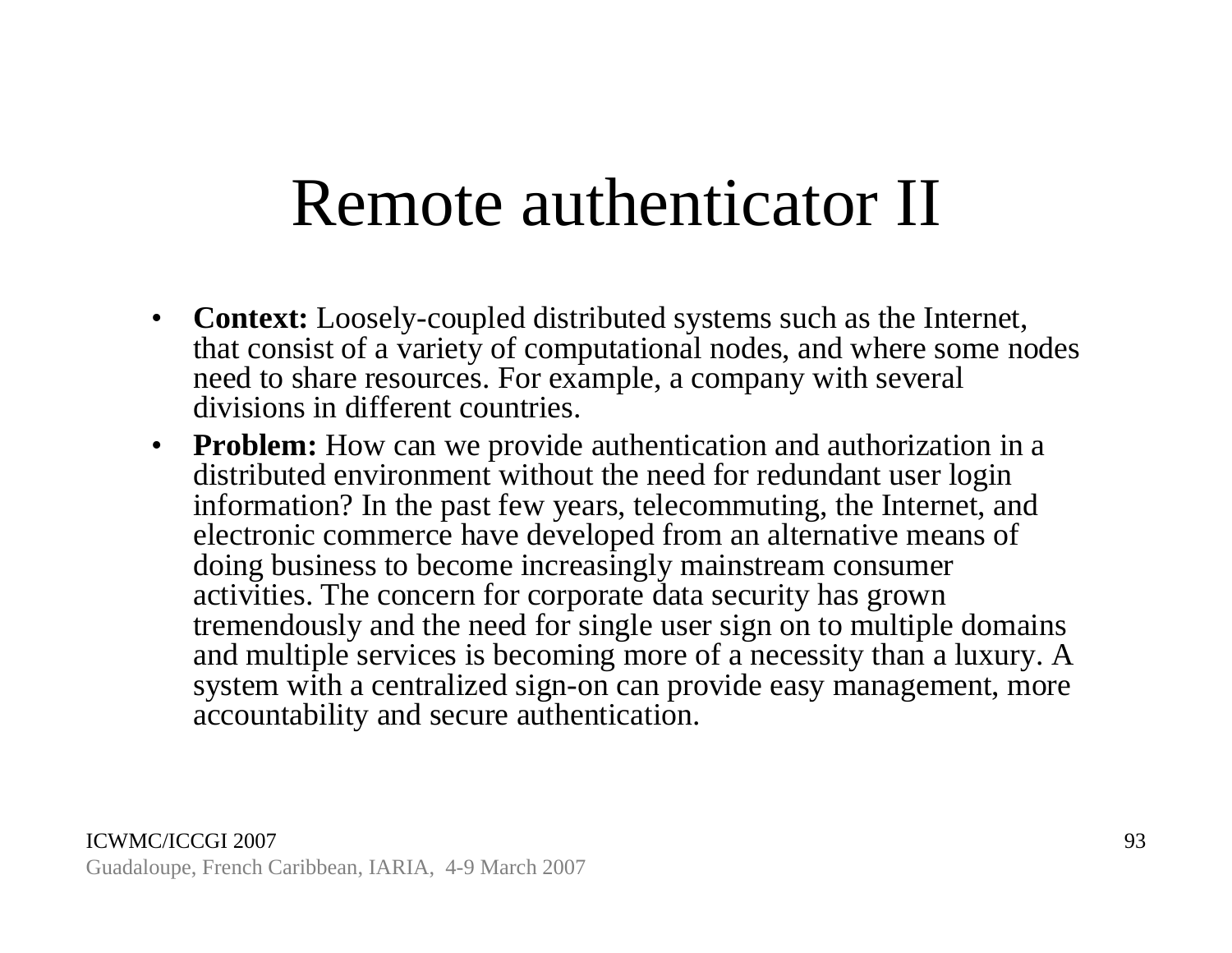# Remote authenticator II

- **Context:** Loosely-coupled distributed systems such as the Internet, that consist of a variety of computational nodes, and where some nodes need to share resources. For example, a company with several divisions in different countries.
- **Problem:** How can we provide authentication and authorization in a distributed environment without the need for redundant user login information? In the past few years, telecommuting, the Internet, and electronic commerce have developed from an alternative means of doing business to become increasingly mainstream consumer activities. The concern for corporate data security has grown tremendously and the need for single user sign on to multiple domains and multiple services is becoming more of a necessity than a luxury. A system with a centralized sign-on can provide easy management, more accountability and secure authentication.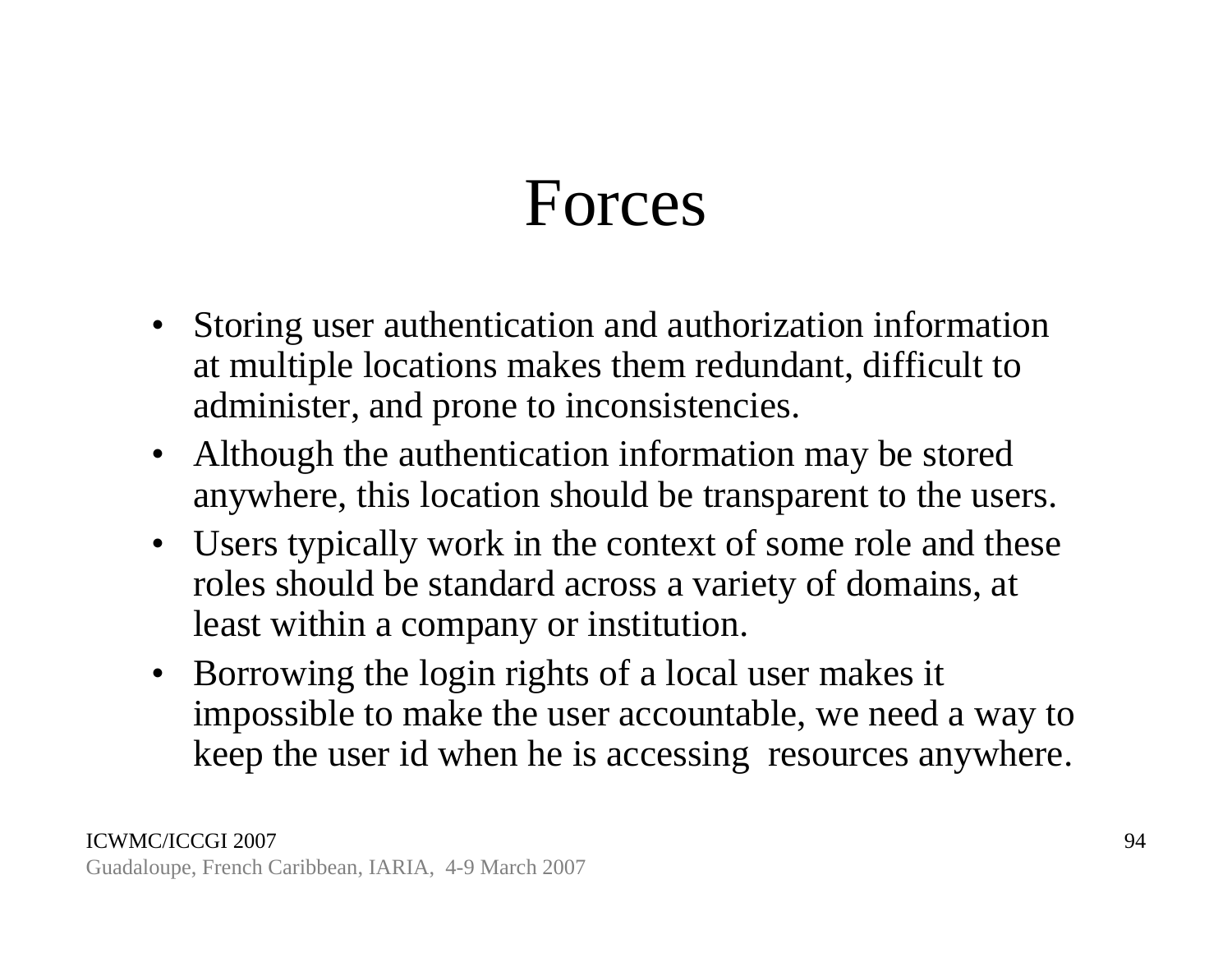# Forces

- Storing user authentication and authorization information at multiple locations makes them redundant, difficult to administer, and prone to inconsistencies.
- Although the authentication information may be stored anywhere, this location should be transparent to the users.
- Users typically work in the context of some role and these roles should be standard across a variety of domains, at least within a company or institution.
- Borrowing the login rights of a local user makes it impossible to make the user accountable, we need a way to keep the user id when he is accessing resources anywhere.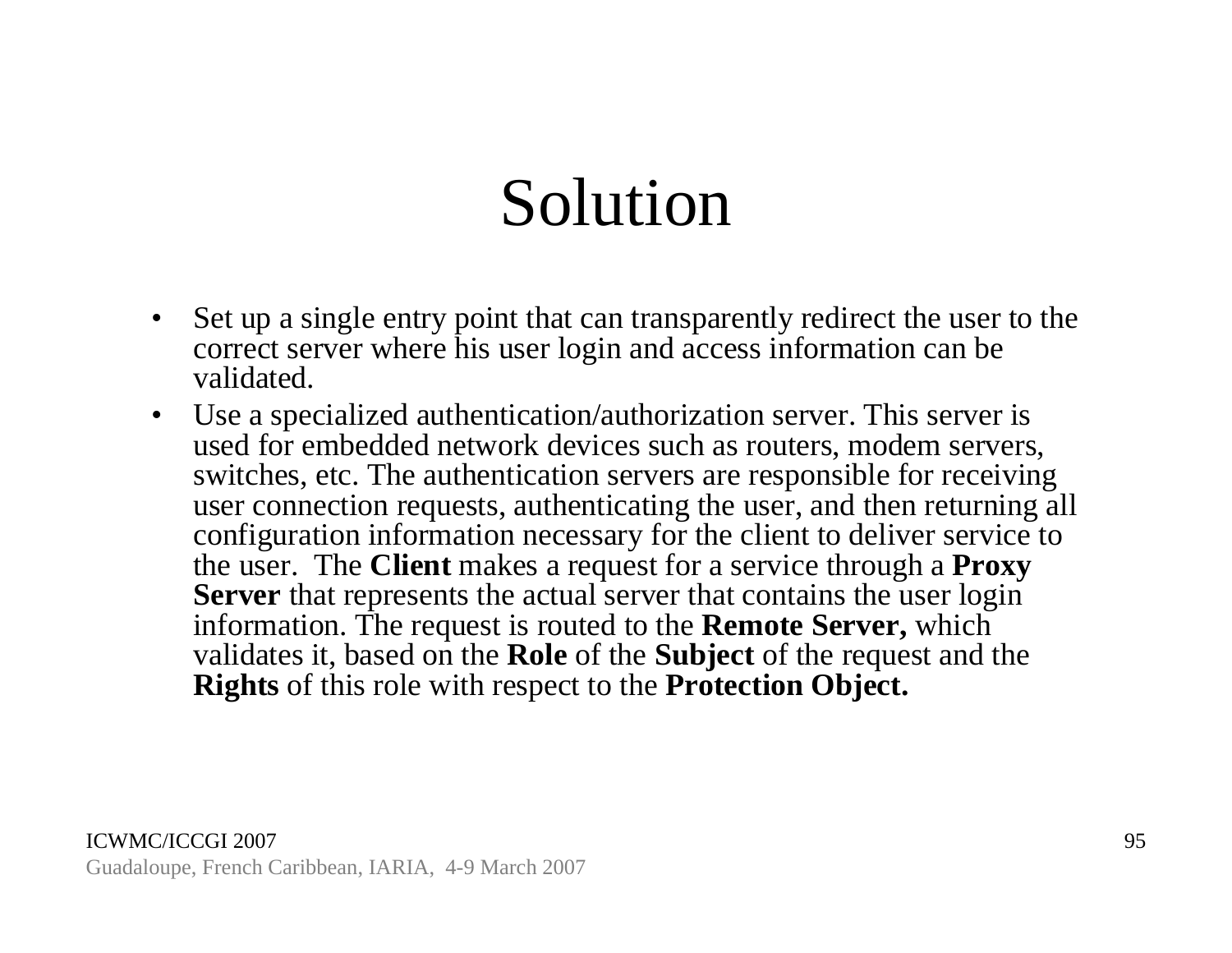# Solution

- Set up a single entry point that can transparently redirect the user to the correct server where his user login and access information can be validated.
- Use a specialized authentication/authorization server. This server is used for embedded network devices such as routers, modem servers, switches, etc. The authentication servers are responsible for receiving user connection requests, authenticating the user, and then returning all configuration information necessary for the client to deliver service to the user. The **Client** makes a request for a service through a **Proxy Server** that represents the actual server that contains the user login information. The request is routed to the **Remote Server,** which validates it, based on the **Role** of the **Subject** of the request and the **Rights** of this role with respect to the **Protection Object.**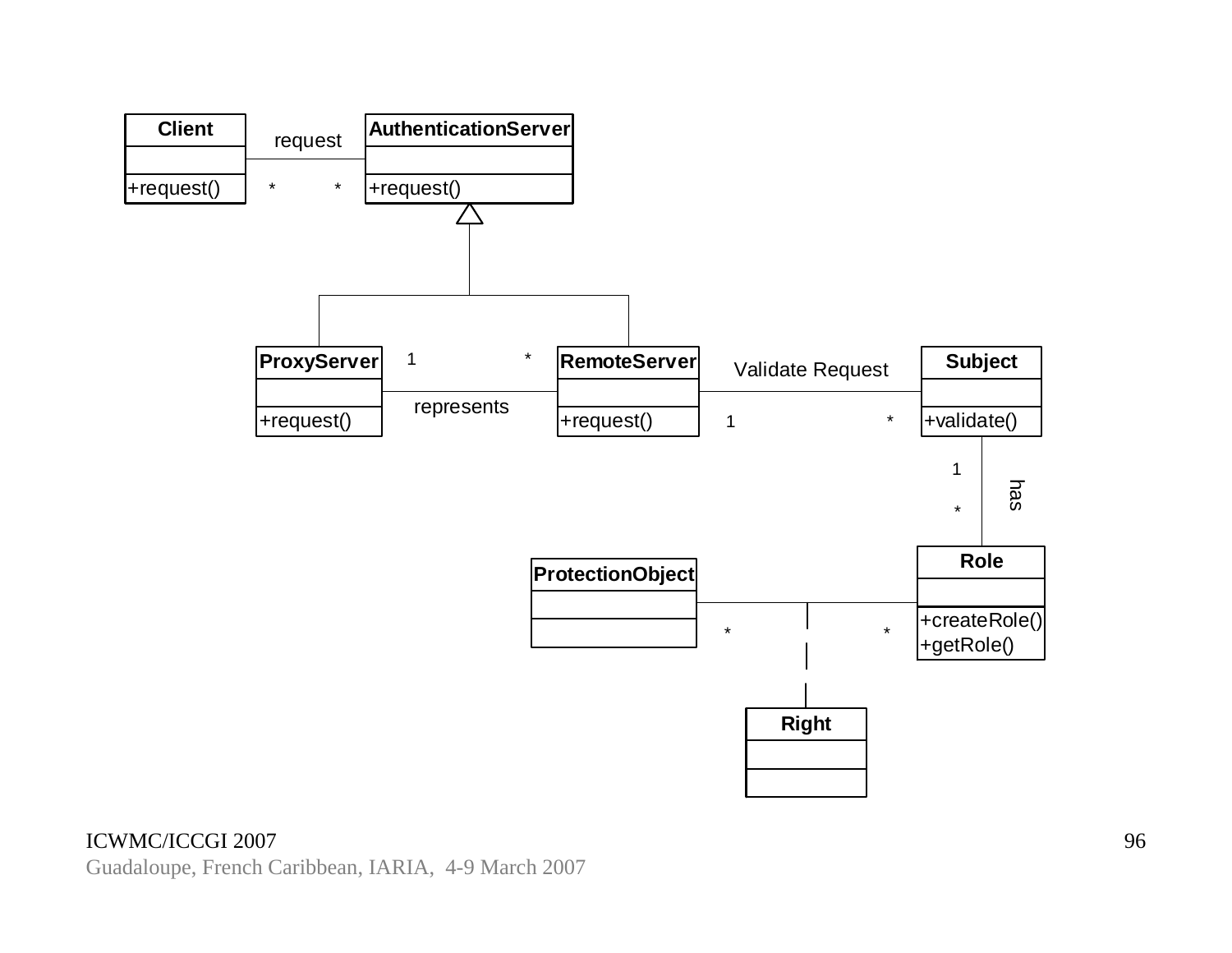**Client**
+request()

**AuthenticationServer**
+request()

Client * — request — * AuthenticationServer

**ProxyServer**
+request()

**RemoteServer**
+request()

ProxyServer and RemoteServer inherit from AuthenticationServer.

ProxyServer 1 — represents — * RemoteServer

**Subject**
+validate()

RemoteServer 1 — Validate Request — * Subject

**Role**
+createRole()
+getRole()

Subject 1 — has — * Role

**ProtectionObject**

ProtectionObject * — * Role

**Right** (association class of ProtectionObject–Role)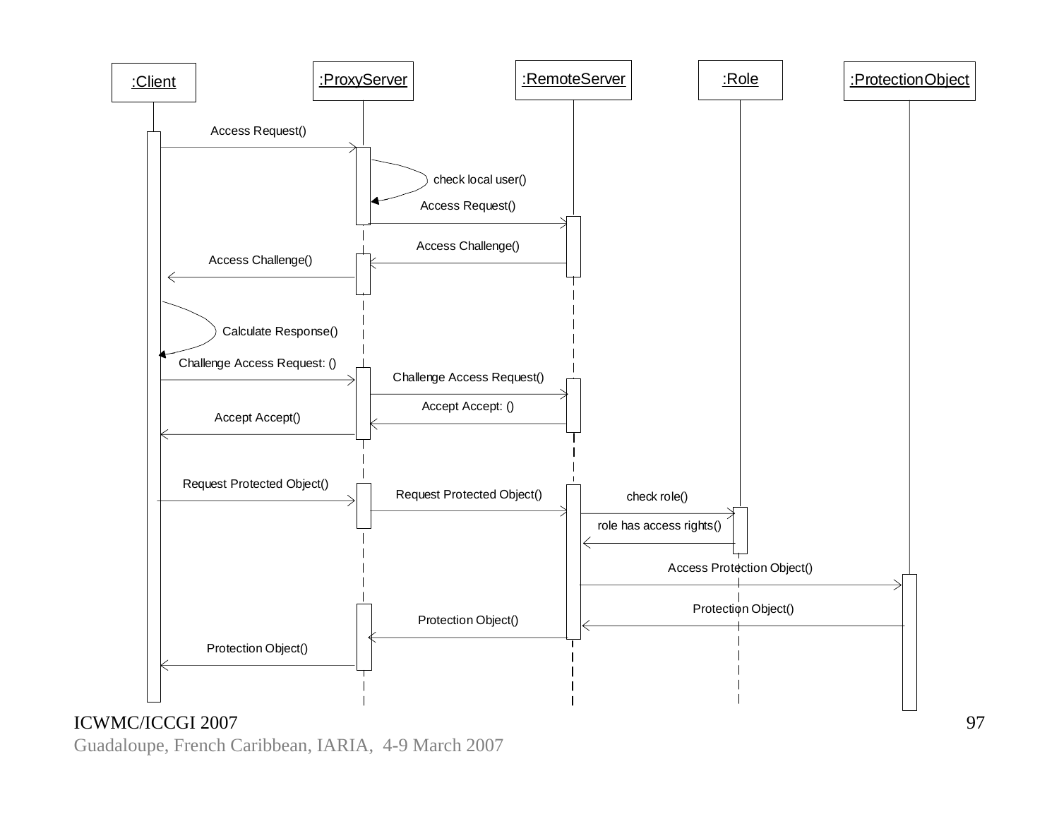:Client

:ProxyServer

:RemoteServer

:Role

:ProtectionObject

Access Request()

check local user()

Access Request()

Access Challenge()

Access Challenge()

Calculate Response()

Challenge Access Request: ()

Challenge Access Request()

Accept Accept: ()

Accept Accept()

Request Protected Object()

Request Protected Object()

check role()

role has access rights()

Access Protection Object()

Protection Object()

Protection Object()

Protection Object()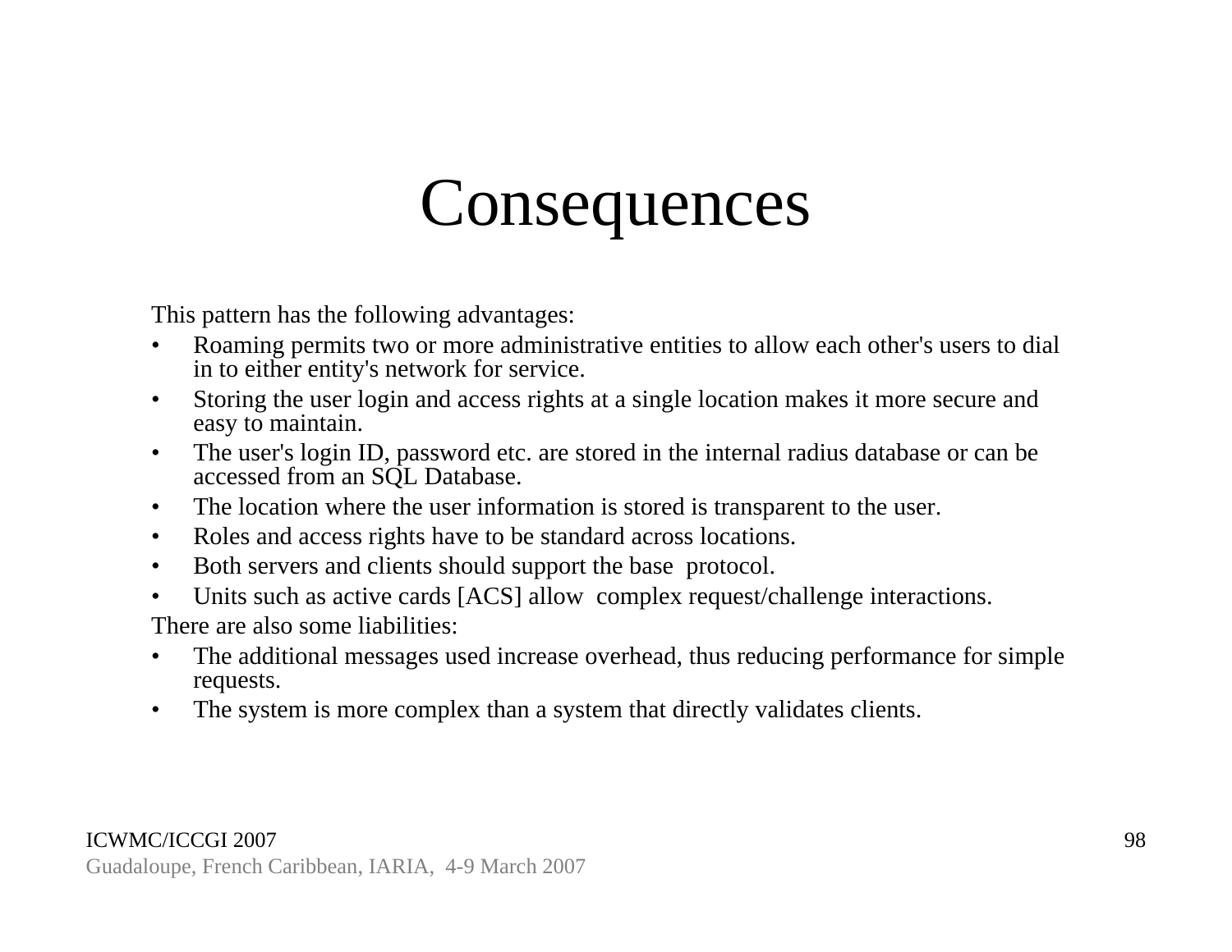# Consequences

This pattern has the following advantages:

- Roaming permits two or more administrative entities to allow each other's users to dial in to either entity's network for service.
- Storing the user login and access rights at a single location makes it more secure and easy to maintain.
- The user's login ID, password etc. are stored in the internal radius database or can be accessed from an SQL Database.
- The location where the user information is stored is transparent to the user.
- Roles and access rights have to be standard across locations.
- Both servers and clients should support the base protocol.
- Units such as active cards [ACS] allow complex request/challenge interactions.

There are also some liabilities:

- The additional messages used increase overhead, thus reducing performance for simple requests.
- The system is more complex than a system that directly validates clients.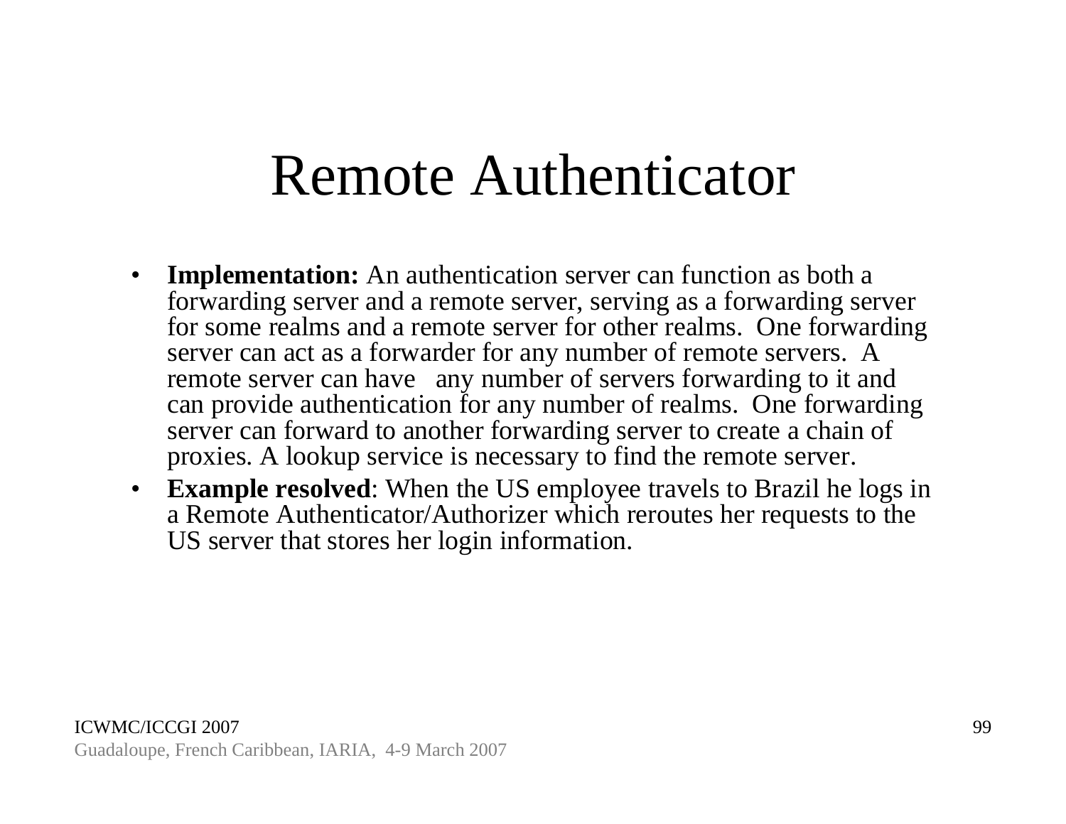# Remote Authenticator

- **Implementation:** An authentication server can function as both a forwarding server and a remote server, serving as a forwarding server for some realms and a remote server for other realms. One forwarding server can act as a forwarder for any number of remote servers. A remote server can have any number of servers forwarding to it and can provide authentication for any number of realms. One forwarding server can forward to another forwarding server to create a chain of proxies. A lookup service is necessary to find the remote server.
- **Example resolved**: When the US employee travels to Brazil he logs in a Remote Authenticator/Authorizer which reroutes her requests to the US server that stores her login information.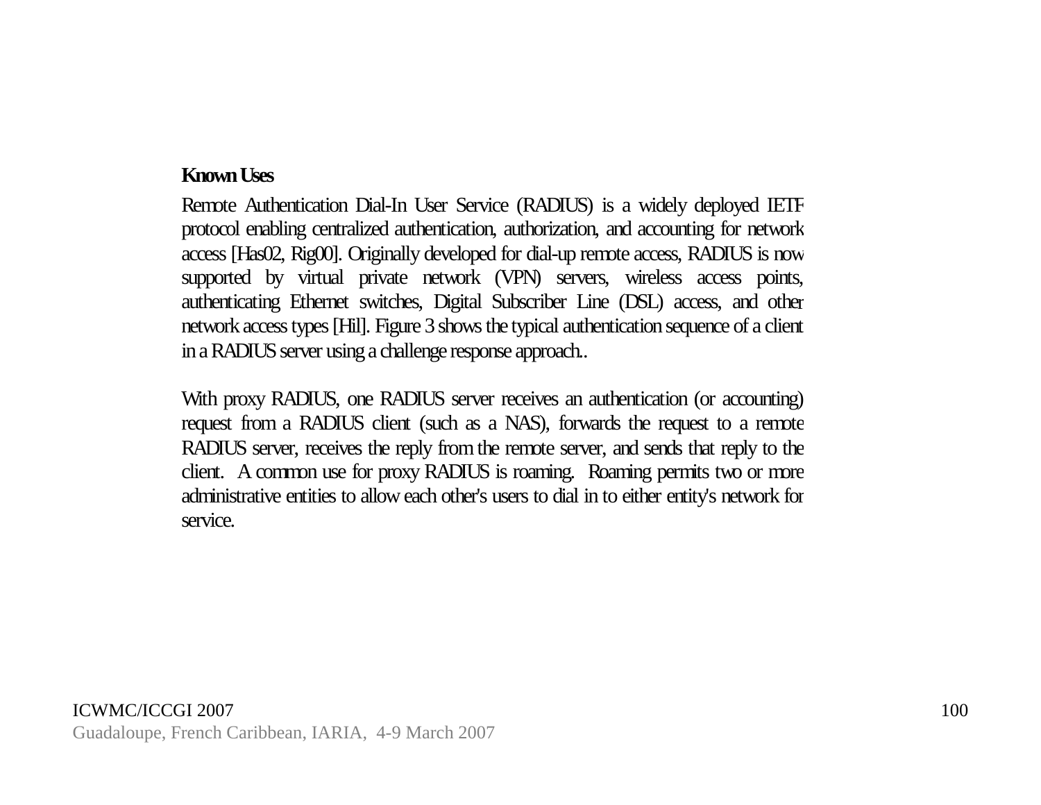**Known Uses**

Remote Authentication Dial-In User Service (RADIUS) is a widely deployed IETF protocol enabling centralized authentication, authorization, and accounting for network access [Has02, Rig00]. Originally developed for dial-up remote access, RADIUS is now supported by virtual private network (VPN) servers, wireless access points, authenticating Ethernet switches, Digital Subscriber Line (DSL) access, and other network access types [Hil]. Figure 3 shows the typical authentication sequence of a client in a RADIUS server using a challenge response approach..

With proxy RADIUS, one RADIUS server receives an authentication (or accounting) request from a RADIUS client (such as a NAS), forwards the request to a remote RADIUS server, receives the reply from the remote server, and sends that reply to the client. A common use for proxy RADIUS is roaming. Roaming permits two or more administrative entities to allow each other's users to dial in to either entity's network for service.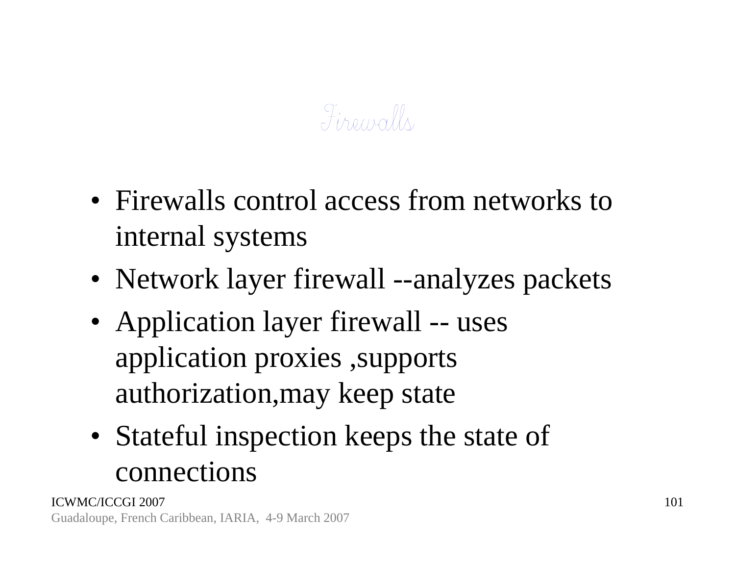# Firewalls

- Firewalls control access from networks to internal systems
- Network layer firewall --analyzes packets
- Application layer firewall -- uses application proxies ,supports authorization,may keep state
- Stateful inspection keeps the state of connections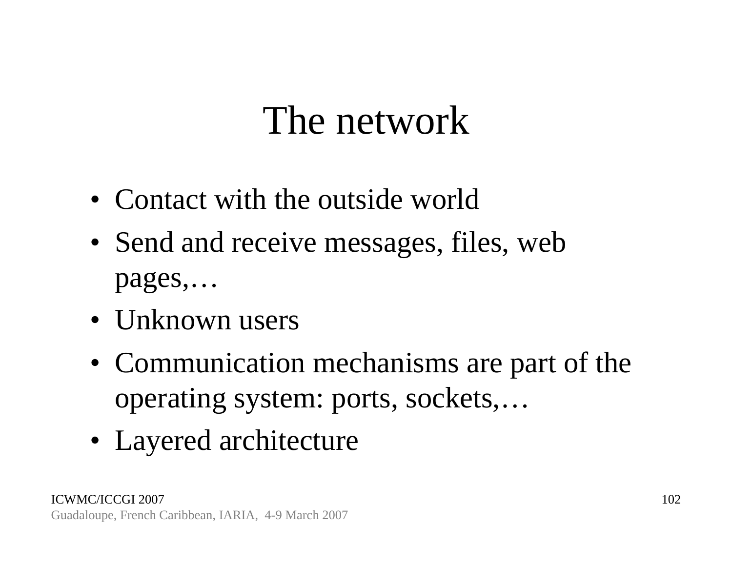# The network

- Contact with the outside world
- Send and receive messages, files, web pages,…
- Unknown users
- Communication mechanisms are part of the operating system: ports, sockets,…
- Layered architecture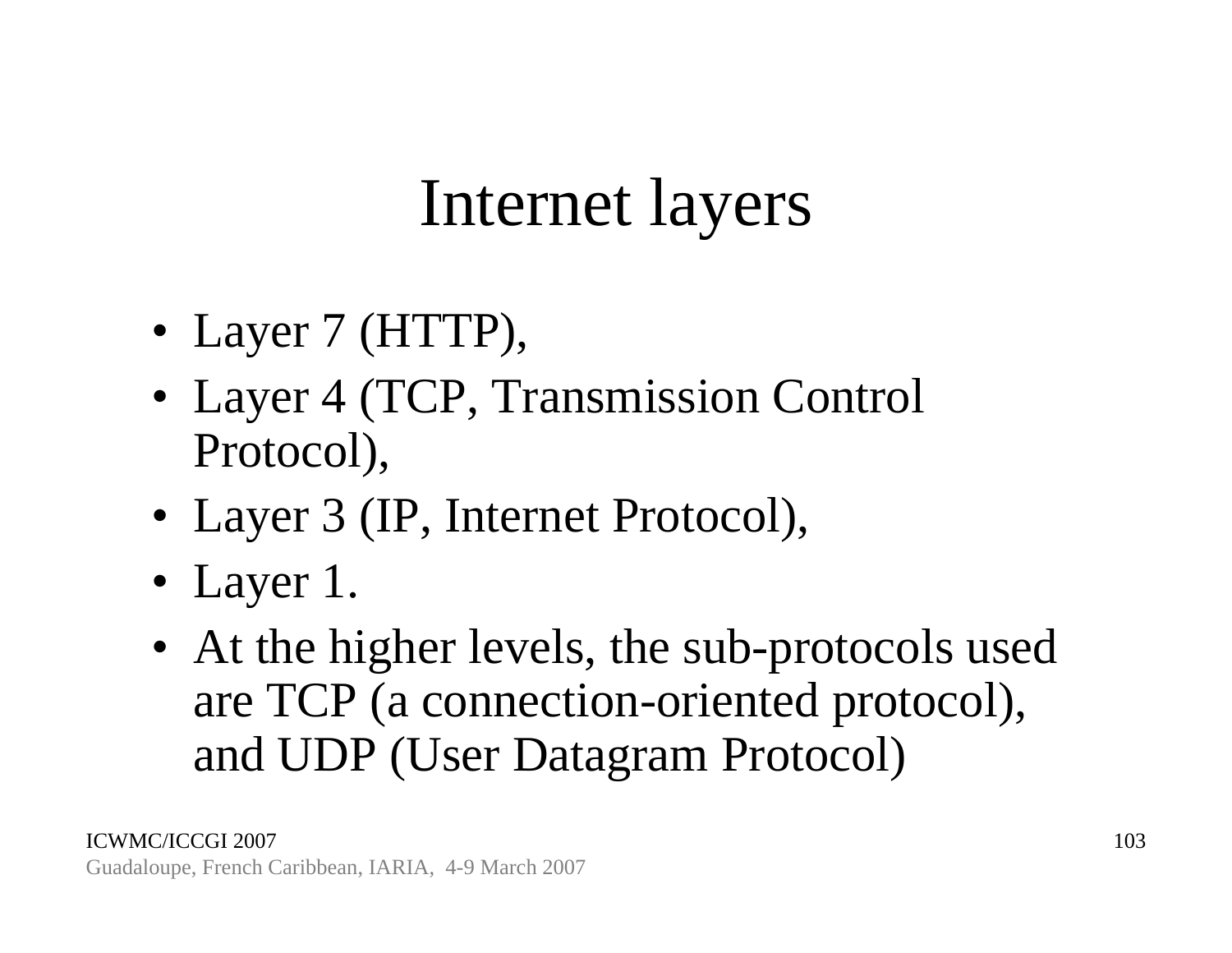# Internet layers

- Layer 7 (HTTP),
- Layer 4 (TCP, Transmission Control Protocol),
- Layer 3 (IP, Internet Protocol),
- Layer 1.
- At the higher levels, the sub-protocols used are TCP (a connection-oriented protocol), and UDP (User Datagram Protocol)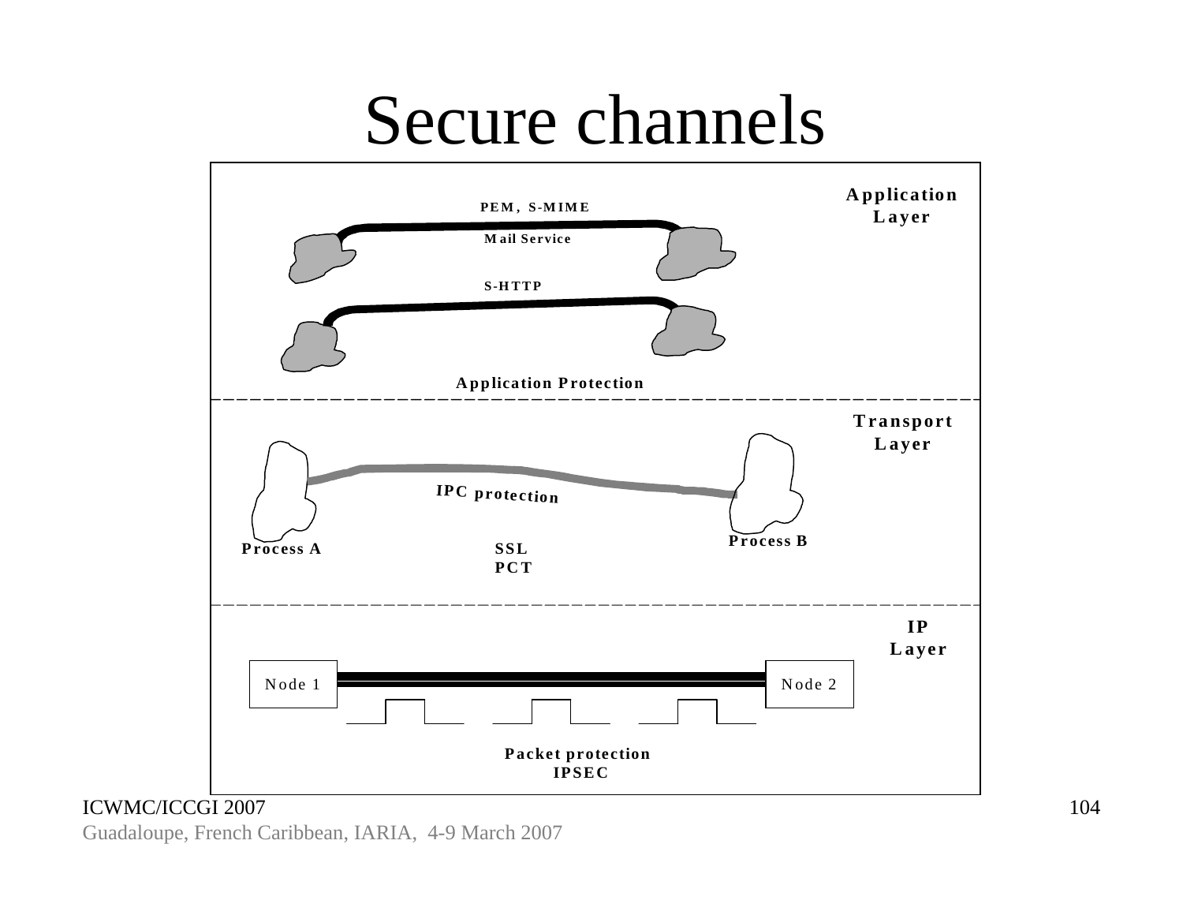# Secure channels

Application Layer

PEM, S-MIME

Mail Service

S-HTTP

Application Protection

Transport Layer

IPC protection

Process A

SSL
PCT

Process B

IP Layer

Node 1

Node 2

Packet protection
IPSEC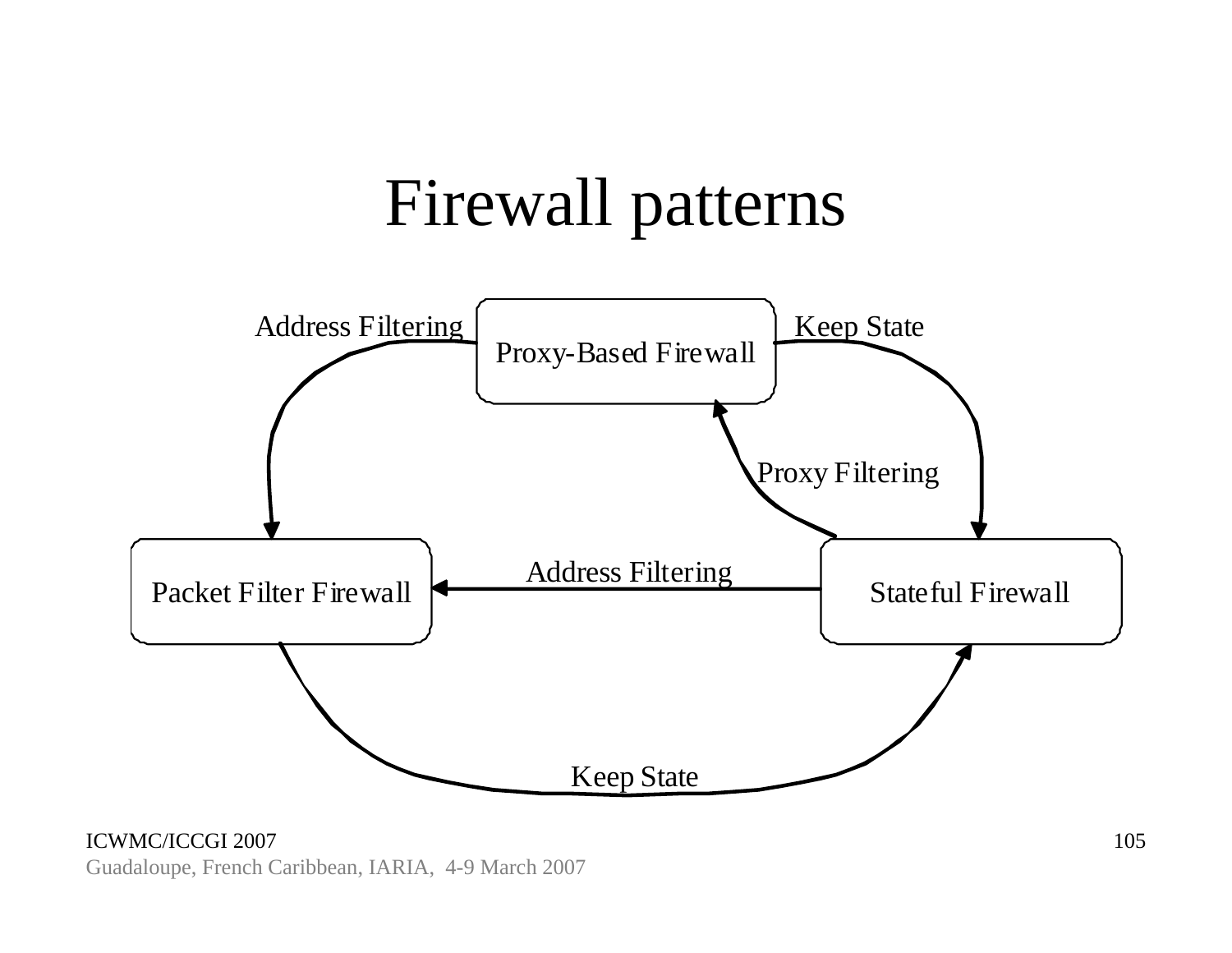# Firewall patterns

Address Filtering

Proxy-Based Firewall

Keep State

Proxy Filtering

Packet Filter Firewall

Address Filtering

Stateful Firewall

Keep State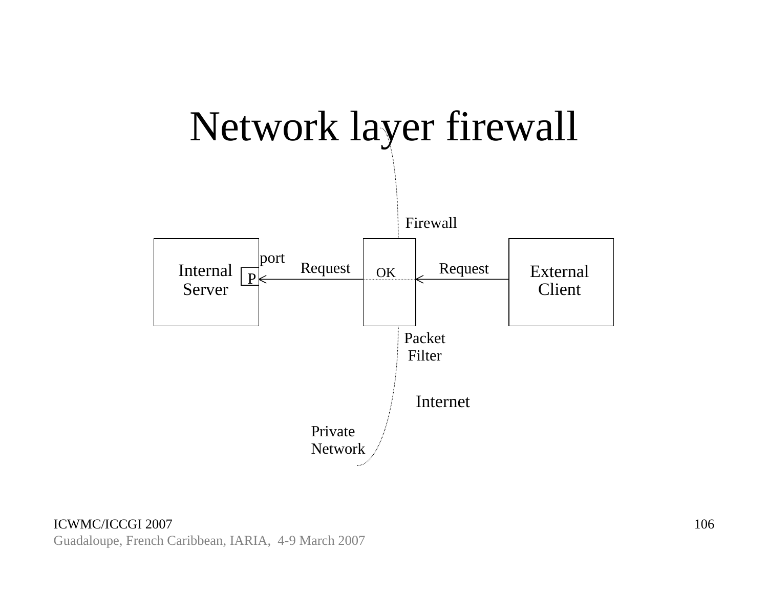# Network layer firewall

Firewall

Internal Server

port

P

Request

OK

Request

External Client

Packet Filter

Internet

Private Network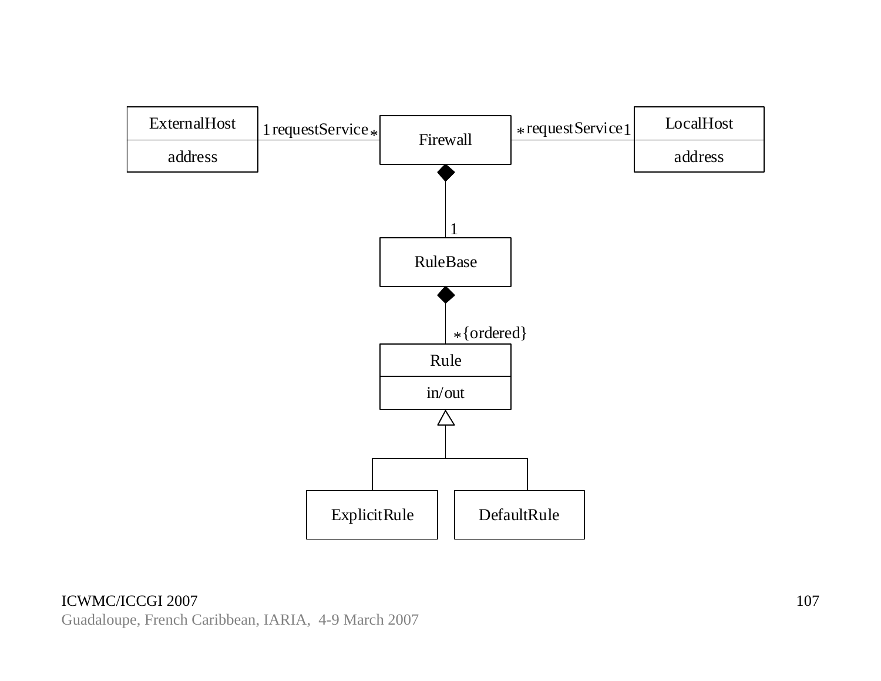ExternalHost

address

1 requestService *

Firewall

* requestService 1

LocalHost

address

1

RuleBase

* {ordered}

Rule

in/out

ExplicitRule

DefaultRule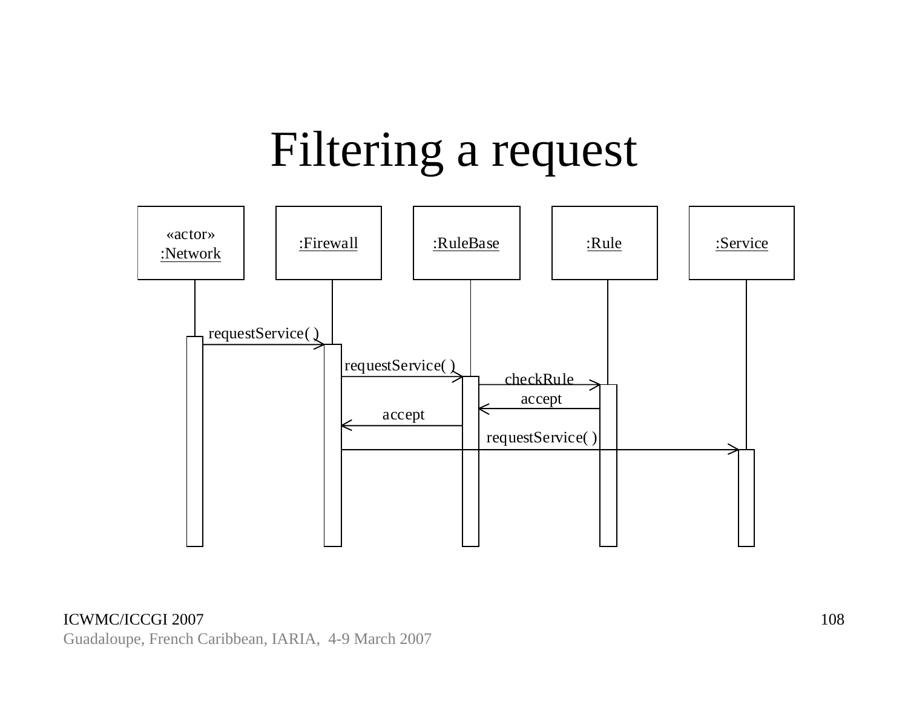# Filtering a request

«actor»
:Network

:Firewall

:RuleBase

:Rule

:Service

requestService( )

requestService( )

checkRule

accept

accept

requestService( )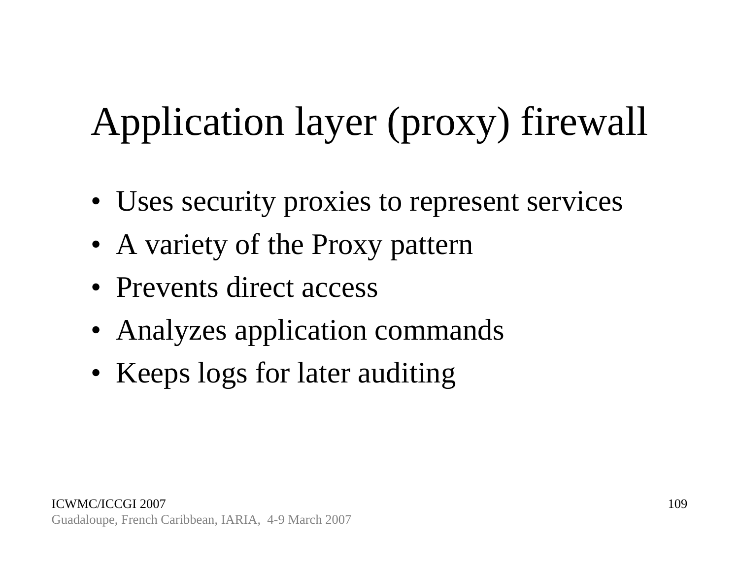# Application layer (proxy) firewall

- Uses security proxies to represent services
- A variety of the Proxy pattern
- Prevents direct access
- Analyzes application commands
- Keeps logs for later auditing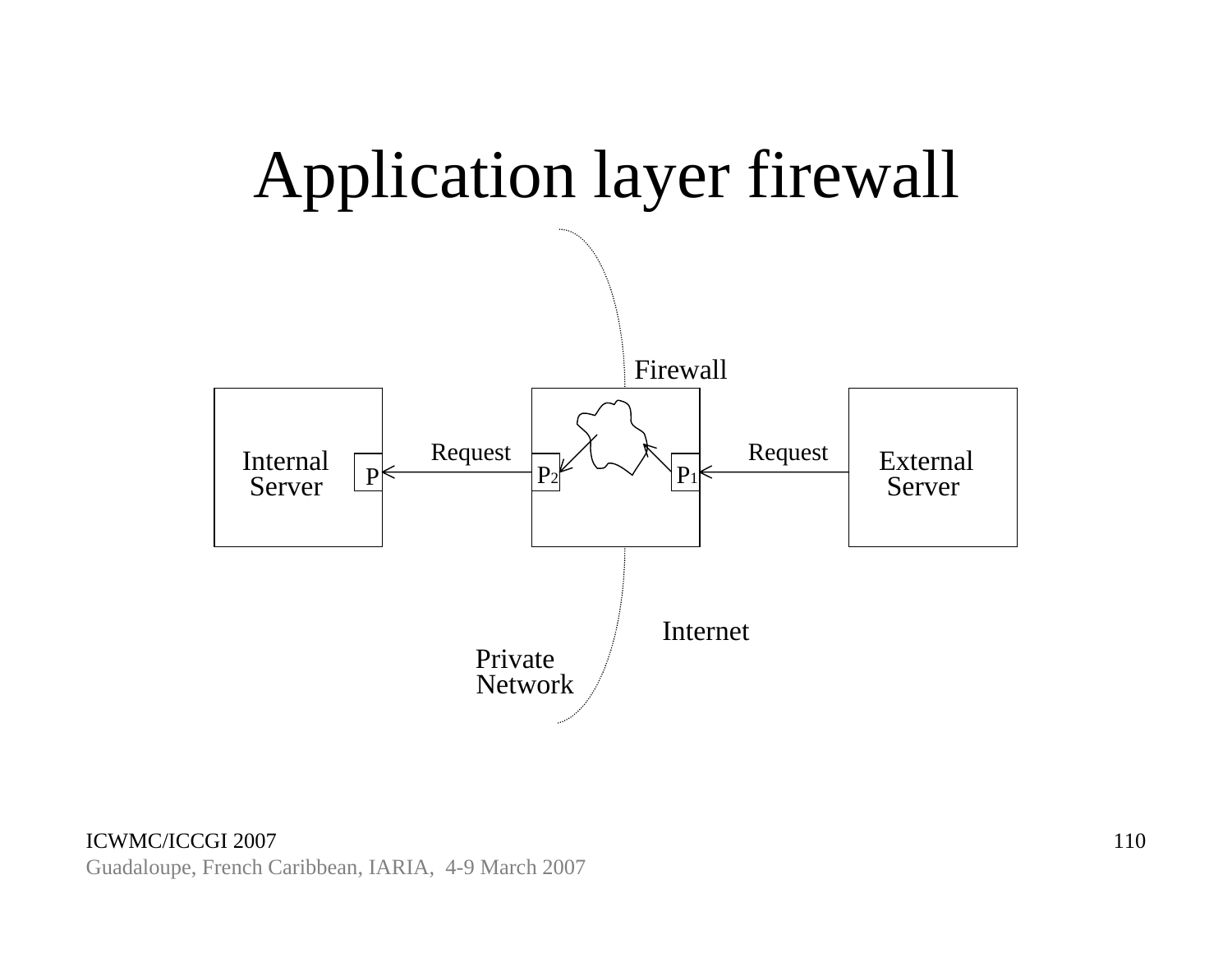# Application layer firewall

Firewall

Internal Server

P

Request

$P_2$

$P_1$

Request

External Server

Internet

Private Network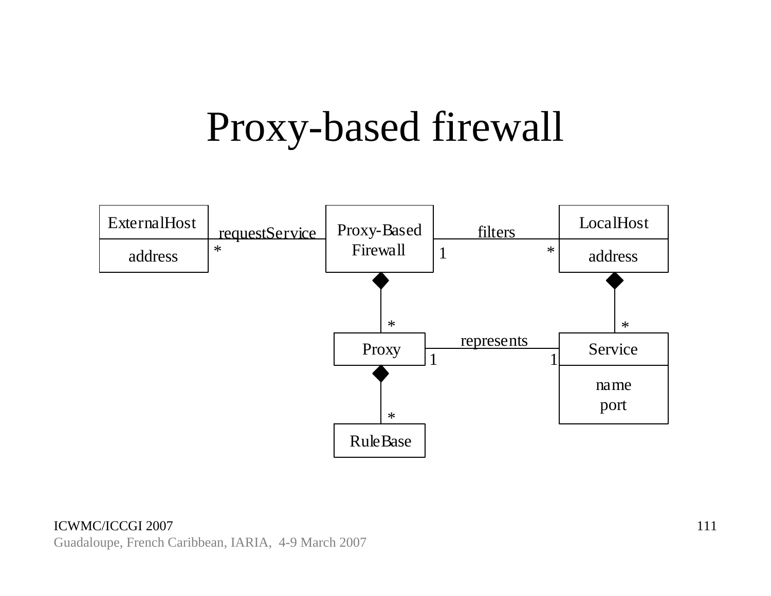# Proxy-based firewall

ExternalHost

address

requestService

*

Proxy-Based Firewall

filters

1

*

LocalHost

address

*

*

Proxy

represents

1

1

Service

name
port

*

RuleBase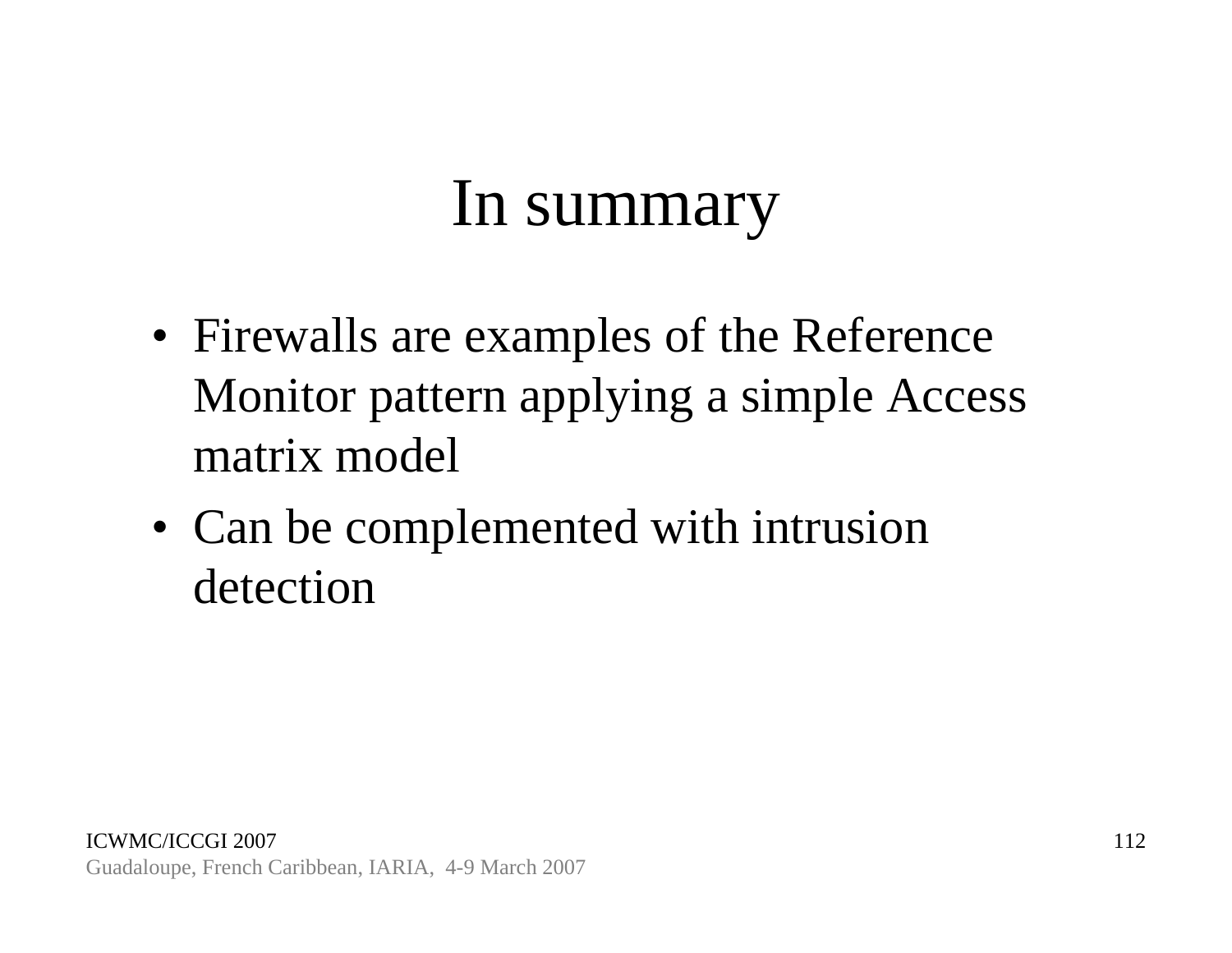# In summary

- Firewalls are examples of the Reference Monitor pattern applying a simple Access matrix model
- Can be complemented with intrusion detection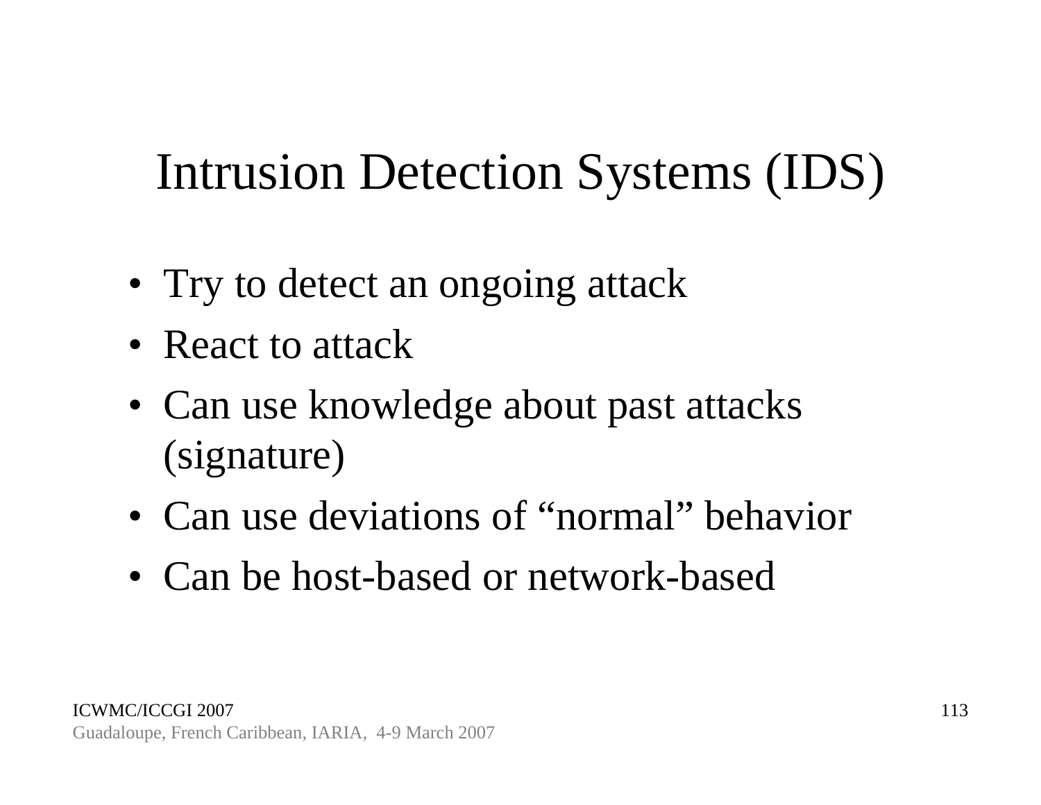# Intrusion Detection Systems (IDS)

- Try to detect an ongoing attack
- React to attack
- Can use knowledge about past attacks (signature)
- Can use deviations of “normal” behavior
- Can be host-based or network-based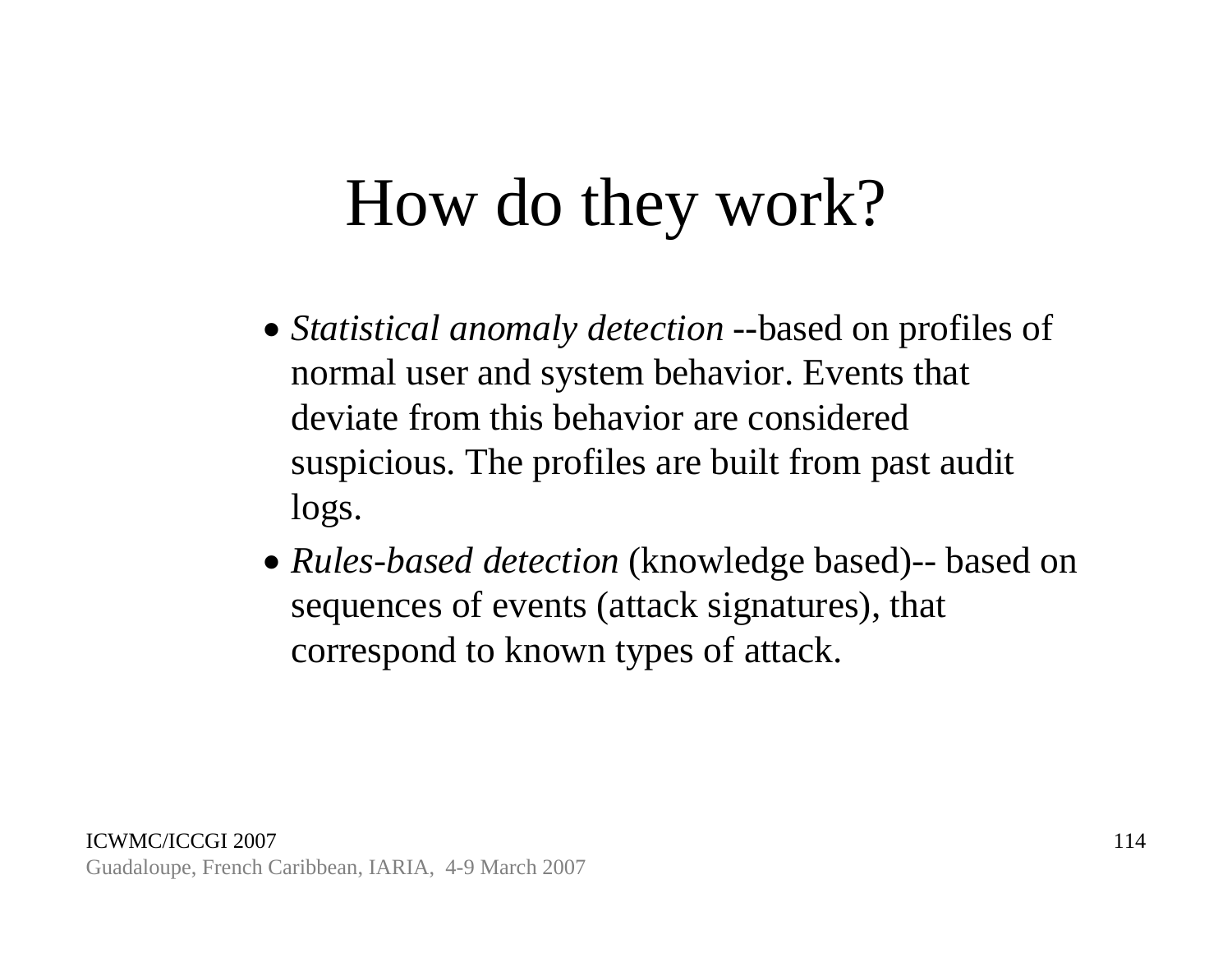# How do they work?

- *Statistical anomaly detection* --based on profiles of normal user and system behavior. Events that deviate from this behavior are considered suspicious. The profiles are built from past audit logs.
- *Rules-based detection* (knowledge based)-- based on sequences of events (attack signatures), that correspond to known types of attack.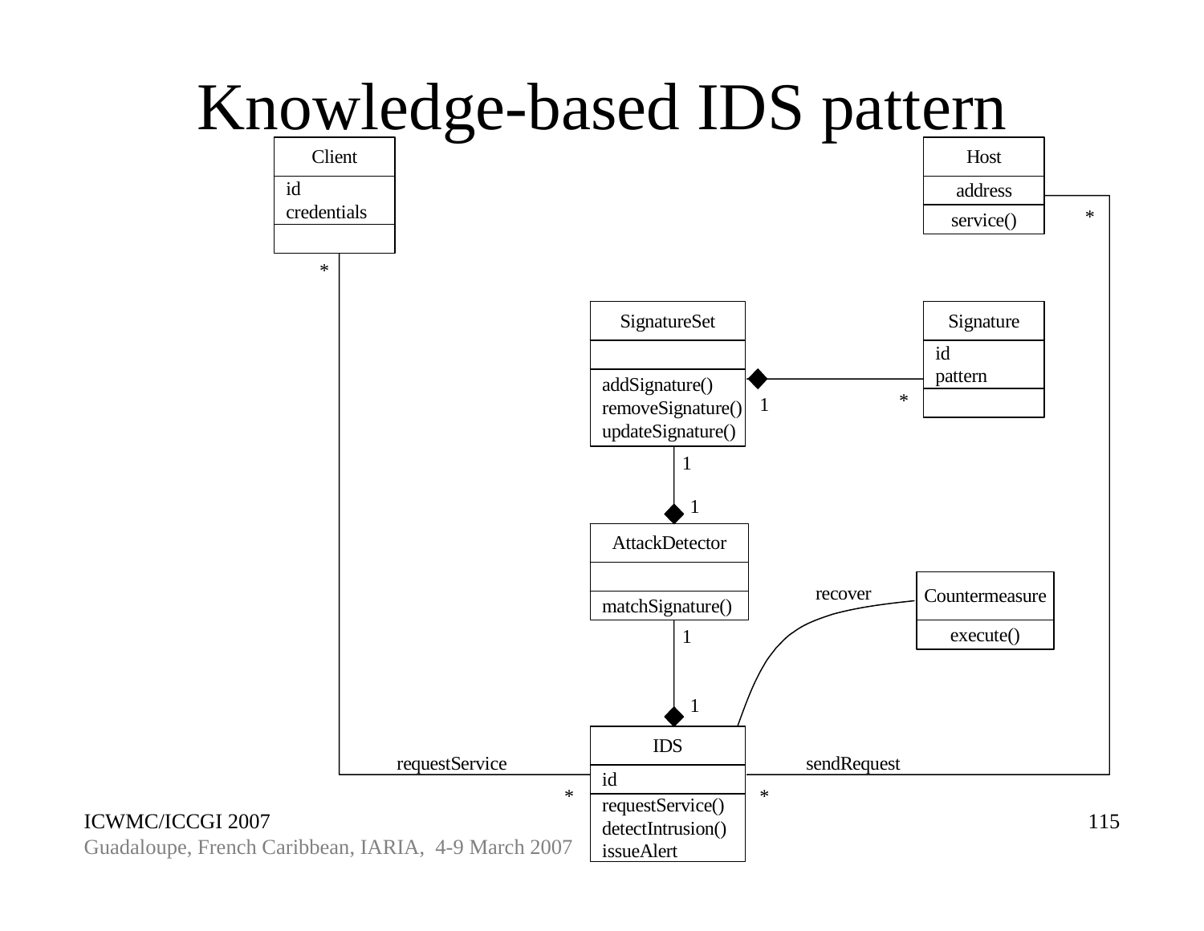# Knowledge-based IDS pattern

Client
- id
- credentials

Host
- address
- service()

SignatureSet
- addSignature()
- removeSignature()
- updateSignature()

Signature
- id
- pattern

AttackDetector
- matchSignature()

Countermeasure
- execute()

IDS
- id
- requestService()
- detectIntrusion()
- issueAlert

Associations:
- Client * — requestService — * IDS
- IDS * — sendRequest — * Host
- SignatureSet 1 ◆— * Signature
- AttackDetector 1 ◆— 1 SignatureSet
- IDS 1 ◆— 1 AttackDetector
- IDS — recover — Countermeasure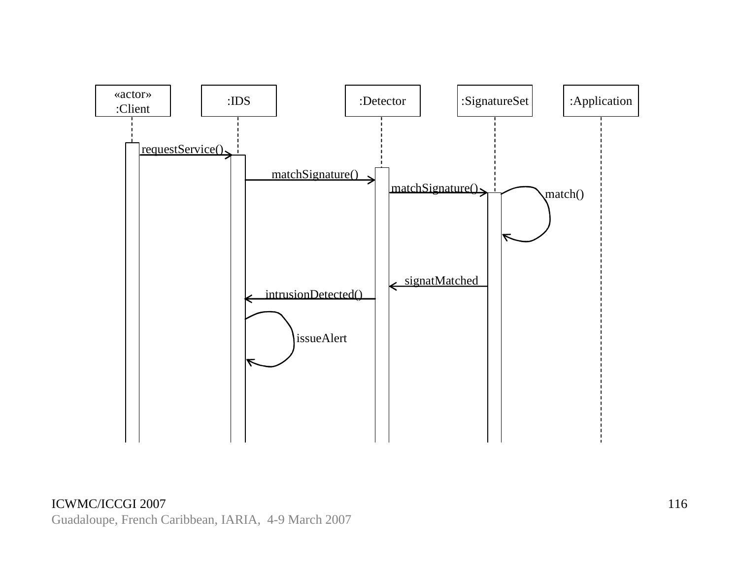«actor» :Client

:IDS

:Detector

:SignatureSet

:Application

requestService()

matchSignature()

matchSignature()

match()

signatMatched

intrusionDetected()

issueAlert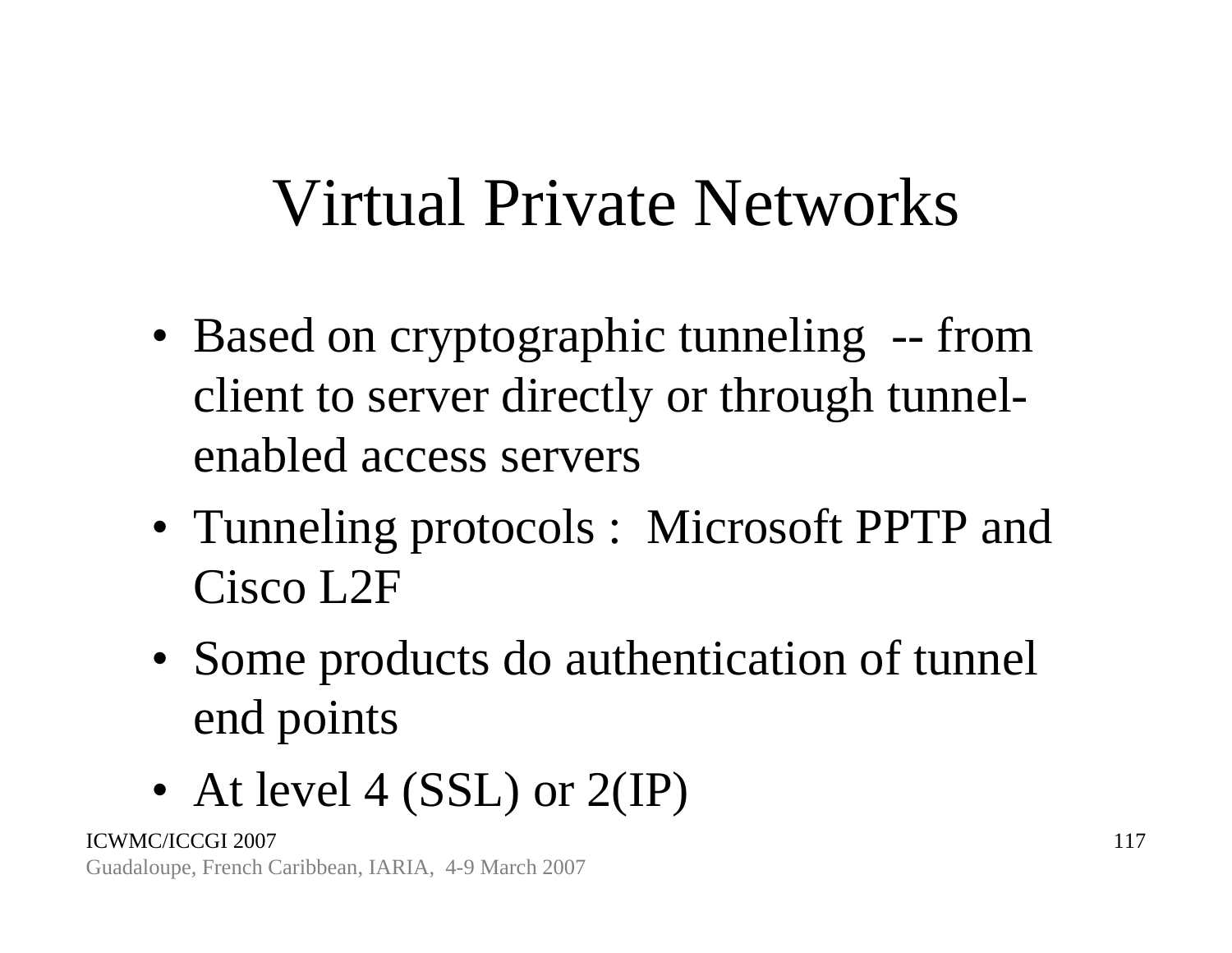# Virtual Private Networks

- Based on cryptographic tunneling -- from client to server directly or through tunnel-enabled access servers
- Tunneling protocols : Microsoft PPTP and Cisco L2F
- Some products do authentication of tunnel end points
- At level 4 (SSL) or 2(IP)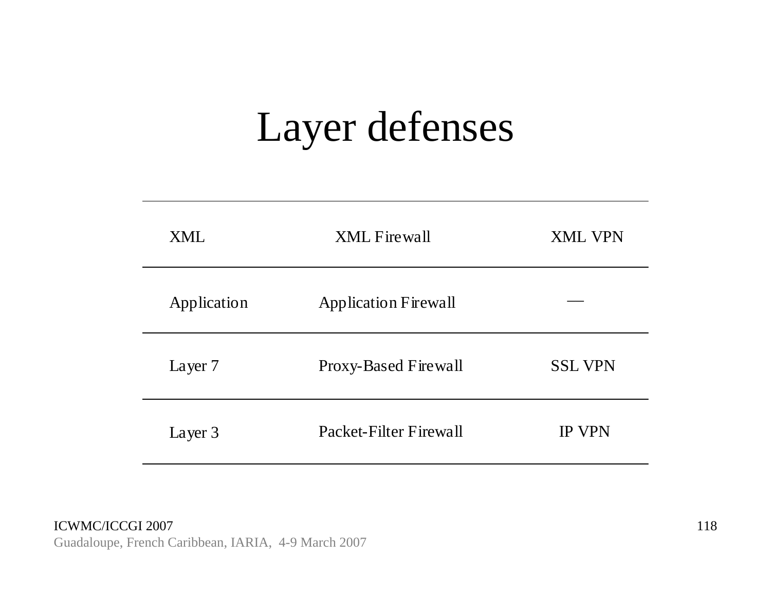# Layer defenses

| | | |
|---|---|---|
| XML | XML Firewall | XML VPN |
| Application | Application Firewall | — |
| Layer 7 | Proxy-Based Firewall | SSL VPN |
| Layer 3 | Packet-Filter Firewall | IP VPN |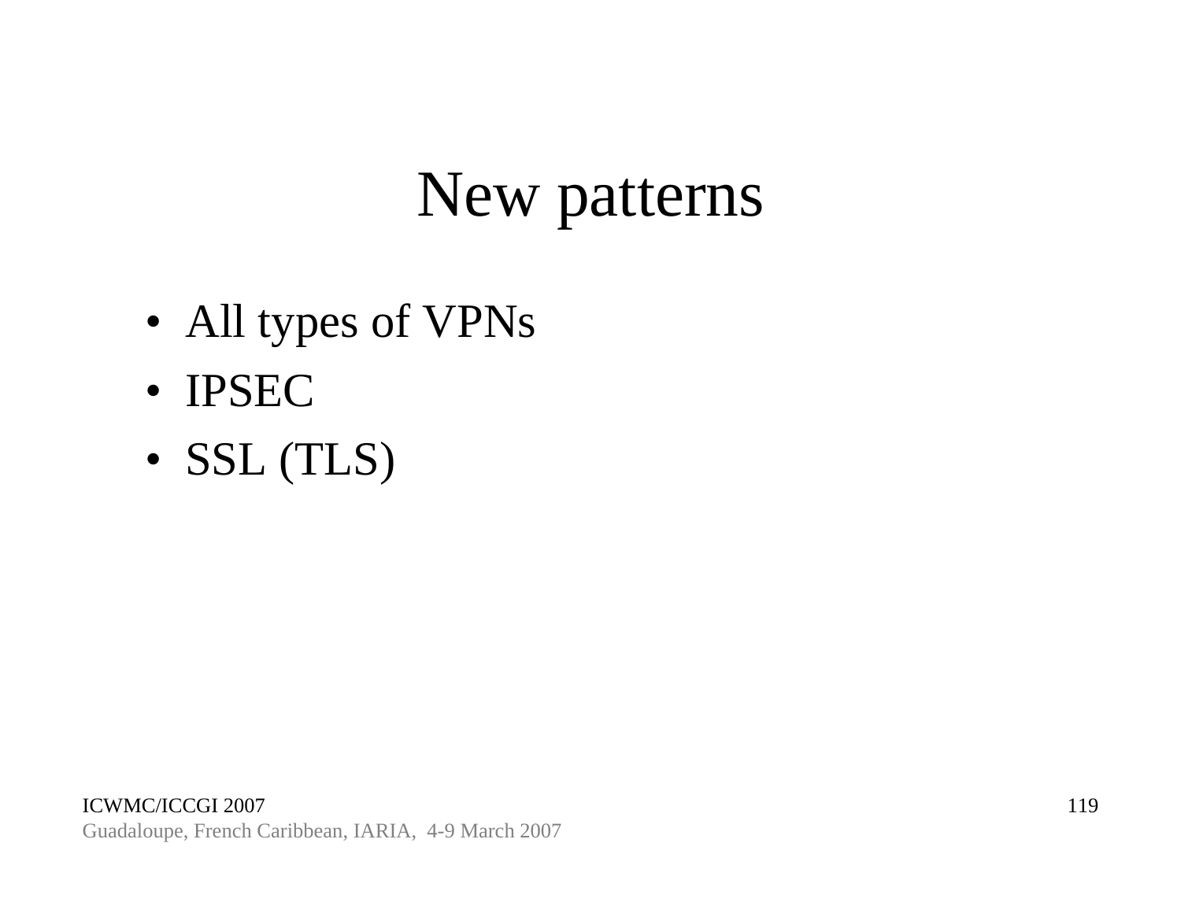# New patterns

- All types of VPNs
- IPSEC
- SSL (TLS)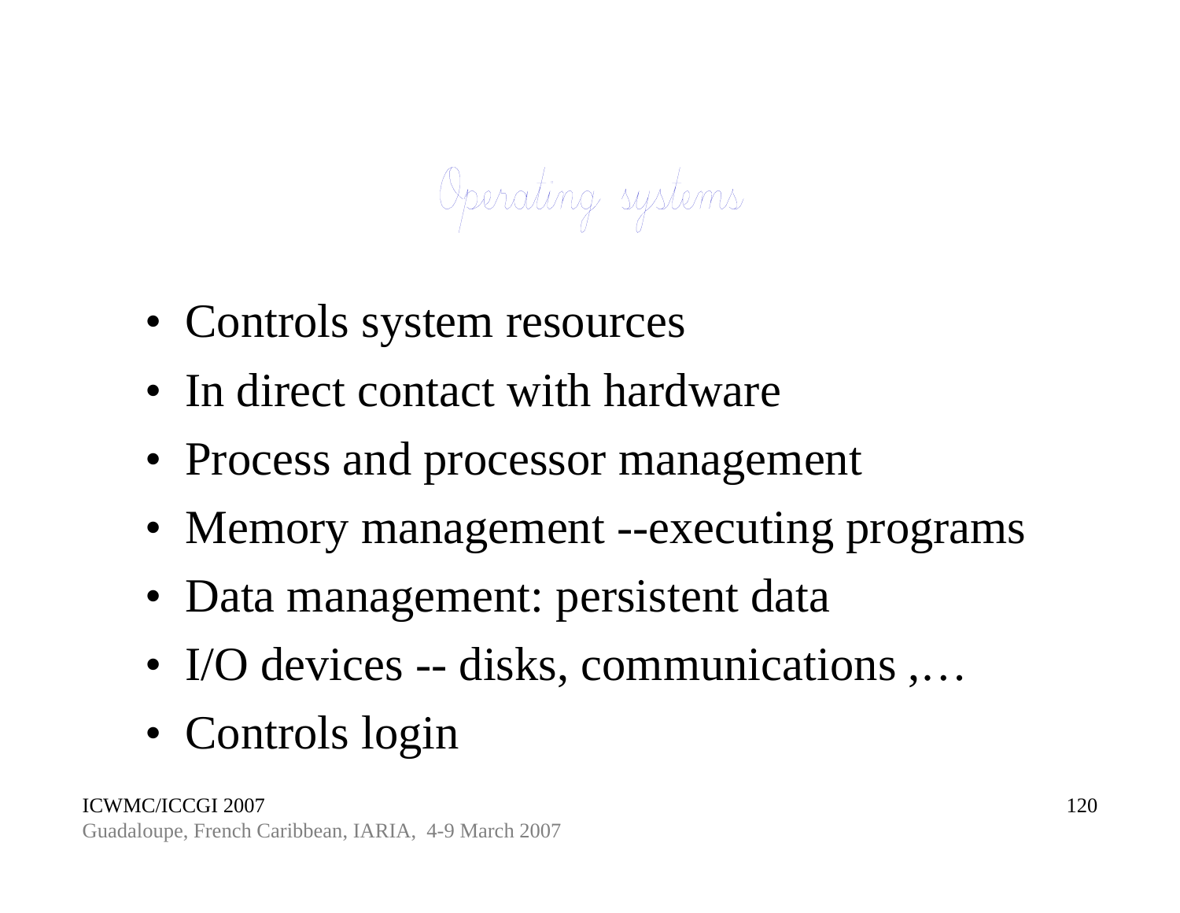# Operating systems

- Controls system resources
- In direct contact with hardware
- Process and processor management
- Memory management --executing programs
- Data management: persistent data
- I/O devices -- disks, communications ,…
- Controls login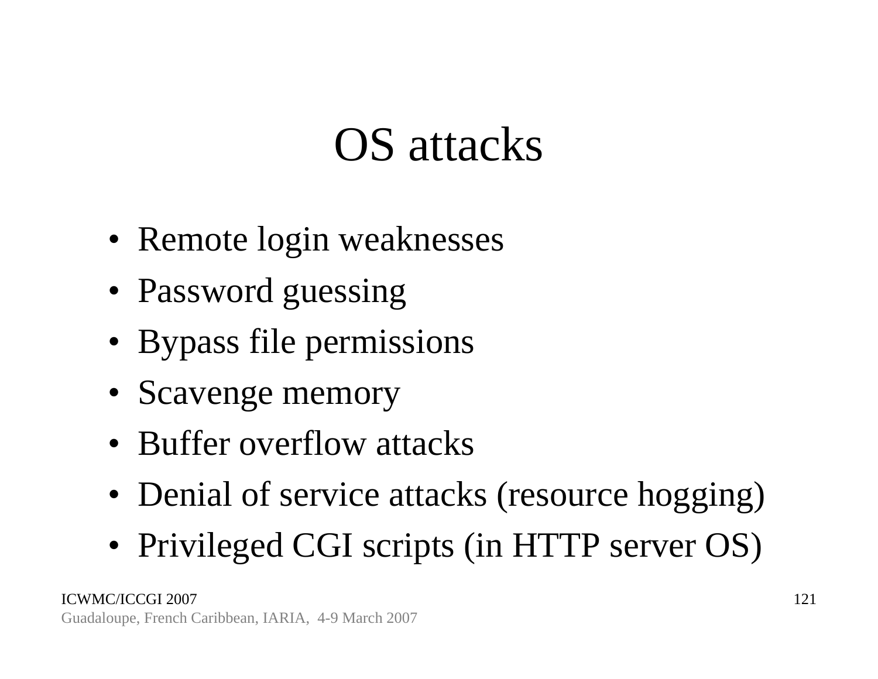# OS attacks

- Remote login weaknesses
- Password guessing
- Bypass file permissions
- Scavenge memory
- Buffer overflow attacks
- Denial of service attacks (resource hogging)
- Privileged CGI scripts (in HTTP server OS)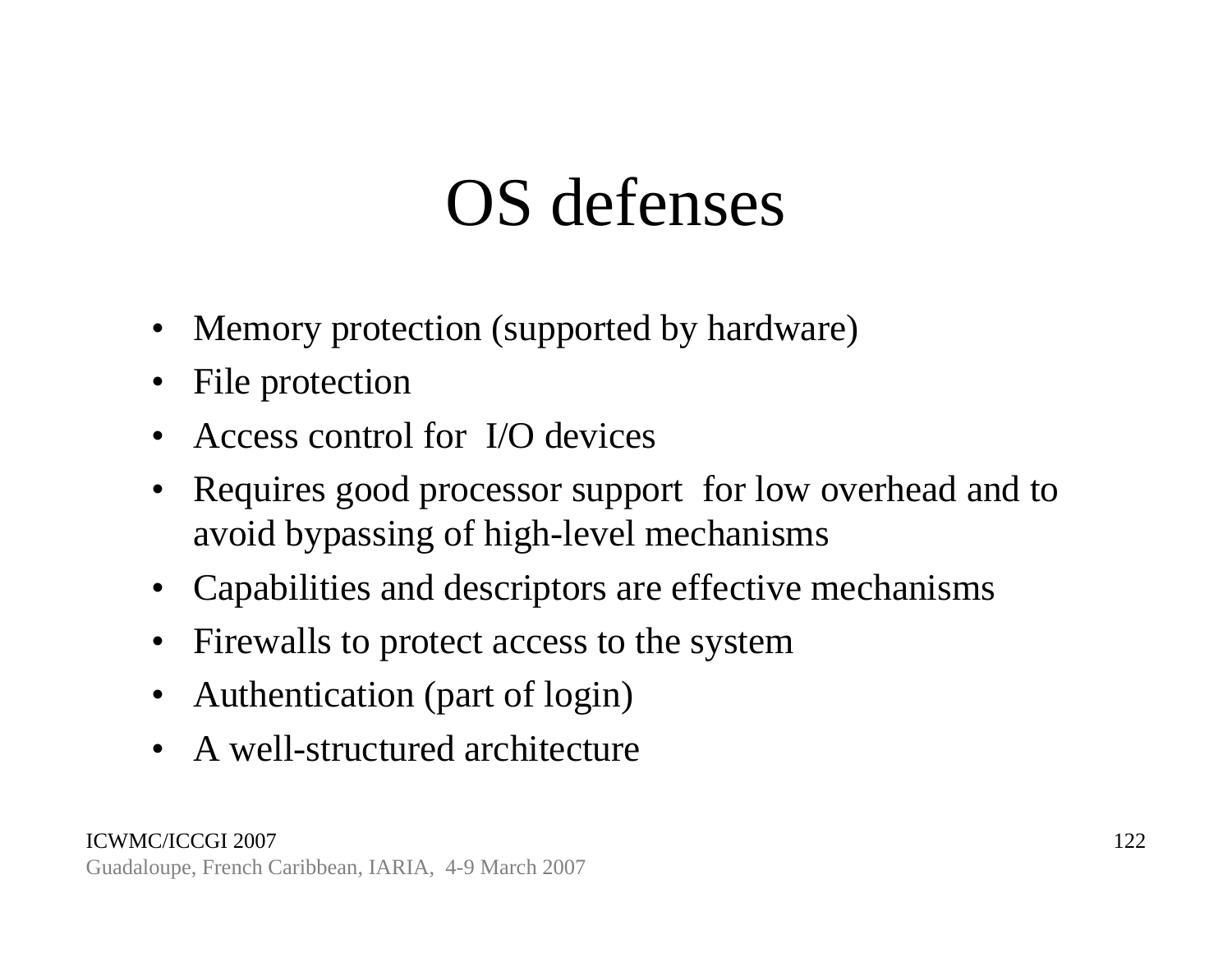# OS defenses

- Memory protection (supported by hardware)
- File protection
- Access control for I/O devices
- Requires good processor support for low overhead and to avoid bypassing of high-level mechanisms
- Capabilities and descriptors are effective mechanisms
- Firewalls to protect access to the system
- Authentication (part of login)
- A well-structured architecture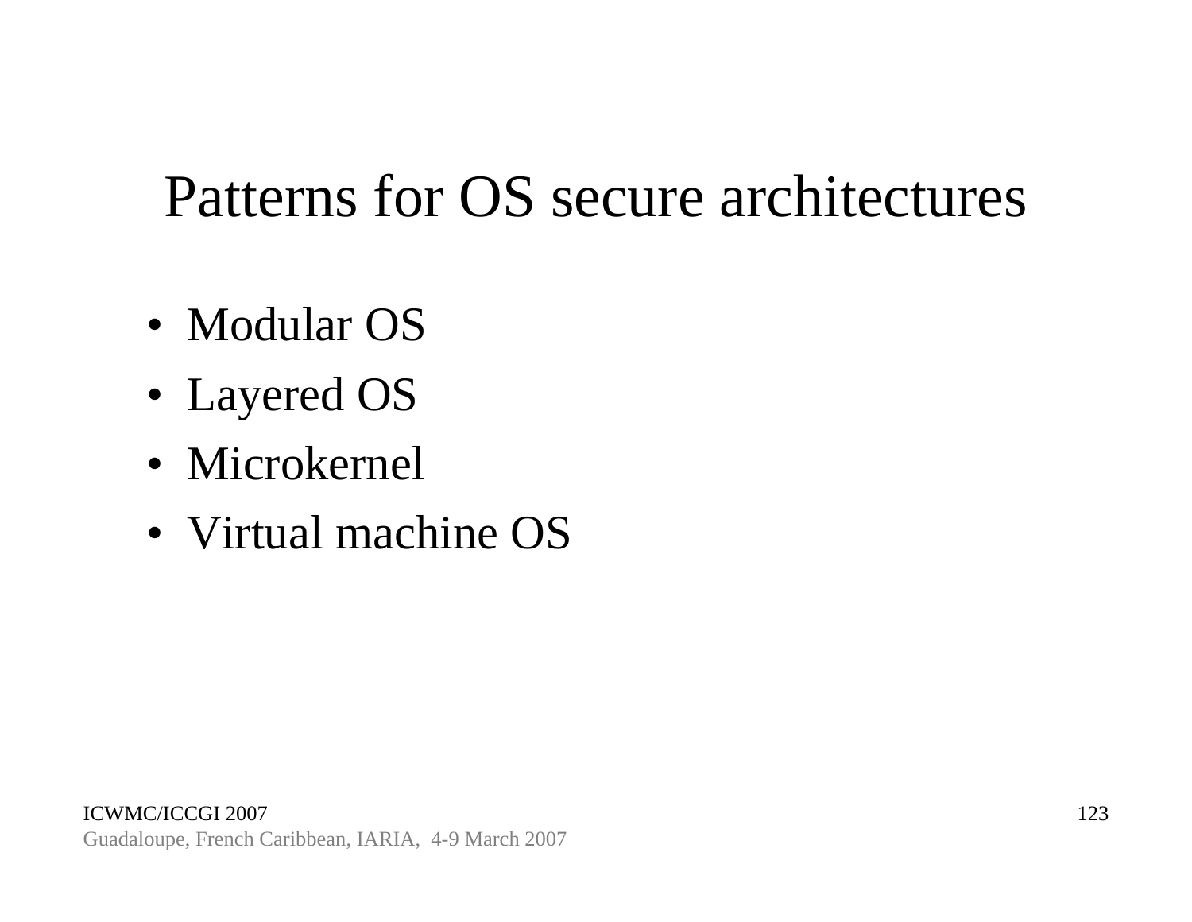# Patterns for OS secure architectures

- Modular OS
- Layered OS
- Microkernel
- Virtual machine OS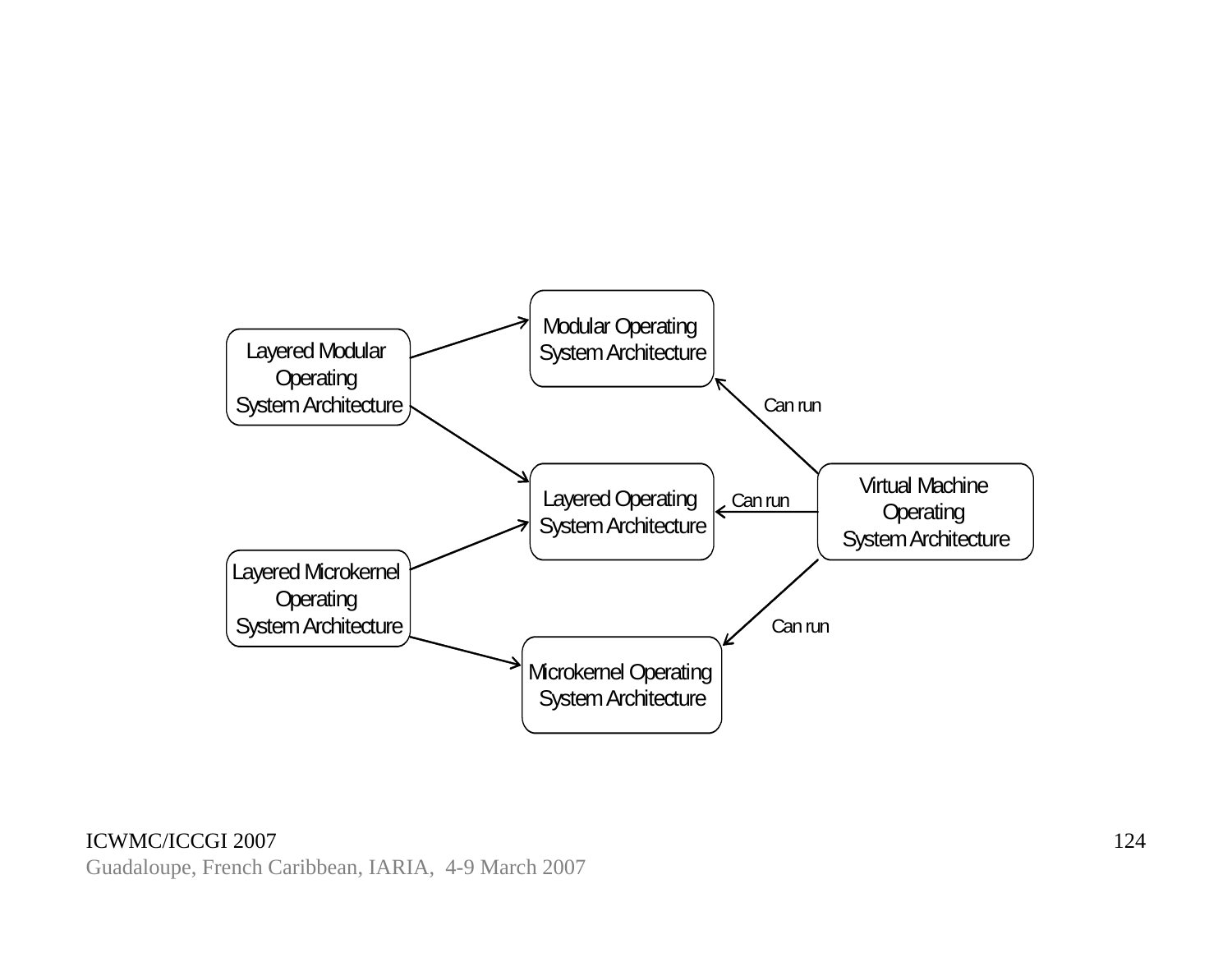Layered Modular Operating System Architecture

Modular Operating System Architecture

Layered Operating System Architecture

Layered Microkernel Operating System Architecture

Microkernel Operating System Architecture

Virtual Machine Operating System Architecture

Can run

Can run

Can run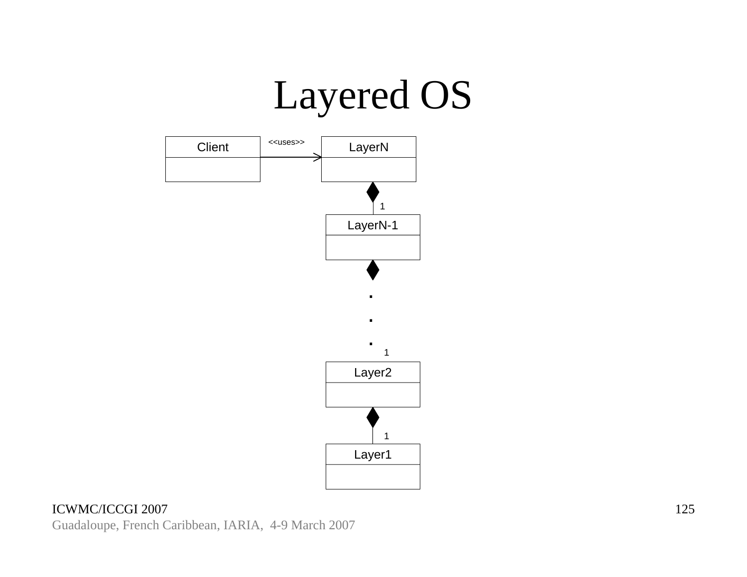# Layered OS

Client

<<uses>>

LayerN

1

LayerN-1

.
.
.

1

Layer2

1

Layer1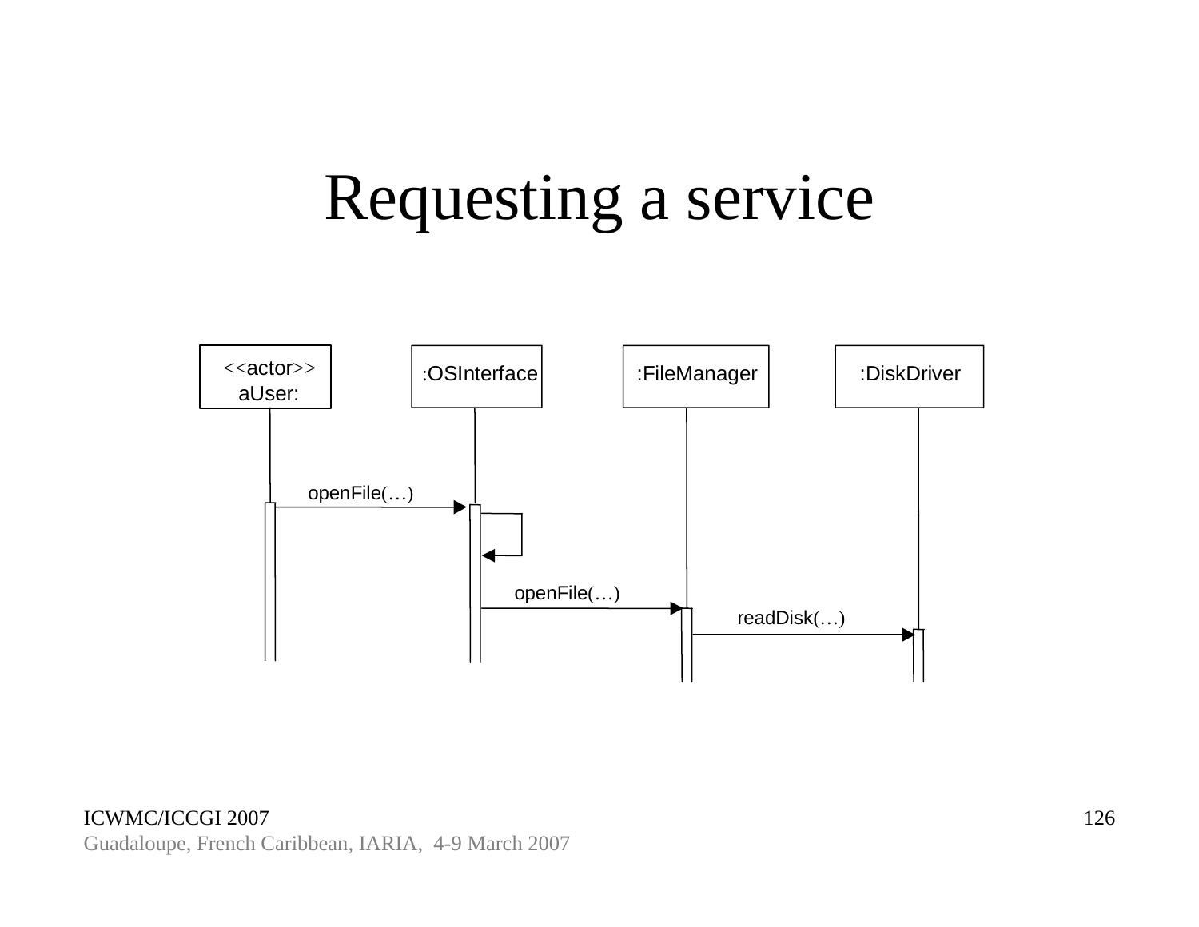# Requesting a service

<<actor>>
aUser:

:OSInterface

:FileManager

:DiskDriver

openFile(…)

openFile(…)

readDisk(…)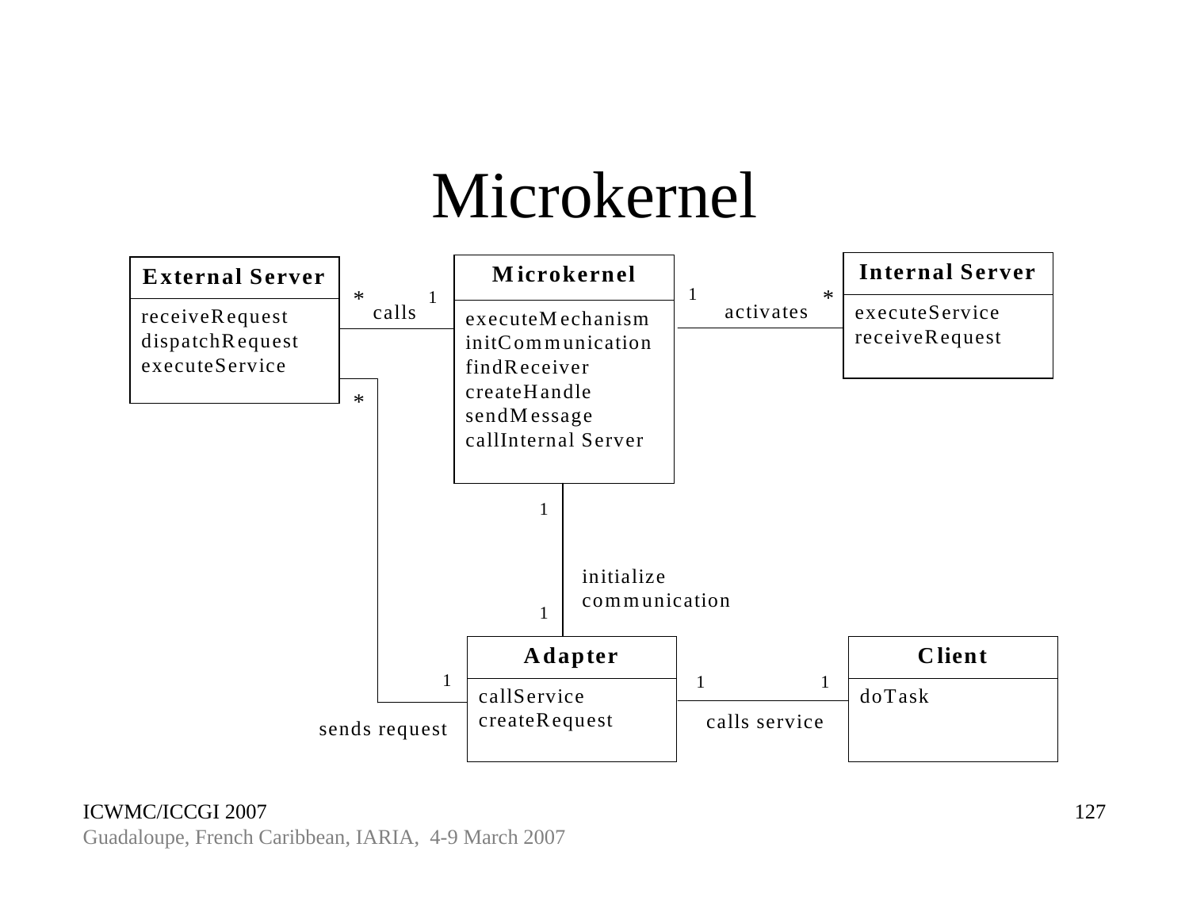# Microkernel

**External Server**

- receiveRequest
- dispatchRequest
- executeService

**Microkernel**

- executeMechanism
- initCommunication
- findReceiver
- createHandle
- sendMessage
- callInternal Server

**Internal Server**

- executeService
- receiveRequest

**Adapter**

- callService
- createRequest

**Client**

- doTask

Associations:

- External Server * — calls — 1 Microkernel
- Microkernel 1 — activates — * Internal Server
- Microkernel 1 — initialize communication — 1 Adapter
- External Server * — sends request — 1 Adapter
- Adapter 1 — calls service — 1 Client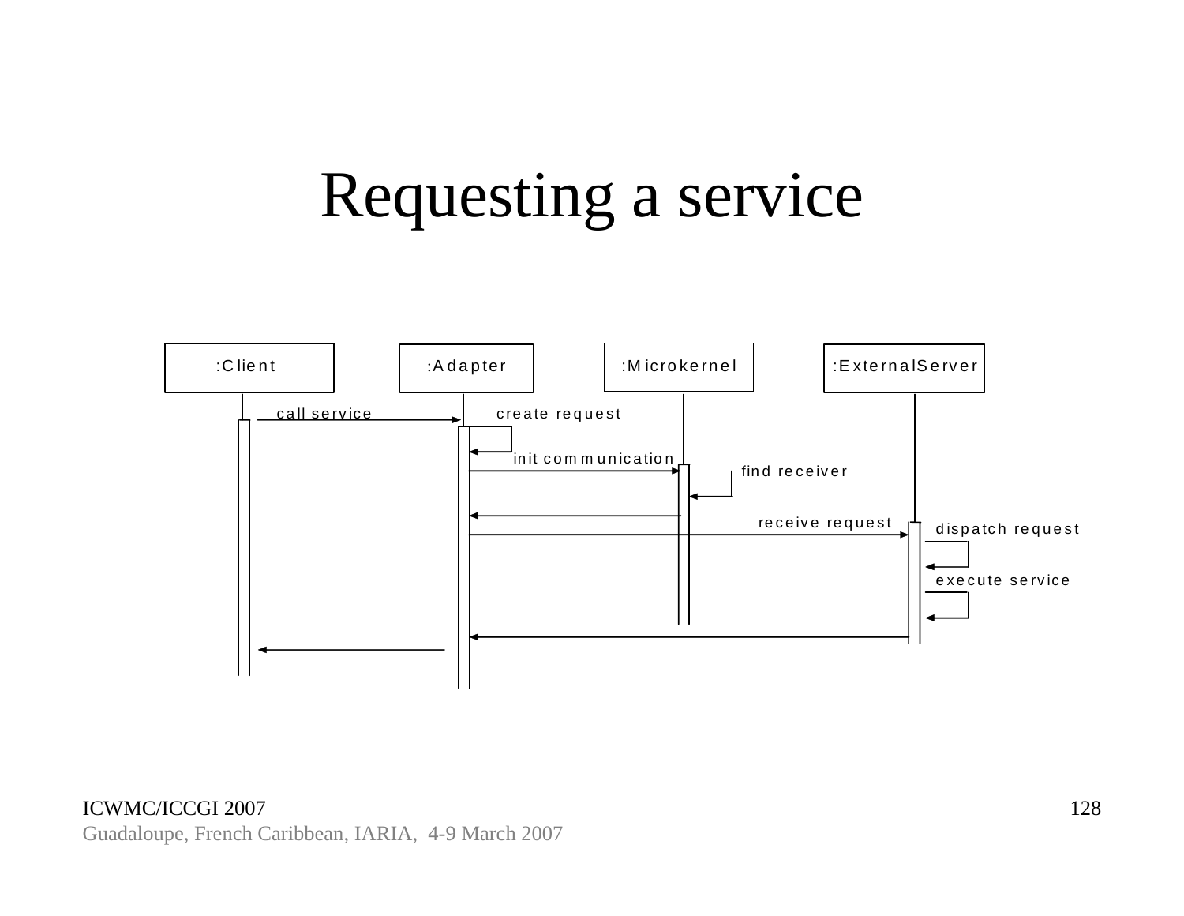# Requesting a service

:Client | :Adapter | :Microkernel | :ExternalServer

call service

create request

init communication

find receiver

receive request

dispatch request

execute service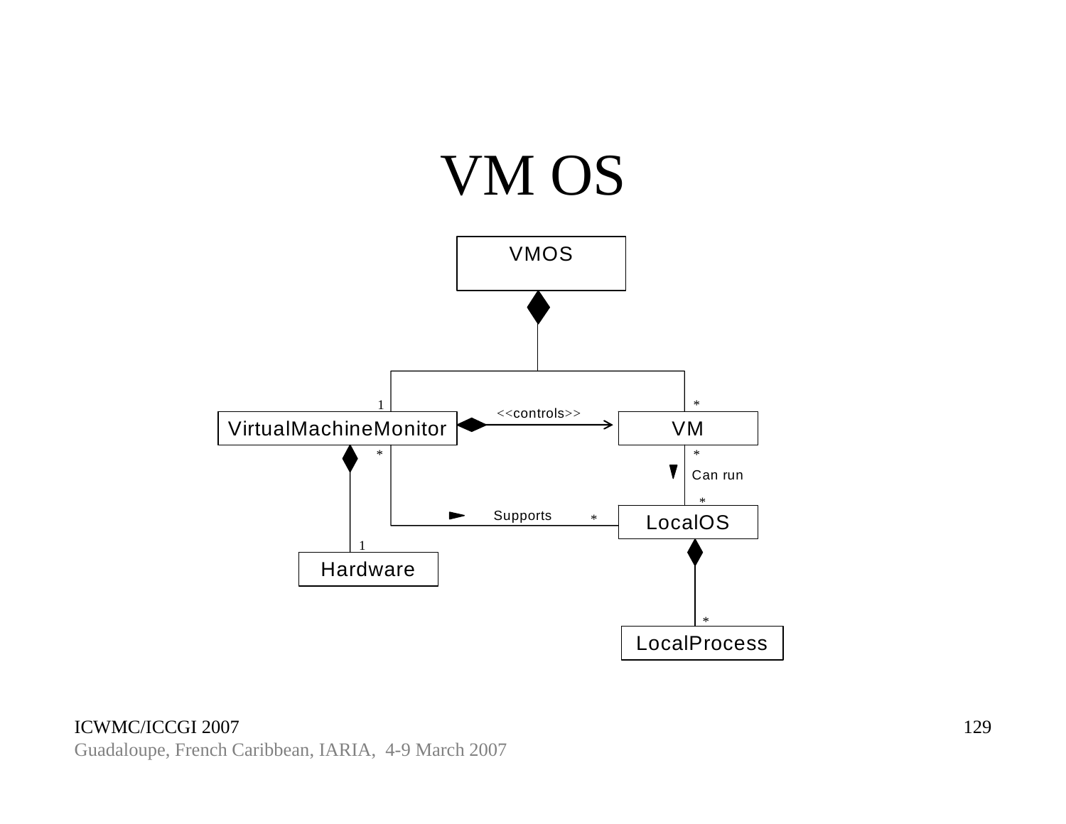# VM OS

VMOS

VirtualMachineMonitor

VM

<<controls>>

1

*

*

*

Can run

*

Supports

*

LocalOS

1

Hardware

*

LocalProcess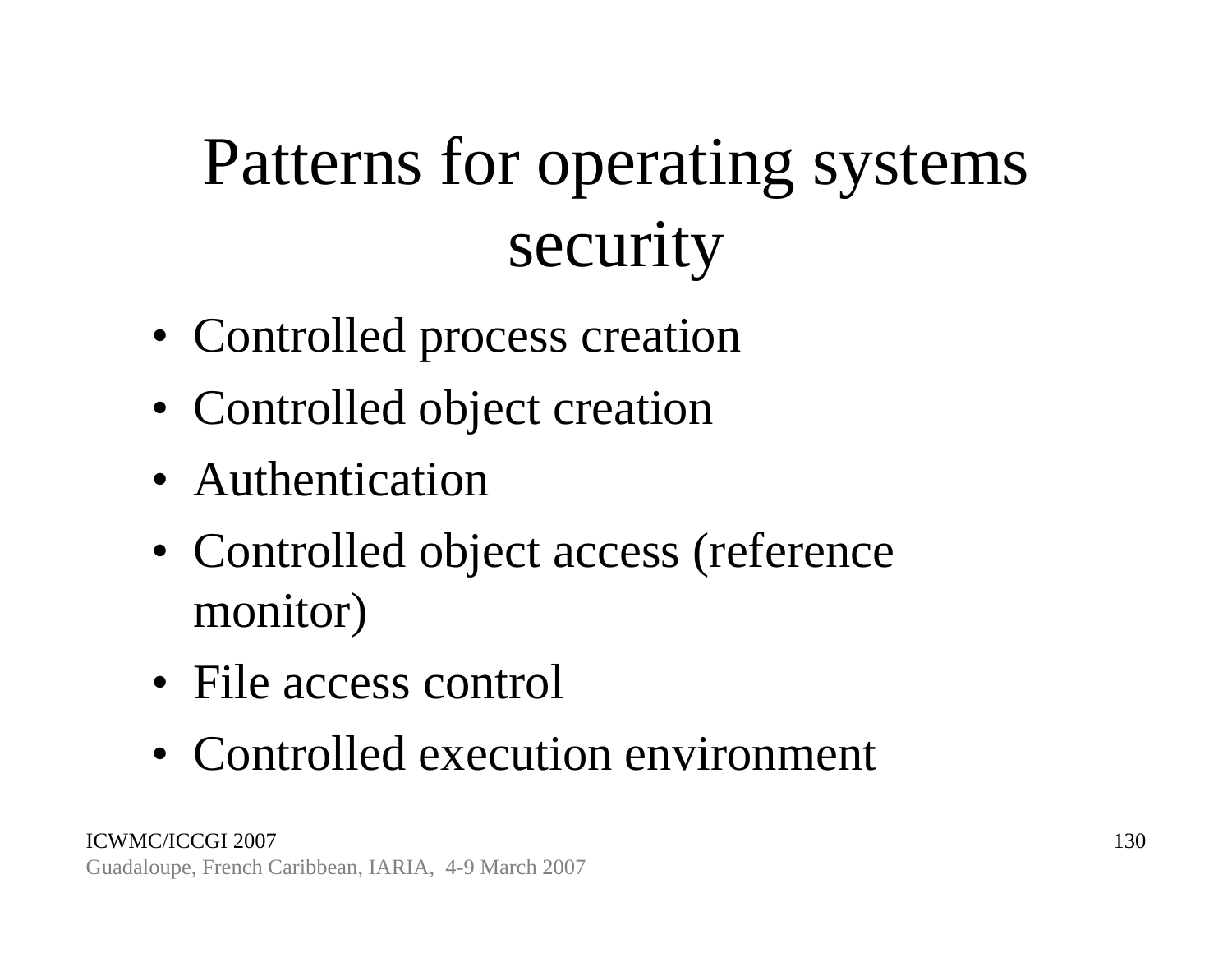# Patterns for operating systems security

- Controlled process creation
- Controlled object creation
- Authentication
- Controlled object access (reference monitor)
- File access control
- Controlled execution environment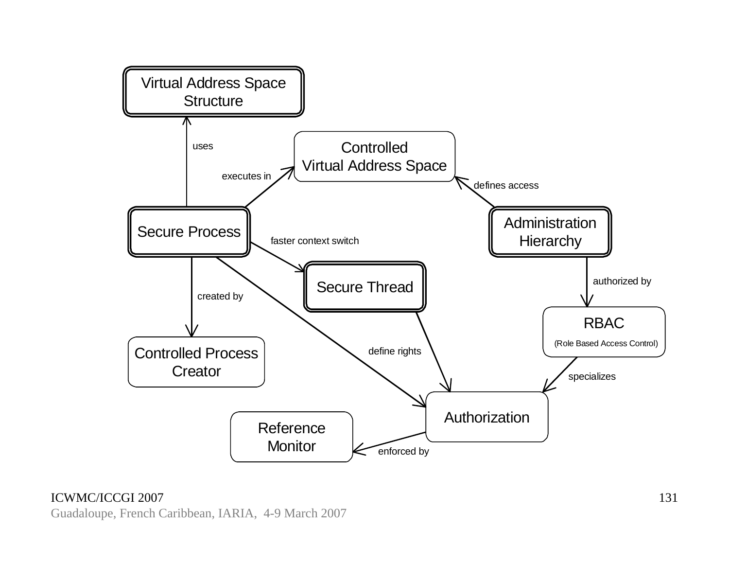Virtual Address Space Structure

uses

Controlled Virtual Address Space

executes in

defines access

Secure Process

faster context switch

Administration Hierarchy

Secure Thread

authorized by

created by

RBAC

(Role Based Access Control)

define rights

Controlled Process Creator

specializes

Authorization

Reference Monitor

enforced by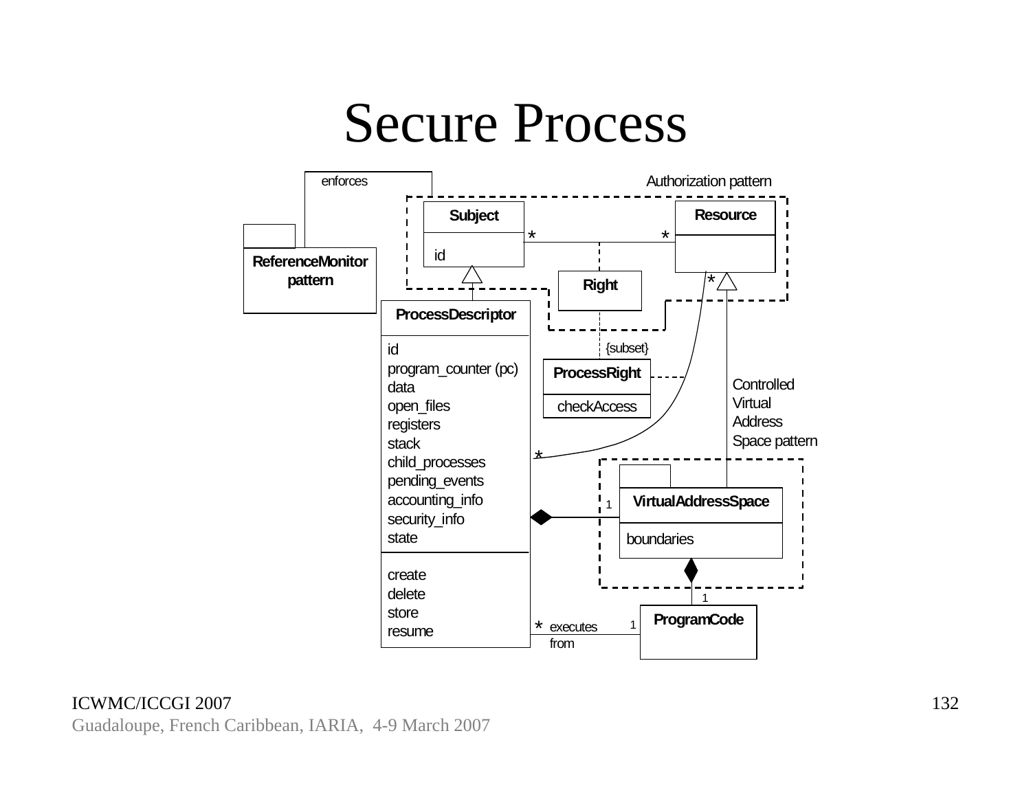# Secure Process

enforces

Authorization pattern

**Subject**

id

**Resource**

**Right**

**ReferenceMonitor pattern**

**ProcessDescriptor**

id
program_counter (pc)
data
open_files
registers
stack
child_processes
pending_events
accounting_info
security_info
state

create
delete
store
resume

{subset}

**ProcessRight**

checkAccess

Controlled Virtual Address Space pattern

**VirtualAddressSpace**

boundaries

**ProgramCode**

executes from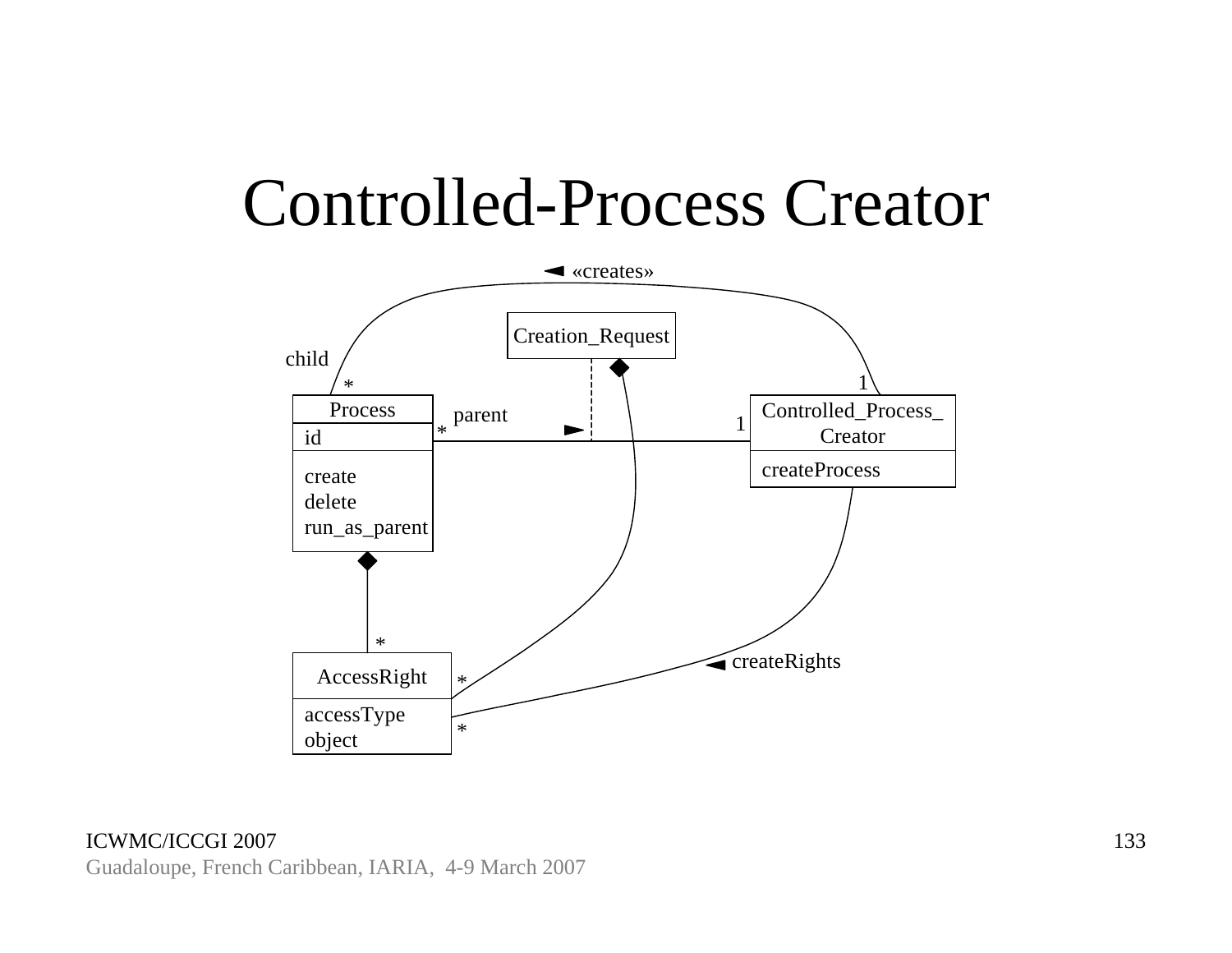# Controlled-Process Creator

«creates»

Creation_Request

child

Process

- id
- create
- delete
- run_as_parent

parent

Controlled_Process_Creator

- createProcess

AccessRight

- accessType
- object

createRights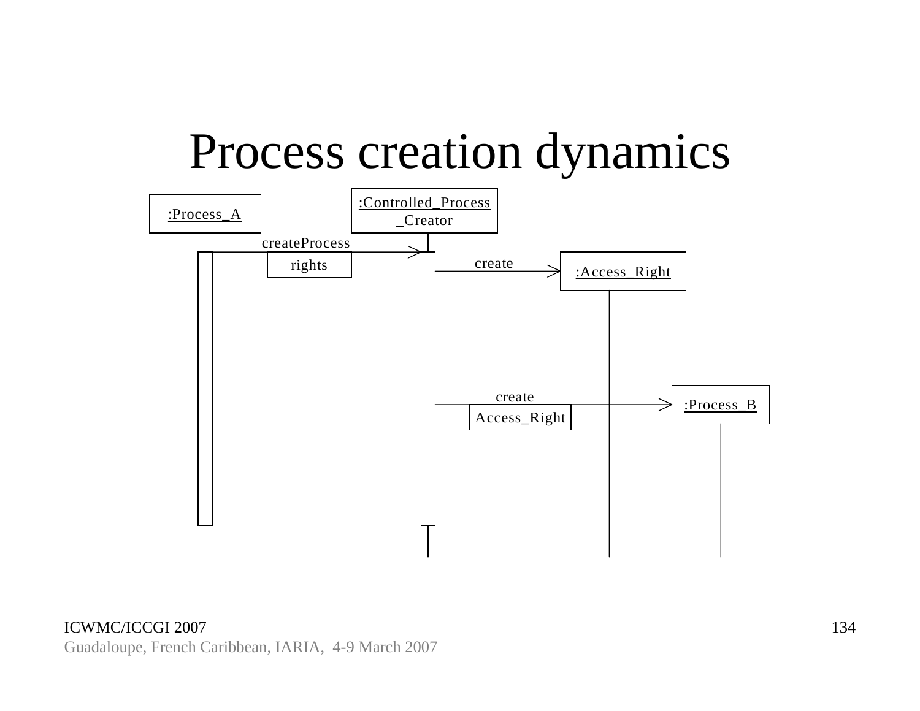# Process creation dynamics

:Process_A

:Controlled_Process_Creator

createProcess

rights

create

:Access_Right

create

Access_Right

:Process_B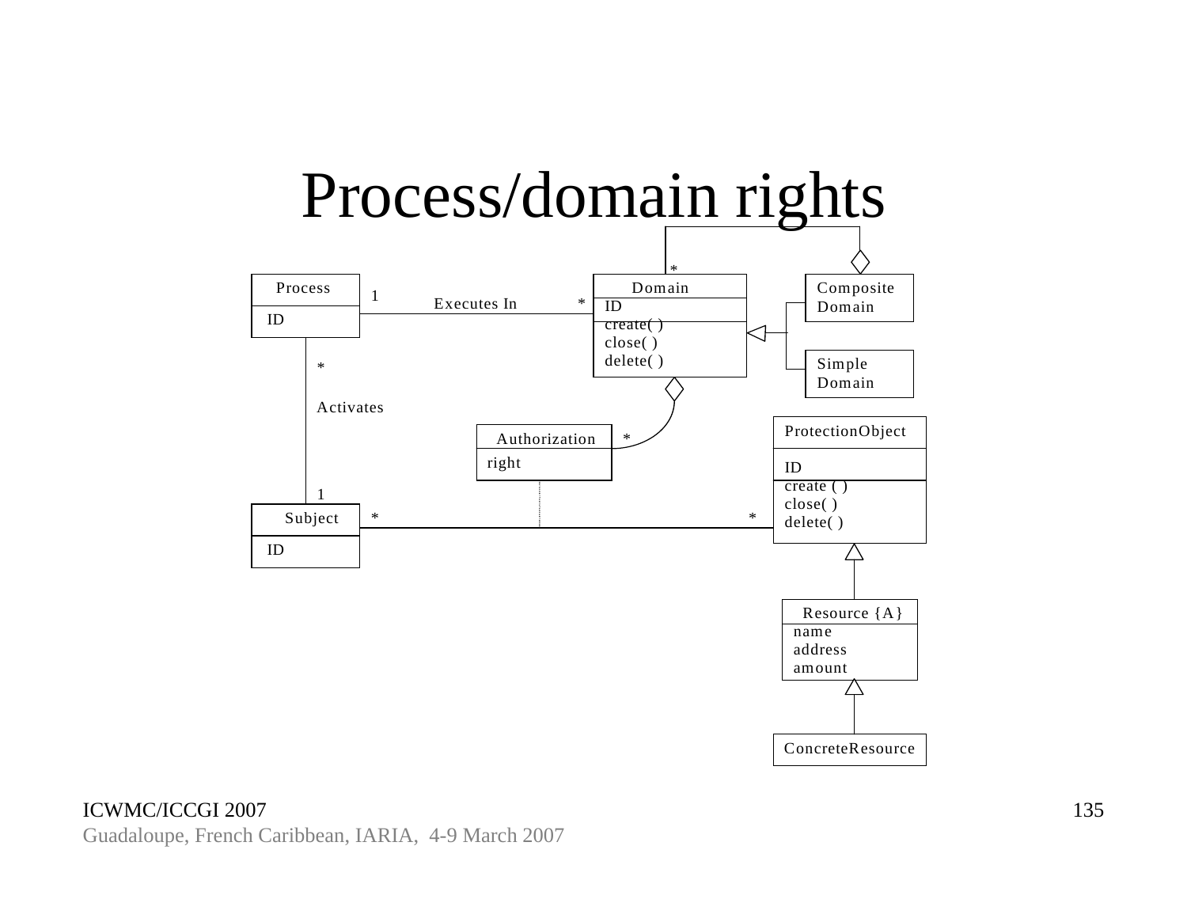# Process/domain rights

Process
ID

Domain
ID
create( )
close( )
delete( )

Composite
Domain

Simple
Domain

Executes In

1

*

*

Activates

*

1

Authorization
right

*

ProtectionObject
ID
create ( )
close( )
delete( )

Subject
ID

*

*

Resource {A}
name
address
amount

ConcreteResource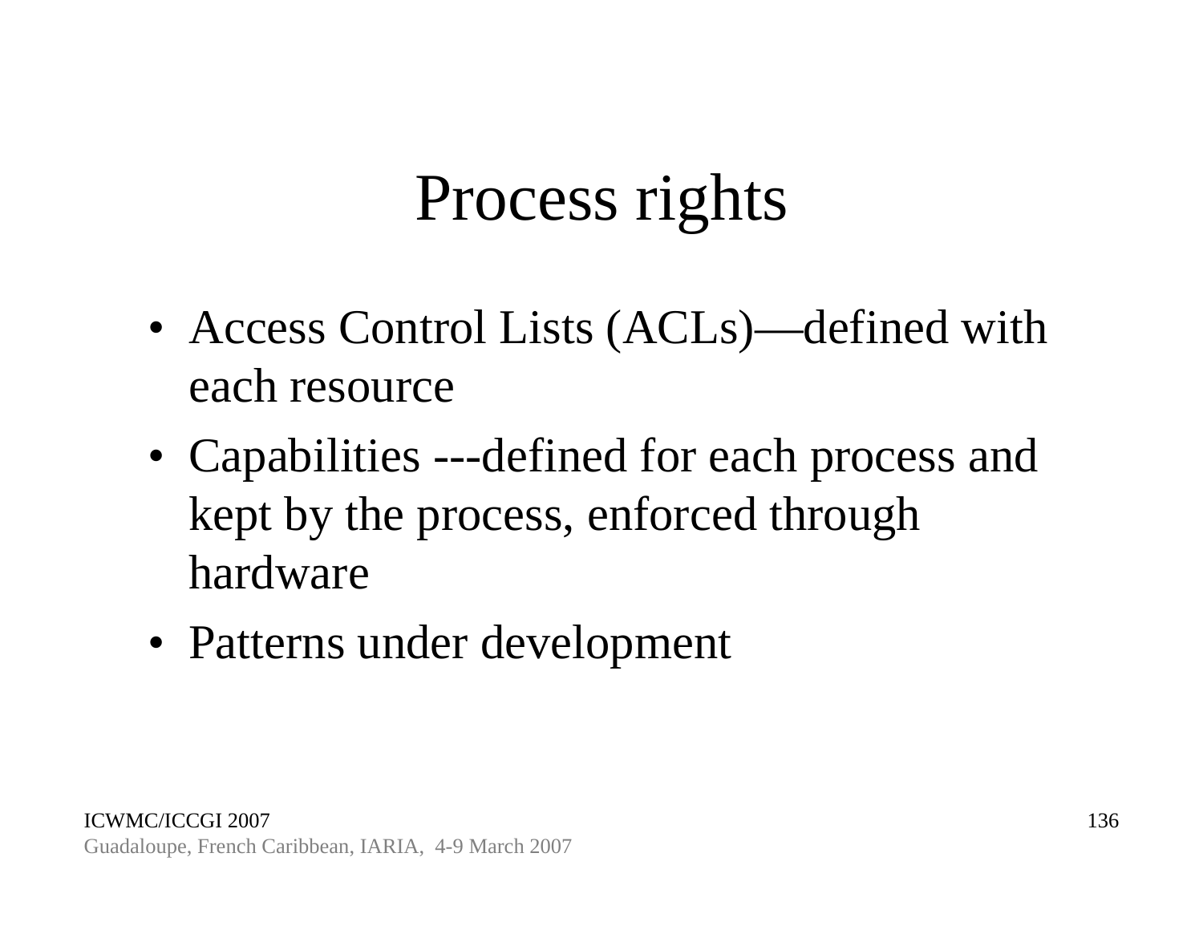# Process rights

- Access Control Lists (ACLs)—defined with each resource
- Capabilities ---defined for each process and kept by the process, enforced through hardware
- Patterns under development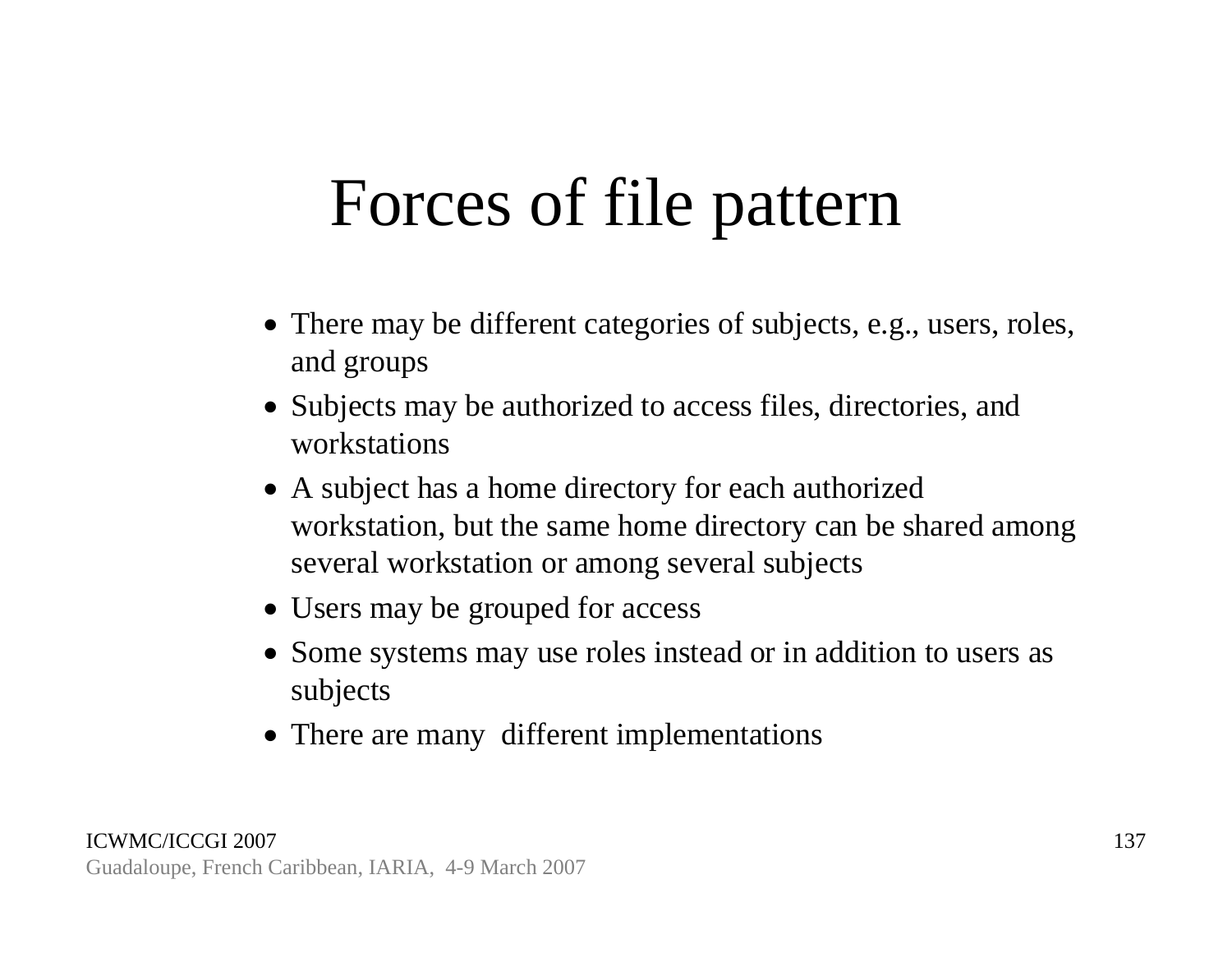# Forces of file pattern

- There may be different categories of subjects, e.g., users, roles, and groups
- Subjects may be authorized to access files, directories, and workstations
- A subject has a home directory for each authorized workstation, but the same home directory can be shared among several workstation or among several subjects
- Users may be grouped for access
- Some systems may use roles instead or in addition to users as subjects
- There are many different implementations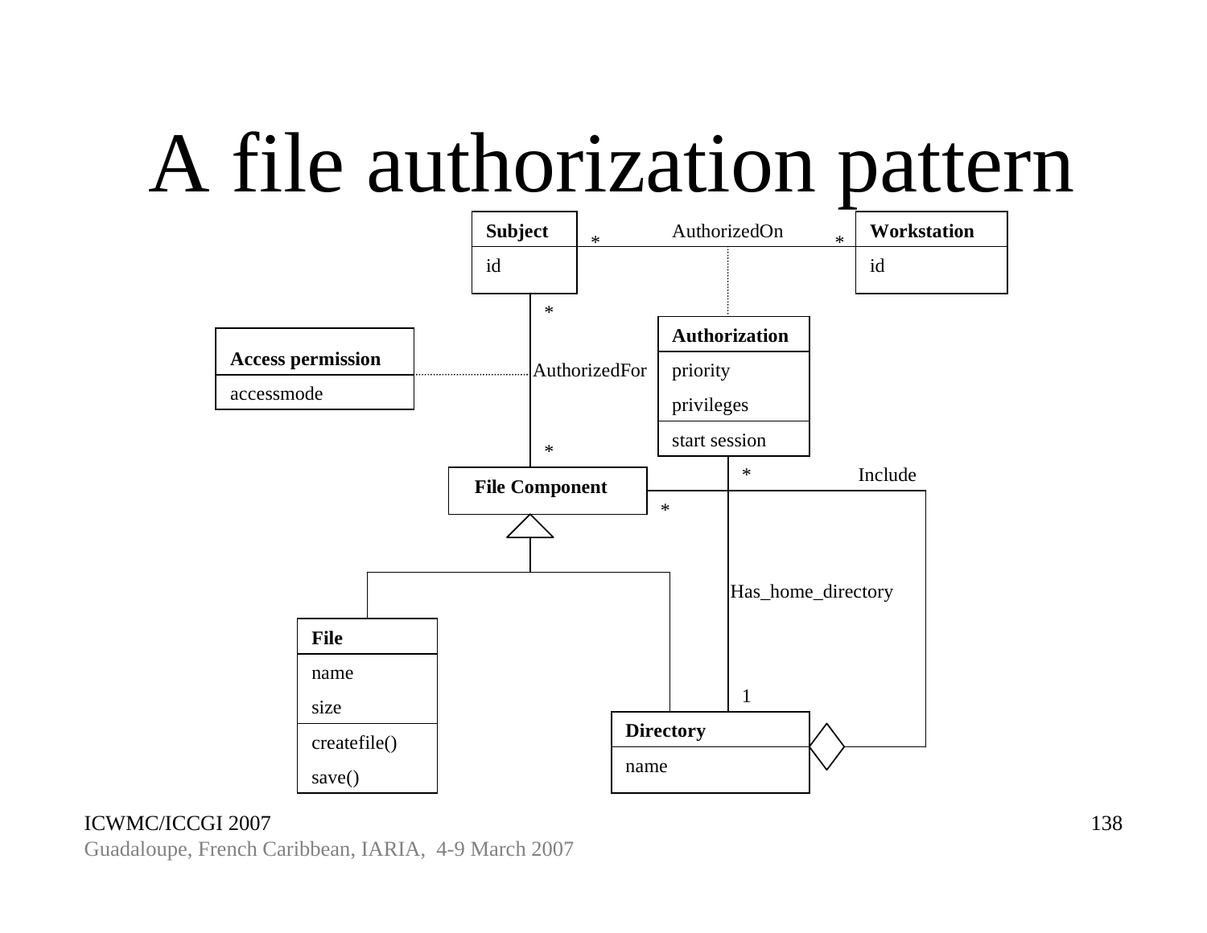# A file authorization pattern

Subject
id

Workstation
id

AuthorizedOn

Authorization
priority
privileges
start session

Access permission
accessmode

AuthorizedFor

File Component

Include

Has_home_directory

File
name
size
createfile()
save()

Directory
name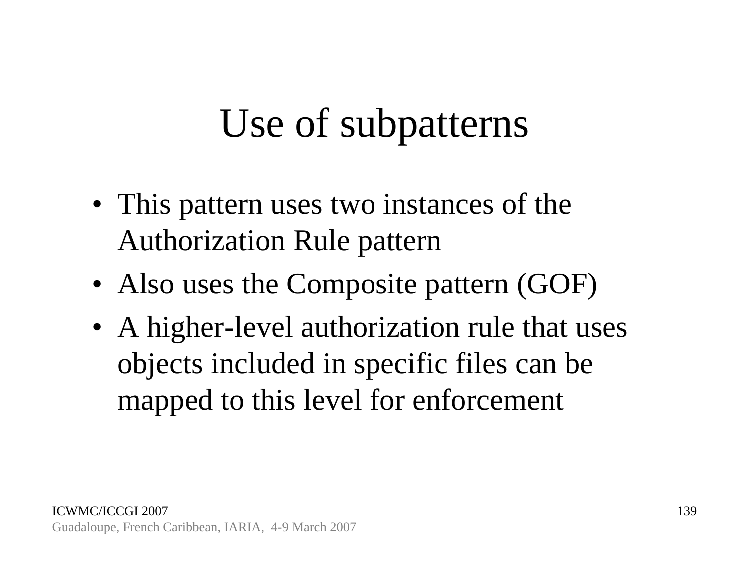# Use of subpatterns

- This pattern uses two instances of the Authorization Rule pattern
- Also uses the Composite pattern (GOF)
- A higher-level authorization rule that uses objects included in specific files can be mapped to this level for enforcement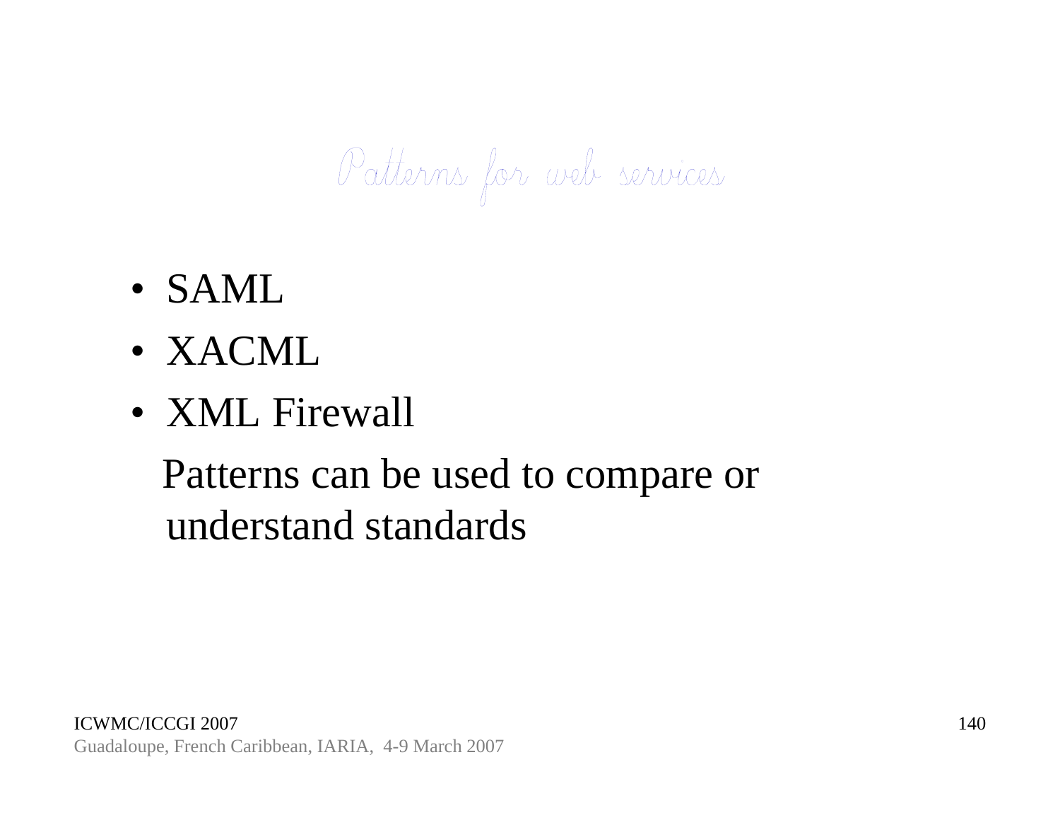# Patterns for web services

- SAML
- XACML
- XML Firewall

Patterns can be used to compare or understand standards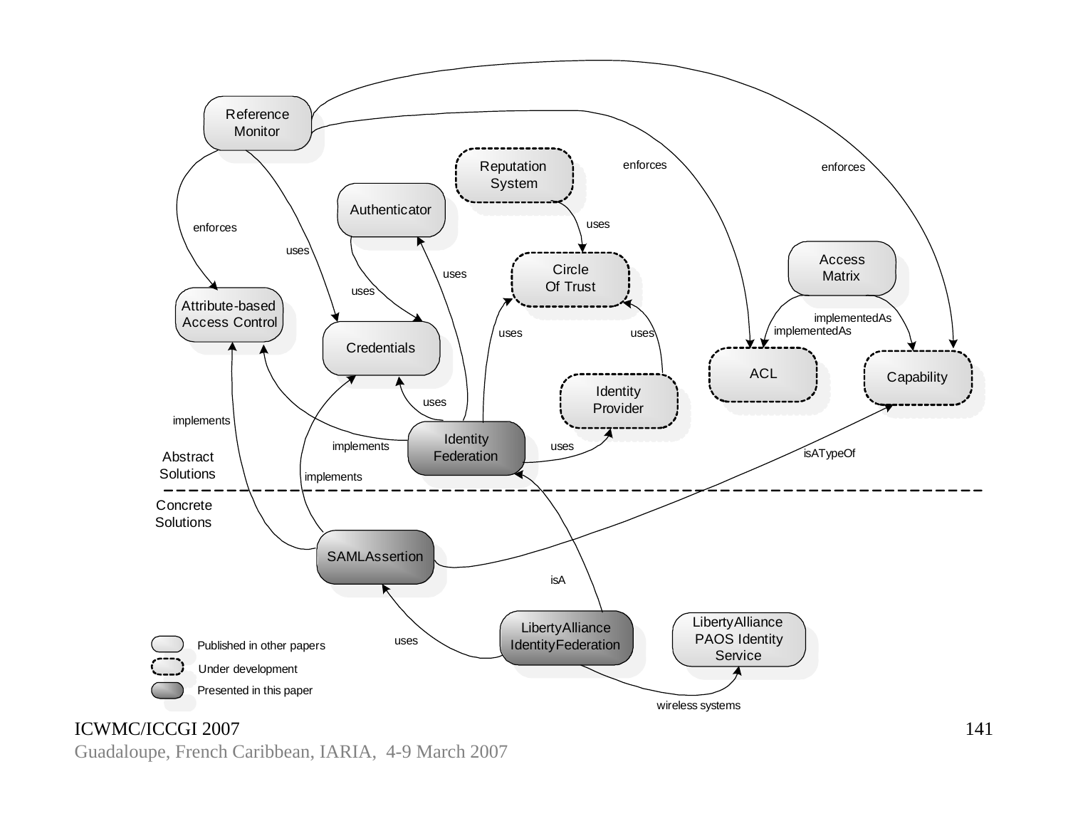Reference Monitor

Reputation System

Authenticator

Circle Of Trust

Access Matrix

Attribute-based Access Control

Credentials

ACL

Capability

Identity Provider

Identity Federation

enforces

uses

uses

uses

uses

uses

uses

uses

enforces

enforces

implementedAs

implementedAs

implements

implements

uses

isATypeOf

Abstract Solutions

Concrete Solutions

implements

SAMLAssertion

isA

LibertyAlliance IdentityFederation

LibertyAlliance PAOS Identity Service

uses

wireless systems

Published in other papers

Under development

Presented in this paper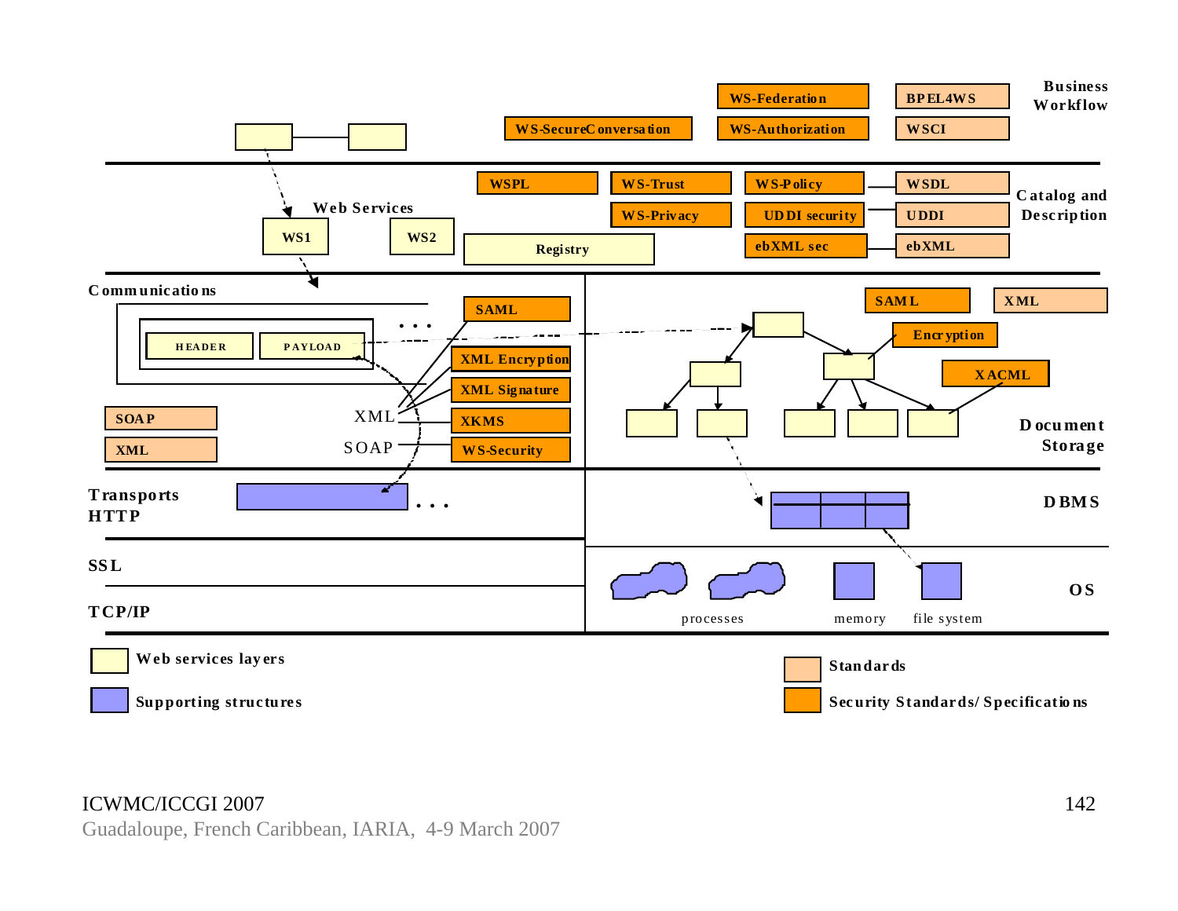**Business Workflow**
- WS-Federation
- WS-Authorization
- WS-SecureConversation
- BPEL4WS
- WSCI

**Catalog and Description**
- Web Services: WS1, WS2
- Registry
- WSPL
- WS-Trust
- WS-Privacy
- WS-Policy
- UDDI security
- ebXML sec
- WSDL
- UDDI
- ebXML

**Communications**
- HEADER
- PAYLOAD
- . . .
- SAML
- XML Encryption
- XML Signature
- XKMS
- WS-Security
- XML
- SOAP
- SOAP
- XML

**Document Storage**
- SAML
- XML
- Encryption
- XACML

**Transports HTTP**
- . . .

**DBMS**

**SSL**

**TCP/IP**

**OS**
- processes
- memory
- file system

**Legend**
- Web services layers
- Supporting structures
- Standards
- Security Standards/Specifications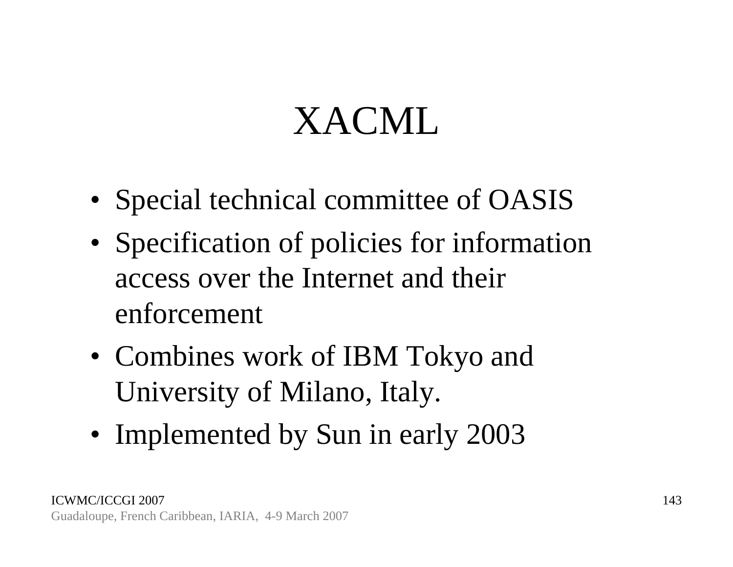# XACML

- Special technical committee of OASIS
- Specification of policies for information access over the Internet and their enforcement
- Combines work of IBM Tokyo and University of Milano, Italy.
- Implemented by Sun in early 2003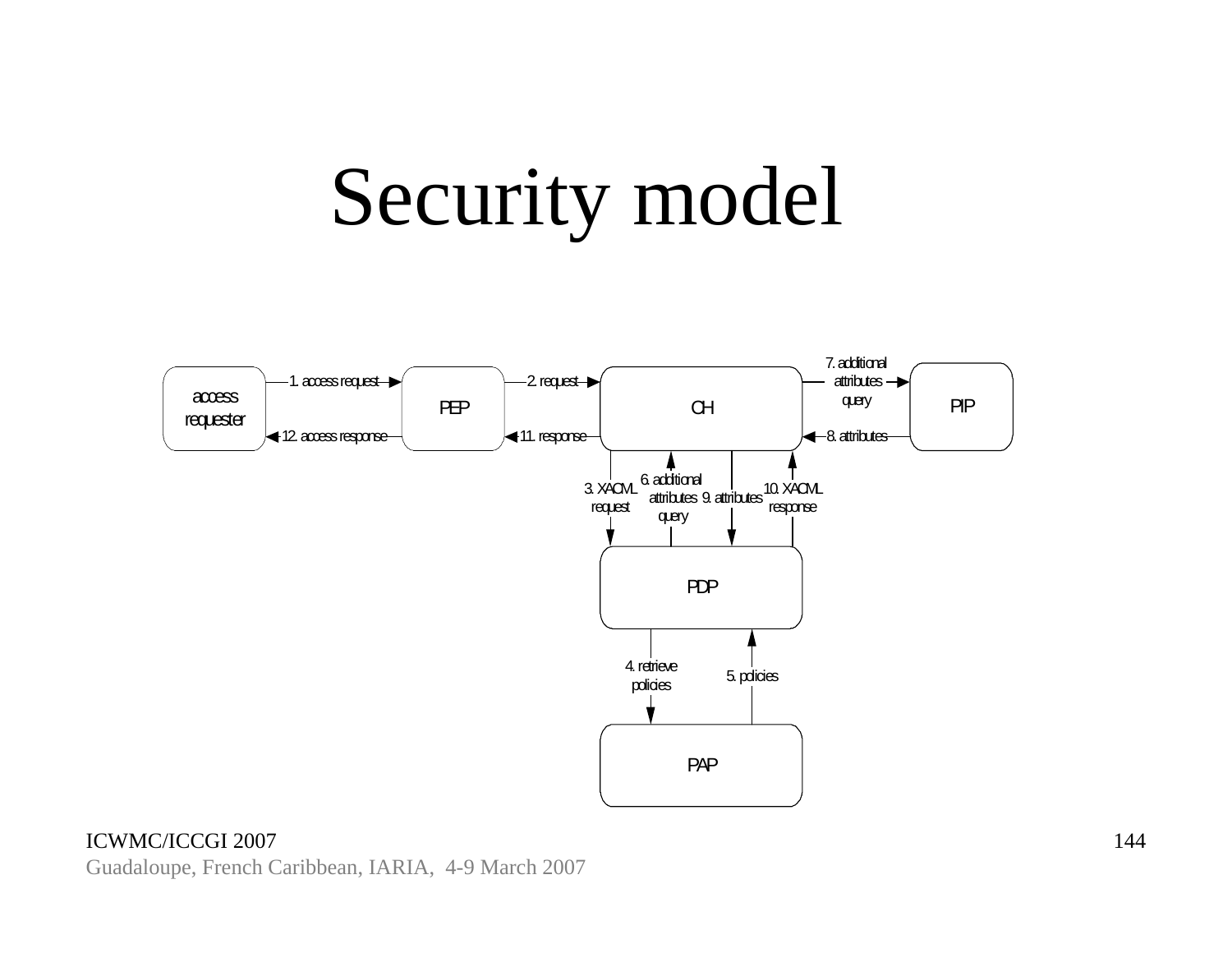# Security model

access requester —1. access request→ PEP —2. request→ CH —7. additional attributes query→ PIP

access requester ←12. access response— PEP ←11. response— CH ←8. attributes— PIP

CH —3. XACML request→ PDP

PDP —6. additional attributes query→ CH

CH —9. attributes→ PDP

PDP —10. XACML response→ CH

PDP —4. retrieve policies→ PAP

PAP —5. policies→ PDP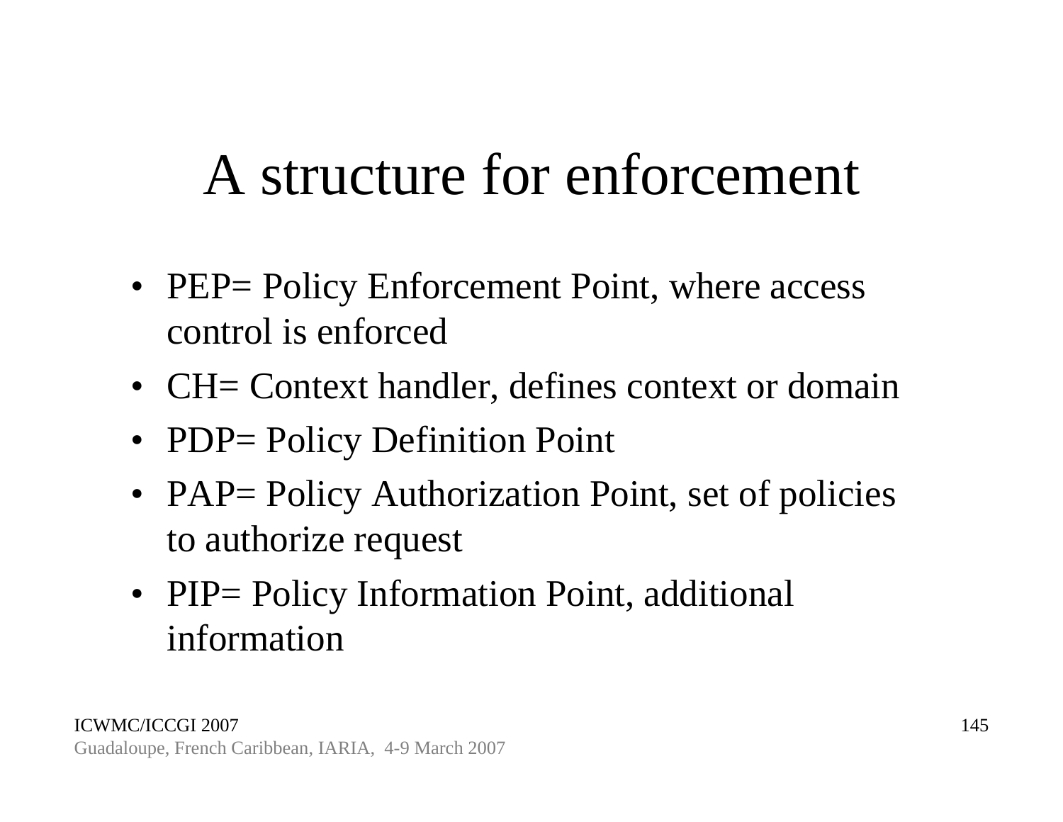# A structure for enforcement

- PEP= Policy Enforcement Point, where access control is enforced
- CH= Context handler, defines context or domain
- PDP= Policy Definition Point
- PAP= Policy Authorization Point, set of policies to authorize request
- PIP= Policy Information Point, additional information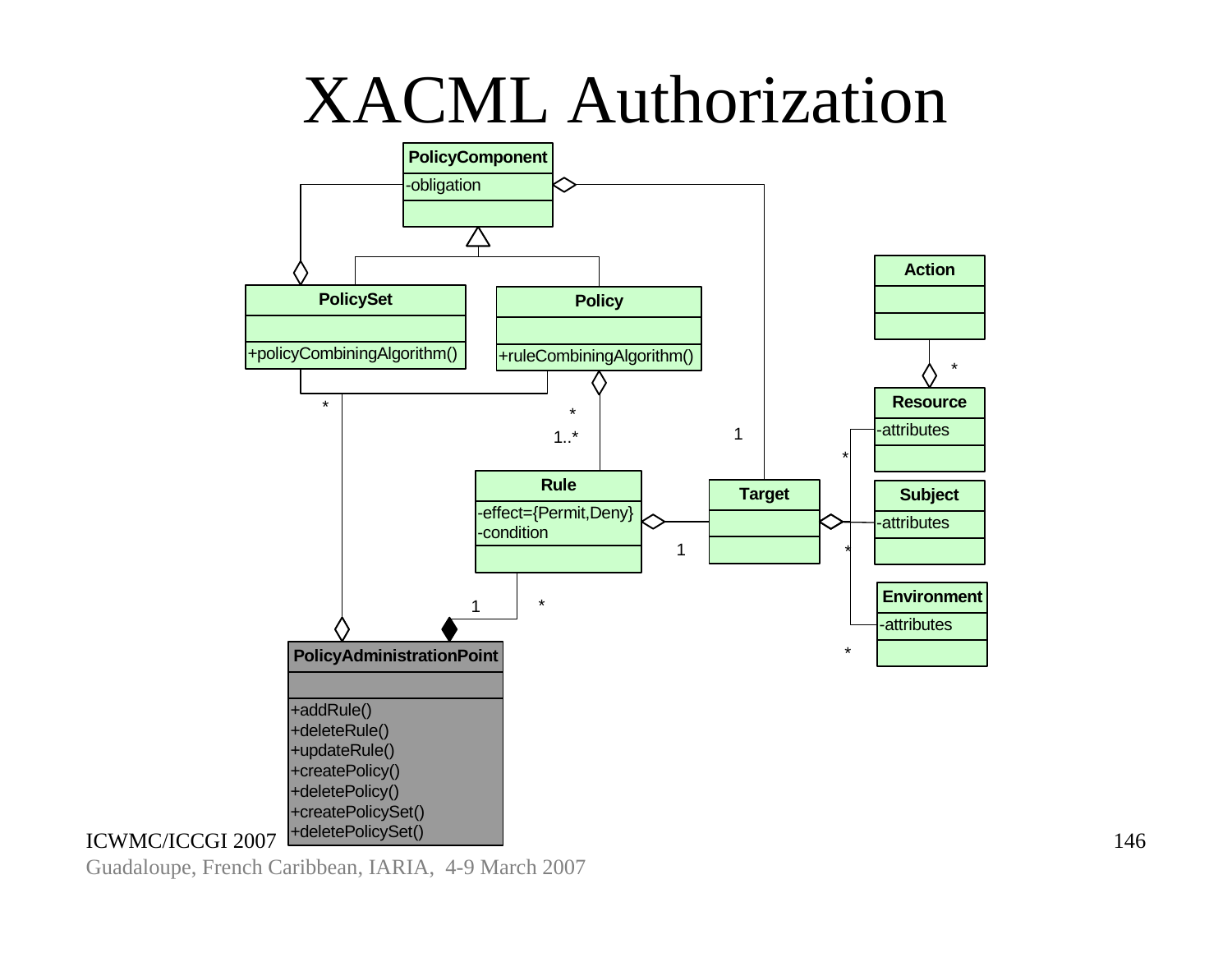# XACML Authorization

PolicyComponent

-obligation

PolicySet

+policyCombiningAlgorithm()

Policy

+ruleCombiningAlgorithm()

Action

Resource

-attributes

Subject

-attributes

Environment

-attributes

Rule

-effect={Permit,Deny}
-condition

Target

PolicyAdministrationPoint

+addRule()
+deleteRule()
+updateRule()
+createPolicy()
+deletePolicy()
+createPolicySet()
+deletePolicySet()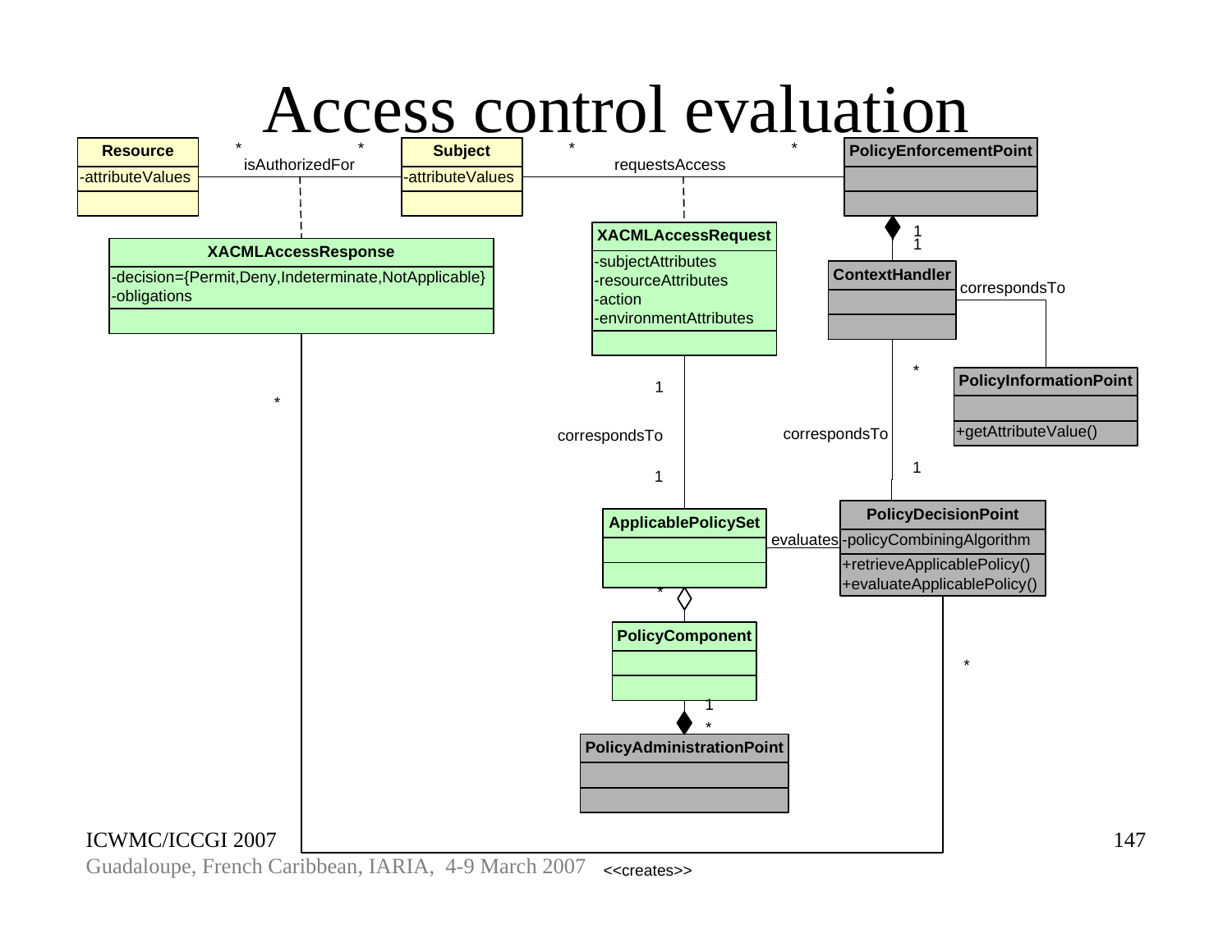# Access control evaluation

Resource
-attributeValues

Subject
-attributeValues

PolicyEnforcementPoint

XACMLAccessResponse
-decision={Permit,Deny,Indeterminate,NotApplicable}
-obligations

XACMLAccessRequest
-subjectAttributes
-resourceAttributes
-action
-environmentAttributes

ContextHandler

PolicyInformationPoint
+getAttributeValue()

ApplicablePolicySet

PolicyDecisionPoint
-policyCombiningAlgorithm
+retrieveApplicablePolicy()
+evaluateApplicablePolicy()

PolicyComponent

PolicyAdministrationPoint

isAuthorizedFor

requestsAccess

correspondsTo

evaluates

<<creates>>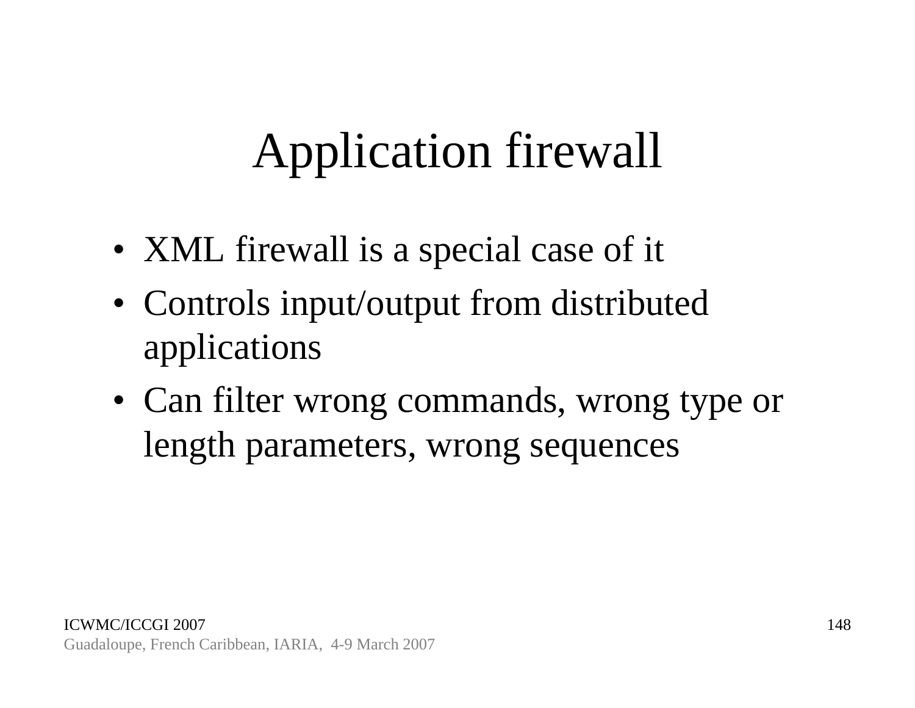# Application firewall

- XML firewall is a special case of it
- Controls input/output from distributed applications
- Can filter wrong commands, wrong type or length parameters, wrong sequences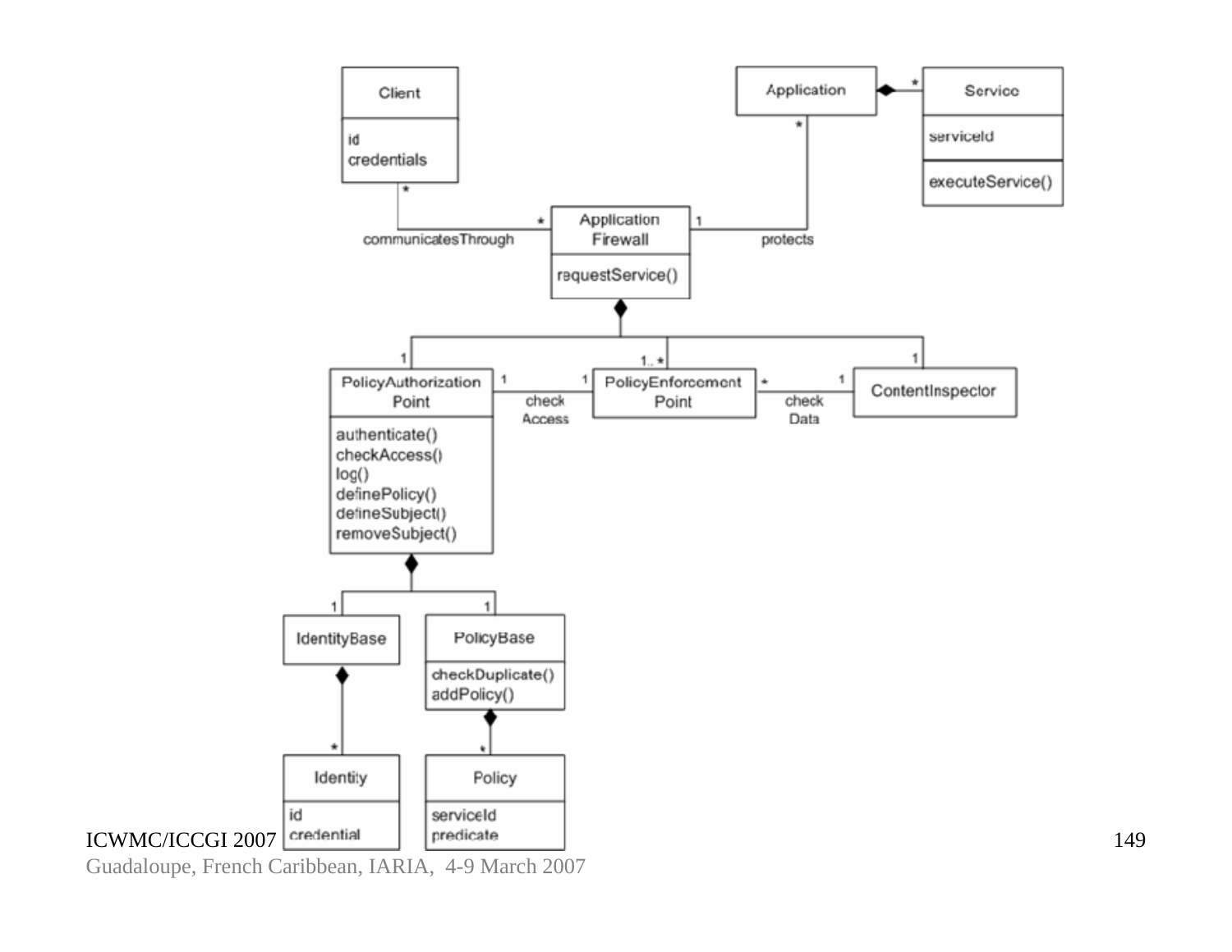Client
- id
- credentials

Application

Service
- serviceId
- executeService()

Application Firewall
- requestService()

communicatesThrough

protects

PolicyAuthorization Point
- authenticate()
- checkAccess()
- log()
- definePolicy()
- defineSubject()
- removeSubject()

check Access

PolicyEnforcement Point

check Data

ContentInspector

IdentityBase

PolicyBase
- checkDuplicate()
- addPolicy()

Identity
- id
- credential

Policy
- serviceId
- predicate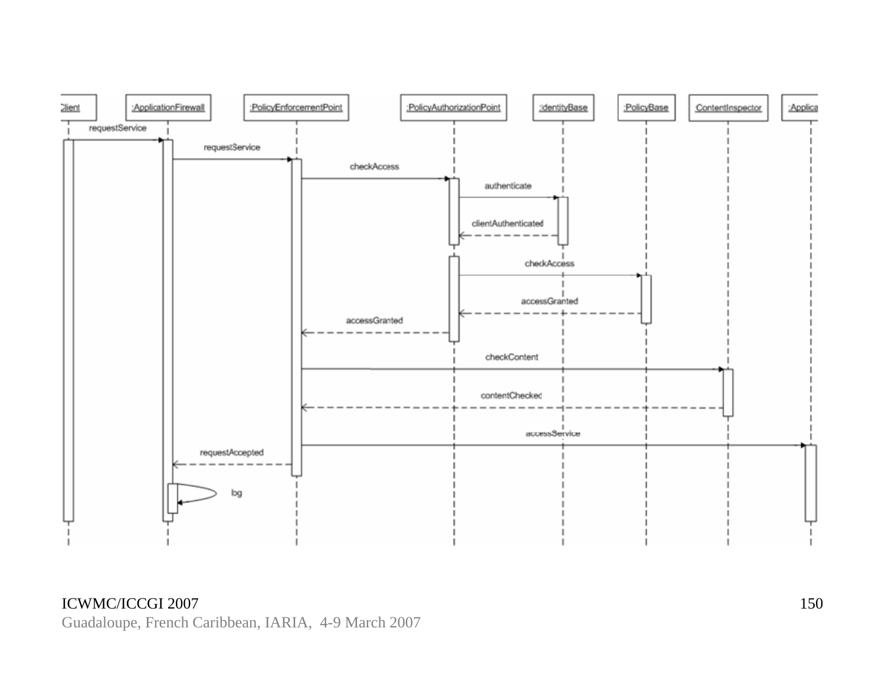:Client | :ApplicationFirewall | :PolicyEnforcementPoint | :PolicyAuthorizationPoint | :IdentityBase | :PolicyBase | ContentInspector | :Applica

- requestService (:Client → :ApplicationFirewall)
- requestService (:ApplicationFirewall → :PolicyEnforcementPoint)
- checkAccess (:PolicyEnforcementPoint → :PolicyAuthorizationPoint)
- authenticate (:PolicyAuthorizationPoint → :IdentityBase)
- clientAuthenticated (:IdentityBase → :PolicyAuthorizationPoint)
- checkAccess (:PolicyAuthorizationPoint → :PolicyBase)
- accessGranted (:PolicyBase → :PolicyAuthorizationPoint)
- accessGranted (:PolicyAuthorizationPoint → :PolicyEnforcementPoint)
- checkContent (:PolicyEnforcementPoint → ContentInspector)
- contentChecked (ContentInspector → :PolicyEnforcementPoint)
- accessService (:PolicyEnforcementPoint → :Applica)
- requestAccepted (:PolicyEnforcementPoint → :ApplicationFirewall)
- log (:ApplicationFirewall → :ApplicationFirewall)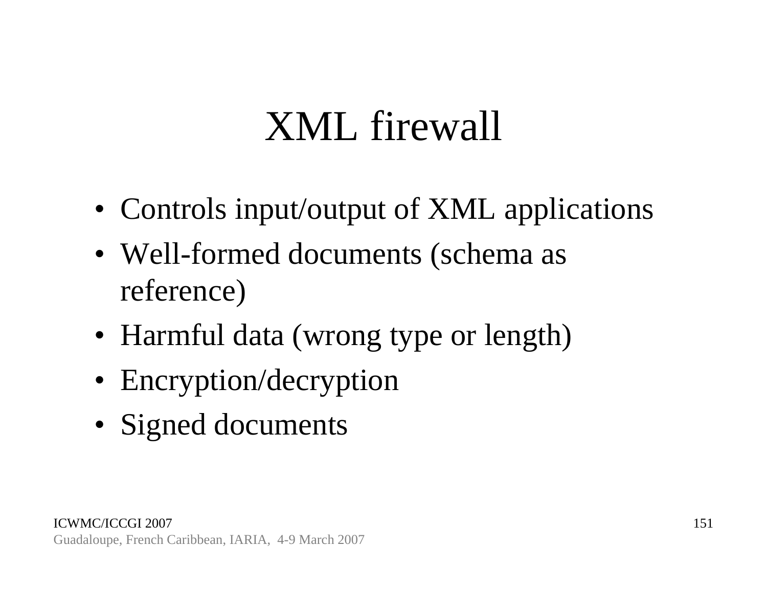# XML firewall

- Controls input/output of XML applications
- Well-formed documents (schema as reference)
- Harmful data (wrong type or length)
- Encryption/decryption
- Signed documents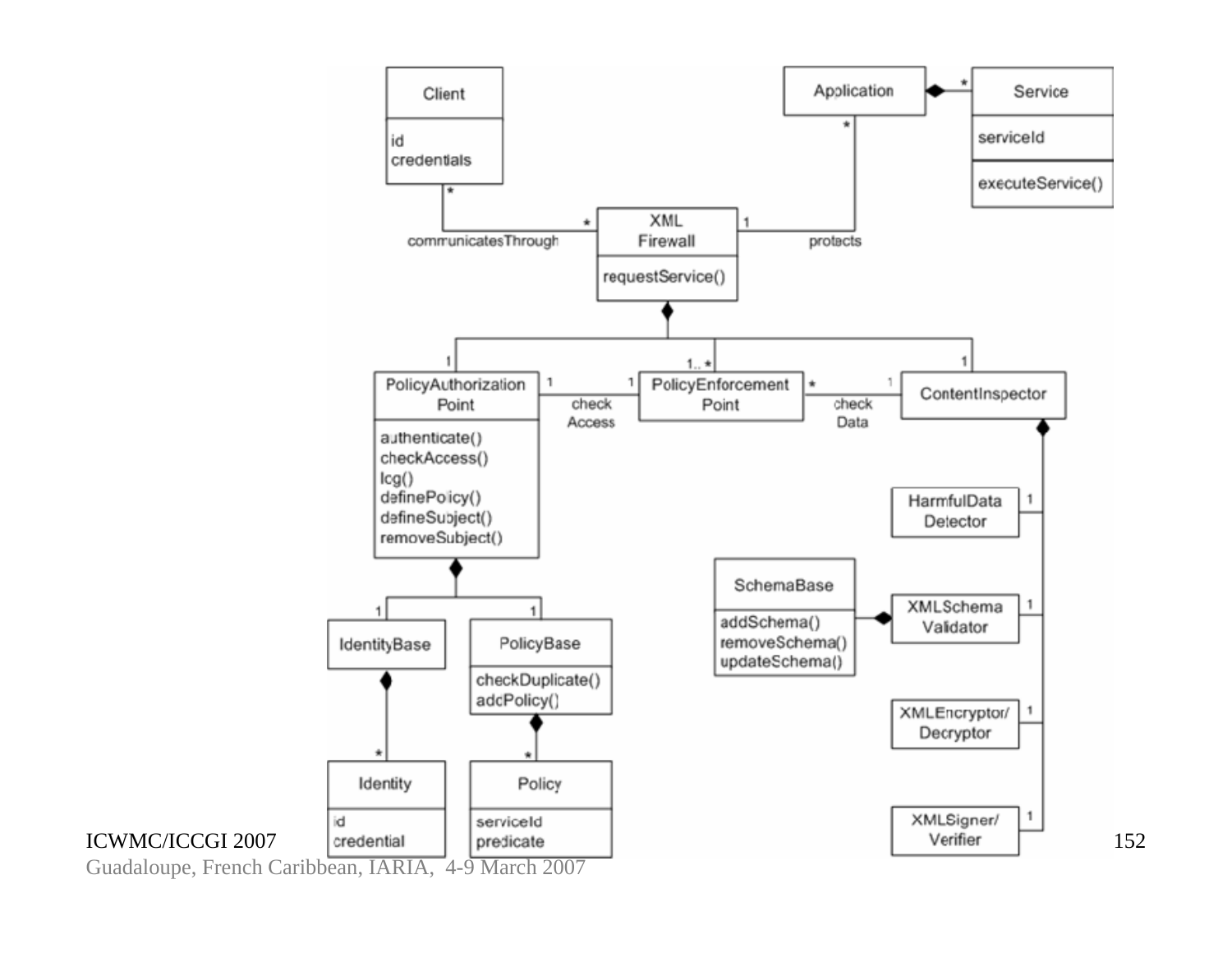**Client**
- id
- credentials

**Application**

**Service**
- serviceId
- executeService()

**XML Firewall**
- requestService()

**PolicyAuthorization Point**
- authenticate()
- checkAccess()
- log()
- definePolicy()
- defineSubject()
- removeSubject()

**PolicyEnforcement Point**

**ContentInspector**

**HarmfulData Detector**

**SchemaBase**
- addSchema()
- removeSchema()
- updateSchema()

**XMLSchema Validator**

**XMLEncryptor/ Decryptor**

**XMLSigner/ Verifier**

**IdentityBase**

**PolicyBase**
- checkDuplicate()
- addPolicy()

**Identity**
- id
- credential

**Policy**
- serviceId
- predicate

Associations:
- Client (*) communicatesThrough (*) XML Firewall
- XML Firewall (1) protects (*) Application
- Application ◆ (*) Service
- XML Firewall ◆ PolicyAuthorization Point (1), PolicyEnforcement Point (1..*), ContentInspector (1)
- PolicyAuthorization Point (1) check Access (1) PolicyEnforcement Point
- PolicyEnforcement Point (*) check Data (1) ContentInspector
- ContentInspector ◆ HarmfulData Detector (1), XMLSchema Validator (1), XMLEncryptor/ Decryptor (1), XMLSigner/ Verifier (1)
- XMLSchema Validator ◆ SchemaBase
- PolicyAuthorization Point ◆ IdentityBase (1), PolicyBase (1)
- IdentityBase ◆ Identity (*)
- PolicyBase ◆ Policy (*)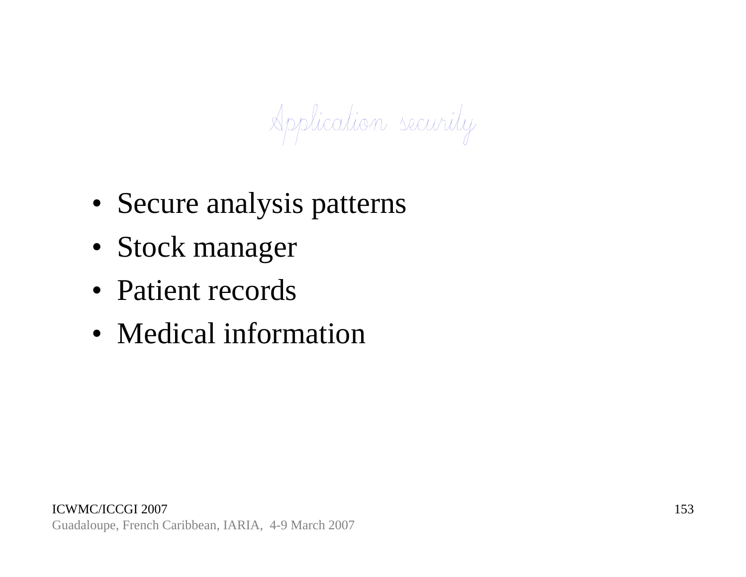# Application security

- Secure analysis patterns
- Stock manager
- Patient records
- Medical information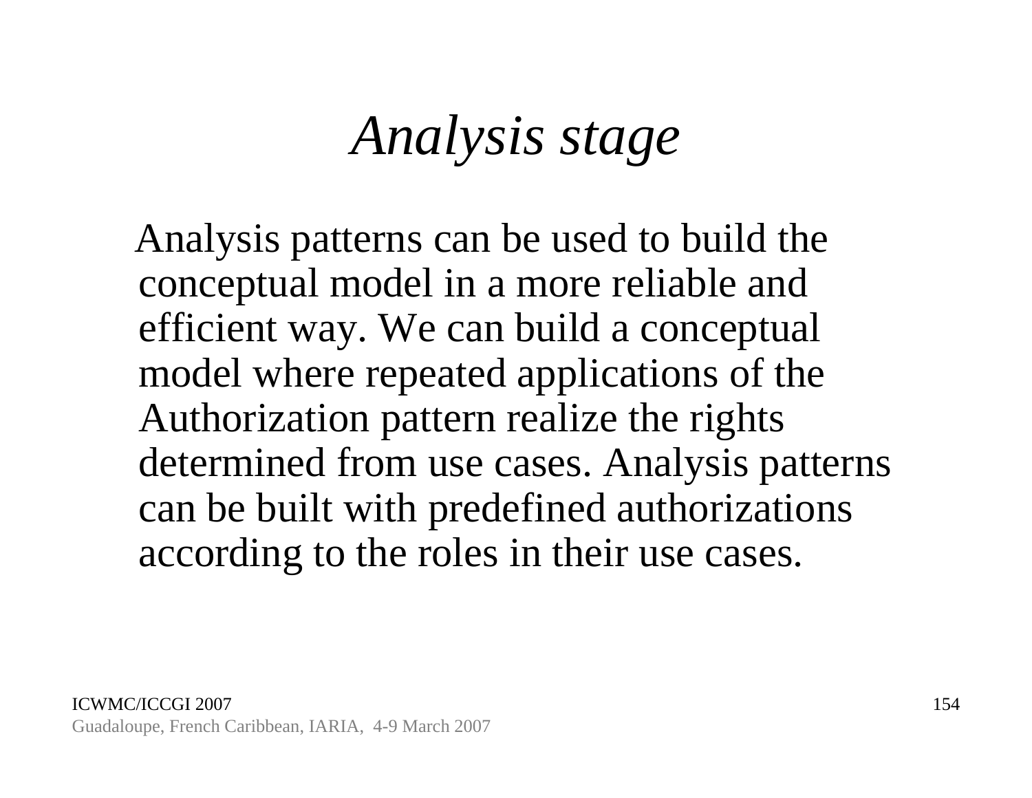# *Analysis stage*

Analysis patterns can be used to build the conceptual model in a more reliable and efficient way. We can build a conceptual model where repeated applications of the Authorization pattern realize the rights determined from use cases. Analysis patterns can be built with predefined authorizations according to the roles in their use cases.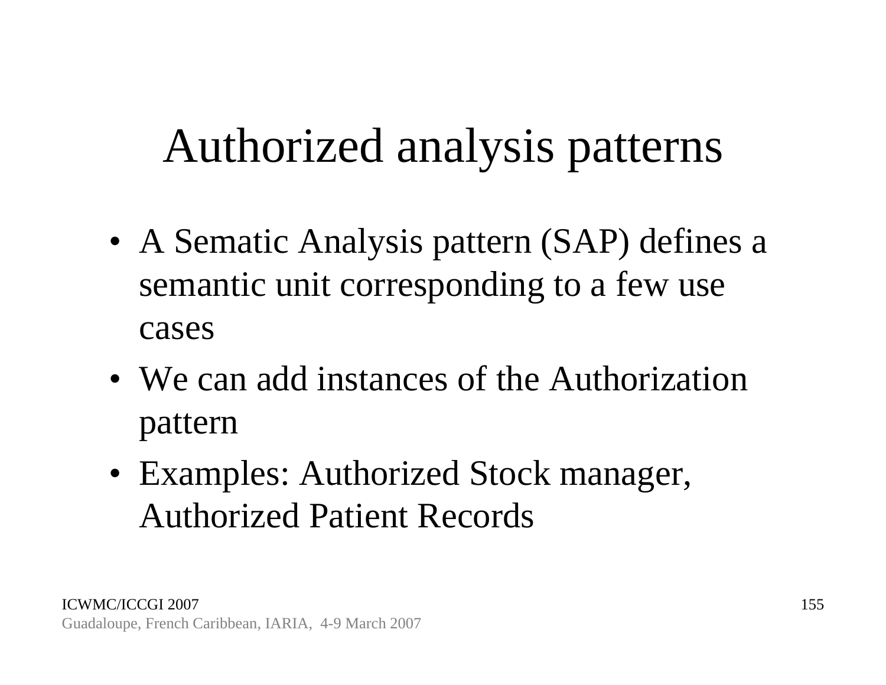# Authorized analysis patterns

- A Sematic Analysis pattern (SAP) defines a semantic unit corresponding to a few use cases
- We can add instances of the Authorization pattern
- Examples: Authorized Stock manager, Authorized Patient Records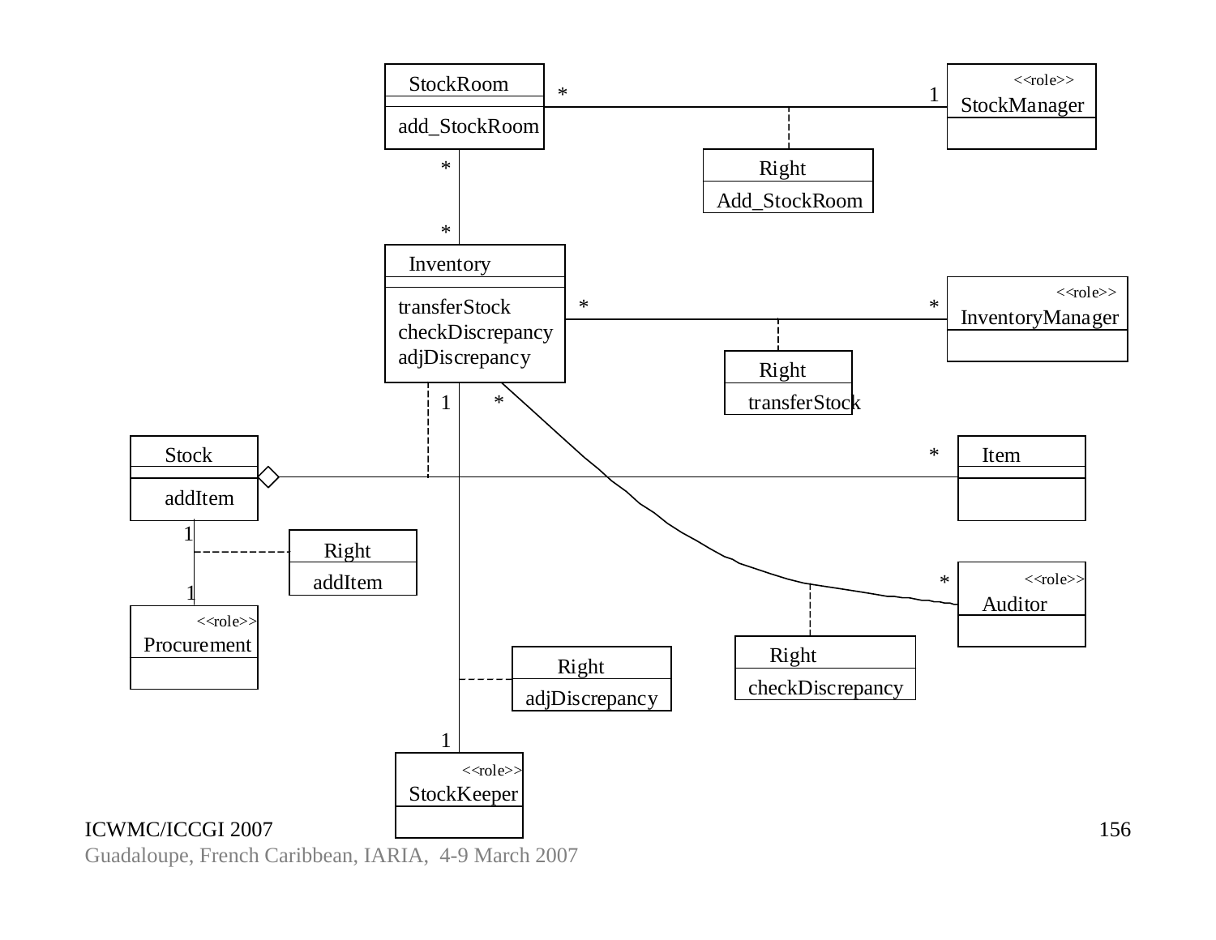StockRoom

add_StockRoom

<<role>>
StockManager

Right

Add_StockRoom

Inventory

transferStock
checkDiscrepancy
adjDiscrepancy

<<role>>
InventoryManager

Right

transferStock

Stock

addItem

Item

Right

addItem

<<role>>
Procurement

<<role>>
Auditor

Right

checkDiscrepancy

Right

adjDiscrepancy

<<role>>
StockKeeper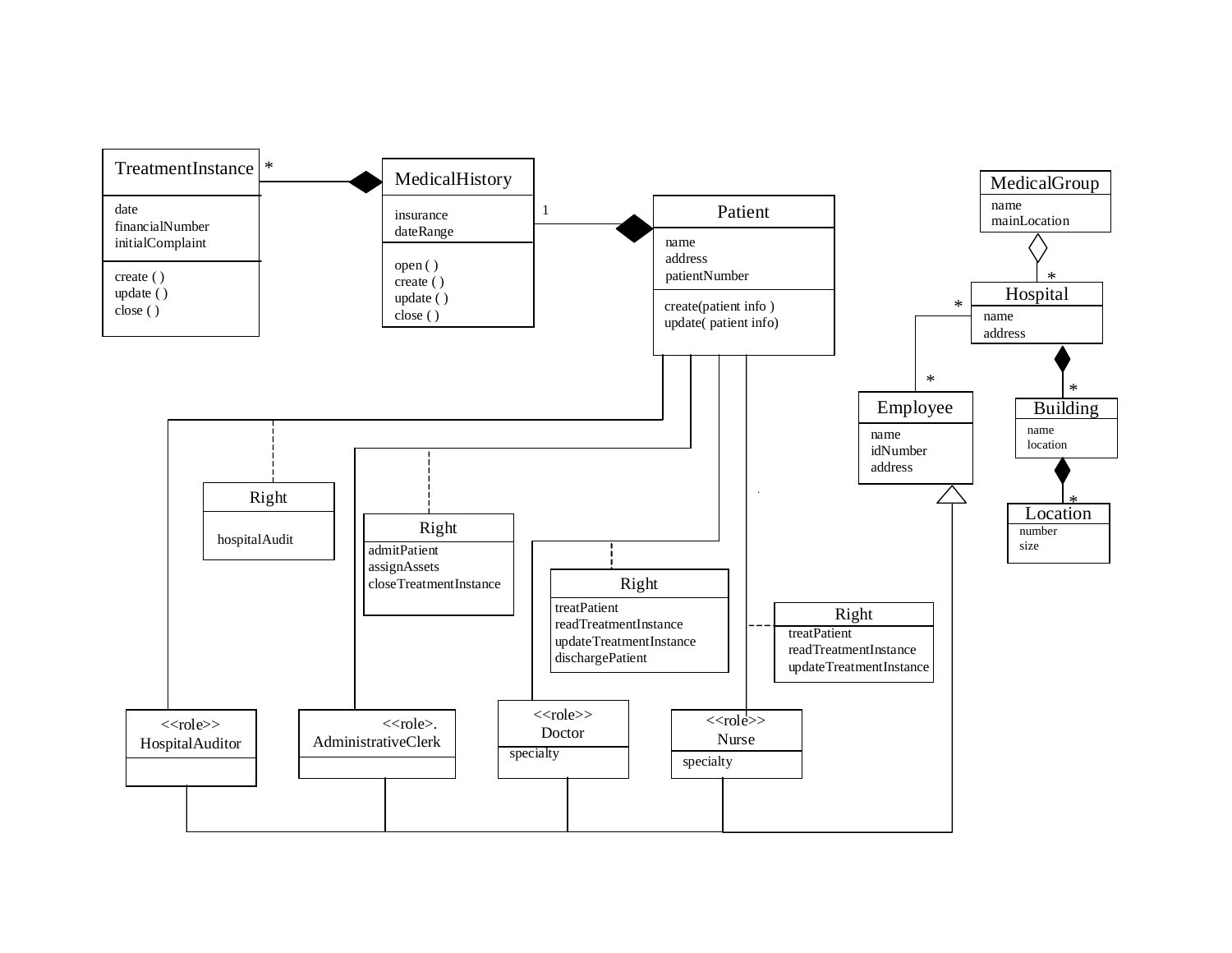**TreatmentInstance** *

date
financialNumber
initialComplaint

create ( )
update ( )
close ( )

**MedicalHistory** 1

insurance
dateRange

open ( )
create ( )
update ( )
close ( )

**Patient**

name
address
patientNumber

create(patient info )
update( patient info)

**MedicalGroup**

name
mainLocation

*

**Hospital** *

name
address

*

**Building** *

name
location

**Location** *

number
size

**Employee** *

name
idNumber
address

**Right**

hospitalAudit

**Right**

admitPatient
assignAssets
closeTreatmentInstance

**Right**

treatPatient
readTreatmentInstance
updateTreatmentInstance
dischargePatient

**Right**

treatPatient
readTreatmentInstance
updateTreatmentInstance

<<role>>
**HospitalAuditor**

<<role>>.
**AdministrativeClerk**

<<role>>
**Doctor**

specialty

<<role>>
**Nurse**

specialty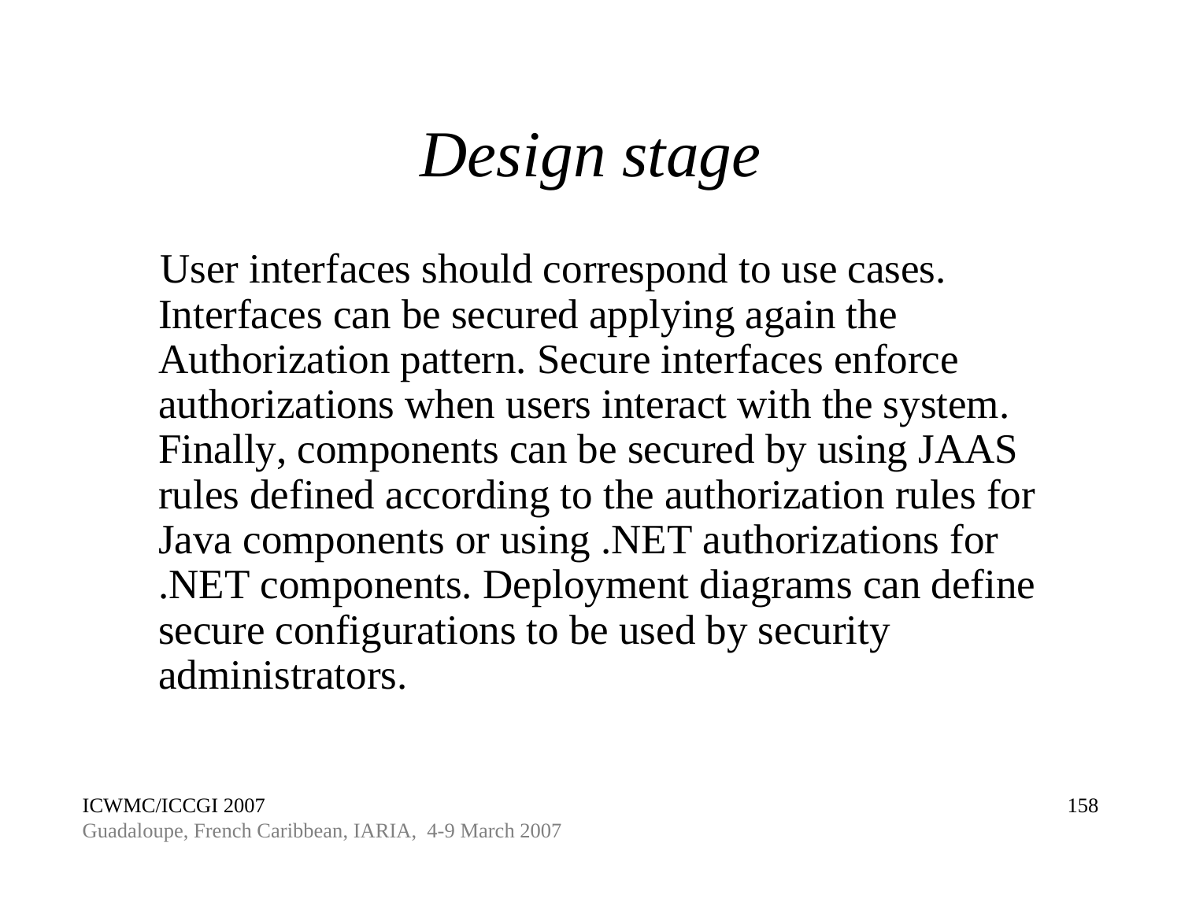# *Design stage*

User interfaces should correspond to use cases. Interfaces can be secured applying again the Authorization pattern. Secure interfaces enforce authorizations when users interact with the system. Finally, components can be secured by using JAAS rules defined according to the authorization rules for Java components or using .NET authorizations for .NET components. Deployment diagrams can define secure configurations to be used by security administrators.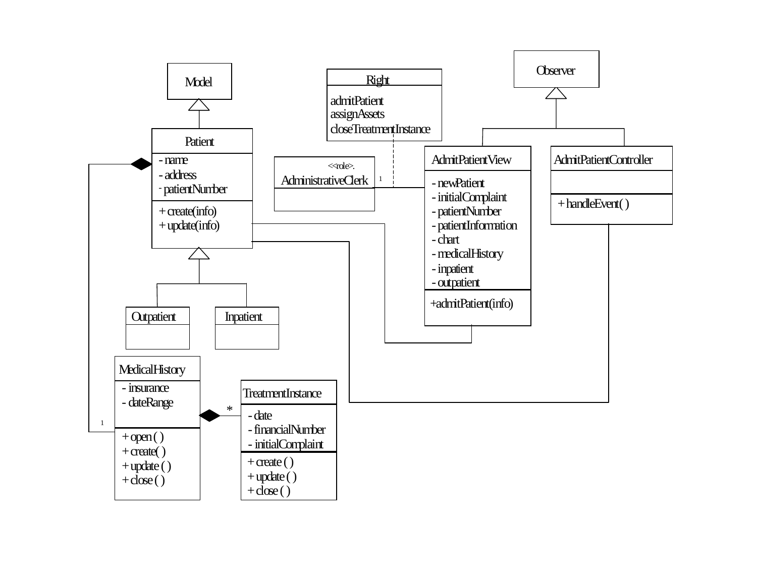Model

Patient
- name
- address
- patientNumber
+ create(info)
+ update(info)

Outpatient

Inpatient

MedicalHistory
- insurance
- dateRange
+ open ( )
+ create( )
+ update ( )
+ close ( )

1

*

TreatmentInstance
- date
- financialNumber
- initialComplaint
+ create ( )
+ update ( )
+ close ( )

Right
admitPatient
assignAssets
closeTreatmentInstance

<<role>>.
AdministrativeClerk

1

Observer

AdmitPatientView
- newPatient
- initialComplaint
- patientNumber
- patientInformation
- chart
- medicalHistory
- inpatient
- outpatient
+admitPatient(info)

AdmitPatientController
+ handleEvent( )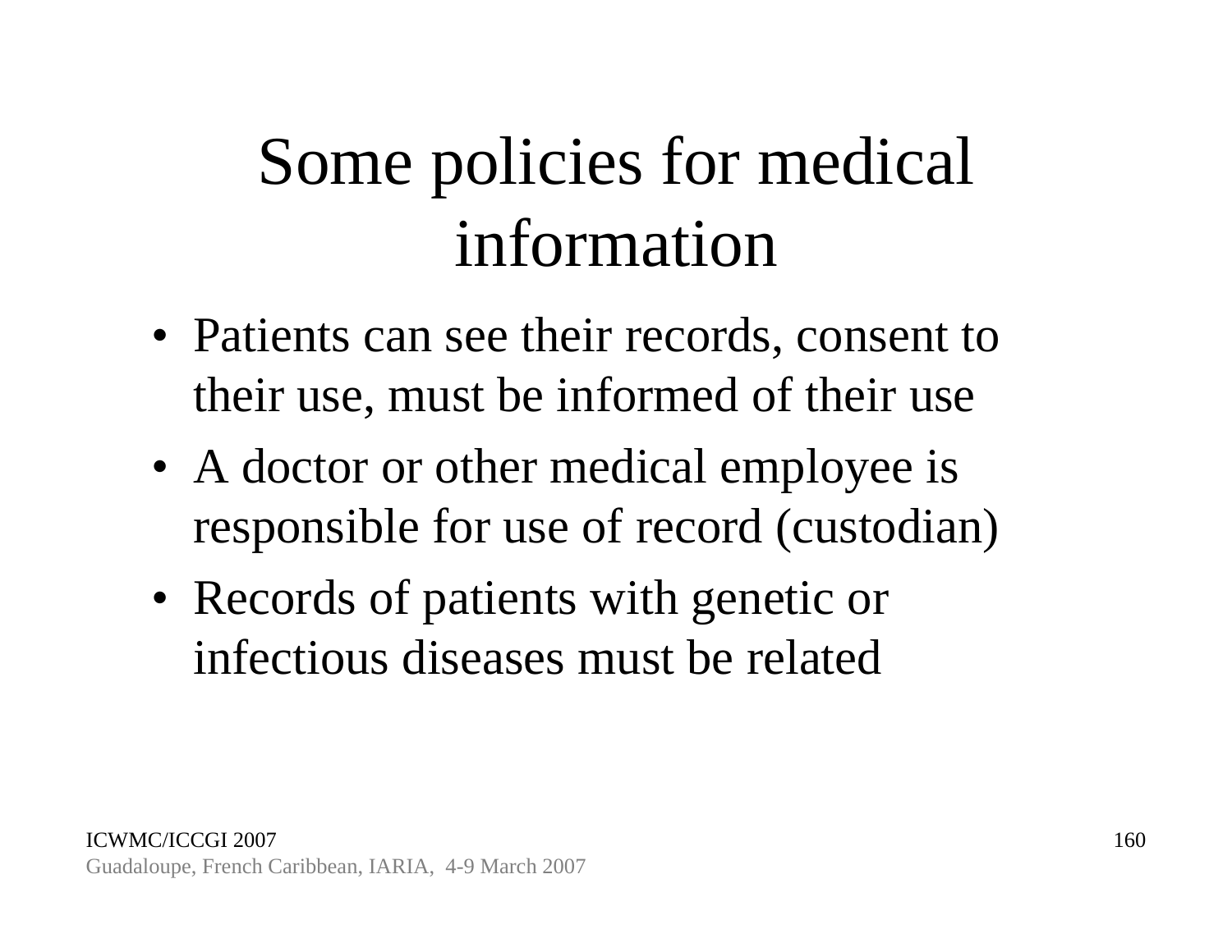# Some policies for medical information

- Patients can see their records, consent to their use, must be informed of their use
- A doctor or other medical employee is responsible for use of record (custodian)
- Records of patients with genetic or infectious diseases must be related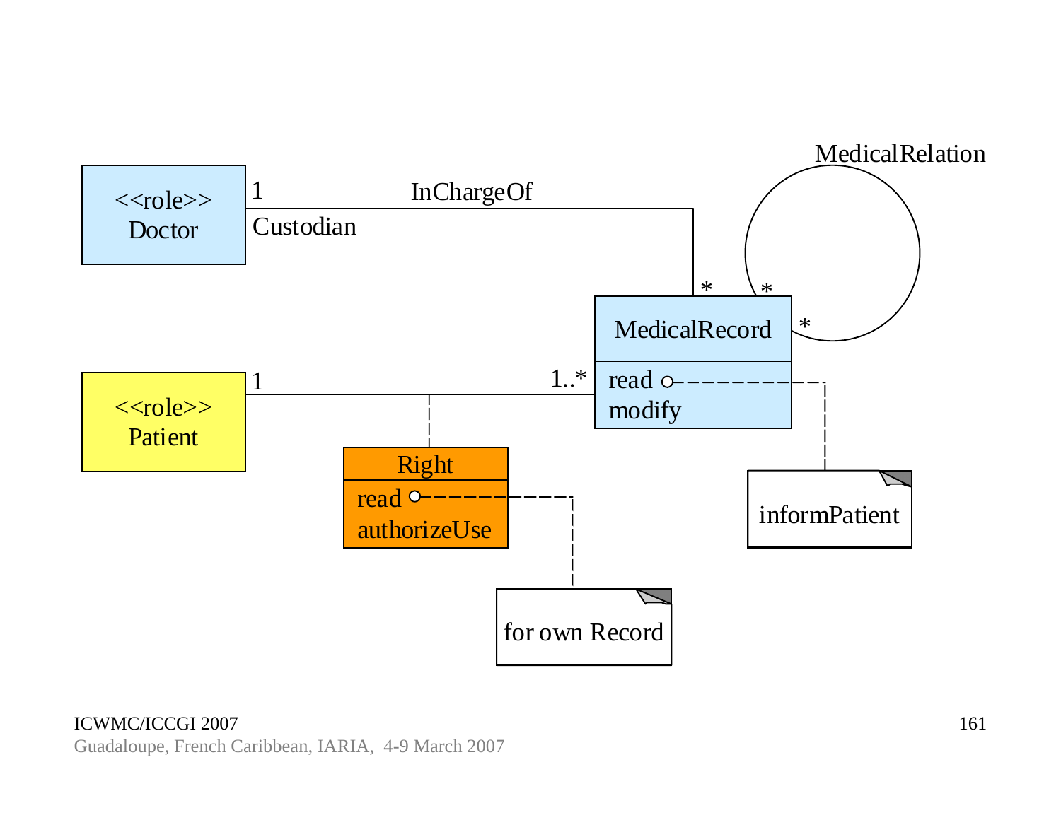<<role>>
Doctor

1 — InChargeOf — *

Custodian

MedicalRelation

* *

MedicalRecord

read
modify

informPatient

<<role>>
Patient

1 — 1..*

Right

read
authorizeUse

for own Record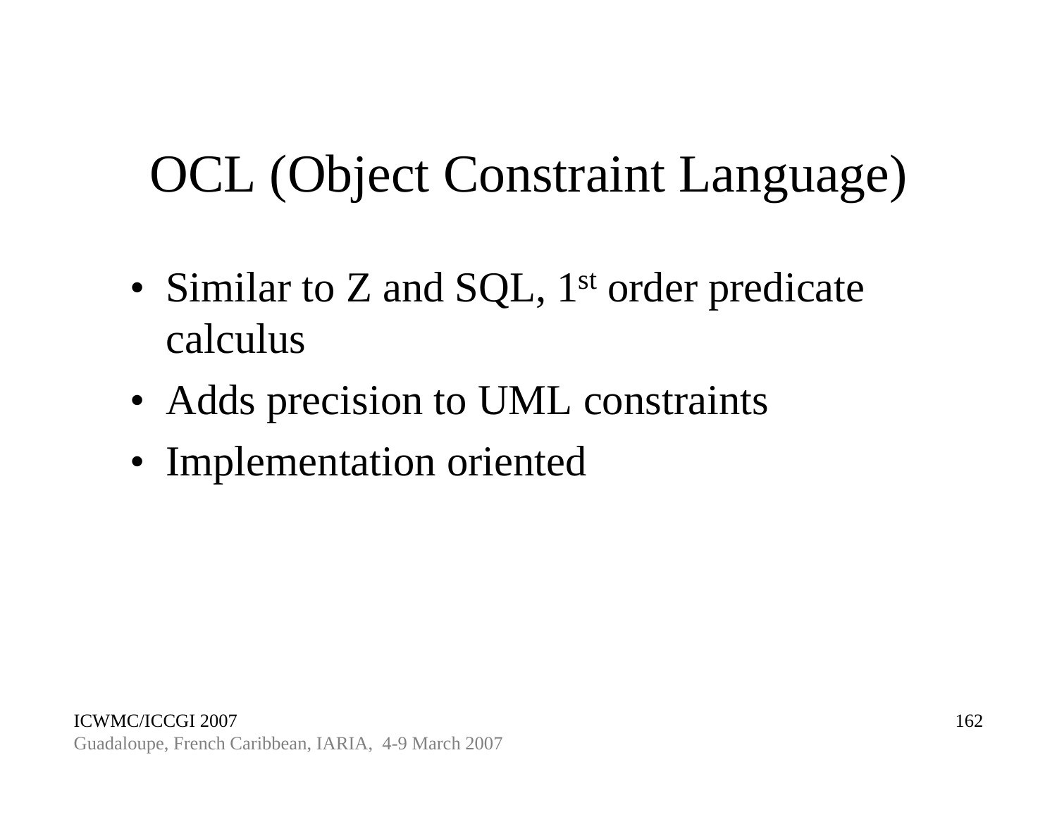# OCL (Object Constraint Language)

- Similar to Z and SQL, $1^{st}$ order predicate calculus
- Adds precision to UML constraints
- Implementation oriented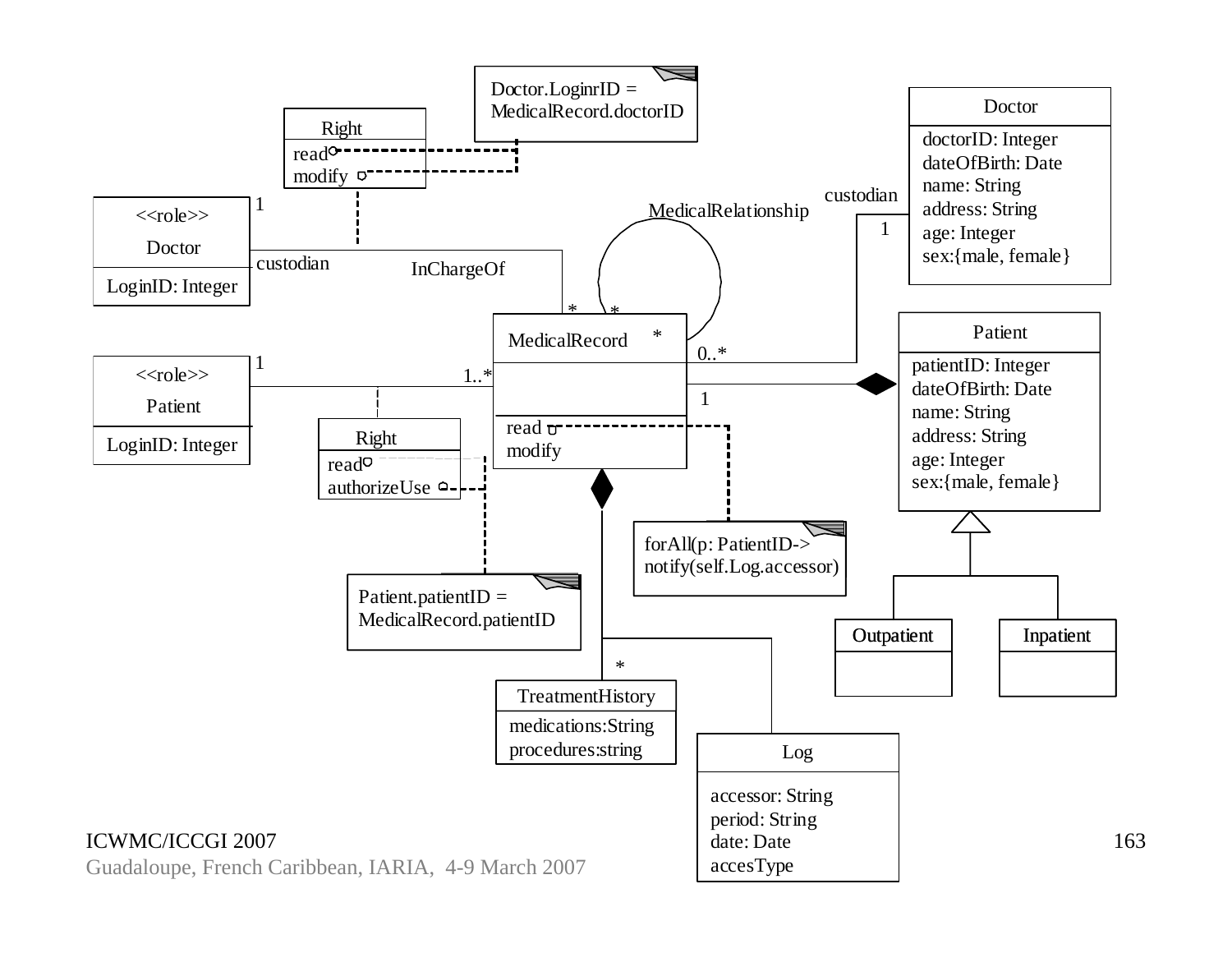**Right**
- read
- modify

Doctor.LoginrID = MedicalRecord.doctorID

**Doctor**
- doctorID: Integer
- dateOfBirth: Date
- name: String
- address: String
- age: Integer
- sex:{male, female}

custodian
1

MedicalRelationship

**<<role>> Doctor**
- LoginID: Integer

1
custodian
InChargeOf
*
*

**MedicalRecord** *
- read
- modify

0..*
1

**Patient**
- patientID: Integer
- dateOfBirth: Date
- name: String
- address: String
- age: Integer
- sex:{male, female}

**<<role>> Patient**
- LoginID: Integer

1
1..*

**Right**
- read
- authorizeUse

forAll(p: PatientID-> notify(self.Log.accessor)

Patient.patientID = MedicalRecord.patientID

**Outpatient**

**Inpatient**

*

**TreatmentHistory**
- medications:String
- procedures:string

**Log**
- accessor: String
- period: String
- date: Date
- accesType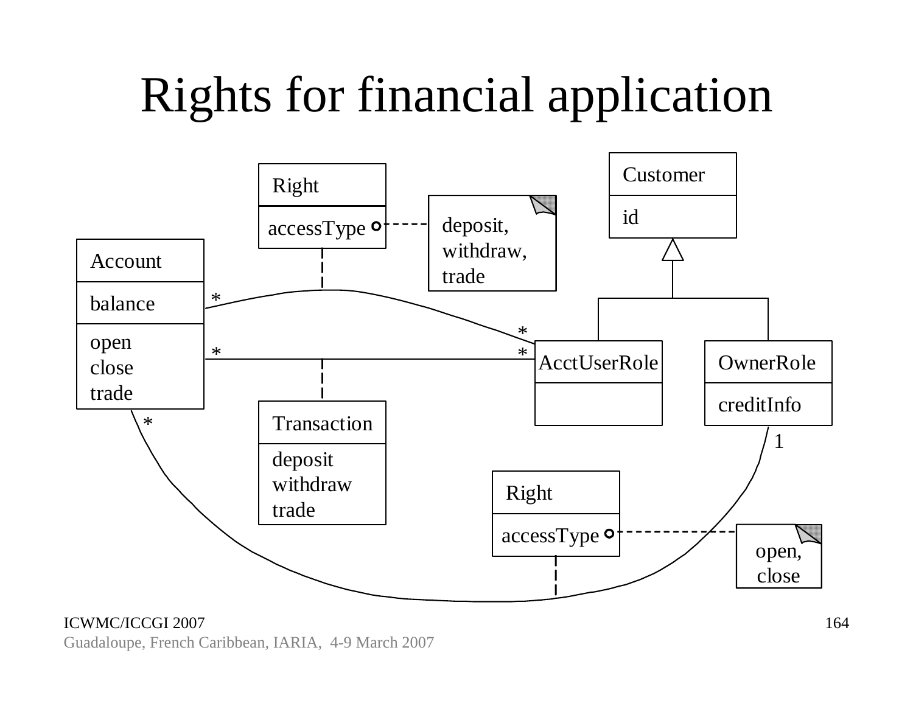# Rights for financial application

Right
accessType

deposit,
withdraw,
trade

Customer
id

Account
balance
open
close
trade

AcctUserRole

OwnerRole
creditInfo

Transaction
deposit
withdraw
trade

Right
accessType

open,
close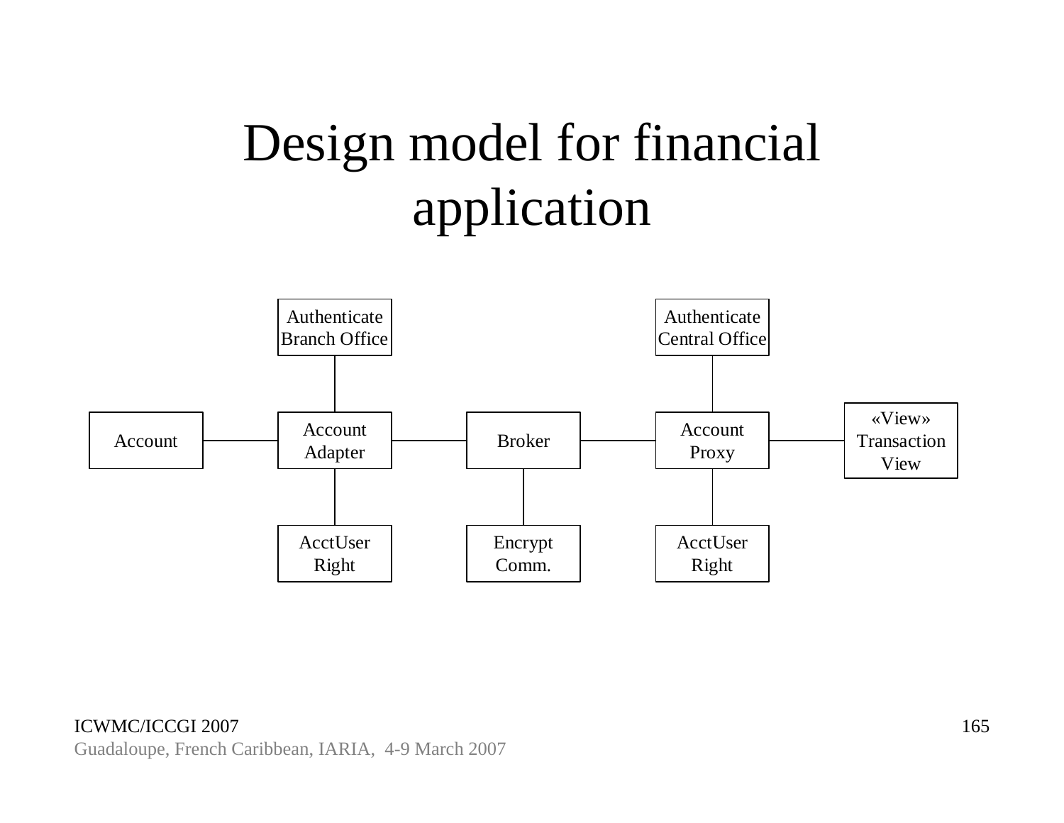# Design model for financial application

Authenticate Branch Office

Authenticate Central Office

Account

Account Adapter

Broker

Account Proxy

«View» Transaction View

AcctUser Right

Encrypt Comm.

AcctUser Right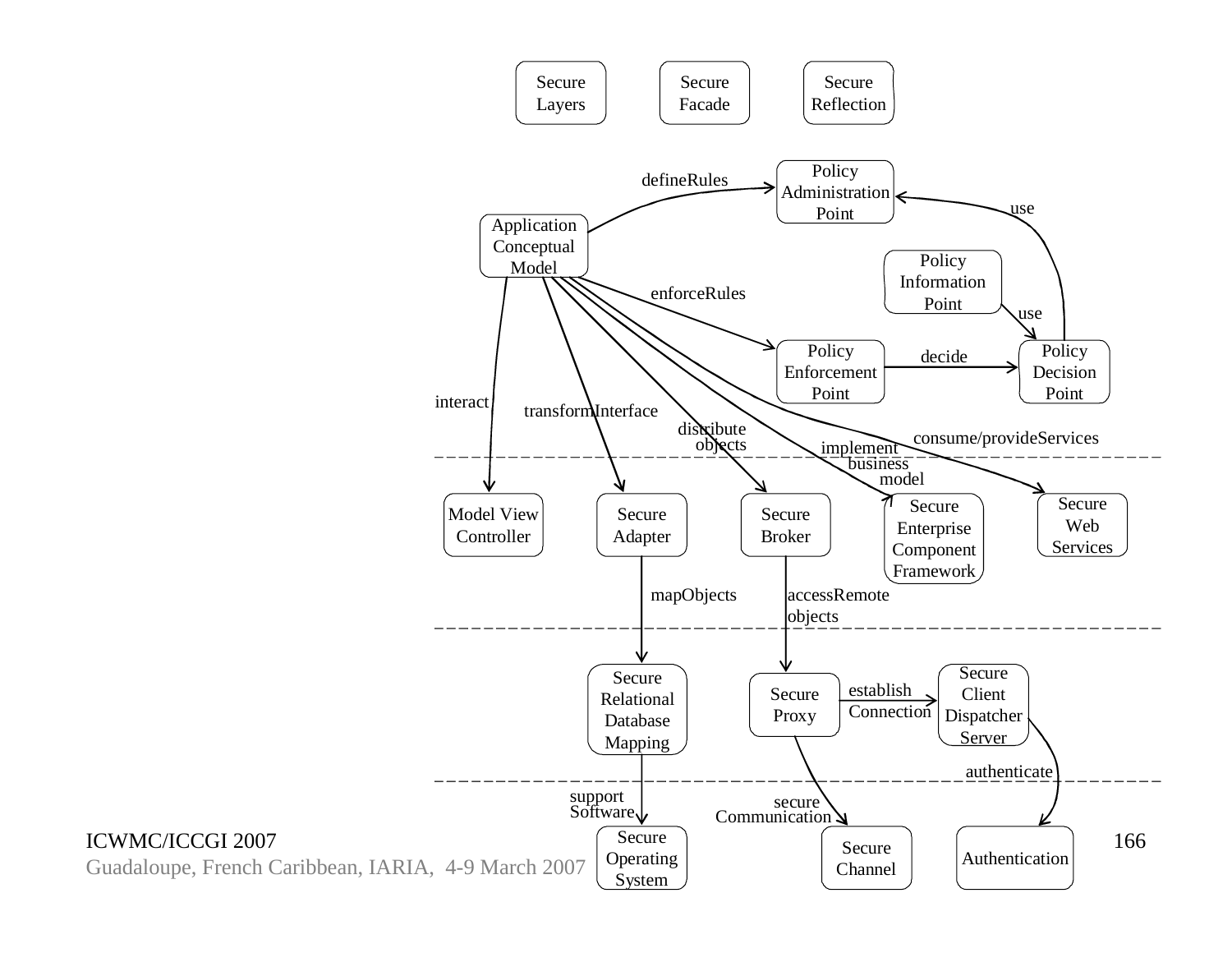Secure Layers

Secure Facade

Secure Reflection

Policy Administration Point

Application Conceptual Model

Policy Information Point

Policy Enforcement Point

Policy Decision Point

defineRules

use

enforceRules

use

decide

interact

transformInterface

distribute objects

implement business model

consume/provideServices

Model View Controller

Secure Adapter

Secure Broker

Secure Enterprise Component Framework

Secure Web Services

mapObjects

accessRemote objects

Secure Relational Database Mapping

Secure Proxy

establish Connection

Secure Client Dispatcher Server

authenticate

support Software

secure Communication

Secure Operating System

Secure Channel

Authentication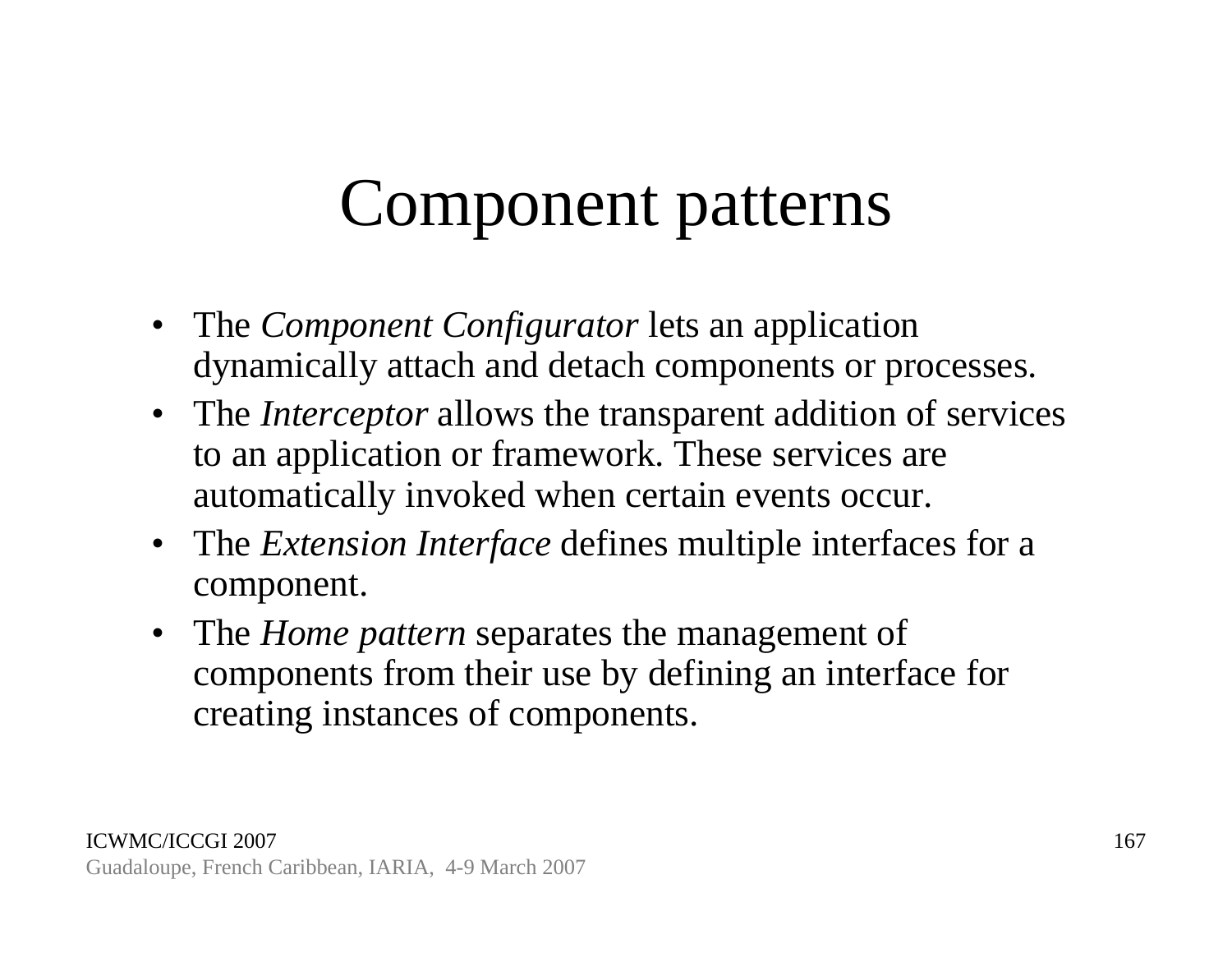# Component patterns

- The *Component Configurator* lets an application dynamically attach and detach components or processes.
- The *Interceptor* allows the transparent addition of services to an application or framework. These services are automatically invoked when certain events occur.
- The *Extension Interface* defines multiple interfaces for a component.
- The *Home pattern* separates the management of components from their use by defining an interface for creating instances of components.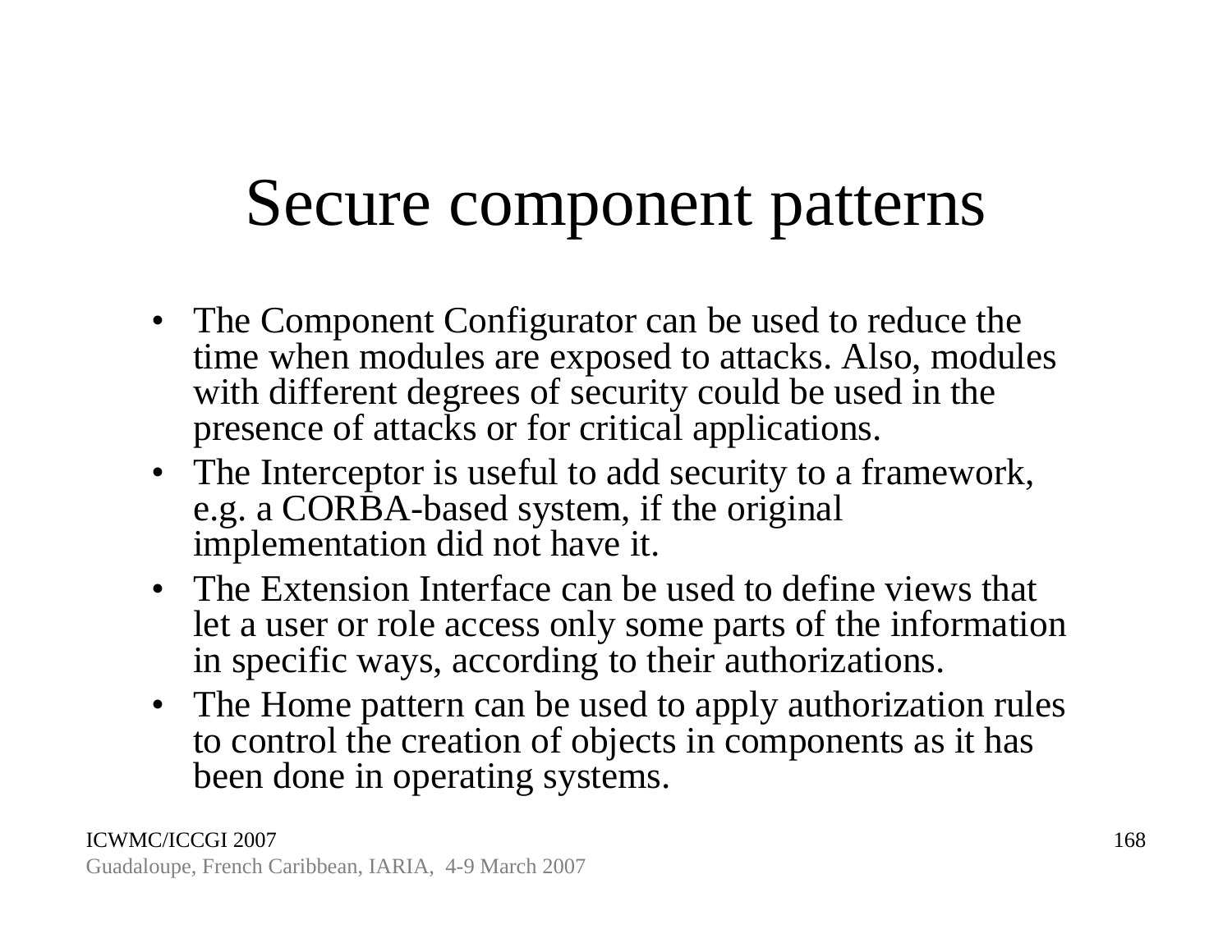# Secure component patterns

- The Component Configurator can be used to reduce the time when modules are exposed to attacks. Also, modules with different degrees of security could be used in the presence of attacks or for critical applications.
- The Interceptor is useful to add security to a framework, e.g. a CORBA-based system, if the original implementation did not have it.
- The Extension Interface can be used to define views that let a user or role access only some parts of the information in specific ways, according to their authorizations.
- The Home pattern can be used to apply authorization rules to control the creation of objects in components as it has been done in operating systems.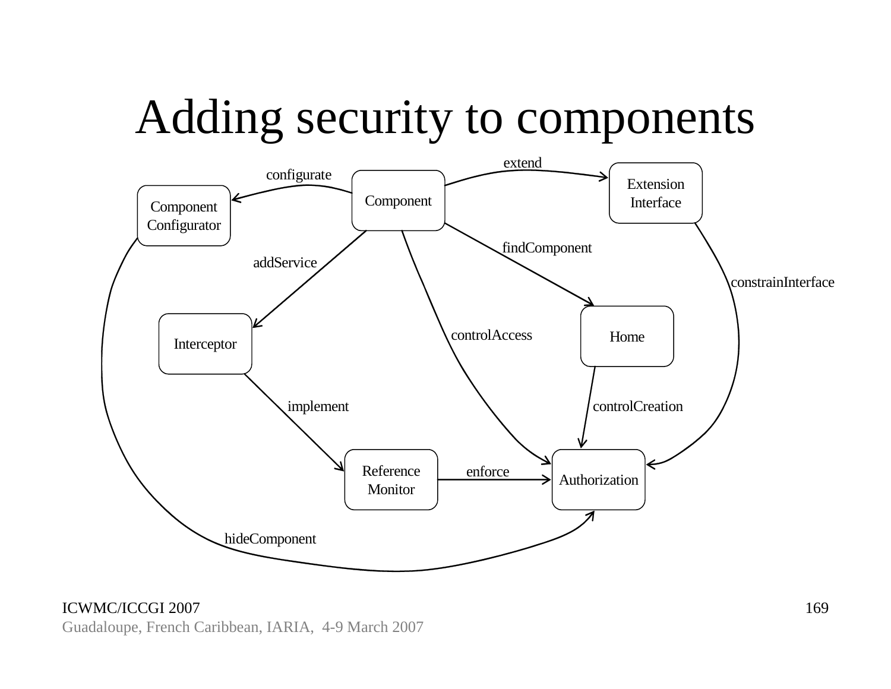# Adding security to components

Component

- configurate → Component Configurator
- extend → Extension Interface
- addService → Interceptor
- controlAccess → Authorization
- findComponent → Home

Component Configurator

- hideComponent → Authorization

Extension Interface

- constrainInterface → Authorization

Interceptor

- implement → Reference Monitor

Home

- controlCreation → Authorization

Reference Monitor

- enforce → Authorization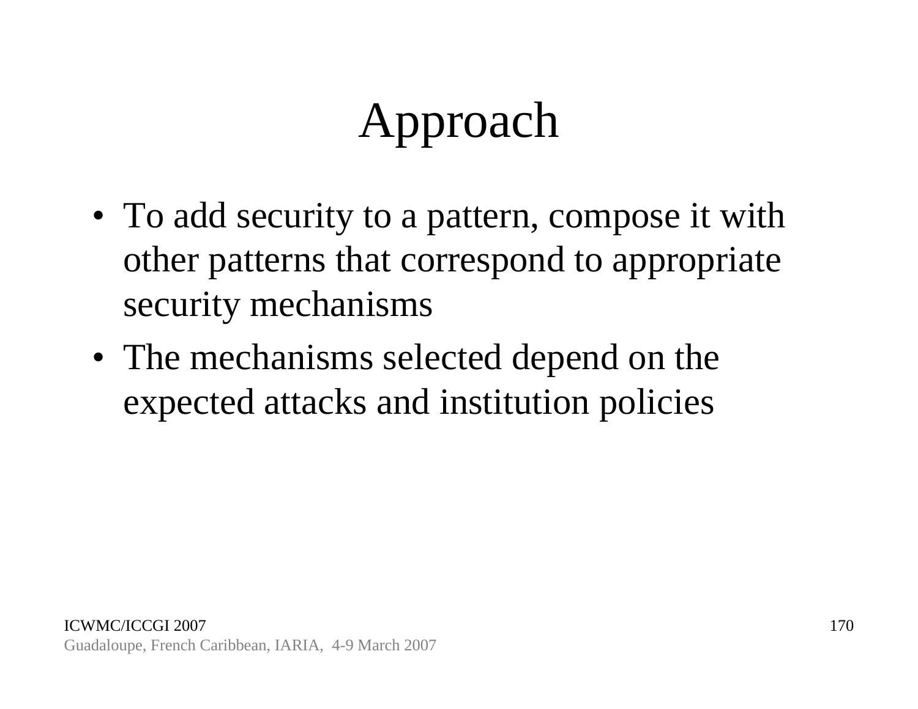# Approach

- To add security to a pattern, compose it with other patterns that correspond to appropriate security mechanisms
- The mechanisms selected depend on the expected attacks and institution policies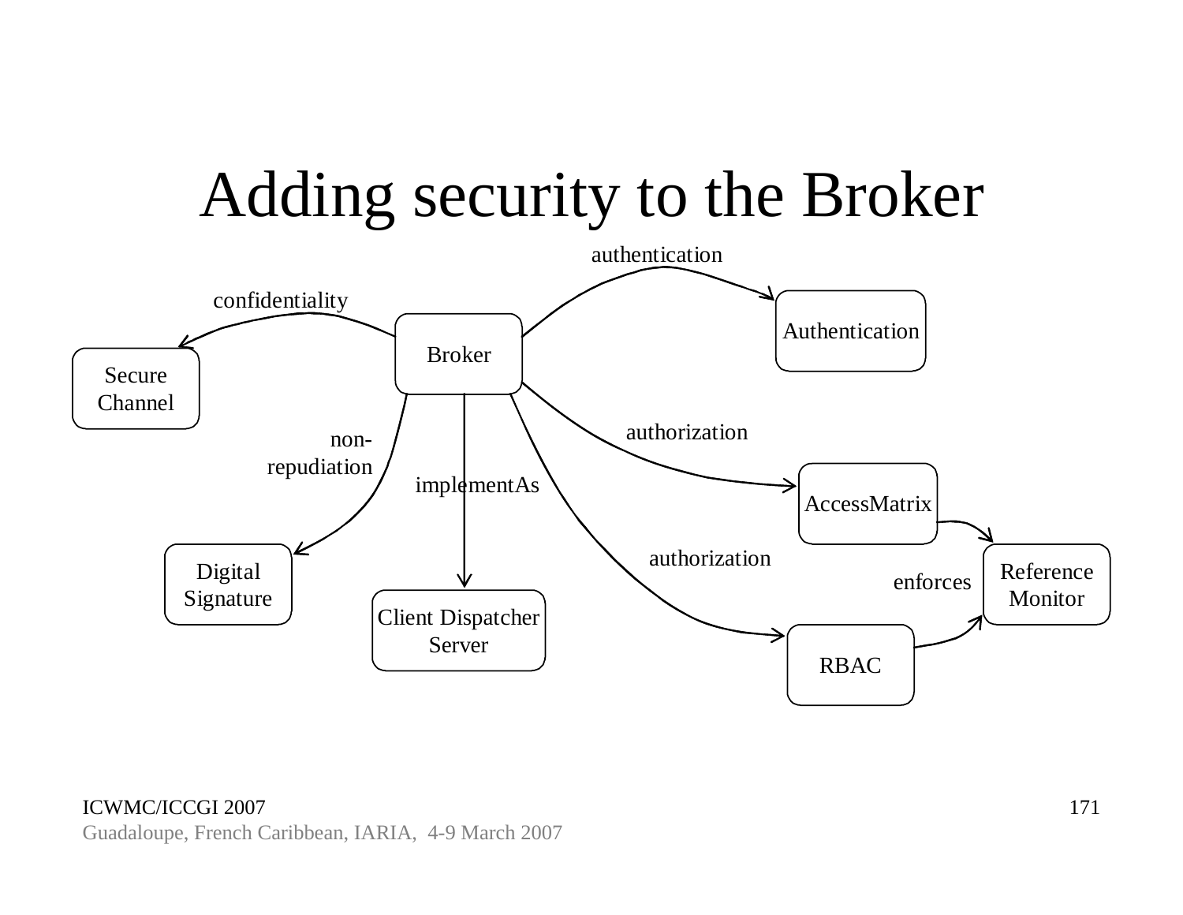# Adding security to the Broker

authentication

confidentiality

Authentication

Broker

Secure Channel

authorization

non-repudiation

implementAs

AccessMatrix

authorization

Digital Signature

enforces

Reference Monitor

Client Dispatcher Server

RBAC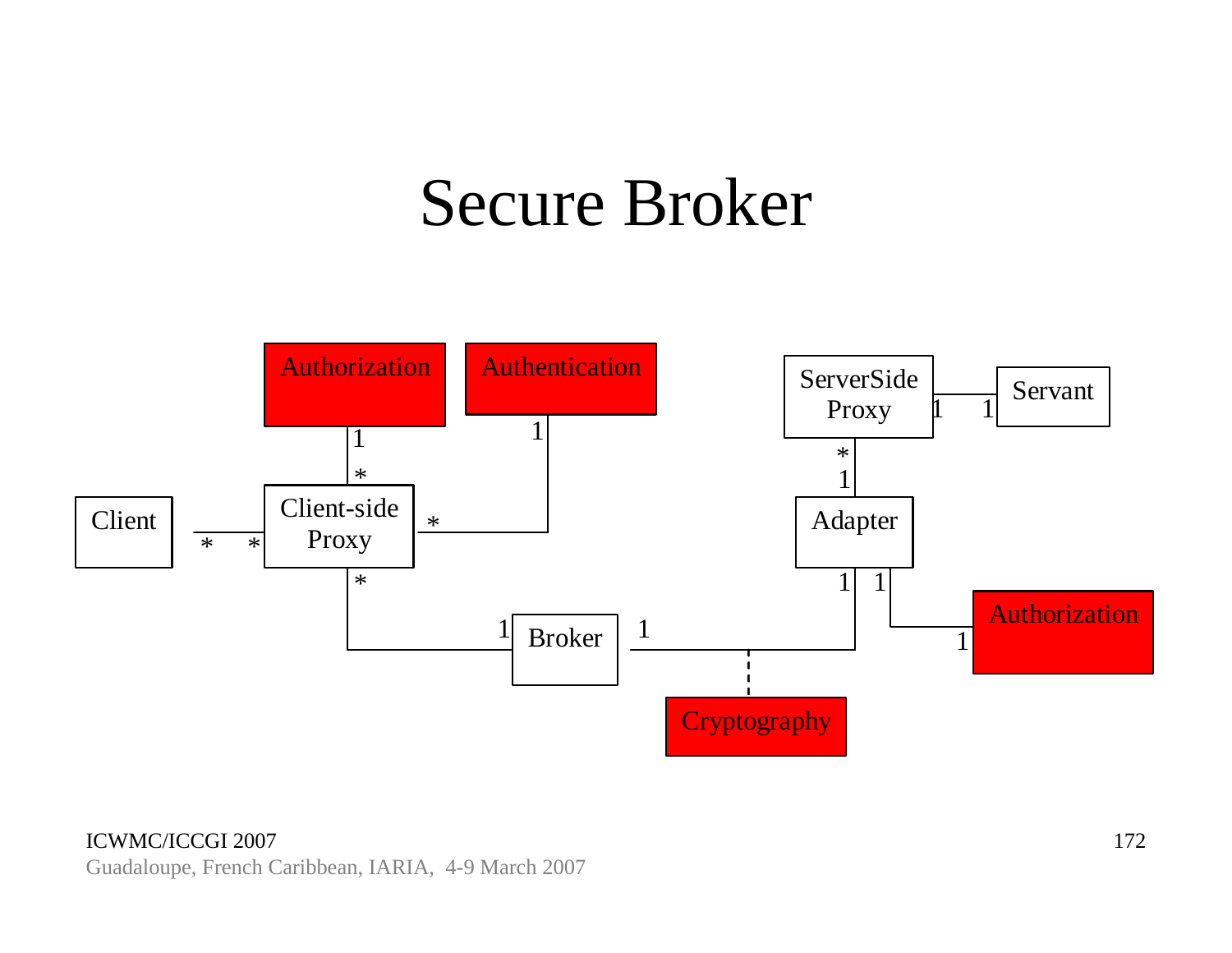# Secure Broker

Authorization

Authentication

ServerSide Proxy

Servant

Client

Client-side Proxy

Adapter

Broker

Authorization

Cryptography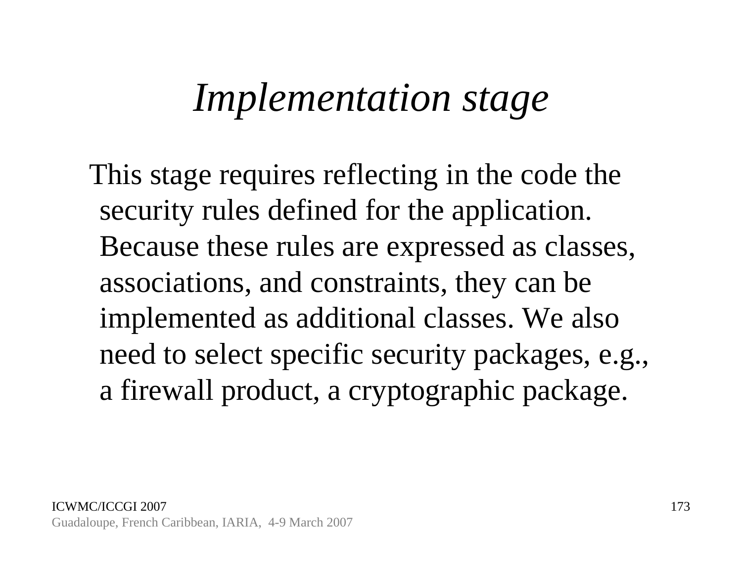# *Implementation stage*

This stage requires reflecting in the code the security rules defined for the application. Because these rules are expressed as classes, associations, and constraints, they can be implemented as additional classes. We also need to select specific security packages, e.g., a firewall product, a cryptographic package.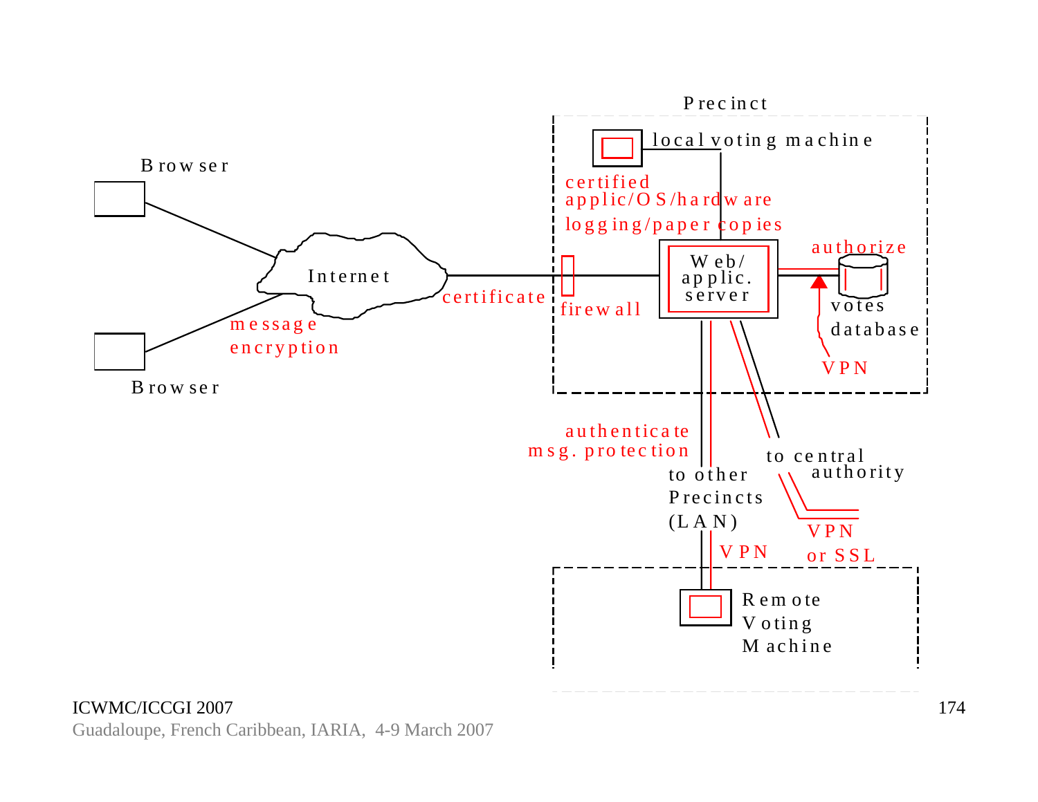Precinct

local voting machine

Browser

certified applic/OS/hardware

logging/paper copies

authorize

Internet

Web/ applic. server

certificate

firewall

votes database

message encryption

Browser

VPN

authenticate msg. protection

to central authority

to other Precincts (LAN)

VPN or SSL

VPN

Remote Voting Machine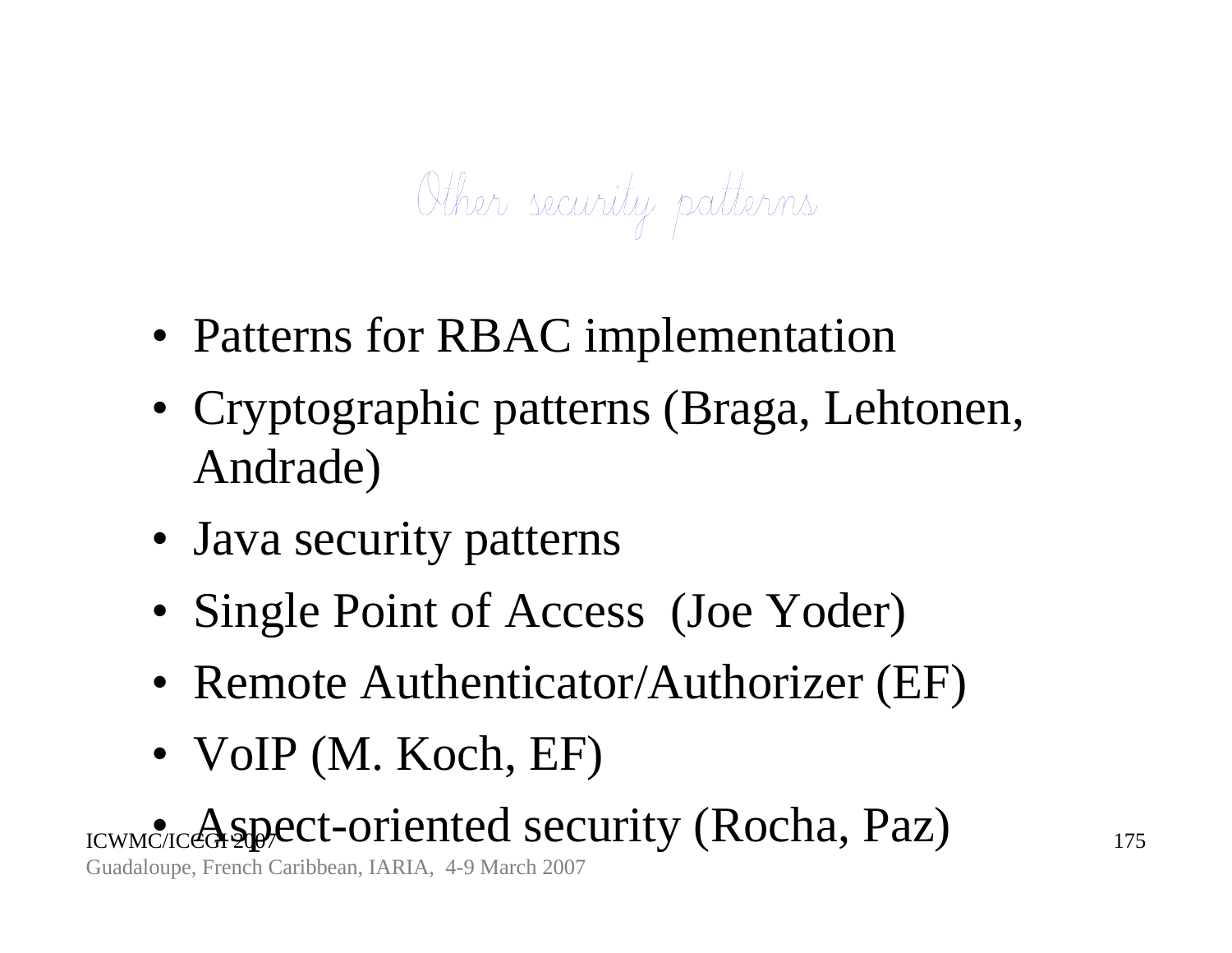# Other security patterns

- Patterns for RBAC implementation
- Cryptographic patterns (Braga, Lehtonen, Andrade)
- Java security patterns
- Single Point of Access (Joe Yoder)
- Remote Authenticator/Authorizer (EF)
- VoIP (M. Koch, EF)
- Aspect-oriented security (Rocha, Paz)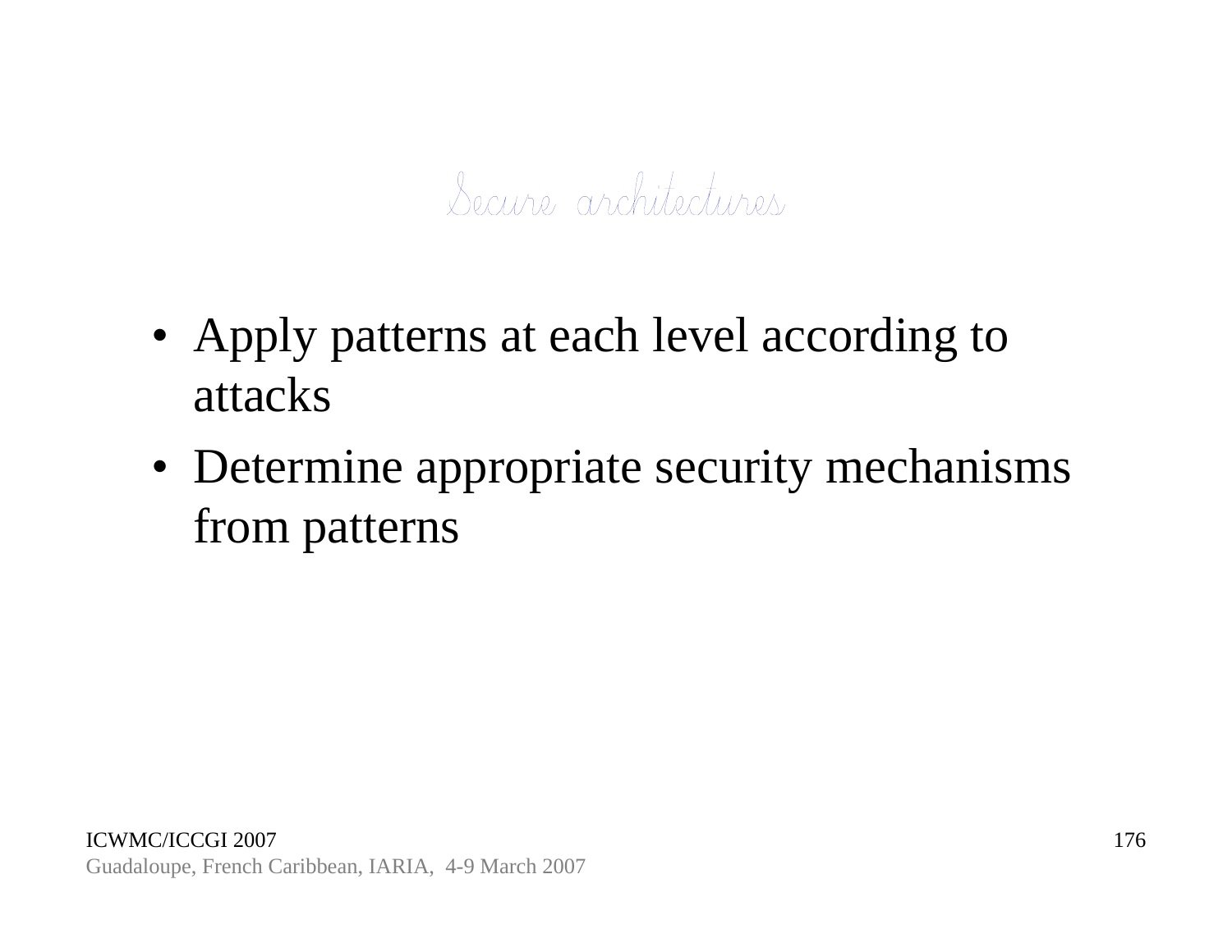# Secure architectures

- Apply patterns at each level according to attacks
- Determine appropriate security mechanisms from patterns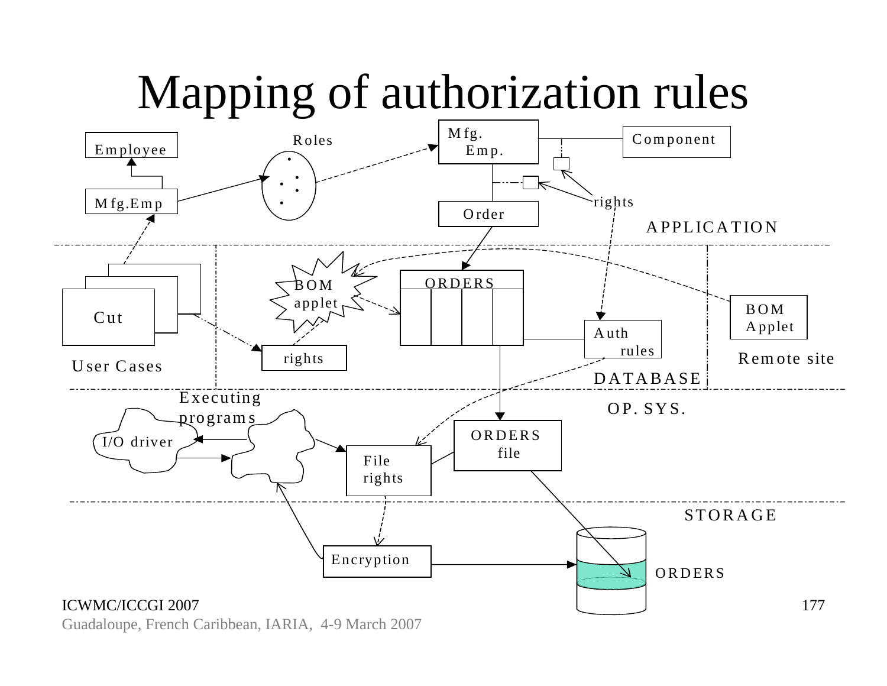# Mapping of authorization rules

Employee

Mfg.Emp

Roles

Mfg. Emp.

Component

rights

Order

APPLICATION

Cut

User Cases

BOM applet

ORDERS

rights

Auth rules

BOM Applet

Remote site

DATABASE

Executing programs

OP. SYS.

I/O driver

ORDERS file

File rights

STORAGE

Encryption

ORDERS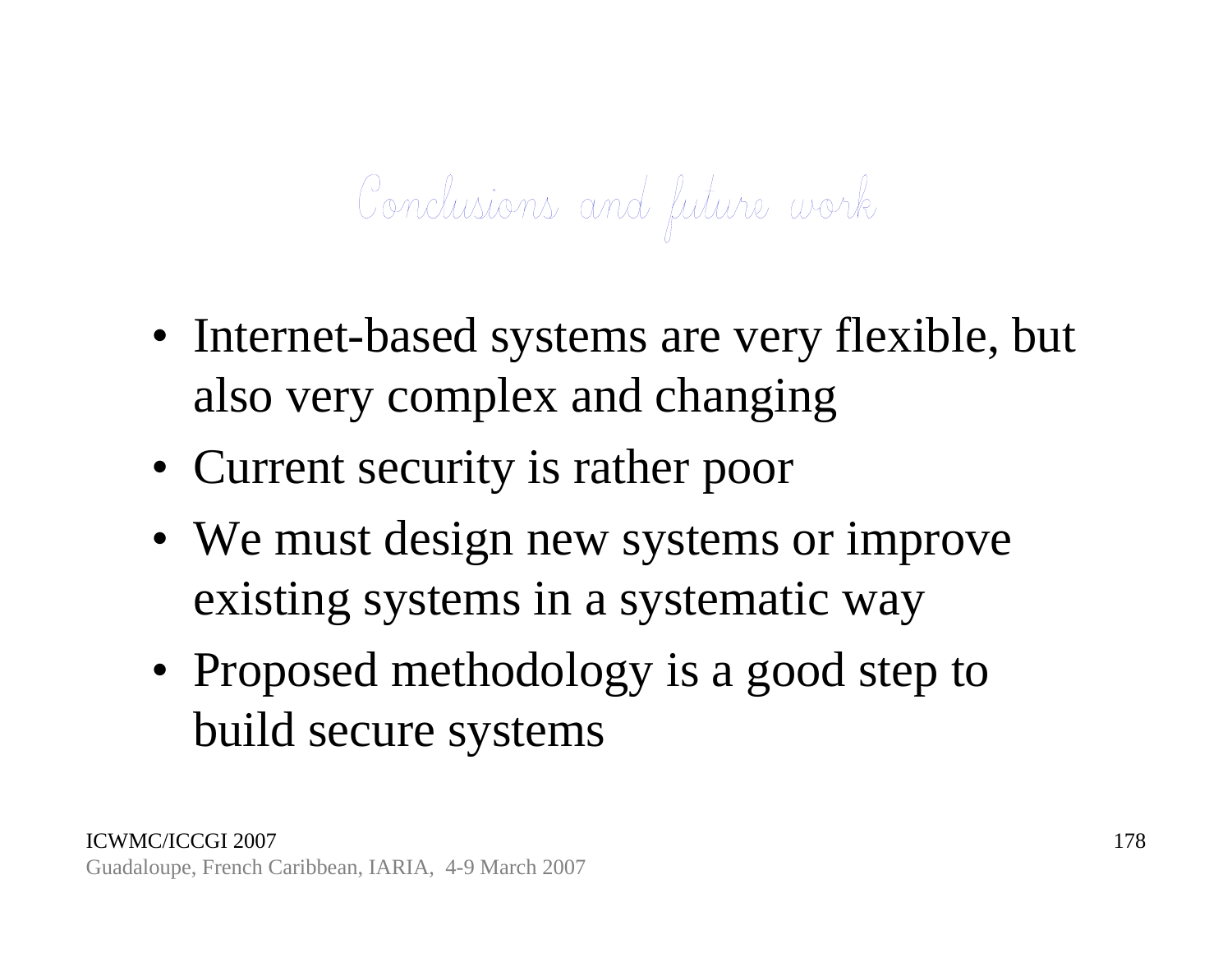# Conclusions and future work

- Internet-based systems are very flexible, but also very complex and changing
- Current security is rather poor
- We must design new systems or improve existing systems in a systematic way
- Proposed methodology is a good step to build secure systems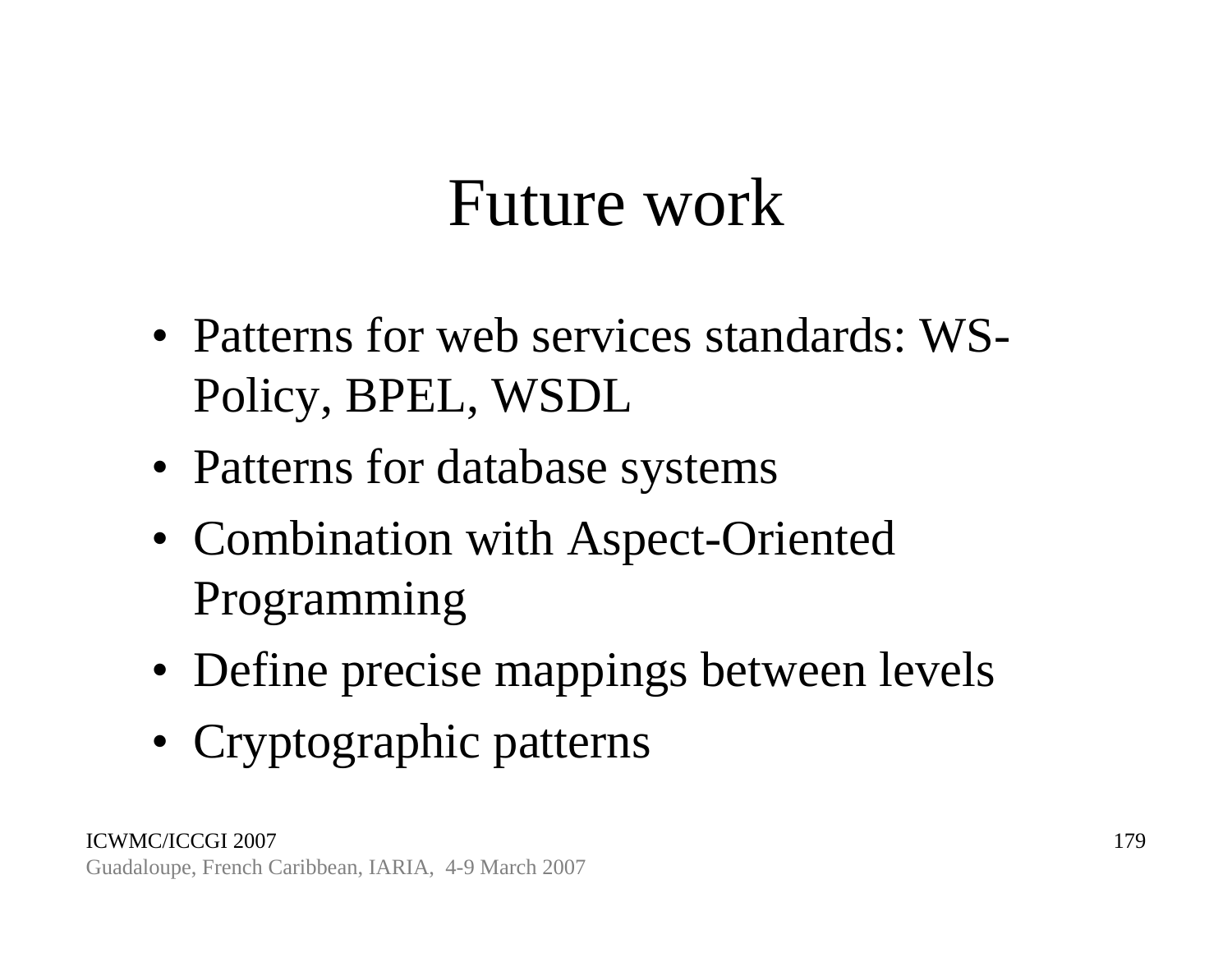# Future work

- Patterns for web services standards: WS-Policy, BPEL, WSDL
- Patterns for database systems
- Combination with Aspect-Oriented Programming
- Define precise mappings between levels
- Cryptographic patterns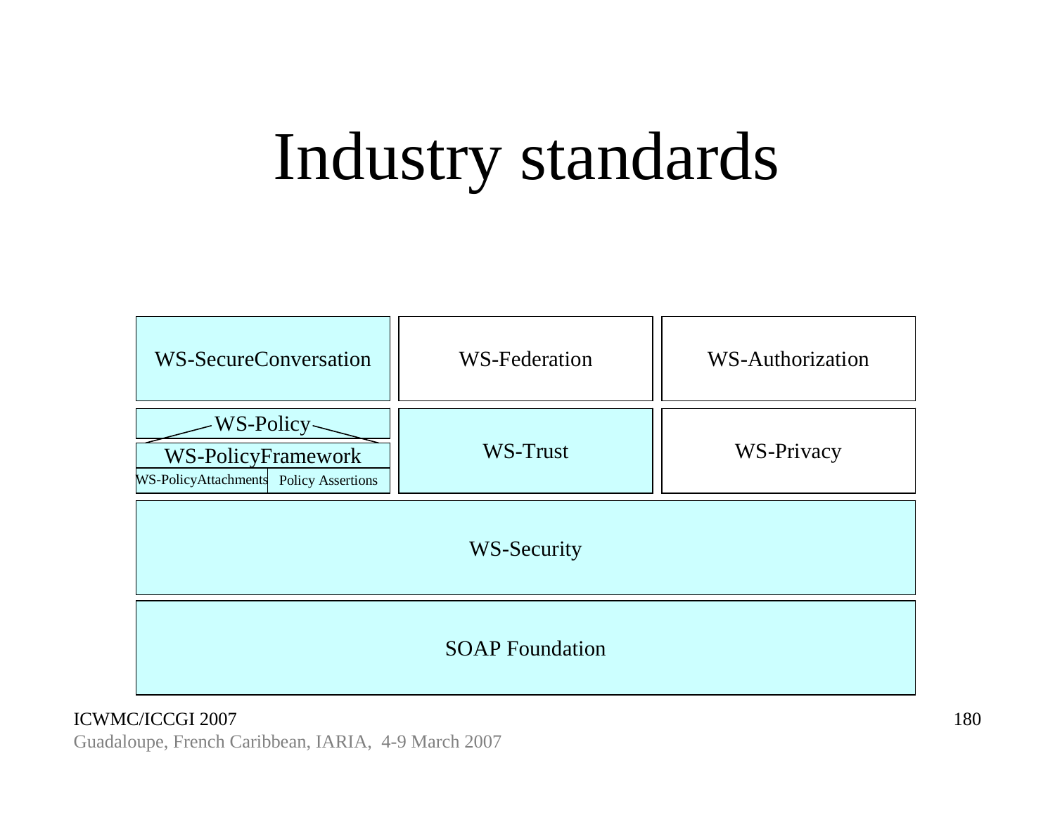# Industry standards

| WS-SecureConversation | WS-Federation | WS-Authorization |
|---|---|---|
| WS-Policy / WS-PolicyFramework / WS-PolicyAttachments, Policy Assertions | WS-Trust | WS-Privacy |
| WS-Security | | |
| SOAP Foundation | | |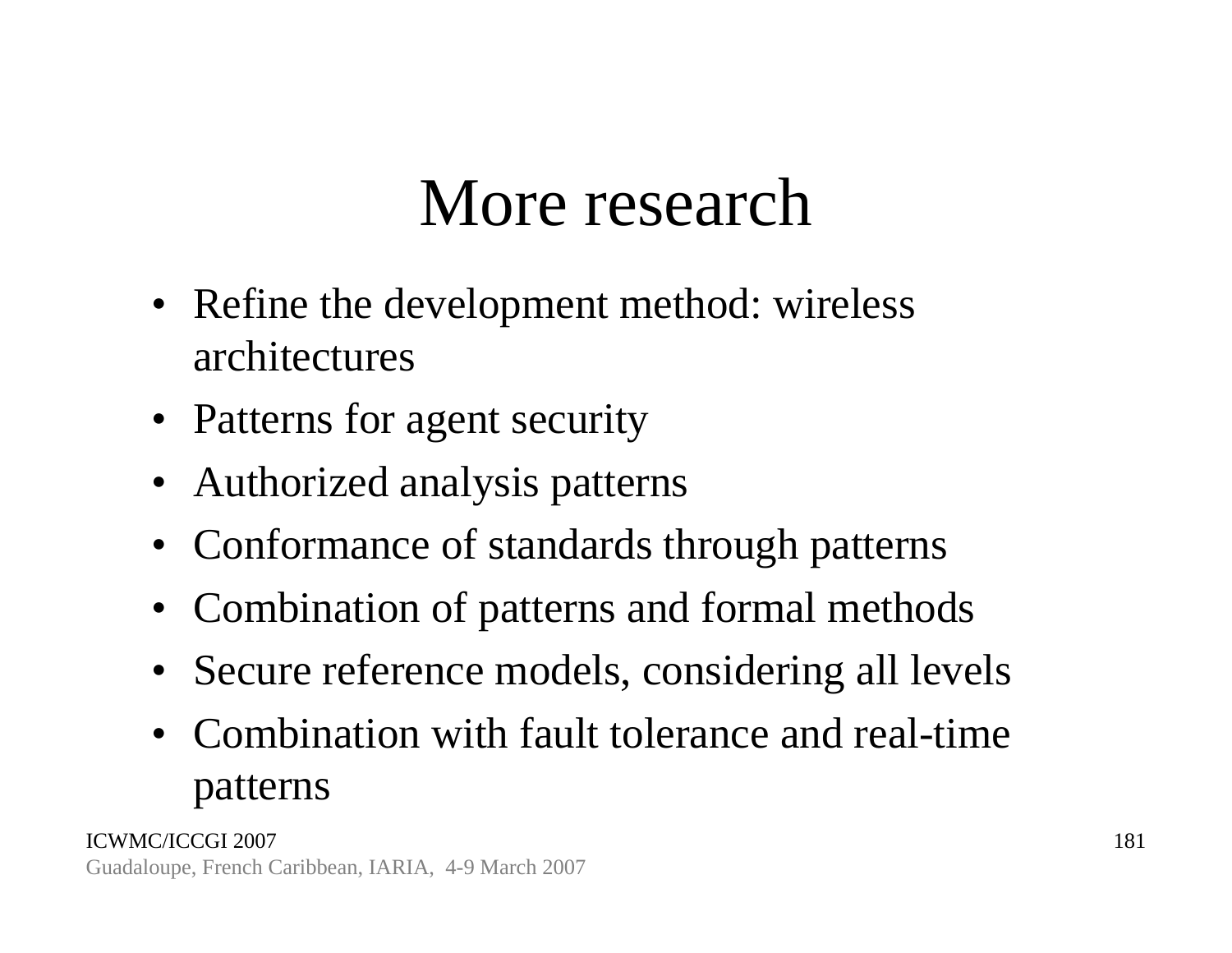# More research

- Refine the development method: wireless architectures
- Patterns for agent security
- Authorized analysis patterns
- Conformance of standards through patterns
- Combination of patterns and formal methods
- Secure reference models, considering all levels
- Combination with fault tolerance and real-time patterns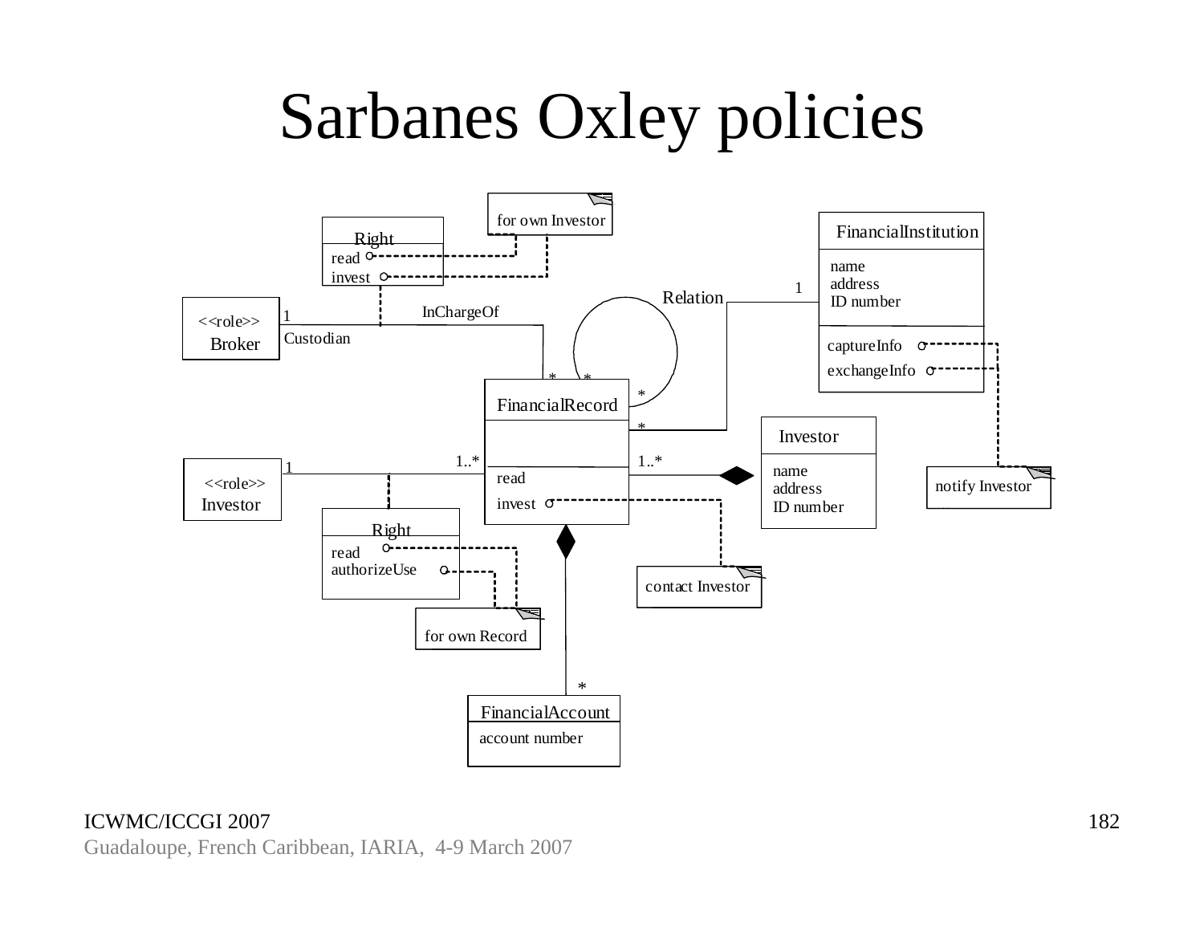# Sarbanes Oxley policies

Right
read
invest

for own Investor

FinancialInstitution
name
address
ID number
captureInfo
exchangeInfo

<<role>>
Broker

1
Custodian

InChargeOf

Relation

1

*

*

*

*

FinancialRecord
read
invest

Investor
name
address
ID number

notify Investor

<<role>>
Investor

1

1..*

1..*

Right
read
authorizeUse

for own Record

contact Investor

*

FinancialAccount
account number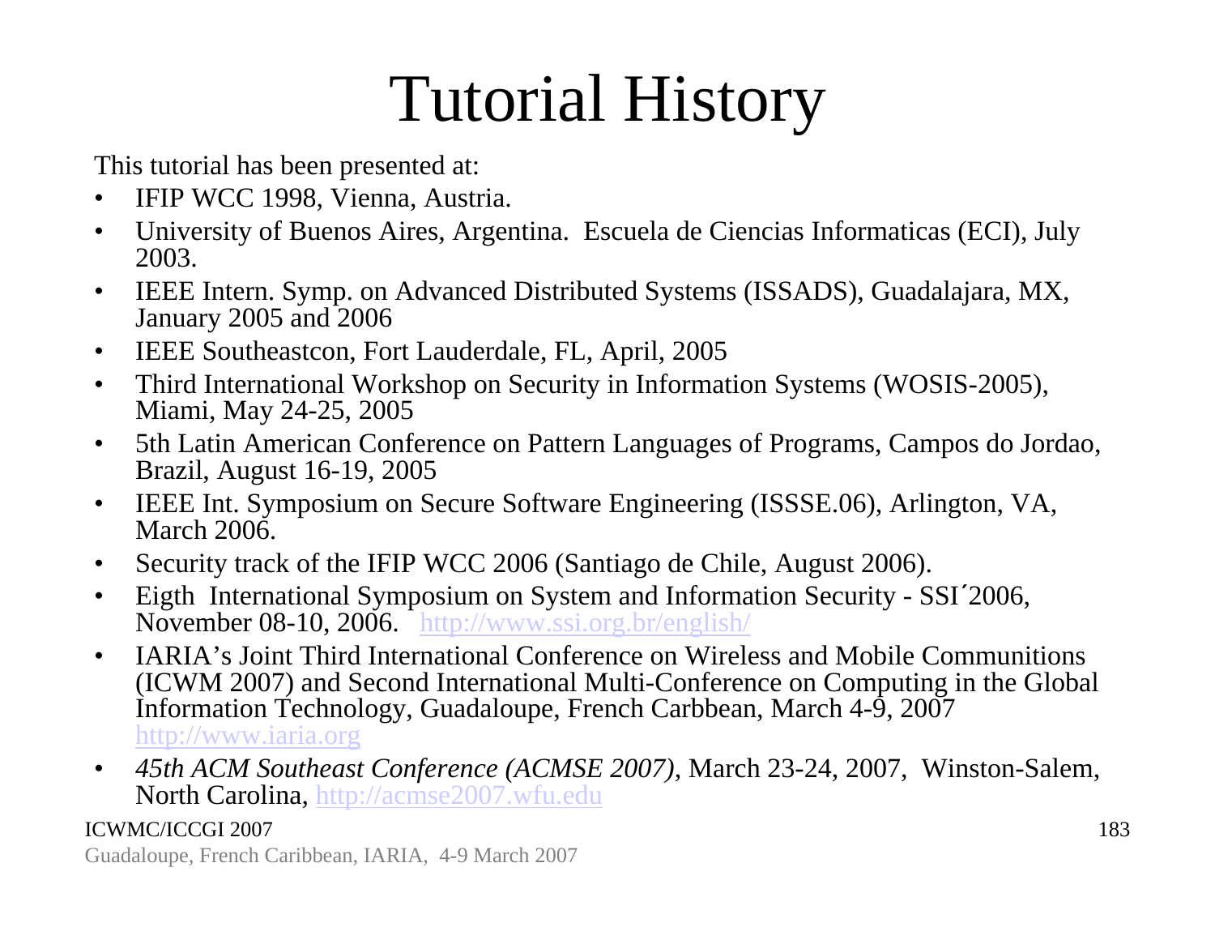# Tutorial History

This tutorial has been presented at:

- IFIP WCC 1998, Vienna, Austria.
- University of Buenos Aires, Argentina. Escuela de Ciencias Informaticas (ECI), July 2003.
- IEEE Intern. Symp. on Advanced Distributed Systems (ISSADS), Guadalajara, MX, January 2005 and 2006
- IEEE Southeastcon, Fort Lauderdale, FL, April, 2005
- Third International Workshop on Security in Information Systems (WOSIS-2005), Miami, May 24-25, 2005
- 5th Latin American Conference on Pattern Languages of Programs, Campos do Jordao, Brazil, August 16-19, 2005
- IEEE Int. Symposium on Secure Software Engineering (ISSSE.06), Arlington, VA, March 2006.
- Security track of the IFIP WCC 2006 (Santiago de Chile, August 2006).
- Eigth International Symposium on System and Information Security - SSI´2006, November 08-10, 2006. http://www.ssi.org.br/english/
- IARIA's Joint Third International Conference on Wireless and Mobile Communitions (ICWM 2007) and Second International Multi-Conference on Computing in the Global Information Technology, Guadaloupe, French Carbbean, March 4-9, 2007 http://www.iaria.org
- *45th ACM Southeast Conference (ACMSE 2007)*, March 23-24, 2007, Winston-Salem, North Carolina, http://acmse2007.wfu.edu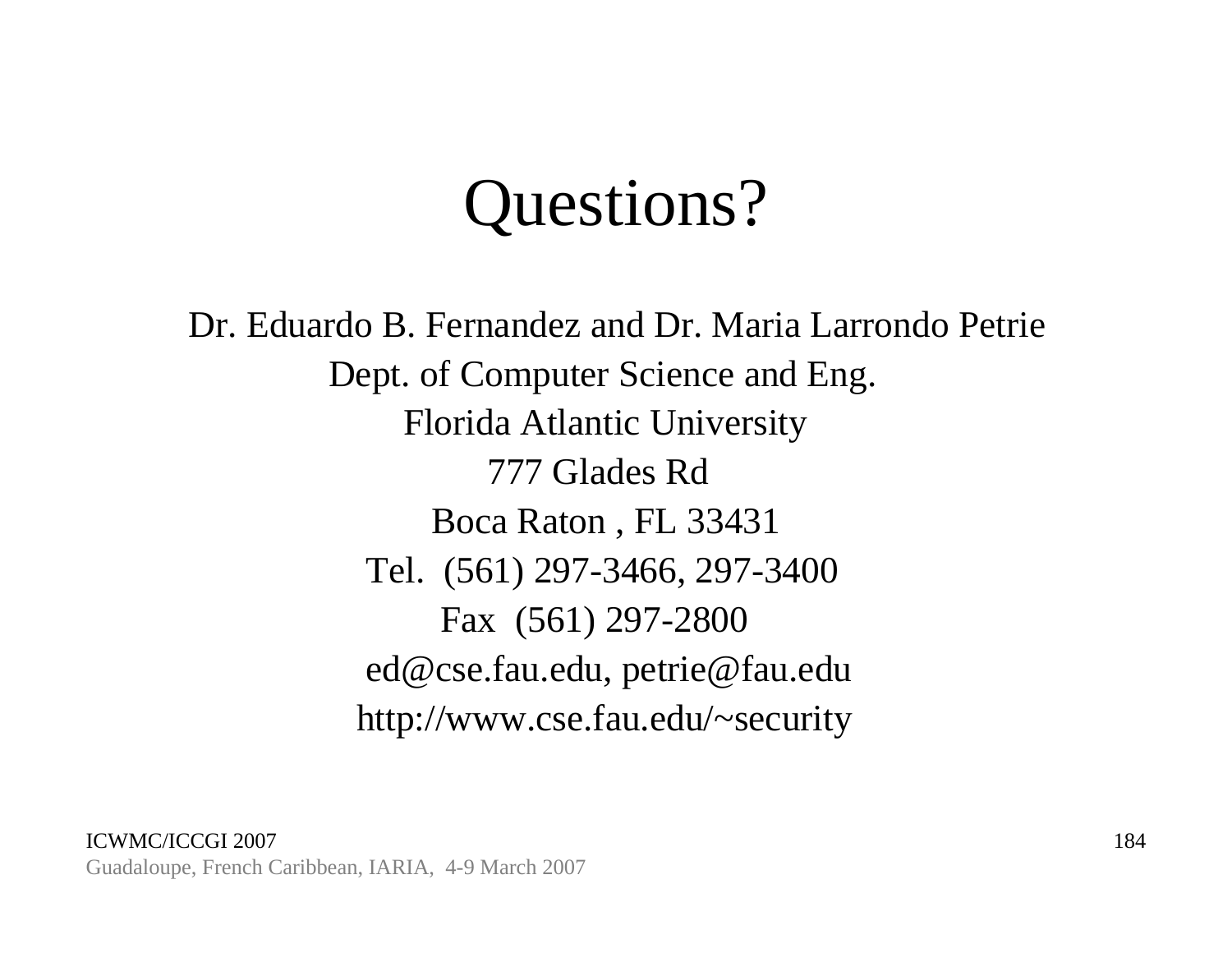# Questions?

Dr. Eduardo B. Fernandez and Dr. Maria Larrondo Petrie

Dept. of Computer Science and Eng.

Florida Atlantic University

777 Glades Rd

Boca Raton , FL 33431

Tel. (561) 297-3466, 297-3400

Fax (561) 297-2800

ed@cse.fau.edu, petrie@fau.edu

http://www.cse.fau.edu/~security